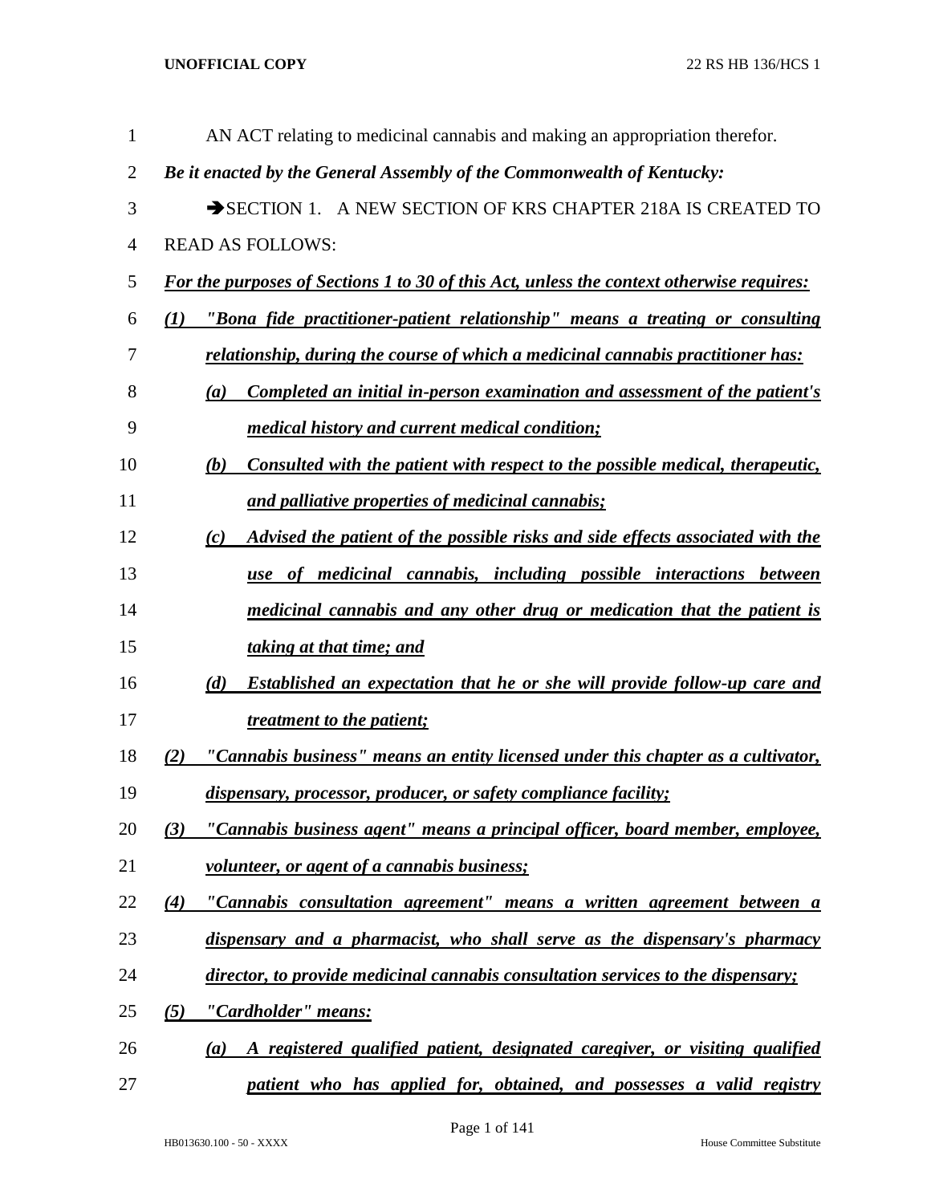AN ACT relating to medicinal cannabis and making an appropriation therefor.

***Be it enacted by the General Assembly of the Commonwealth of Kentucky:***

➔SECTION 1. A NEW SECTION OF KRS CHAPTER 218A IS CREATED TO READ AS FOLLOWS:

***For the purposes of Sections 1 to 30 of this Act, unless the context otherwise requires:***

***(1) "Bona fide practitioner-patient relationship" means a treating or consulting relationship, during the course of which a medicinal cannabis practitioner has:***

***(a) Completed an initial in-person examination and assessment of the patient's medical history and current medical condition;***

***(b) Consulted with the patient with respect to the possible medical, therapeutic, and palliative properties of medicinal cannabis;***

***(c) Advised the patient of the possible risks and side effects associated with the use of medicinal cannabis, including possible interactions between medicinal cannabis and any other drug or medication that the patient is taking at that time; and***

***(d) Established an expectation that he or she will provide follow-up care and treatment to the patient;***

***(2) "Cannabis business" means an entity licensed under this chapter as a cultivator, dispensary, processor, producer, or safety compliance facility;***

***(3) "Cannabis business agent" means a principal officer, board member, employee, volunteer, or agent of a cannabis business;***

***(4) "Cannabis consultation agreement" means a written agreement between a dispensary and a pharmacist, who shall serve as the dispensary's pharmacy director, to provide medicinal cannabis consultation services to the dispensary;***

***(5) "Cardholder" means:***

***(a) A registered qualified patient, designated caregiver, or visiting qualified patient who has applied for, obtained, and possesses a valid registry***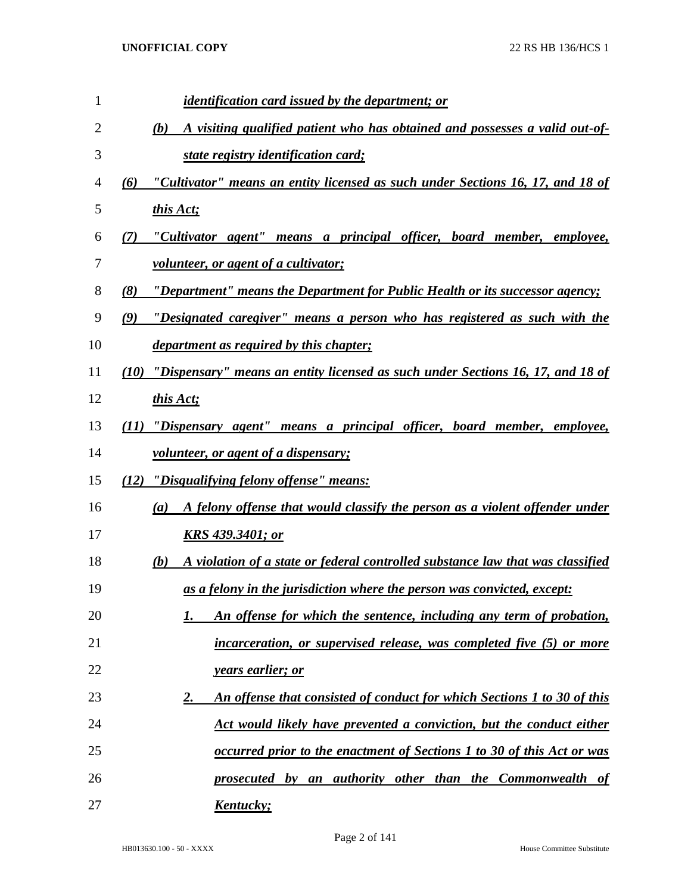*identification card issued by the department; or*

*(b) A visiting qualified patient who has obtained and possesses a valid out-of-state registry identification card;*

*(6) "Cultivator" means an entity licensed as such under Sections 16, 17, and 18 of this Act;*

*(7) "Cultivator agent" means a principal officer, board member, employee, volunteer, or agent of a cultivator;*

*(8) "Department" means the Department for Public Health or its successor agency;*

*(9) "Designated caregiver" means a person who has registered as such with the department as required by this chapter;*

*(10) "Dispensary" means an entity licensed as such under Sections 16, 17, and 18 of this Act;*

*(11) "Dispensary agent" means a principal officer, board member, employee, volunteer, or agent of a dispensary;*

*(12) "Disqualifying felony offense" means:*

*(a) A felony offense that would classify the person as a violent offender under KRS 439.3401; or*

*(b) A violation of a state or federal controlled substance law that was classified as a felony in the jurisdiction where the person was convicted, except:*

*1. An offense for which the sentence, including any term of probation, incarceration, or supervised release, was completed five (5) or more years earlier; or*

*2. An offense that consisted of conduct for which Sections 1 to 30 of this Act would likely have prevented a conviction, but the conduct either occurred prior to the enactment of Sections 1 to 30 of this Act or was prosecuted by an authority other than the Commonwealth of Kentucky;*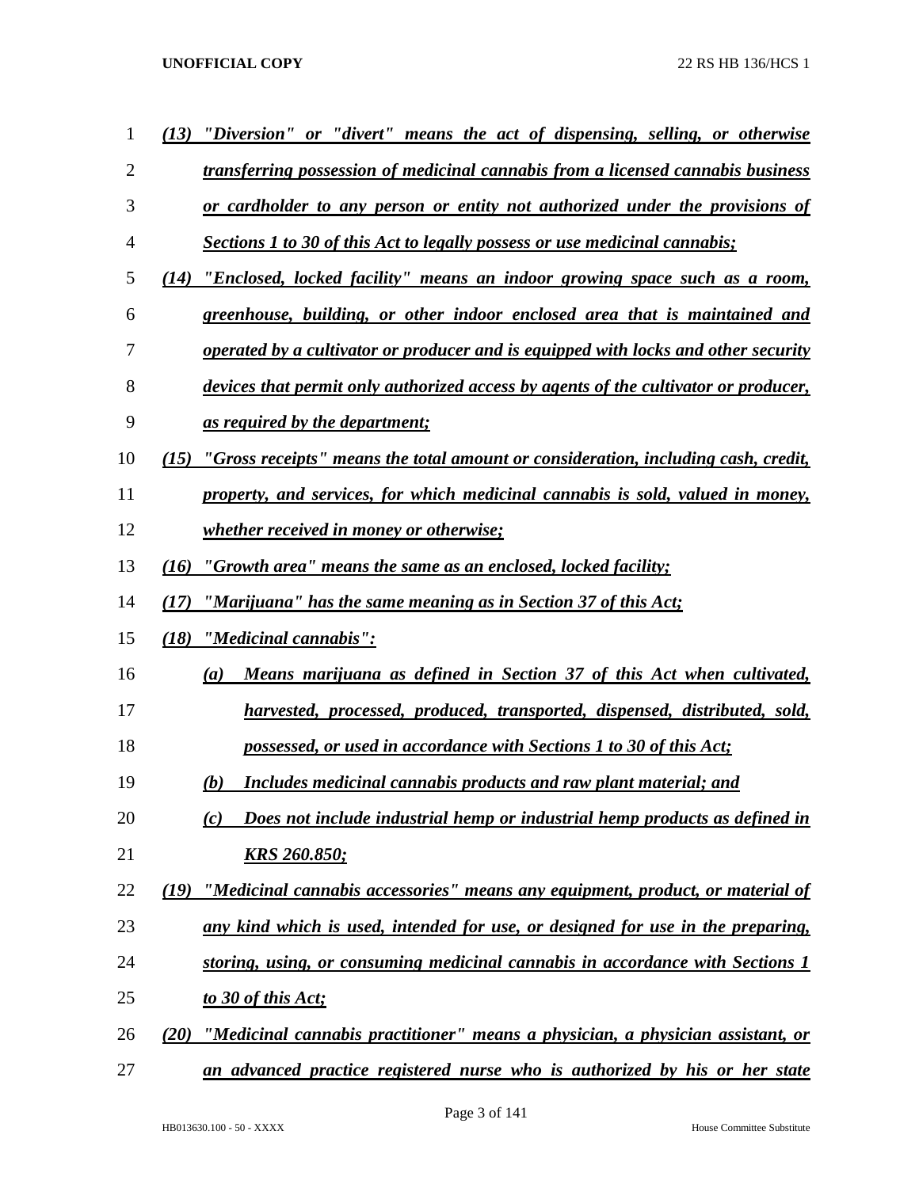*(13) "Diversion" or "divert" means the act of dispensing, selling, or otherwise transferring possession of medicinal cannabis from a licensed cannabis business or cardholder to any person or entity not authorized under the provisions of Sections 1 to 30 of this Act to legally possess or use medicinal cannabis;*

*(14) "Enclosed, locked facility" means an indoor growing space such as a room, greenhouse, building, or other indoor enclosed area that is maintained and operated by a cultivator or producer and is equipped with locks and other security devices that permit only authorized access by agents of the cultivator or producer, as required by the department;*

*(15) "Gross receipts" means the total amount or consideration, including cash, credit, property, and services, for which medicinal cannabis is sold, valued in money, whether received in money or otherwise;*

*(16) "Growth area" means the same as an enclosed, locked facility;*

*(17) "Marijuana" has the same meaning as in Section 37 of this Act;*

*(18) "Medicinal cannabis":*

*(a) Means marijuana as defined in Section 37 of this Act when cultivated, harvested, processed, produced, transported, dispensed, distributed, sold, possessed, or used in accordance with Sections 1 to 30 of this Act;*

*(b) Includes medicinal cannabis products and raw plant material; and*

*(c) Does not include industrial hemp or industrial hemp products as defined in KRS 260.850;*

*(19) "Medicinal cannabis accessories" means any equipment, product, or material of any kind which is used, intended for use, or designed for use in the preparing, storing, using, or consuming medicinal cannabis in accordance with Sections 1 to 30 of this Act;*

*(20) "Medicinal cannabis practitioner" means a physician, a physician assistant, or an advanced practice registered nurse who is authorized by his or her state*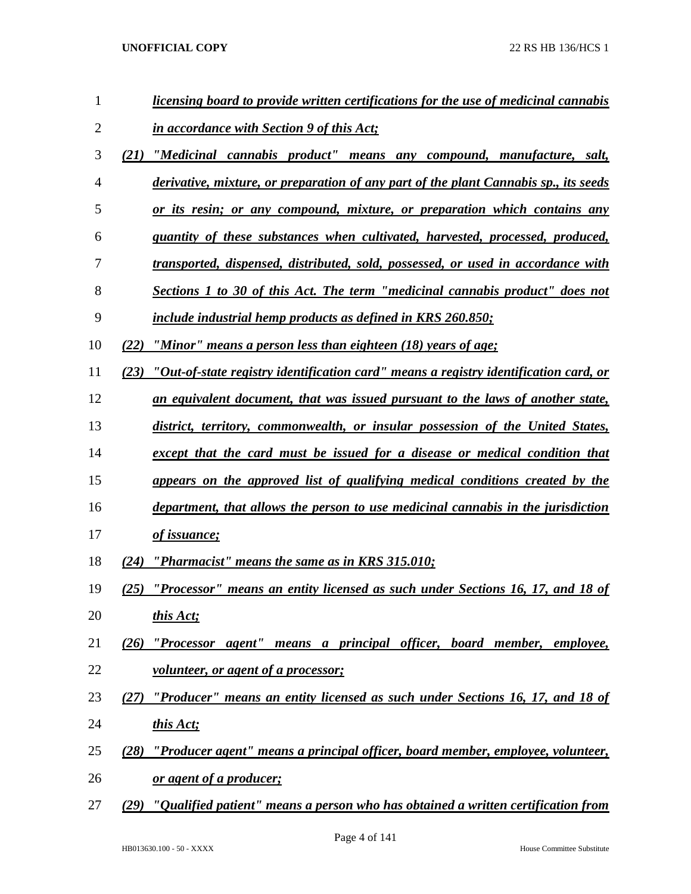*licensing board to provide written certifications for the use of medicinal cannabis in accordance with Section 9 of this Act;*

*(21) "Medicinal cannabis product" means any compound, manufacture, salt, derivative, mixture, or preparation of any part of the plant Cannabis sp., its seeds or its resin; or any compound, mixture, or preparation which contains any quantity of these substances when cultivated, harvested, processed, produced, transported, dispensed, distributed, sold, possessed, or used in accordance with Sections 1 to 30 of this Act. The term "medicinal cannabis product" does not include industrial hemp products as defined in KRS 260.850;*

*(22) "Minor" means a person less than eighteen (18) years of age;*

*(23) "Out-of-state registry identification card" means a registry identification card, or an equivalent document, that was issued pursuant to the laws of another state, district, territory, commonwealth, or insular possession of the United States, except that the card must be issued for a disease or medical condition that appears on the approved list of qualifying medical conditions created by the department, that allows the person to use medicinal cannabis in the jurisdiction of issuance;*

*(24) "Pharmacist" means the same as in KRS 315.010;*

*(25) "Processor" means an entity licensed as such under Sections 16, 17, and 18 of this Act;*

*(26) "Processor agent" means a principal officer, board member, employee, volunteer, or agent of a processor;*

*(27) "Producer" means an entity licensed as such under Sections 16, 17, and 18 of this Act;*

*(28) "Producer agent" means a principal officer, board member, employee, volunteer, or agent of a producer;*

*(29) "Qualified patient" means a person who has obtained a written certification from*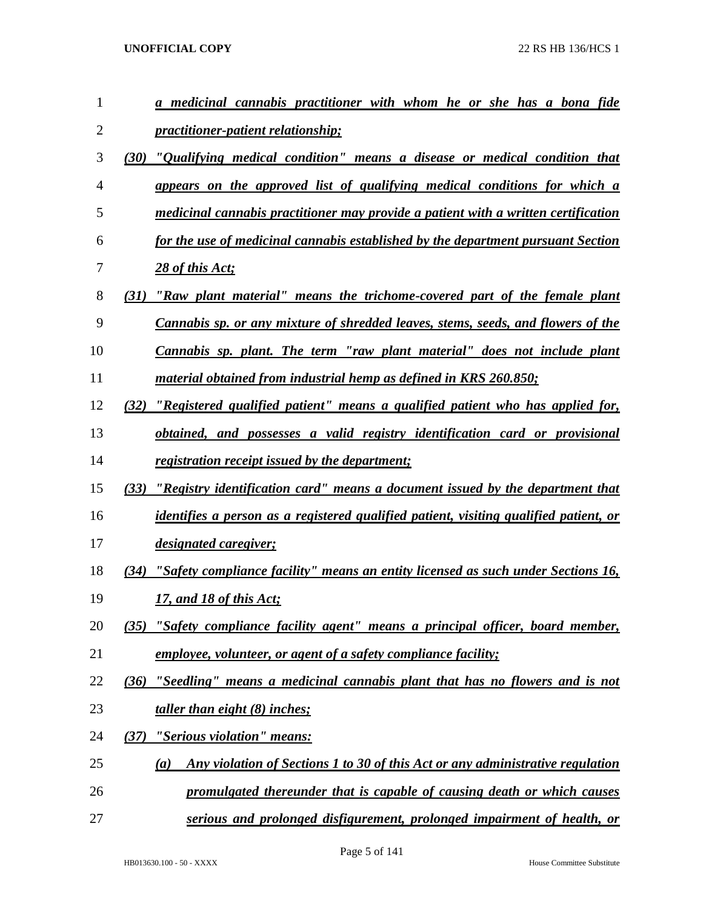*a medicinal cannabis practitioner with whom he or she has a bona fide practitioner-patient relationship;*

*(30) "Qualifying medical condition" means a disease or medical condition that appears on the approved list of qualifying medical conditions for which a medicinal cannabis practitioner may provide a patient with a written certification for the use of medicinal cannabis established by the department pursuant Section 28 of this Act;*

*(31) "Raw plant material" means the trichome-covered part of the female plant Cannabis sp. or any mixture of shredded leaves, stems, seeds, and flowers of the Cannabis sp. plant. The term "raw plant material" does not include plant material obtained from industrial hemp as defined in KRS 260.850;*

*(32) "Registered qualified patient" means a qualified patient who has applied for, obtained, and possesses a valid registry identification card or provisional registration receipt issued by the department;*

*(33) "Registry identification card" means a document issued by the department that identifies a person as a registered qualified patient, visiting qualified patient, or designated caregiver;*

*(34) "Safety compliance facility" means an entity licensed as such under Sections 16, 17, and 18 of this Act;*

*(35) "Safety compliance facility agent" means a principal officer, board member, employee, volunteer, or agent of a safety compliance facility;*

*(36) "Seedling" means a medicinal cannabis plant that has no flowers and is not taller than eight (8) inches;*

*(37) "Serious violation" means:*

*(a) Any violation of Sections 1 to 30 of this Act or any administrative regulation promulgated thereunder that is capable of causing death or which causes serious and prolonged disfigurement, prolonged impairment of health, or*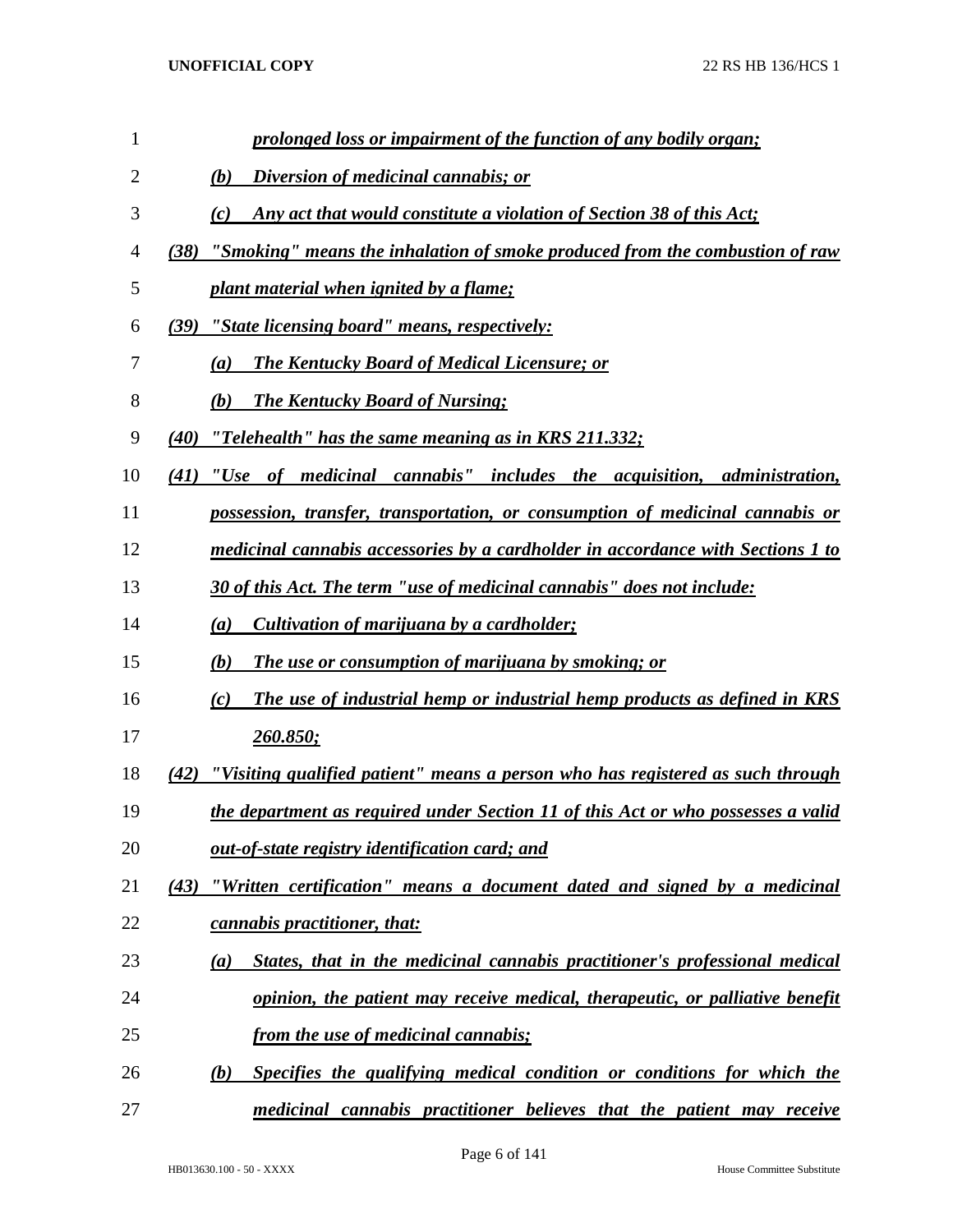*prolonged loss or impairment of the function of any bodily organ;*

*(b) Diversion of medicinal cannabis; or*

*(c) Any act that would constitute a violation of Section 38 of this Act;*

*(38) "Smoking" means the inhalation of smoke produced from the combustion of raw plant material when ignited by a flame;*

*(39) "State licensing board" means, respectively:*

*(a) The Kentucky Board of Medical Licensure; or*

*(b) The Kentucky Board of Nursing;*

*(40) "Telehealth" has the same meaning as in KRS 211.332;*

*(41) "Use of medicinal cannabis" includes the acquisition, administration, possession, transfer, transportation, or consumption of medicinal cannabis or medicinal cannabis accessories by a cardholder in accordance with Sections 1 to 30 of this Act. The term "use of medicinal cannabis" does not include:*

*(a) Cultivation of marijuana by a cardholder;*

*(b) The use or consumption of marijuana by smoking; or*

*(c) The use of industrial hemp or industrial hemp products as defined in KRS 260.850;*

*(42) "Visiting qualified patient" means a person who has registered as such through the department as required under Section 11 of this Act or who possesses a valid out-of-state registry identification card; and*

*(43) "Written certification" means a document dated and signed by a medicinal cannabis practitioner, that:*

*(a) States, that in the medicinal cannabis practitioner's professional medical opinion, the patient may receive medical, therapeutic, or palliative benefit from the use of medicinal cannabis;*

*(b) Specifies the qualifying medical condition or conditions for which the medicinal cannabis practitioner believes that the patient may receive*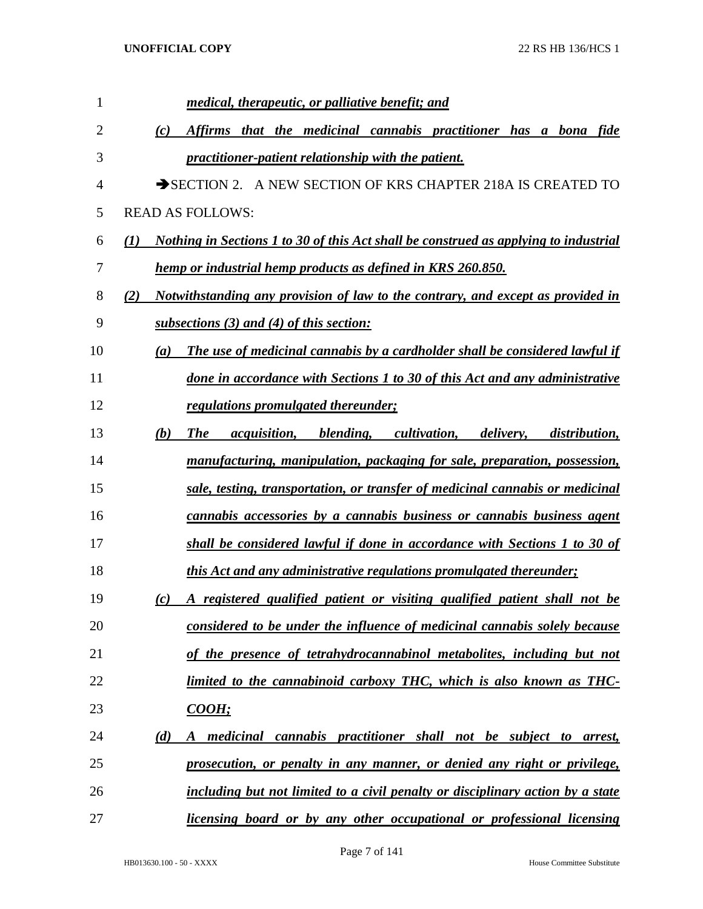*medical, therapeutic, or palliative benefit; and*

(c) *Affirms that the medicinal cannabis practitioner has a bona fide practitioner-patient relationship with the patient.*

➔SECTION 2. A NEW SECTION OF KRS CHAPTER 218A IS CREATED TO READ AS FOLLOWS:

*(1) Nothing in Sections 1 to 30 of this Act shall be construed as applying to industrial hemp or industrial hemp products as defined in KRS 260.850.*

*(2) Notwithstanding any provision of law to the contrary, and except as provided in subsections (3) and (4) of this section:*

*(a) The use of medicinal cannabis by a cardholder shall be considered lawful if done in accordance with Sections 1 to 30 of this Act and any administrative regulations promulgated thereunder;*

*(b) The acquisition, blending, cultivation, delivery, distribution, manufacturing, manipulation, packaging for sale, preparation, possession, sale, testing, transportation, or transfer of medicinal cannabis or medicinal cannabis accessories by a cannabis business or cannabis business agent shall be considered lawful if done in accordance with Sections 1 to 30 of this Act and any administrative regulations promulgated thereunder;*

*(c) A registered qualified patient or visiting qualified patient shall not be considered to be under the influence of medicinal cannabis solely because of the presence of tetrahydrocannabinol metabolites, including but not limited to the cannabinoid carboxy THC, which is also known as THC-COOH;*

*(d) A medicinal cannabis practitioner shall not be subject to arrest, prosecution, or penalty in any manner, or denied any right or privilege, including but not limited to a civil penalty or disciplinary action by a state licensing board or by any other occupational or professional licensing*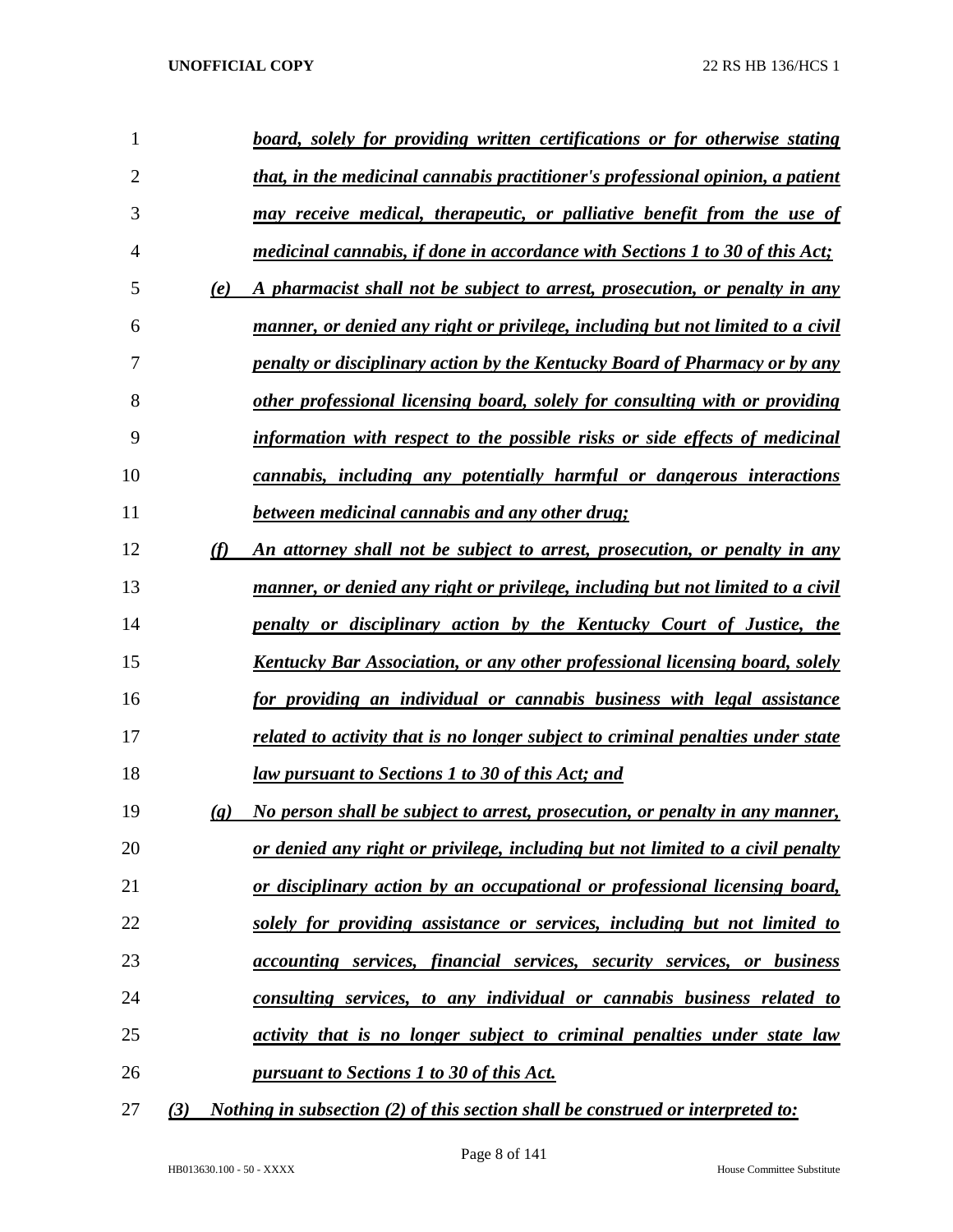*board, solely for providing written certifications or for otherwise stating that, in the medicinal cannabis practitioner's professional opinion, a patient may receive medical, therapeutic, or palliative benefit from the use of medicinal cannabis, if done in accordance with Sections 1 to 30 of this Act;*

*(e) A pharmacist shall not be subject to arrest, prosecution, or penalty in any manner, or denied any right or privilege, including but not limited to a civil penalty or disciplinary action by the Kentucky Board of Pharmacy or by any other professional licensing board, solely for consulting with or providing information with respect to the possible risks or side effects of medicinal cannabis, including any potentially harmful or dangerous interactions between medicinal cannabis and any other drug;*

*(f) An attorney shall not be subject to arrest, prosecution, or penalty in any manner, or denied any right or privilege, including but not limited to a civil penalty or disciplinary action by the Kentucky Court of Justice, the Kentucky Bar Association, or any other professional licensing board, solely for providing an individual or cannabis business with legal assistance related to activity that is no longer subject to criminal penalties under state law pursuant to Sections 1 to 30 of this Act; and*

*(g) No person shall be subject to arrest, prosecution, or penalty in any manner, or denied any right or privilege, including but not limited to a civil penalty or disciplinary action by an occupational or professional licensing board, solely for providing assistance or services, including but not limited to accounting services, financial services, security services, or business consulting services, to any individual or cannabis business related to activity that is no longer subject to criminal penalties under state law pursuant to Sections 1 to 30 of this Act.*

*(3) Nothing in subsection (2) of this section shall be construed or interpreted to:*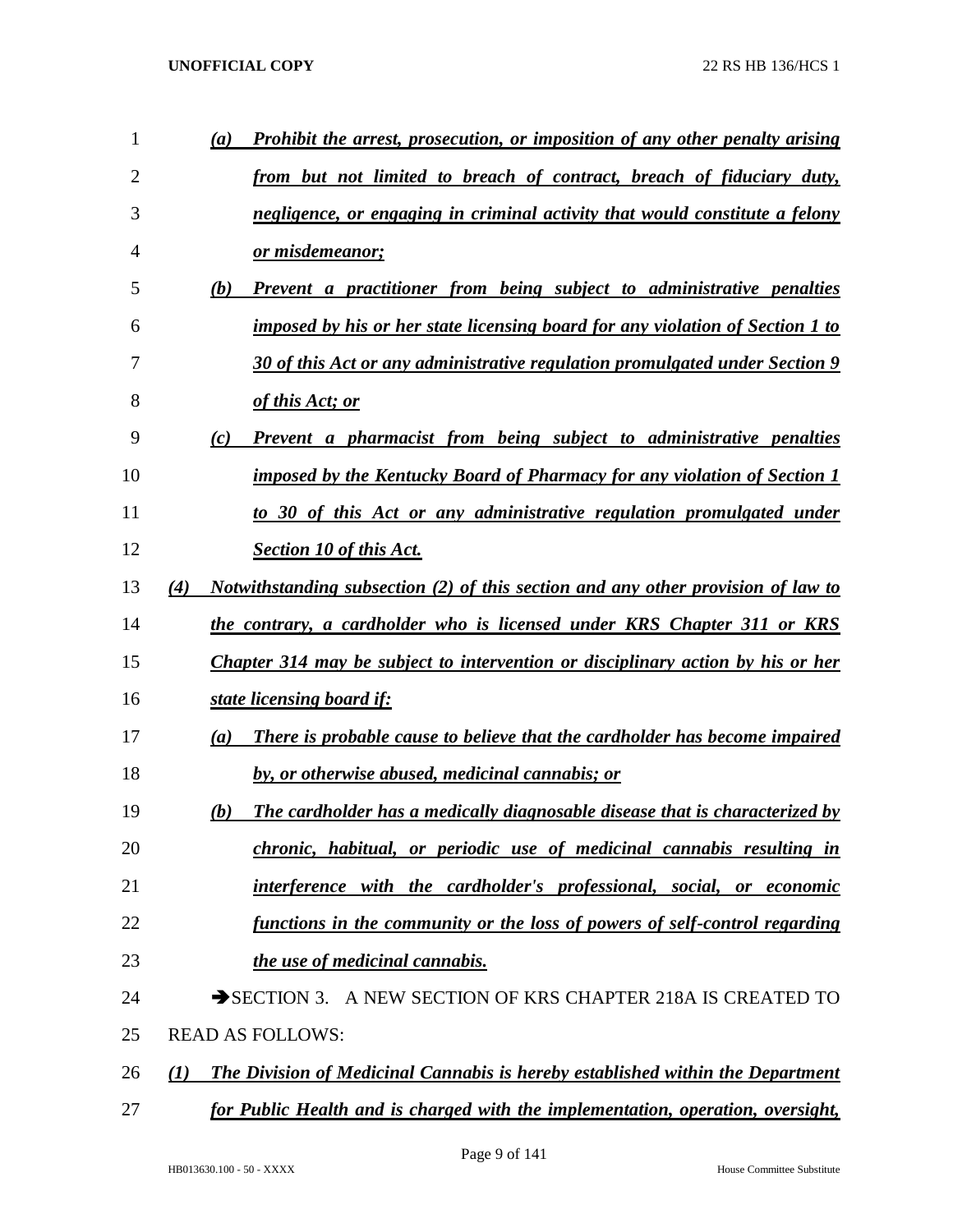*(a)* ***Prohibit the arrest, prosecution, or imposition of any other penalty arising from but not limited to breach of contract, breach of fiduciary duty, negligence, or engaging in criminal activity that would constitute a felony or misdemeanor;***

*(b)* ***Prevent a practitioner from being subject to administrative penalties imposed by his or her state licensing board for any violation of Section 1 to 30 of this Act or any administrative regulation promulgated under Section 9 of this Act; or***

*(c)* ***Prevent a pharmacist from being subject to administrative penalties imposed by the Kentucky Board of Pharmacy for any violation of Section 1 to 30 of this Act or any administrative regulation promulgated under Section 10 of this Act.***

*(4)* ***Notwithstanding subsection (2) of this section and any other provision of law to the contrary, a cardholder who is licensed under KRS Chapter 311 or KRS Chapter 314 may be subject to intervention or disciplinary action by his or her state licensing board if:***

*(a)* ***There is probable cause to believe that the cardholder has become impaired by, or otherwise abused, medicinal cannabis; or***

*(b)* ***The cardholder has a medically diagnosable disease that is characterized by chronic, habitual, or periodic use of medicinal cannabis resulting in interference with the cardholder's professional, social, or economic functions in the community or the loss of powers of self-control regarding the use of medicinal cannabis.***

➔SECTION 3. A NEW SECTION OF KRS CHAPTER 218A IS CREATED TO READ AS FOLLOWS:

*(1)* ***The Division of Medicinal Cannabis is hereby established within the Department for Public Health and is charged with the implementation, operation, oversight,***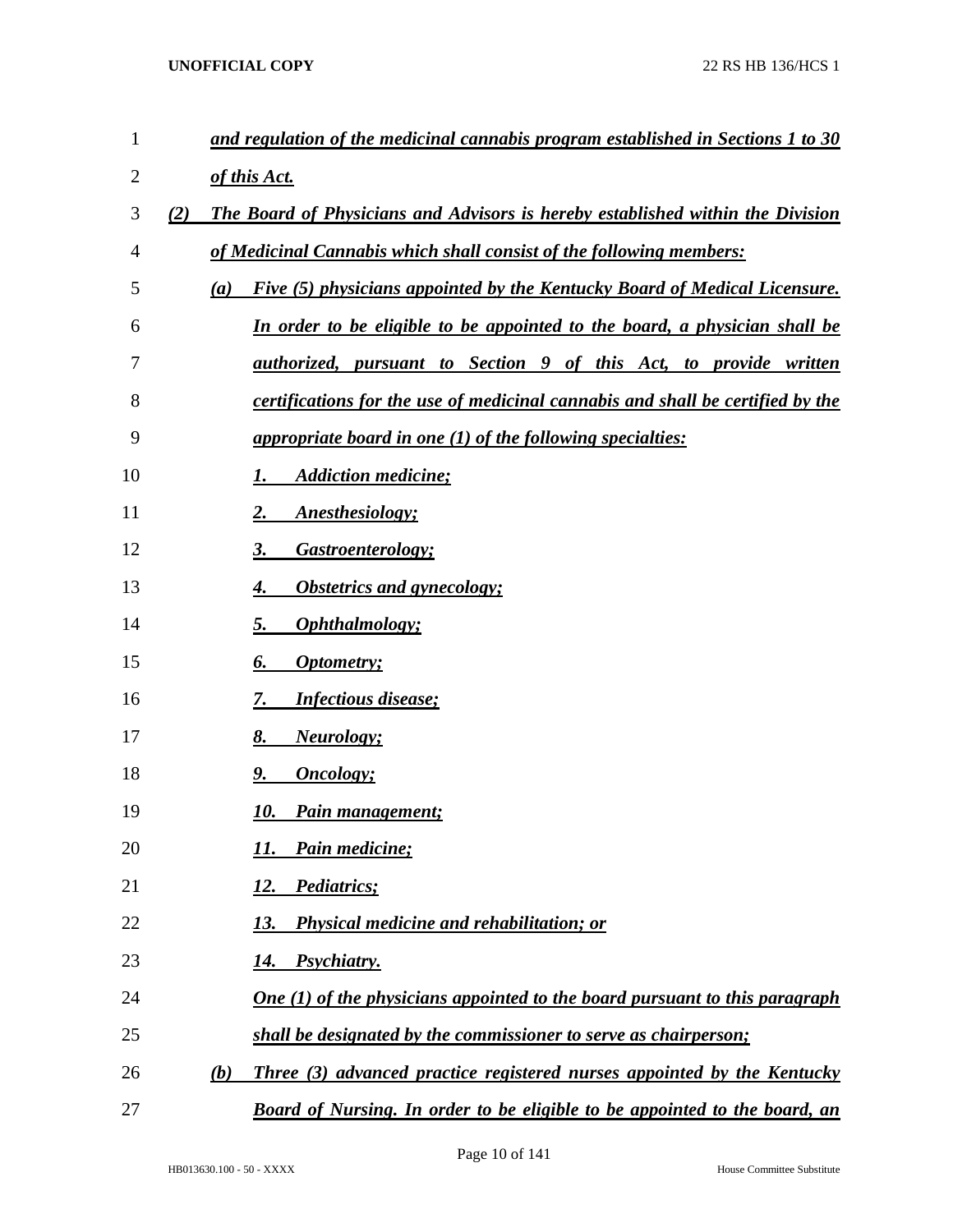***and regulation of the medicinal cannabis program established in Sections 1 to 30 of this Act.***

***(2) The Board of Physicians and Advisors is hereby established within the Division of Medicinal Cannabis which shall consist of the following members:***

***(a) Five (5) physicians appointed by the Kentucky Board of Medical Licensure. In order to be eligible to be appointed to the board, a physician shall be authorized, pursuant to Section 9 of this Act, to provide written certifications for the use of medicinal cannabis and shall be certified by the appropriate board in one (1) of the following specialties:***

***1. Addiction medicine;***

***2. Anesthesiology;***

***3. Gastroenterology;***

***4. Obstetrics and gynecology;***

***5. Ophthalmology;***

***6. Optometry;***

***7. Infectious disease;***

***8. Neurology;***

***9. Oncology;***

***10. Pain management;***

***11. Pain medicine;***

***12. Pediatrics;***

***13. Physical medicine and rehabilitation; or***

***14. Psychiatry.***

***One (1) of the physicians appointed to the board pursuant to this paragraph shall be designated by the commissioner to serve as chairperson;***

***(b) Three (3) advanced practice registered nurses appointed by the Kentucky Board of Nursing. In order to be eligible to be appointed to the board, an***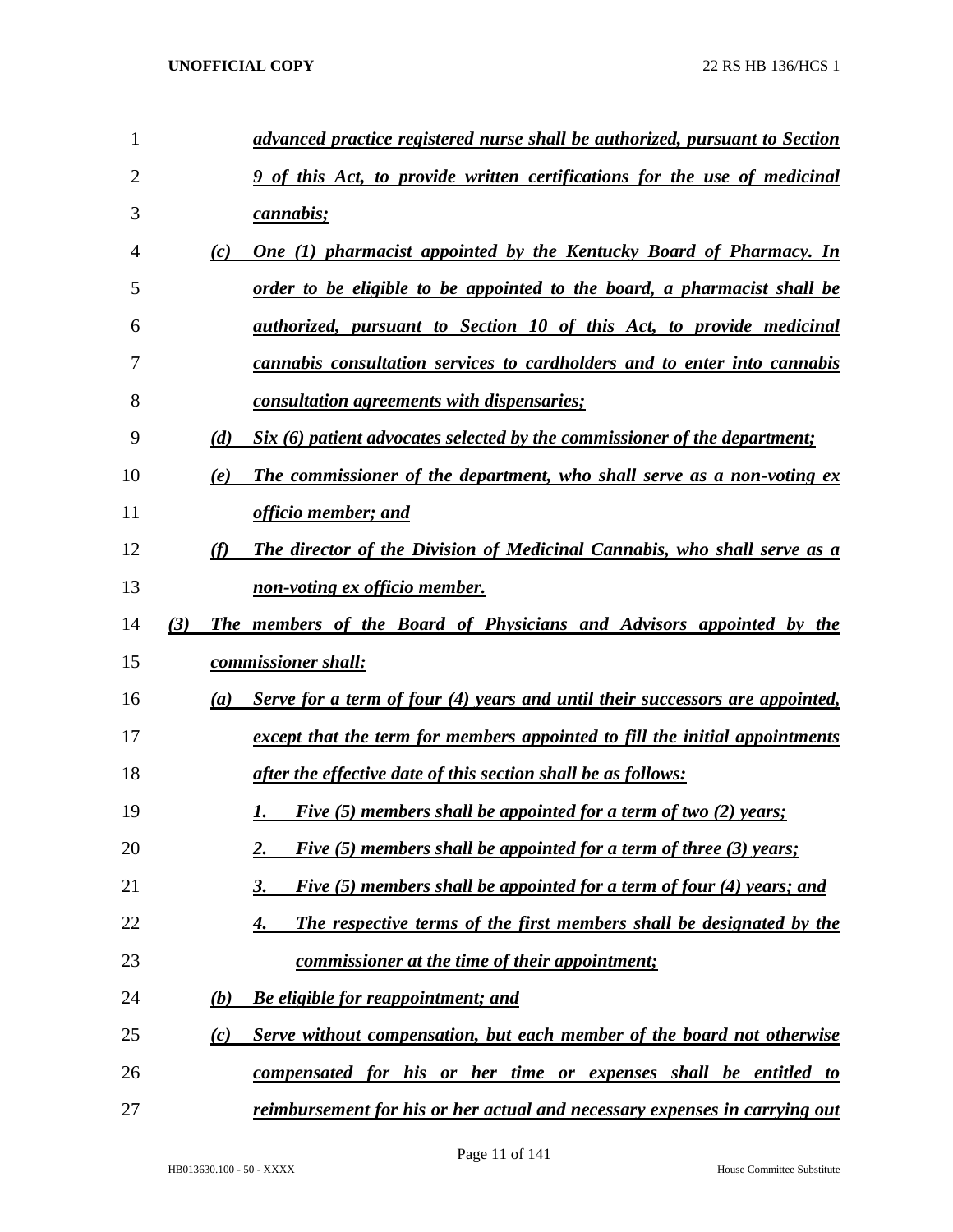*advanced practice registered nurse shall be authorized, pursuant to Section 9 of this Act, to provide written certifications for the use of medicinal cannabis;*

(c) *One (1) pharmacist appointed by the Kentucky Board of Pharmacy. In order to be eligible to be appointed to the board, a pharmacist shall be authorized, pursuant to Section 10 of this Act, to provide medicinal cannabis consultation services to cardholders and to enter into cannabis consultation agreements with dispensaries;*

(d) *Six (6) patient advocates selected by the commissioner of the department;*

(e) *The commissioner of the department, who shall serve as a non-voting ex officio member; and*

(f) *The director of the Division of Medicinal Cannabis, who shall serve as a non-voting ex officio member.*

(3) *The members of the Board of Physicians and Advisors appointed by the commissioner shall:*

(a) *Serve for a term of four (4) years and until their successors are appointed, except that the term for members appointed to fill the initial appointments after the effective date of this section shall be as follows:*

1. *Five (5) members shall be appointed for a term of two (2) years;*
2. *Five (5) members shall be appointed for a term of three (3) years;*
3. *Five (5) members shall be appointed for a term of four (4) years; and*
4. *The respective terms of the first members shall be designated by the commissioner at the time of their appointment;*

(b) *Be eligible for reappointment; and*

(c) *Serve without compensation, but each member of the board not otherwise compensated for his or her time or expenses shall be entitled to reimbursement for his or her actual and necessary expenses in carrying out*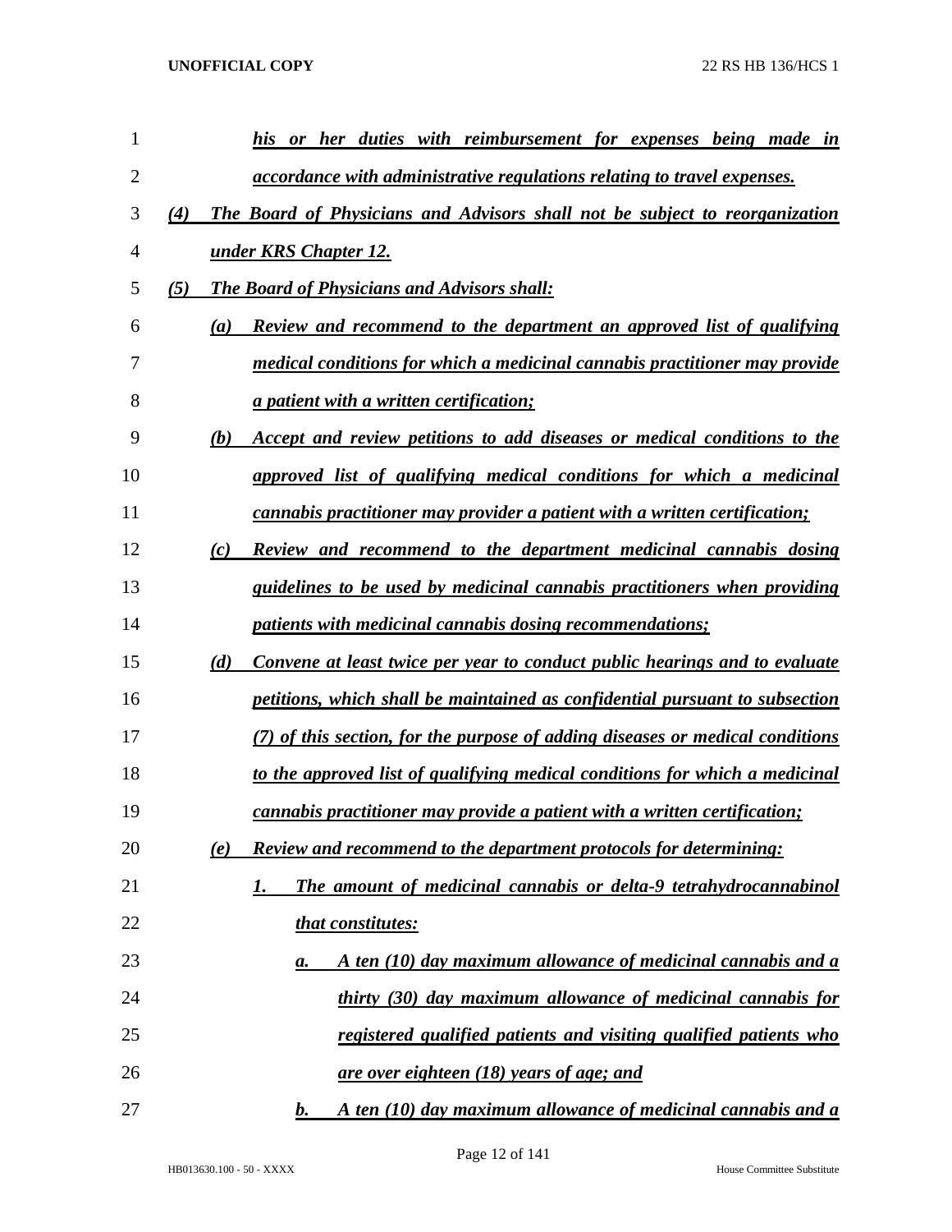*his or her duties with reimbursement for expenses being made in accordance with administrative regulations relating to travel expenses.*

*(4) The Board of Physicians and Advisors shall not be subject to reorganization under KRS Chapter 12.*

*(5) The Board of Physicians and Advisors shall:*

*(a) Review and recommend to the department an approved list of qualifying medical conditions for which a medicinal cannabis practitioner may provide a patient with a written certification;*

*(b) Accept and review petitions to add diseases or medical conditions to the approved list of qualifying medical conditions for which a medicinal cannabis practitioner may provider a patient with a written certification;*

*(c) Review and recommend to the department medicinal cannabis dosing guidelines to be used by medicinal cannabis practitioners when providing patients with medicinal cannabis dosing recommendations;*

*(d) Convene at least twice per year to conduct public hearings and to evaluate petitions, which shall be maintained as confidential pursuant to subsection (7) of this section, for the purpose of adding diseases or medical conditions to the approved list of qualifying medical conditions for which a medicinal cannabis practitioner may provide a patient with a written certification;*

*(e) Review and recommend to the department protocols for determining:*

*1. The amount of medicinal cannabis or delta-9 tetrahydrocannabinol that constitutes:*

*a. A ten (10) day maximum allowance of medicinal cannabis and a thirty (30) day maximum allowance of medicinal cannabis for registered qualified patients and visiting qualified patients who are over eighteen (18) years of age; and*

*b. A ten (10) day maximum allowance of medicinal cannabis and a*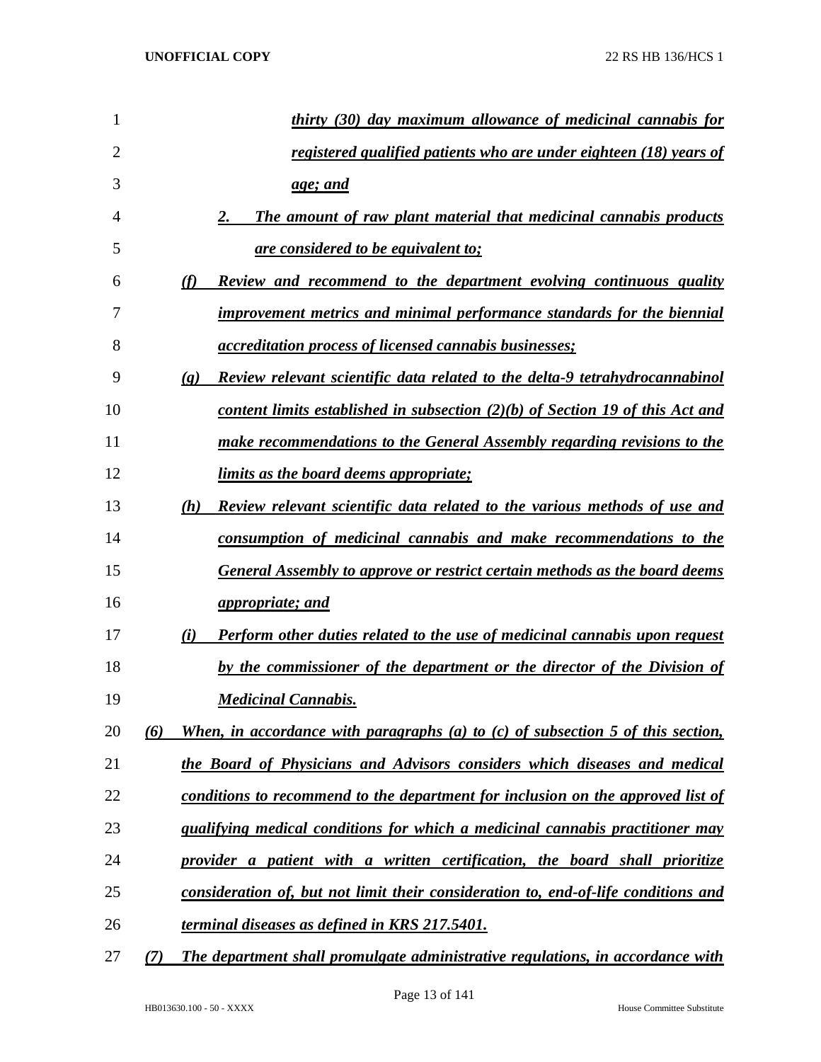*thirty (30) day maximum allowance of medicinal cannabis for registered qualified patients who are under eighteen (18) years of age; and*

*2. The amount of raw plant material that medicinal cannabis products are considered to be equivalent to;*

*(f) Review and recommend to the department evolving continuous quality improvement metrics and minimal performance standards for the biennial accreditation process of licensed cannabis businesses;*

*(g) Review relevant scientific data related to the delta-9 tetrahydrocannabinol content limits established in subsection (2)(b) of Section 19 of this Act and make recommendations to the General Assembly regarding revisions to the limits as the board deems appropriate;*

*(h) Review relevant scientific data related to the various methods of use and consumption of medicinal cannabis and make recommendations to the General Assembly to approve or restrict certain methods as the board deems appropriate; and*

*(i) Perform other duties related to the use of medicinal cannabis upon request by the commissioner of the department or the director of the Division of Medicinal Cannabis.*

*(6) When, in accordance with paragraphs (a) to (c) of subsection 5 of this section, the Board of Physicians and Advisors considers which diseases and medical conditions to recommend to the department for inclusion on the approved list of qualifying medical conditions for which a medicinal cannabis practitioner may provider a patient with a written certification, the board shall prioritize consideration of, but not limit their consideration to, end-of-life conditions and terminal diseases as defined in KRS 217.5401.*

*(7) The department shall promulgate administrative regulations, in accordance with*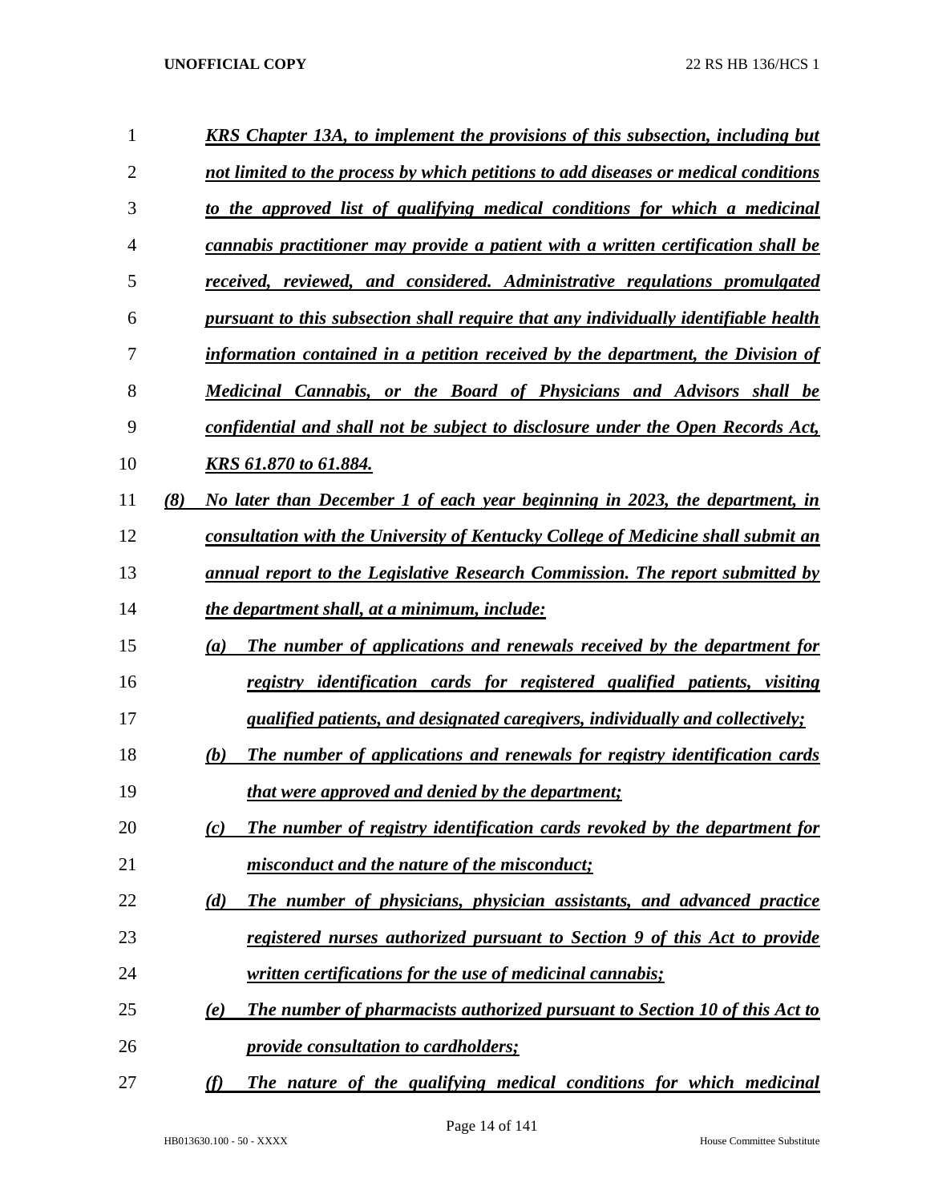*KRS Chapter 13A, to implement the provisions of this subsection, including but not limited to the process by which petitions to add diseases or medical conditions to the approved list of qualifying medical conditions for which a medicinal cannabis practitioner may provide a patient with a written certification shall be received, reviewed, and considered. Administrative regulations promulgated pursuant to this subsection shall require that any individually identifiable health information contained in a petition received by the department, the Division of Medicinal Cannabis, or the Board of Physicians and Advisors shall be confidential and shall not be subject to disclosure under the Open Records Act, KRS 61.870 to 61.884.*

*(8) No later than December 1 of each year beginning in 2023, the department, in consultation with the University of Kentucky College of Medicine shall submit an annual report to the Legislative Research Commission. The report submitted by the department shall, at a minimum, include:*

*(a) The number of applications and renewals received by the department for registry identification cards for registered qualified patients, visiting qualified patients, and designated caregivers, individually and collectively;*

*(b) The number of applications and renewals for registry identification cards that were approved and denied by the department;*

*(c) The number of registry identification cards revoked by the department for misconduct and the nature of the misconduct;*

*(d) The number of physicians, physician assistants, and advanced practice registered nurses authorized pursuant to Section 9 of this Act to provide written certifications for the use of medicinal cannabis;*

*(e) The number of pharmacists authorized pursuant to Section 10 of this Act to provide consultation to cardholders;*

*(f) The nature of the qualifying medical conditions for which medicinal*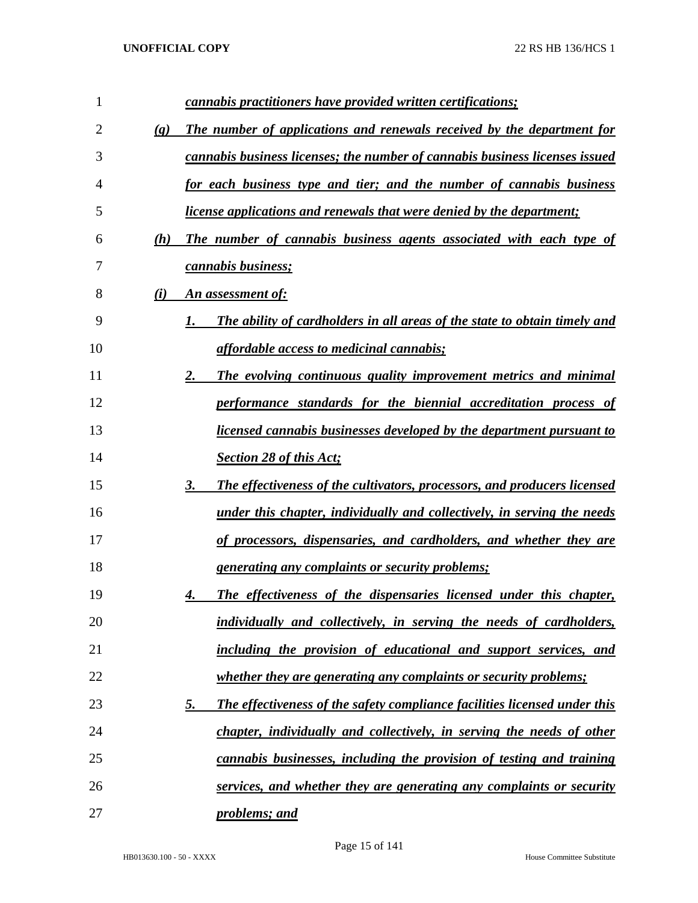***cannabis practitioners have provided written certifications;***

***(g) The number of applications and renewals received by the department for cannabis business licenses; the number of cannabis business licenses issued for each business type and tier; and the number of cannabis business license applications and renewals that were denied by the department;***

***(h) The number of cannabis business agents associated with each type of cannabis business;***

***(i) An assessment of:***

***1. The ability of cardholders in all areas of the state to obtain timely and affordable access to medicinal cannabis;***

***2. The evolving continuous quality improvement metrics and minimal performance standards for the biennial accreditation process of licensed cannabis businesses developed by the department pursuant to Section 28 of this Act;***

***3. The effectiveness of the cultivators, processors, and producers licensed under this chapter, individually and collectively, in serving the needs of processors, dispensaries, and cardholders, and whether they are generating any complaints or security problems;***

***4. The effectiveness of the dispensaries licensed under this chapter, individually and collectively, in serving the needs of cardholders, including the provision of educational and support services, and whether they are generating any complaints or security problems;***

***5. The effectiveness of the safety compliance facilities licensed under this chapter, individually and collectively, in serving the needs of other cannabis businesses, including the provision of testing and training services, and whether they are generating any complaints or security problems; and***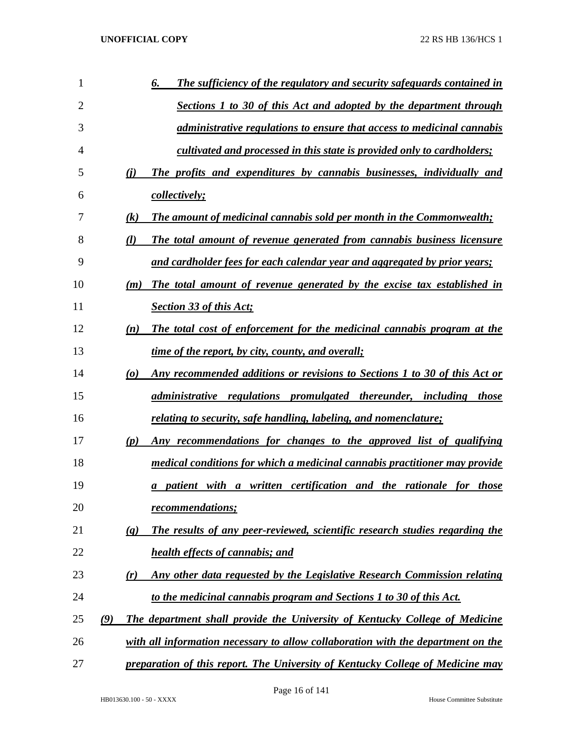6. *The sufficiency of the regulatory and security safeguards contained in Sections 1 to 30 of this Act and adopted by the department through administrative regulations to ensure that access to medicinal cannabis cultivated and processed in this state is provided only to cardholders;*

(j) *The profits and expenditures by cannabis businesses, individually and collectively;*

(k) *The amount of medicinal cannabis sold per month in the Commonwealth;*

(l) *The total amount of revenue generated from cannabis business licensure and cardholder fees for each calendar year and aggregated by prior years;*

(m) *The total amount of revenue generated by the excise tax established in Section 33 of this Act;*

(n) *The total cost of enforcement for the medicinal cannabis program at the time of the report, by city, county, and overall;*

(o) *Any recommended additions or revisions to Sections 1 to 30 of this Act or administrative regulations promulgated thereunder, including those relating to security, safe handling, labeling, and nomenclature;*

(p) *Any recommendations for changes to the approved list of qualifying medical conditions for which a medicinal cannabis practitioner may provide a patient with a written certification and the rationale for those recommendations;*

(q) *The results of any peer-reviewed, scientific research studies regarding the health effects of cannabis; and*

(r) *Any other data requested by the Legislative Research Commission relating to the medicinal cannabis program and Sections 1 to 30 of this Act.*

(9) *The department shall provide the University of Kentucky College of Medicine with all information necessary to allow collaboration with the department on the preparation of this report. The University of Kentucky College of Medicine may*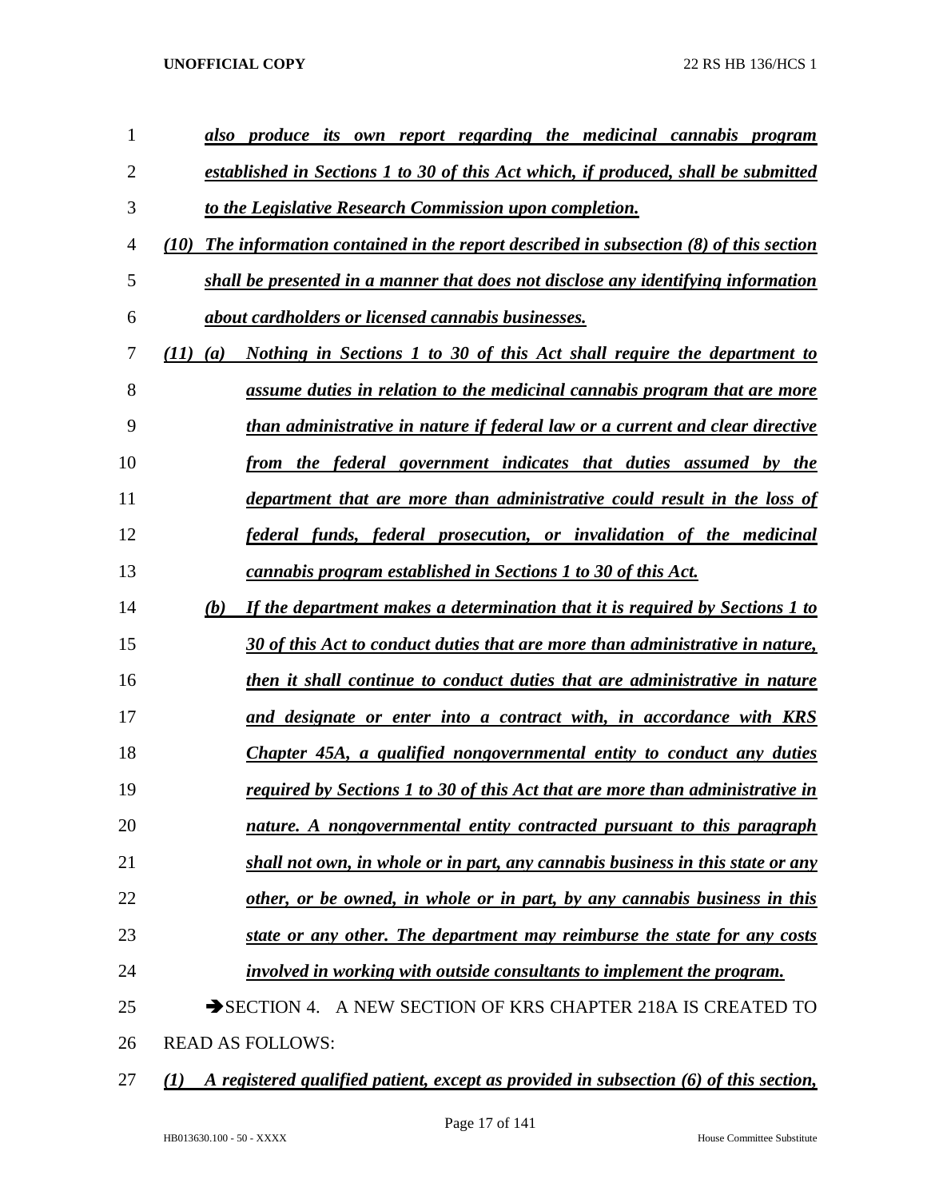*also produce its own report regarding the medicinal cannabis program established in Sections 1 to 30 of this Act which, if produced, shall be submitted to the Legislative Research Commission upon completion.*

*(10) The information contained in the report described in subsection (8) of this section shall be presented in a manner that does not disclose any identifying information about cardholders or licensed cannabis businesses.*

*(11) (a) Nothing in Sections 1 to 30 of this Act shall require the department to assume duties in relation to the medicinal cannabis program that are more than administrative in nature if federal law or a current and clear directive from the federal government indicates that duties assumed by the department that are more than administrative could result in the loss of federal funds, federal prosecution, or invalidation of the medicinal cannabis program established in Sections 1 to 30 of this Act.*

*(b) If the department makes a determination that it is required by Sections 1 to 30 of this Act to conduct duties that are more than administrative in nature, then it shall continue to conduct duties that are administrative in nature and designate or enter into a contract with, in accordance with KRS Chapter 45A, a qualified nongovernmental entity to conduct any duties required by Sections 1 to 30 of this Act that are more than administrative in nature. A nongovernmental entity contracted pursuant to this paragraph shall not own, in whole or in part, any cannabis business in this state or any other, or be owned, in whole or in part, by any cannabis business in this state or any other. The department may reimburse the state for any costs involved in working with outside consultants to implement the program.*

➔SECTION 4. A NEW SECTION OF KRS CHAPTER 218A IS CREATED TO READ AS FOLLOWS:

*(1) A registered qualified patient, except as provided in subsection (6) of this section,*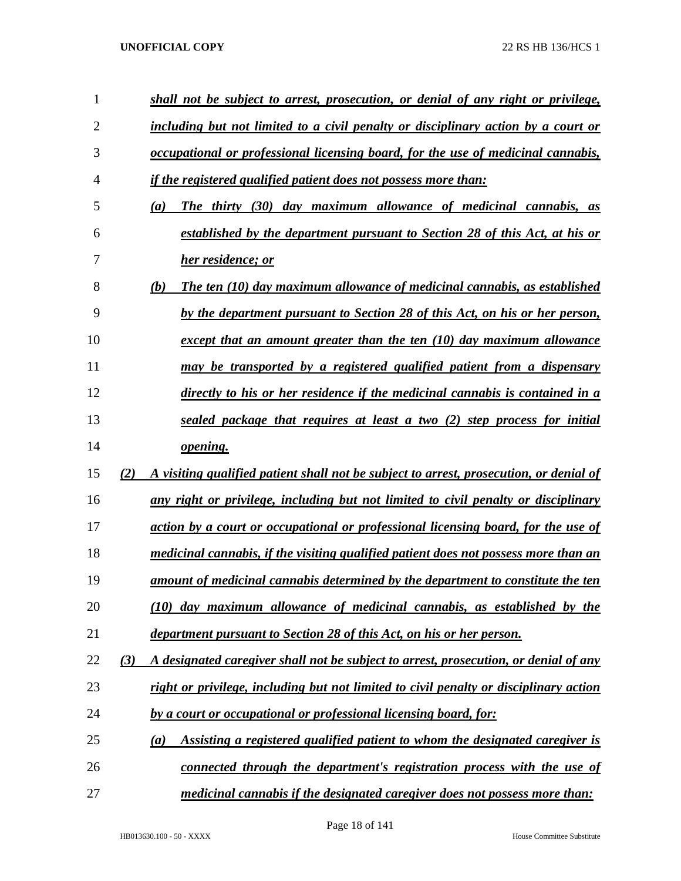*shall not be subject to arrest, prosecution, or denial of any right or privilege, including but not limited to a civil penalty or disciplinary action by a court or occupational or professional licensing board, for the use of medicinal cannabis, if the registered qualified patient does not possess more than:*

*(a) The thirty (30) day maximum allowance of medicinal cannabis, as established by the department pursuant to Section 28 of this Act, at his or her residence; or*

*(b) The ten (10) day maximum allowance of medicinal cannabis, as established by the department pursuant to Section 28 of this Act, on his or her person, except that an amount greater than the ten (10) day maximum allowance may be transported by a registered qualified patient from a dispensary directly to his or her residence if the medicinal cannabis is contained in a sealed package that requires at least a two (2) step process for initial opening.*

*(2) A visiting qualified patient shall not be subject to arrest, prosecution, or denial of any right or privilege, including but not limited to civil penalty or disciplinary action by a court or occupational or professional licensing board, for the use of medicinal cannabis, if the visiting qualified patient does not possess more than an amount of medicinal cannabis determined by the department to constitute the ten (10) day maximum allowance of medicinal cannabis, as established by the department pursuant to Section 28 of this Act, on his or her person.*

*(3) A designated caregiver shall not be subject to arrest, prosecution, or denial of any right or privilege, including but not limited to civil penalty or disciplinary action by a court or occupational or professional licensing board, for:*

*(a) Assisting a registered qualified patient to whom the designated caregiver is connected through the department's registration process with the use of medicinal cannabis if the designated caregiver does not possess more than:*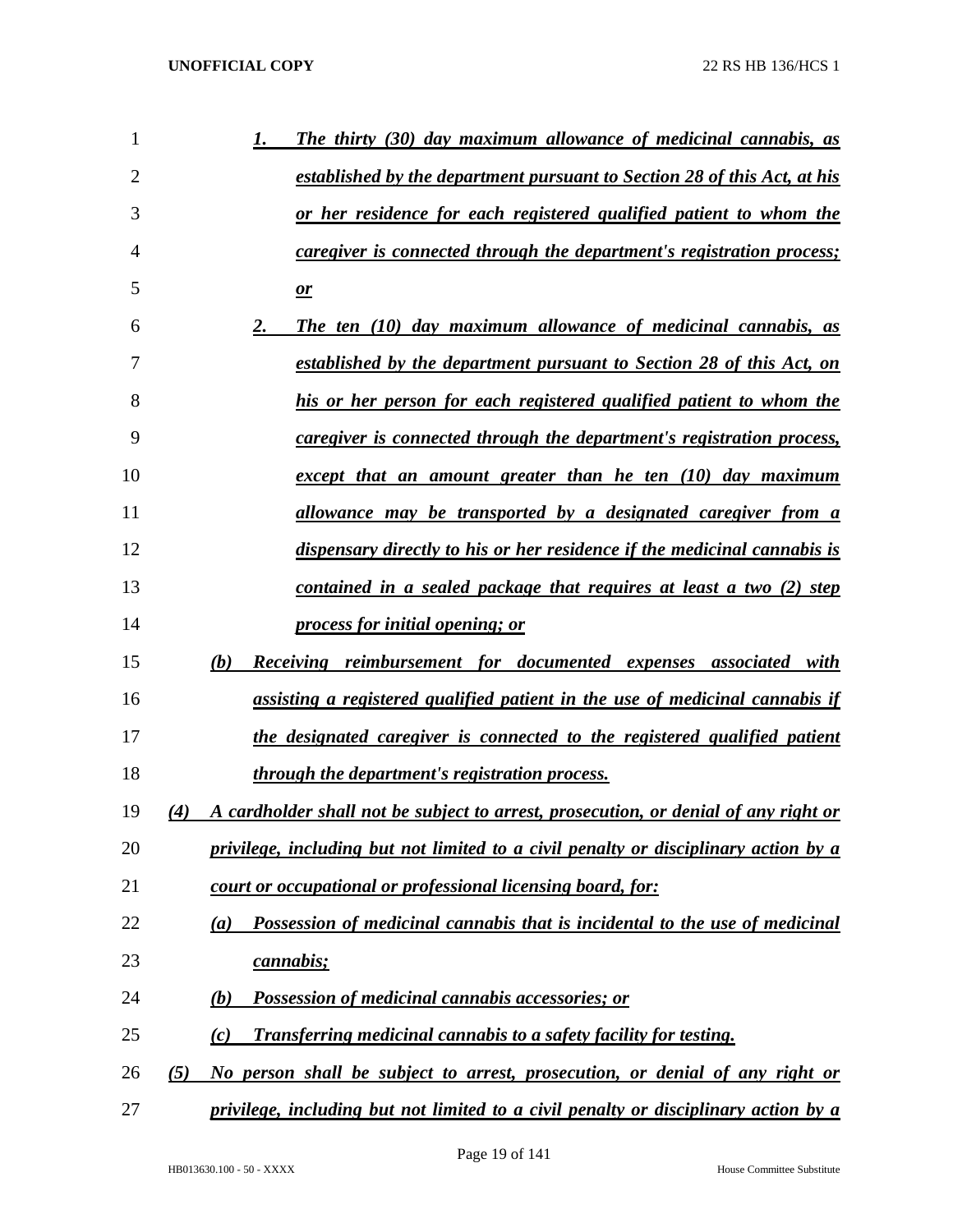***1. The thirty (30) day maximum allowance of medicinal cannabis, as established by the department pursuant to Section 28 of this Act, at his or her residence for each registered qualified patient to whom the caregiver is connected through the department's registration process; or***

***2. The ten (10) day maximum allowance of medicinal cannabis, as established by the department pursuant to Section 28 of this Act, on his or her person for each registered qualified patient to whom the caregiver is connected through the department's registration process, except that an amount greater than he ten (10) day maximum allowance may be transported by a designated caregiver from a dispensary directly to his or her residence if the medicinal cannabis is contained in a sealed package that requires at least a two (2) step process for initial opening; or***

***(b) Receiving reimbursement for documented expenses associated with assisting a registered qualified patient in the use of medicinal cannabis if the designated caregiver is connected to the registered qualified patient through the department's registration process.***

***(4) A cardholder shall not be subject to arrest, prosecution, or denial of any right or privilege, including but not limited to a civil penalty or disciplinary action by a court or occupational or professional licensing board, for:***

***(a) Possession of medicinal cannabis that is incidental to the use of medicinal cannabis;***

***(b) Possession of medicinal cannabis accessories; or***

***(c) Transferring medicinal cannabis to a safety facility for testing.***

***(5) No person shall be subject to arrest, prosecution, or denial of any right or privilege, including but not limited to a civil penalty or disciplinary action by a***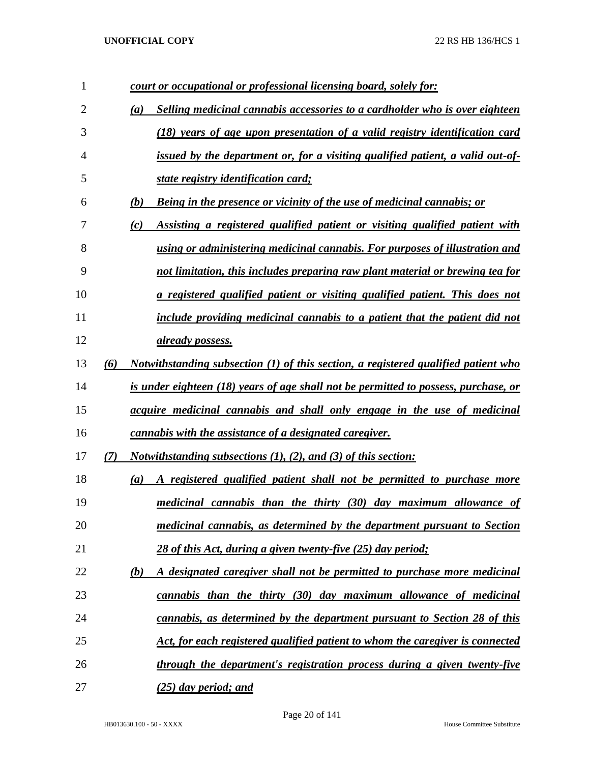*court or occupational or professional licensing board, solely for:*

*(a) Selling medicinal cannabis accessories to a cardholder who is over eighteen (18) years of age upon presentation of a valid registry identification card issued by the department or, for a visiting qualified patient, a valid out-of-state registry identification card;*

*(b) Being in the presence or vicinity of the use of medicinal cannabis; or*

*(c) Assisting a registered qualified patient or visiting qualified patient with using or administering medicinal cannabis. For purposes of illustration and not limitation, this includes preparing raw plant material or brewing tea for a registered qualified patient or visiting qualified patient. This does not include providing medicinal cannabis to a patient that the patient did not already possess.*

*(6) Notwithstanding subsection (1) of this section, a registered qualified patient who is under eighteen (18) years of age shall not be permitted to possess, purchase, or acquire medicinal cannabis and shall only engage in the use of medicinal cannabis with the assistance of a designated caregiver.*

*(7) Notwithstanding subsections (1), (2), and (3) of this section:*

*(a) A registered qualified patient shall not be permitted to purchase more medicinal cannabis than the thirty (30) day maximum allowance of medicinal cannabis, as determined by the department pursuant to Section 28 of this Act, during a given twenty-five (25) day period;*

*(b) A designated caregiver shall not be permitted to purchase more medicinal cannabis than the thirty (30) day maximum allowance of medicinal cannabis, as determined by the department pursuant to Section 28 of this Act, for each registered qualified patient to whom the caregiver is connected through the department's registration process during a given twenty-five (25) day period; and*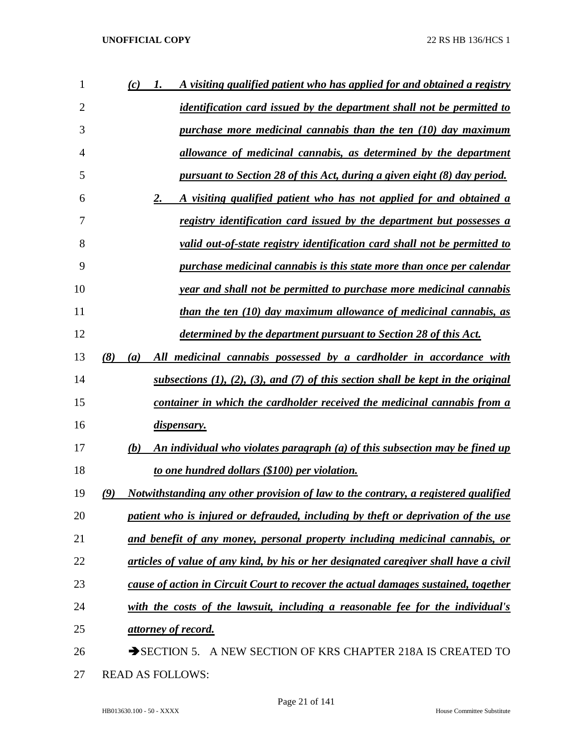(c) 1. A visiting qualified patient who has applied for and obtained a registry identification card issued by the department shall not be permitted to purchase more medicinal cannabis than the ten (10) day maximum allowance of medicinal cannabis, as determined by the department pursuant to Section 28 of this Act, during a given eight (8) day period.

2. A visiting qualified patient who has not applied for and obtained a registry identification card issued by the department but possesses a valid out-of-state registry identification card shall not be permitted to purchase medicinal cannabis is this state more than once per calendar year and shall not be permitted to purchase more medicinal cannabis than the ten (10) day maximum allowance of medicinal cannabis, as determined by the department pursuant to Section 28 of this Act.

(8) (a) All medicinal cannabis possessed by a cardholder in accordance with subsections (1), (2), (3), and (7) of this section shall be kept in the original container in which the cardholder received the medicinal cannabis from a dispensary.

(b) An individual who violates paragraph (a) of this subsection may be fined up to one hundred dollars ($100) per violation.

(9) Notwithstanding any other provision of law to the contrary, a registered qualified patient who is injured or defrauded, including by theft or deprivation of the use and benefit of any money, personal property including medicinal cannabis, or articles of value of any kind, by his or her designated caregiver shall have a civil cause of action in Circuit Court to recover the actual damages sustained, together with the costs of the lawsuit, including a reasonable fee for the individual's attorney of record.

➔SECTION 5. A NEW SECTION OF KRS CHAPTER 218A IS CREATED TO READ AS FOLLOWS: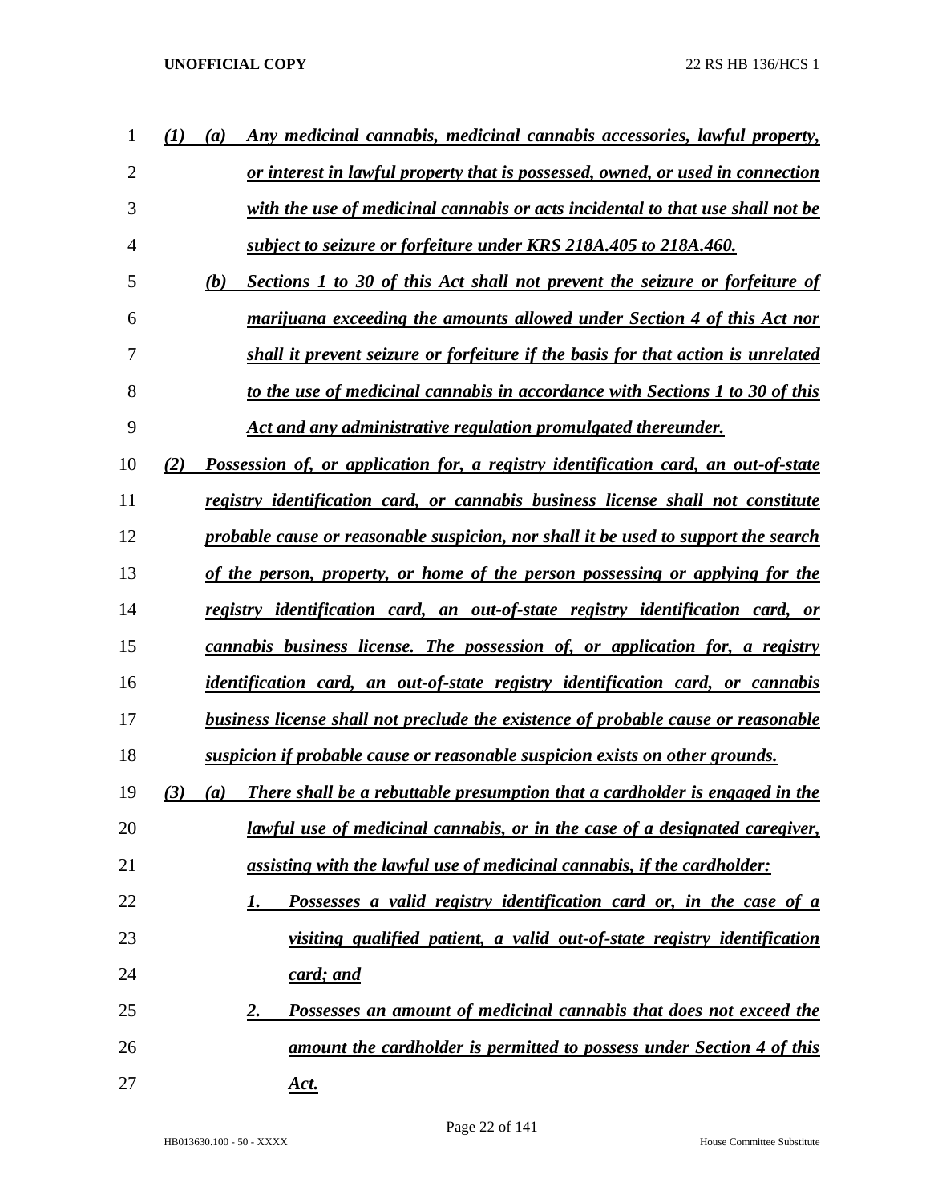*(1)* *(a)* *Any medicinal cannabis, medicinal cannabis accessories, lawful property, or interest in lawful property that is possessed, owned, or used in connection with the use of medicinal cannabis or acts incidental to that use shall not be subject to seizure or forfeiture under KRS 218A.405 to 218A.460.*

*(b)* *Sections 1 to 30 of this Act shall not prevent the seizure or forfeiture of marijuana exceeding the amounts allowed under Section 4 of this Act nor shall it prevent seizure or forfeiture if the basis for that action is unrelated to the use of medicinal cannabis in accordance with Sections 1 to 30 of this Act and any administrative regulation promulgated thereunder.*

*(2)* *Possession of, or application for, a registry identification card, an out-of-state registry identification card, or cannabis business license shall not constitute probable cause or reasonable suspicion, nor shall it be used to support the search of the person, property, or home of the person possessing or applying for the registry identification card, an out-of-state registry identification card, or cannabis business license. The possession of, or application for, a registry identification card, an out-of-state registry identification card, or cannabis business license shall not preclude the existence of probable cause or reasonable suspicion if probable cause or reasonable suspicion exists on other grounds.*

*(3)* *(a)* *There shall be a rebuttable presumption that a cardholder is engaged in the lawful use of medicinal cannabis, or in the case of a designated caregiver, assisting with the lawful use of medicinal cannabis, if the cardholder:*

*1.* *Possesses a valid registry identification card or, in the case of a visiting qualified patient, a valid out-of-state registry identification card; and*

*2.* *Possesses an amount of medicinal cannabis that does not exceed the amount the cardholder is permitted to possess under Section 4 of this Act.*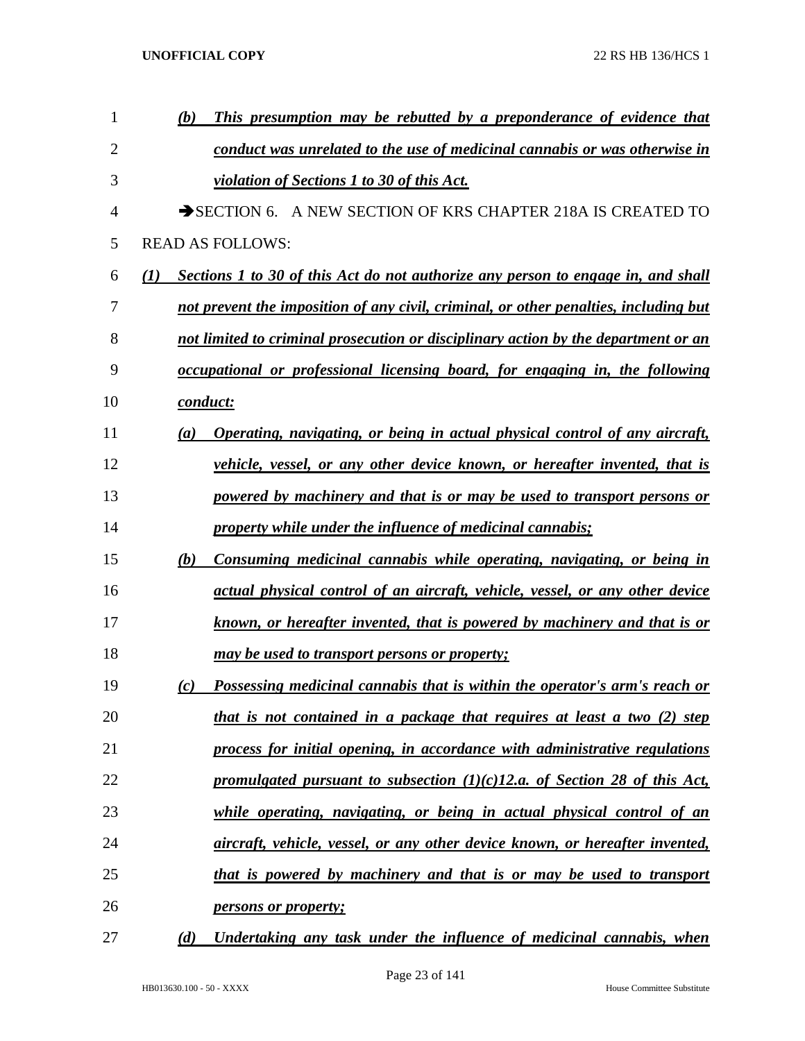*(b)* ***This presumption may be rebutted by a preponderance of evidence that conduct was unrelated to the use of medicinal cannabis or was otherwise in violation of Sections 1 to 30 of this Act.***

➔SECTION 6. A NEW SECTION OF KRS CHAPTER 218A IS CREATED TO READ AS FOLLOWS:

*(1)* ***Sections 1 to 30 of this Act do not authorize any person to engage in, and shall not prevent the imposition of any civil, criminal, or other penalties, including but not limited to criminal prosecution or disciplinary action by the department or an occupational or professional licensing board, for engaging in, the following conduct:***

*(a)* ***Operating, navigating, or being in actual physical control of any aircraft, vehicle, vessel, or any other device known, or hereafter invented, that is powered by machinery and that is or may be used to transport persons or property while under the influence of medicinal cannabis;***

*(b)* ***Consuming medicinal cannabis while operating, navigating, or being in actual physical control of an aircraft, vehicle, vessel, or any other device known, or hereafter invented, that is powered by machinery and that is or may be used to transport persons or property;***

*(c)* ***Possessing medicinal cannabis that is within the operator's arm's reach or that is not contained in a package that requires at least a two (2) step process for initial opening, in accordance with administrative regulations promulgated pursuant to subsection (1)(c)12.a. of Section 28 of this Act, while operating, navigating, or being in actual physical control of an aircraft, vehicle, vessel, or any other device known, or hereafter invented, that is powered by machinery and that is or may be used to transport persons or property;***

*(d)* ***Undertaking any task under the influence of medicinal cannabis, when***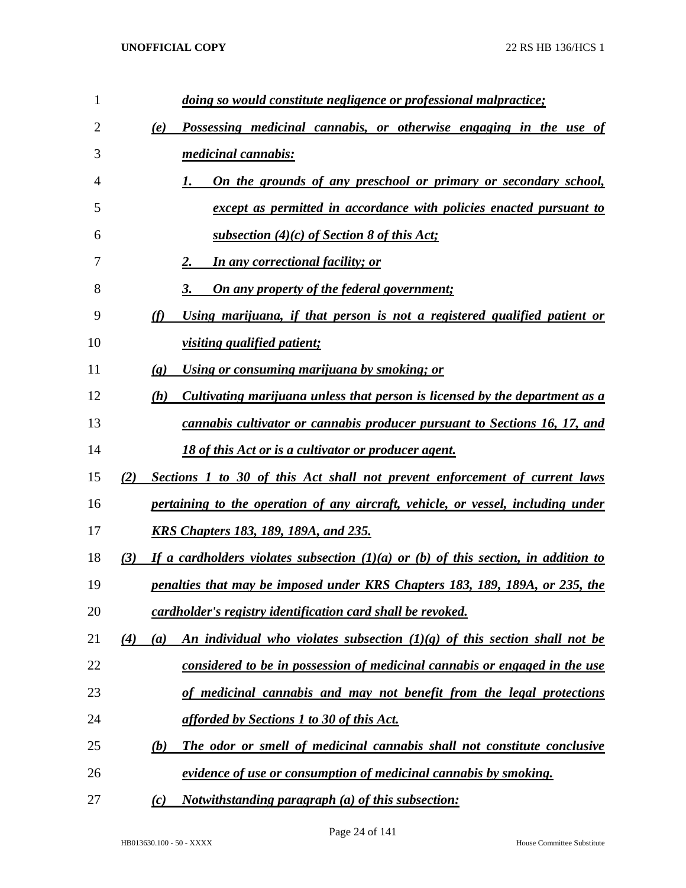*doing so would constitute negligence or professional malpractice;*

(e) *Possessing medicinal cannabis, or otherwise engaging in the use of medicinal cannabis:*

1. *On the grounds of any preschool or primary or secondary school, except as permitted in accordance with policies enacted pursuant to subsection (4)(c) of Section 8 of this Act;*

2. *In any correctional facility; or*

3. *On any property of the federal government;*

(f) *Using marijuana, if that person is not a registered qualified patient or visiting qualified patient;*

(g) *Using or consuming marijuana by smoking; or*

(h) *Cultivating marijuana unless that person is licensed by the department as a cannabis cultivator or cannabis producer pursuant to Sections 16, 17, and 18 of this Act or is a cultivator or producer agent.*

(2) *Sections 1 to 30 of this Act shall not prevent enforcement of current laws pertaining to the operation of any aircraft, vehicle, or vessel, including under KRS Chapters 183, 189, 189A, and 235.*

(3) *If a cardholders violates subsection (1)(a) or (b) of this section, in addition to penalties that may be imposed under KRS Chapters 183, 189, 189A, or 235, the cardholder's registry identification card shall be revoked.*

(4) (a) *An individual who violates subsection (1)(g) of this section shall not be considered to be in possession of medicinal cannabis or engaged in the use of medicinal cannabis and may not benefit from the legal protections afforded by Sections 1 to 30 of this Act.*

(b) *The odor or smell of medicinal cannabis shall not constitute conclusive evidence of use or consumption of medicinal cannabis by smoking.*

(c) *Notwithstanding paragraph (a) of this subsection:*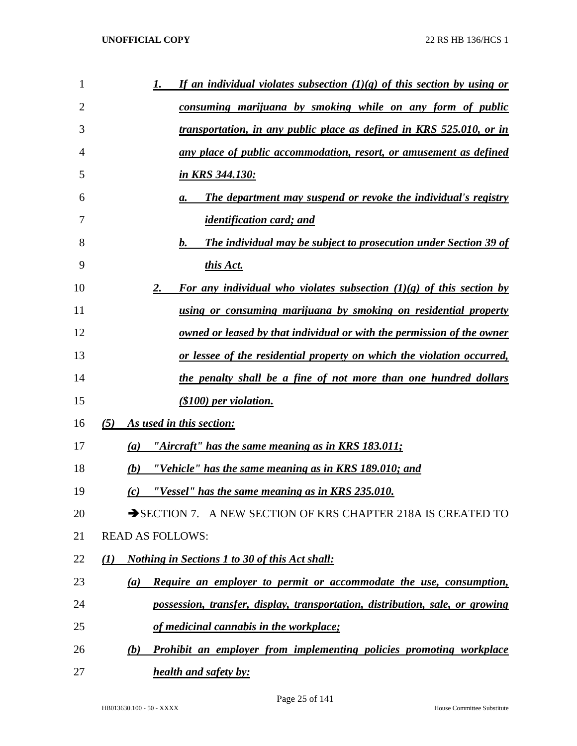1. ***If an individual violates subsection (1)(g) of this section by using or consuming marijuana by smoking while on any form of public transportation, in any public place as defined in KRS 525.010, or in any place of public accommodation, resort, or amusement as defined in KRS 344.130:***
   a. ***The department may suspend or revoke the individual's registry identification card; and***
   b. ***The individual may be subject to prosecution under Section 39 of this Act.***
2. ***For any individual who violates subsection (1)(g) of this section by using or consuming marijuana by smoking on residential property owned or leased by that individual or with the permission of the owner or lessee of the residential property on which the violation occurred, the penalty shall be a fine of not more than one hundred dollars ($100) per violation.***

***(5) As used in this section:***

***(a) "Aircraft" has the same meaning as in KRS 183.011;***

***(b) "Vehicle" has the same meaning as in KRS 189.010; and***

***(c) "Vessel" has the same meaning as in KRS 235.010.***

➔SECTION 7. A NEW SECTION OF KRS CHAPTER 218A IS CREATED TO READ AS FOLLOWS:

***(1) Nothing in Sections 1 to 30 of this Act shall:***

***(a) Require an employer to permit or accommodate the use, consumption, possession, transfer, display, transportation, distribution, sale, or growing of medicinal cannabis in the workplace;***

***(b) Prohibit an employer from implementing policies promoting workplace health and safety by:***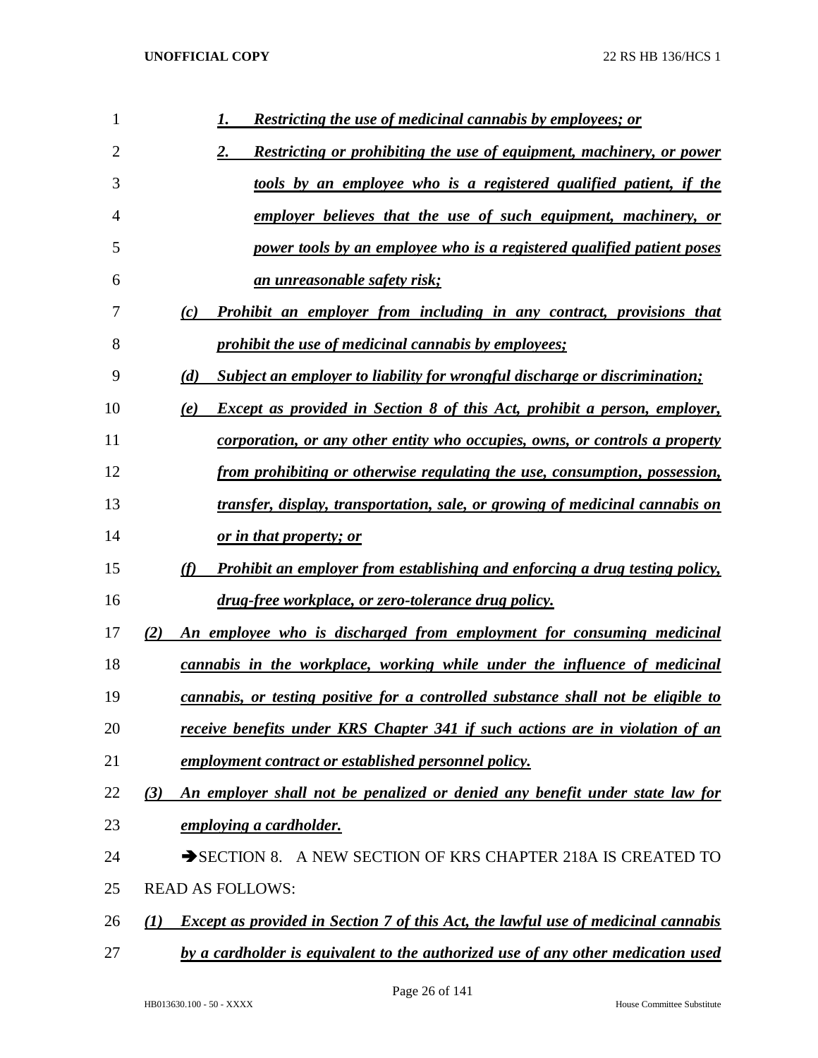*1. Restricting the use of medicinal cannabis by employees; or*

*2. Restricting or prohibiting the use of equipment, machinery, or power tools by an employee who is a registered qualified patient, if the employer believes that the use of such equipment, machinery, or power tools by an employee who is a registered qualified patient poses an unreasonable safety risk;*

*(c) Prohibit an employer from including in any contract, provisions that prohibit the use of medicinal cannabis by employees;*

*(d) Subject an employer to liability for wrongful discharge or discrimination;*

*(e) Except as provided in Section 8 of this Act, prohibit a person, employer, corporation, or any other entity who occupies, owns, or controls a property from prohibiting or otherwise regulating the use, consumption, possession, transfer, display, transportation, sale, or growing of medicinal cannabis on or in that property; or*

*(f) Prohibit an employer from establishing and enforcing a drug testing policy, drug-free workplace, or zero-tolerance drug policy.*

*(2) An employee who is discharged from employment for consuming medicinal cannabis in the workplace, working while under the influence of medicinal cannabis, or testing positive for a controlled substance shall not be eligible to receive benefits under KRS Chapter 341 if such actions are in violation of an employment contract or established personnel policy.*

*(3) An employer shall not be penalized or denied any benefit under state law for employing a cardholder.*

→SECTION 8. A NEW SECTION OF KRS CHAPTER 218A IS CREATED TO READ AS FOLLOWS:

*(1) Except as provided in Section 7 of this Act, the lawful use of medicinal cannabis by a cardholder is equivalent to the authorized use of any other medication used*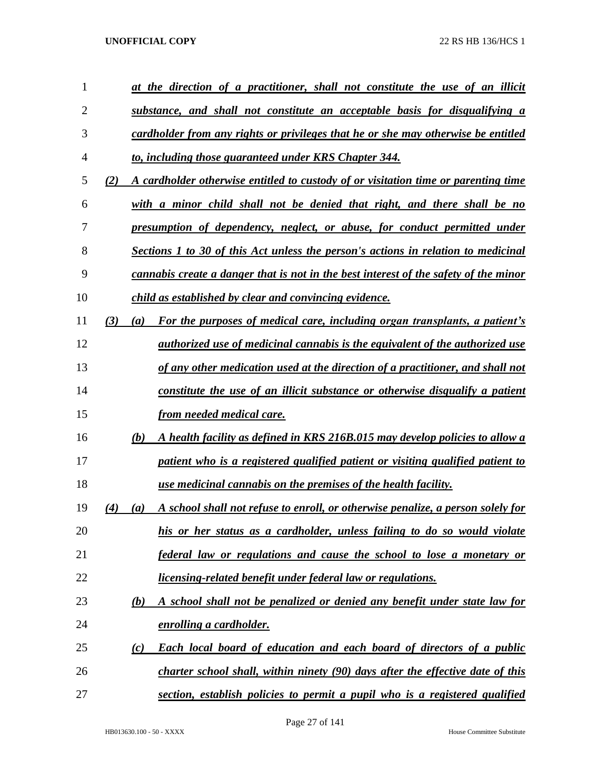*at the direction of a practitioner, shall not constitute the use of an illicit substance, and shall not constitute an acceptable basis for disqualifying a cardholder from any rights or privileges that he or she may otherwise be entitled to, including those guaranteed under KRS Chapter 344.*

*(2) A cardholder otherwise entitled to custody of or visitation time or parenting time with a minor child shall not be denied that right, and there shall be no presumption of dependency, neglect, or abuse, for conduct permitted under Sections 1 to 30 of this Act unless the person's actions in relation to medicinal cannabis create a danger that is not in the best interest of the safety of the minor child as established by clear and convincing evidence.*

*(3) (a) For the purposes of medical care, including organ transplants, a patient's authorized use of medicinal cannabis is the equivalent of the authorized use of any other medication used at the direction of a practitioner, and shall not constitute the use of an illicit substance or otherwise disqualify a patient from needed medical care.*

*(b) A health facility as defined in KRS 216B.015 may develop policies to allow a patient who is a registered qualified patient or visiting qualified patient to use medicinal cannabis on the premises of the health facility.*

*(4) (a) A school shall not refuse to enroll, or otherwise penalize, a person solely for his or her status as a cardholder, unless failing to do so would violate federal law or regulations and cause the school to lose a monetary or licensing-related benefit under federal law or regulations.*

*(b) A school shall not be penalized or denied any benefit under state law for enrolling a cardholder.*

*(c) Each local board of education and each board of directors of a public charter school shall, within ninety (90) days after the effective date of this section, establish policies to permit a pupil who is a registered qualified*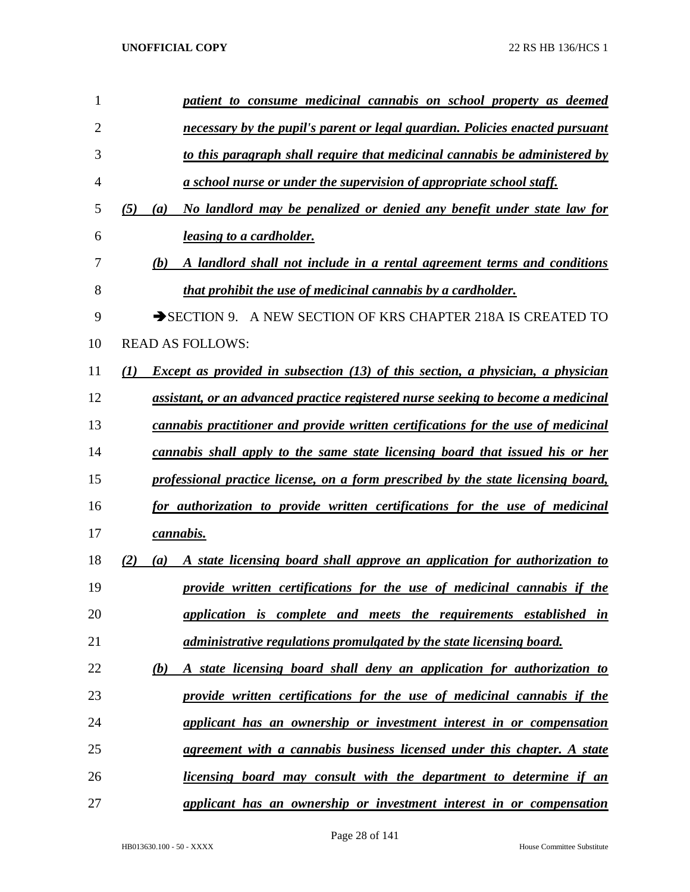*patient to consume medicinal cannabis on school property as deemed necessary by the pupil's parent or legal guardian. Policies enacted pursuant to this paragraph shall require that medicinal cannabis be administered by a school nurse or under the supervision of appropriate school staff.*

*(5) (a) No landlord may be penalized or denied any benefit under state law for leasing to a cardholder.*

*(b) A landlord shall not include in a rental agreement terms and conditions that prohibit the use of medicinal cannabis by a cardholder.*

➔SECTION 9. A NEW SECTION OF KRS CHAPTER 218A IS CREATED TO READ AS FOLLOWS:

*(1) Except as provided in subsection (13) of this section, a physician, a physician assistant, or an advanced practice registered nurse seeking to become a medicinal cannabis practitioner and provide written certifications for the use of medicinal cannabis shall apply to the same state licensing board that issued his or her professional practice license, on a form prescribed by the state licensing board, for authorization to provide written certifications for the use of medicinal cannabis.*

*(2) (a) A state licensing board shall approve an application for authorization to provide written certifications for the use of medicinal cannabis if the application is complete and meets the requirements established in administrative regulations promulgated by the state licensing board.*

*(b) A state licensing board shall deny an application for authorization to provide written certifications for the use of medicinal cannabis if the applicant has an ownership or investment interest in or compensation agreement with a cannabis business licensed under this chapter. A state licensing board may consult with the department to determine if an applicant has an ownership or investment interest in or compensation*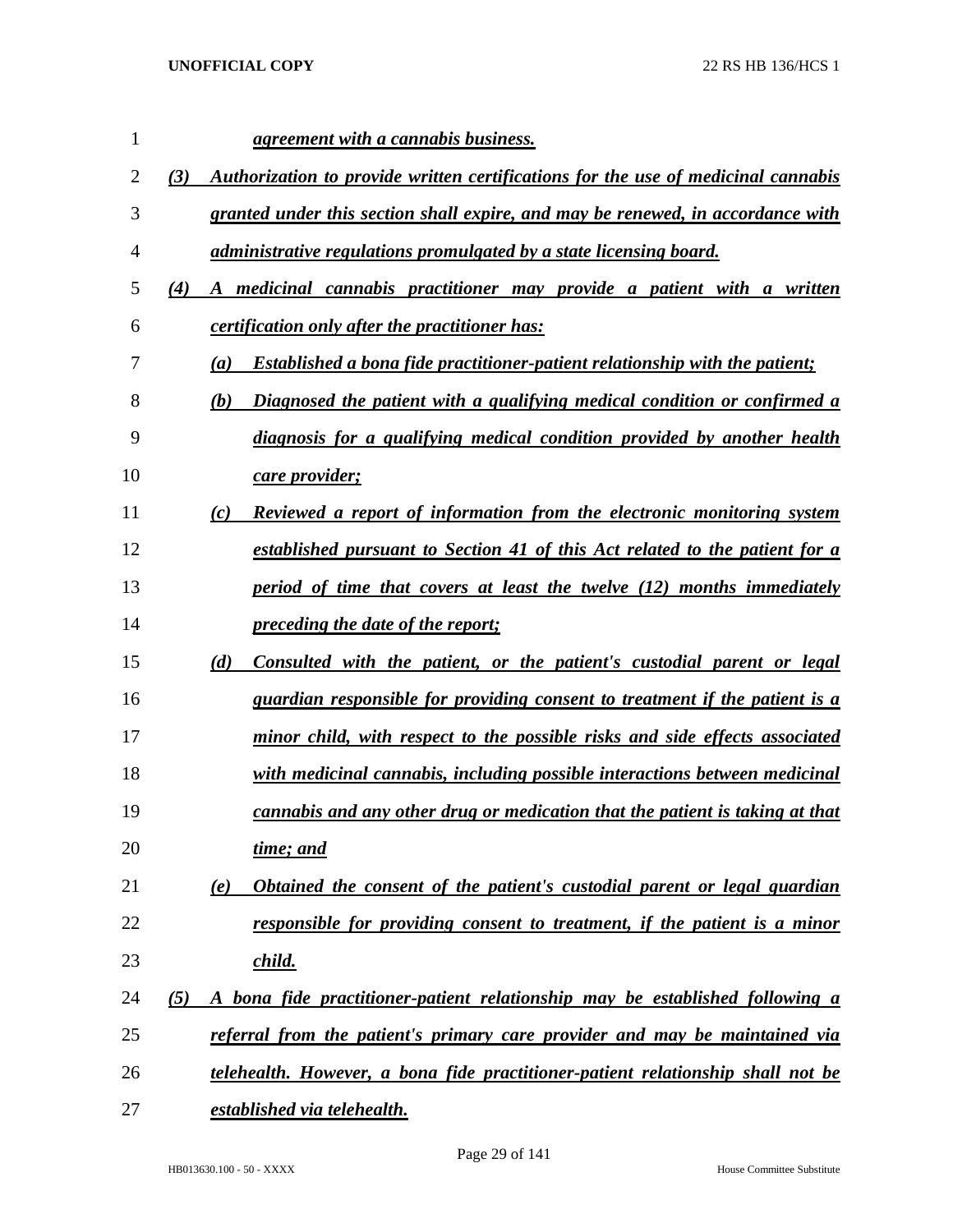*agreement with a cannabis business.*

*(3) Authorization to provide written certifications for the use of medicinal cannabis granted under this section shall expire, and may be renewed, in accordance with administrative regulations promulgated by a state licensing board.*

*(4) A medicinal cannabis practitioner may provide a patient with a written certification only after the practitioner has:*

*(a) Established a bona fide practitioner-patient relationship with the patient;*

*(b) Diagnosed the patient with a qualifying medical condition or confirmed a diagnosis for a qualifying medical condition provided by another health care provider;*

*(c) Reviewed a report of information from the electronic monitoring system established pursuant to Section 41 of this Act related to the patient for a period of time that covers at least the twelve (12) months immediately preceding the date of the report;*

*(d) Consulted with the patient, or the patient's custodial parent or legal guardian responsible for providing consent to treatment if the patient is a minor child, with respect to the possible risks and side effects associated with medicinal cannabis, including possible interactions between medicinal cannabis and any other drug or medication that the patient is taking at that time; and*

*(e) Obtained the consent of the patient's custodial parent or legal guardian responsible for providing consent to treatment, if the patient is a minor child.*

*(5) A bona fide practitioner-patient relationship may be established following a referral from the patient's primary care provider and may be maintained via telehealth. However, a bona fide practitioner-patient relationship shall not be established via telehealth.*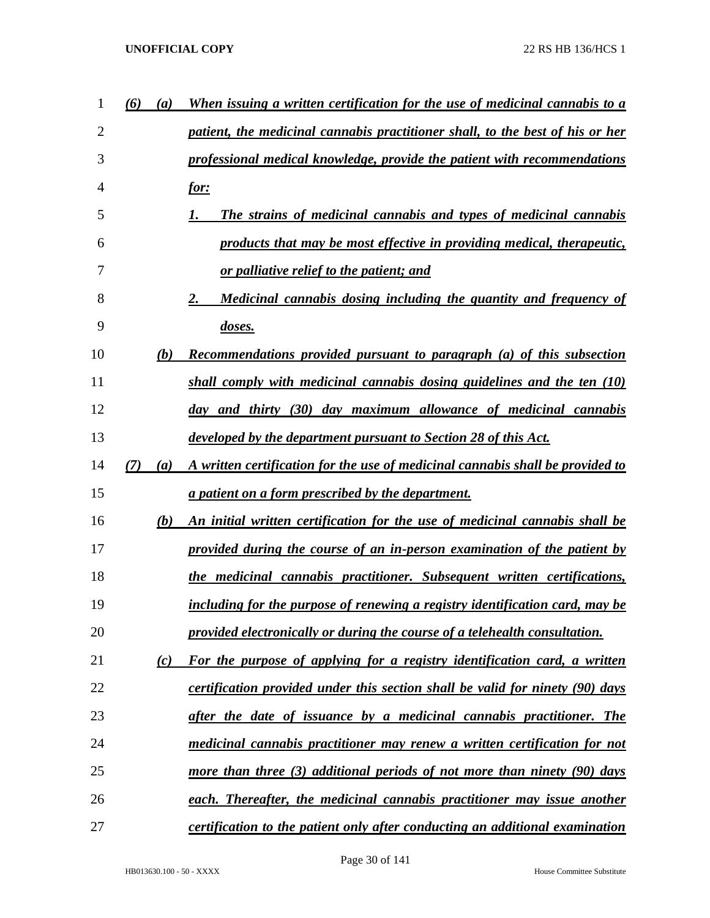*(6)* *(a)* ***When issuing a written certification for the use of medicinal cannabis to a patient, the medicinal cannabis practitioner shall, to the best of his or her professional medical knowledge, provide the patient with recommendations for:***

*1.* ***The strains of medicinal cannabis and types of medicinal cannabis products that may be most effective in providing medical, therapeutic, or palliative relief to the patient; and***

*2.* ***Medicinal cannabis dosing including the quantity and frequency of doses.***

*(b)* ***Recommendations provided pursuant to paragraph (a) of this subsection shall comply with medicinal cannabis dosing guidelines and the ten (10) day and thirty (30) day maximum allowance of medicinal cannabis developed by the department pursuant to Section 28 of this Act.***

*(7)* *(a)* ***A written certification for the use of medicinal cannabis shall be provided to a patient on a form prescribed by the department.***

*(b)* ***An initial written certification for the use of medicinal cannabis shall be provided during the course of an in-person examination of the patient by the medicinal cannabis practitioner. Subsequent written certifications, including for the purpose of renewing a registry identification card, may be provided electronically or during the course of a telehealth consultation.***

*(c)* ***For the purpose of applying for a registry identification card, a written certification provided under this section shall be valid for ninety (90) days after the date of issuance by a medicinal cannabis practitioner. The medicinal cannabis practitioner may renew a written certification for not more than three (3) additional periods of not more than ninety (90) days each. Thereafter, the medicinal cannabis practitioner may issue another certification to the patient only after conducting an additional examination***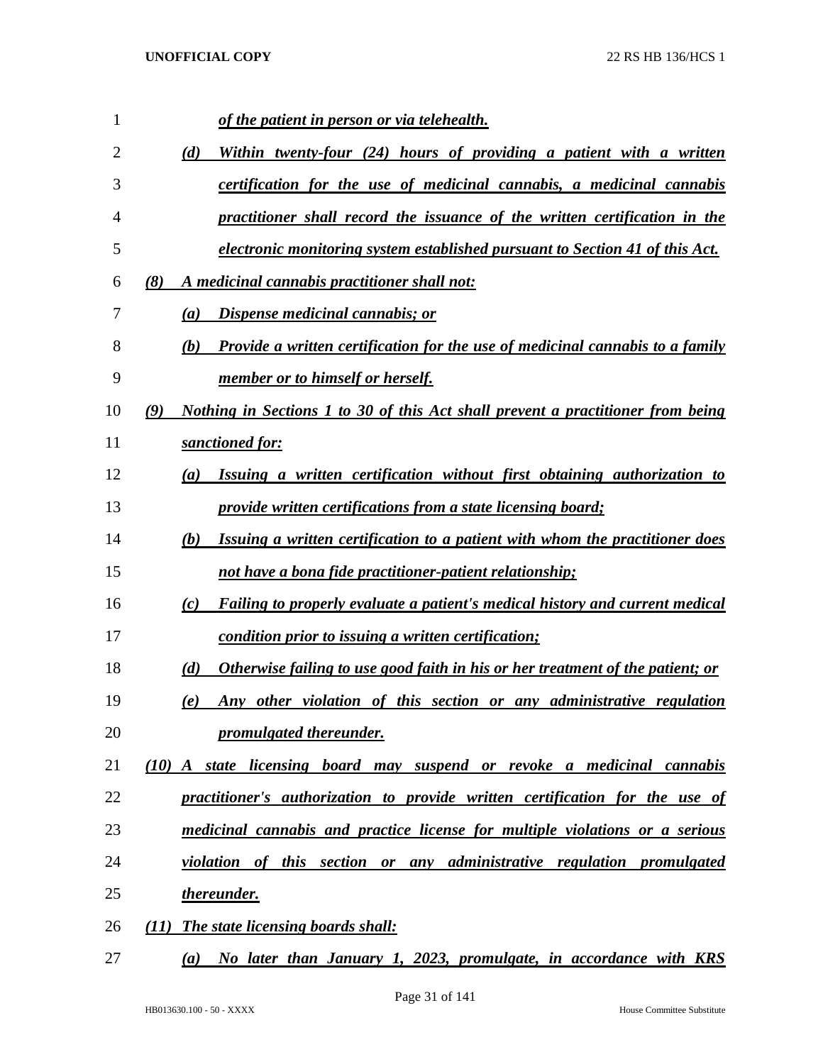*of the patient in person or via telehealth.*

(d) *Within twenty-four (24) hours of providing a patient with a written certification for the use of medicinal cannabis, a medicinal cannabis practitioner shall record the issuance of the written certification in the electronic monitoring system established pursuant to Section 41 of this Act.*

(8) *A medicinal cannabis practitioner shall not:*

(a) *Dispense medicinal cannabis; or*

(b) *Provide a written certification for the use of medicinal cannabis to a family member or to himself or herself.*

(9) *Nothing in Sections 1 to 30 of this Act shall prevent a practitioner from being sanctioned for:*

(a) *Issuing a written certification without first obtaining authorization to provide written certifications from a state licensing board;*

(b) *Issuing a written certification to a patient with whom the practitioner does not have a bona fide practitioner-patient relationship;*

(c) *Failing to properly evaluate a patient's medical history and current medical condition prior to issuing a written certification;*

(d) *Otherwise failing to use good faith in his or her treatment of the patient; or*

(e) *Any other violation of this section or any administrative regulation promulgated thereunder.*

(10) *A state licensing board may suspend or revoke a medicinal cannabis practitioner's authorization to provide written certification for the use of medicinal cannabis and practice license for multiple violations or a serious violation of this section or any administrative regulation promulgated thereunder.*

(11) *The state licensing boards shall:*

(a) *No later than January 1, 2023, promulgate, in accordance with KRS*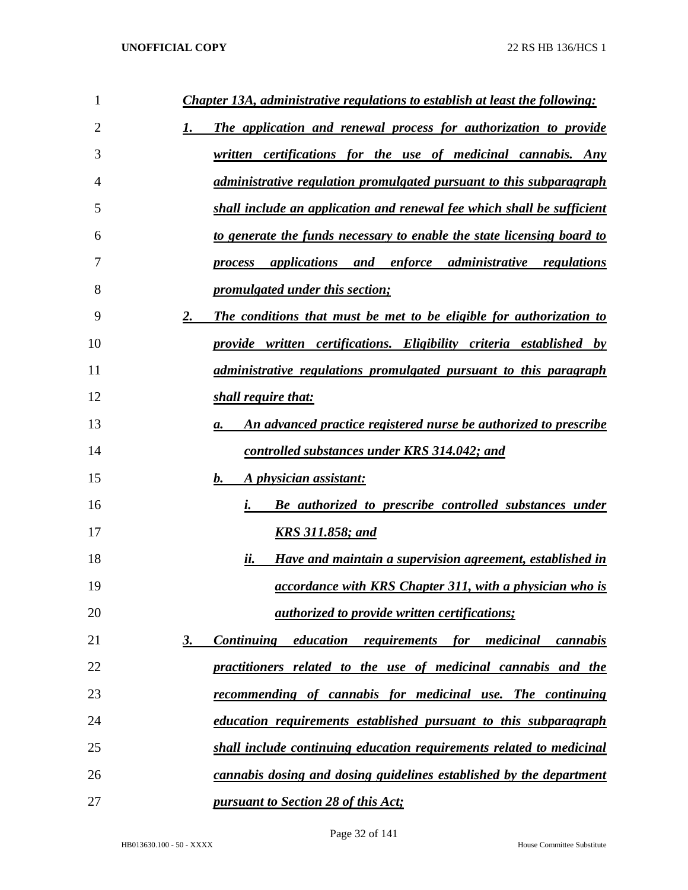*Chapter 13A, administrative regulations to establish at least the following:*

1. *The application and renewal process for authorization to provide written certifications for the use of medicinal cannabis. Any administrative regulation promulgated pursuant to this subparagraph shall include an application and renewal fee which shall be sufficient to generate the funds necessary to enable the state licensing board to process applications and enforce administrative regulations promulgated under this section;*
2. *The conditions that must be met to be eligible for authorization to provide written certifications. Eligibility criteria established by administrative regulations promulgated pursuant to this paragraph shall require that:*
   - a. *An advanced practice registered nurse be authorized to prescribe controlled substances under KRS 314.042; and*
   - b. *A physician assistant:*
     - i. *Be authorized to prescribe controlled substances under KRS 311.858; and*
     - ii. *Have and maintain a supervision agreement, established in accordance with KRS Chapter 311, with a physician who is authorized to provide written certifications;*
3. *Continuing education requirements for medicinal cannabis practitioners related to the use of medicinal cannabis and the recommending of cannabis for medicinal use. The continuing education requirements established pursuant to this subparagraph shall include continuing education requirements related to medicinal cannabis dosing and dosing guidelines established by the department pursuant to Section 28 of this Act;*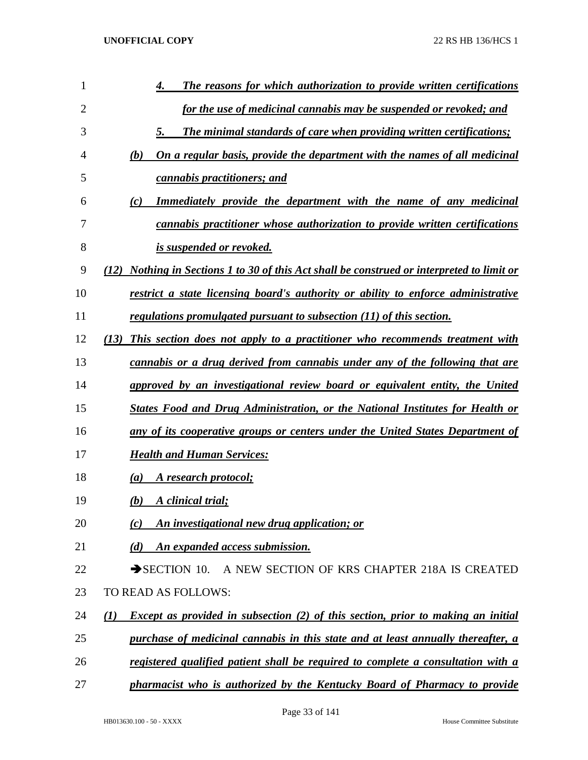*4. The reasons for which authorization to provide written certifications for the use of medicinal cannabis may be suspended or revoked; and*

*5. The minimal standards of care when providing written certifications;*

*(b) On a regular basis, provide the department with the names of all medicinal cannabis practitioners; and*

*(c) Immediately provide the department with the name of any medicinal cannabis practitioner whose authorization to provide written certifications is suspended or revoked.*

*(12) Nothing in Sections 1 to 30 of this Act shall be construed or interpreted to limit or restrict a state licensing board's authority or ability to enforce administrative regulations promulgated pursuant to subsection (11) of this section.*

*(13) This section does not apply to a practitioner who recommends treatment with cannabis or a drug derived from cannabis under any of the following that are approved by an investigational review board or equivalent entity, the United States Food and Drug Administration, or the National Institutes for Health or any of its cooperative groups or centers under the United States Department of Health and Human Services:*

*(a) A research protocol;*

*(b) A clinical trial;*

*(c) An investigational new drug application; or*

*(d) An expanded access submission.*

➔SECTION 10. A NEW SECTION OF KRS CHAPTER 218A IS CREATED TO READ AS FOLLOWS:

*(1) Except as provided in subsection (2) of this section, prior to making an initial purchase of medicinal cannabis in this state and at least annually thereafter, a registered qualified patient shall be required to complete a consultation with a pharmacist who is authorized by the Kentucky Board of Pharmacy to provide*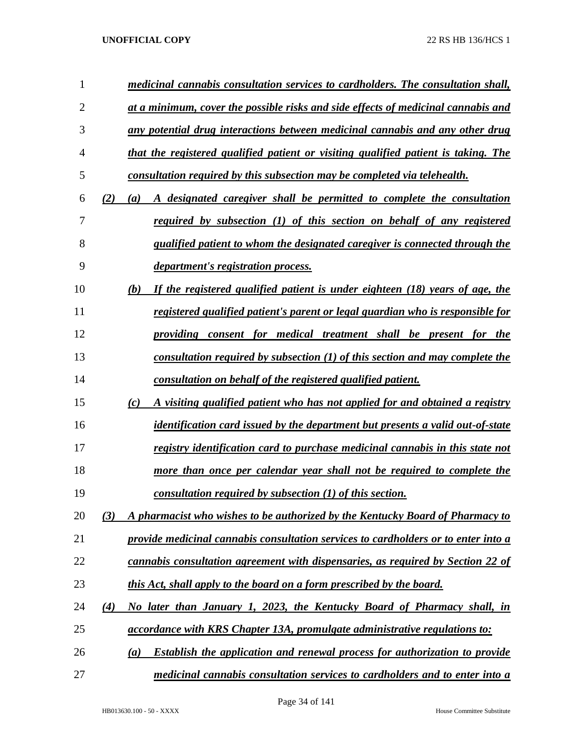*medicinal cannabis consultation services to cardholders. The consultation shall, at a minimum, cover the possible risks and side effects of medicinal cannabis and any potential drug interactions between medicinal cannabis and any other drug that the registered qualified patient or visiting qualified patient is taking. The consultation required by this subsection may be completed via telehealth.*

*(2) (a) A designated caregiver shall be permitted to complete the consultation required by subsection (1) of this section on behalf of any registered qualified patient to whom the designated caregiver is connected through the department's registration process.*

*(b) If the registered qualified patient is under eighteen (18) years of age, the registered qualified patient's parent or legal guardian who is responsible for providing consent for medical treatment shall be present for the consultation required by subsection (1) of this section and may complete the consultation on behalf of the registered qualified patient.*

*(c) A visiting qualified patient who has not applied for and obtained a registry identification card issued by the department but presents a valid out-of-state registry identification card to purchase medicinal cannabis in this state not more than once per calendar year shall not be required to complete the consultation required by subsection (1) of this section.*

*(3) A pharmacist who wishes to be authorized by the Kentucky Board of Pharmacy to provide medicinal cannabis consultation services to cardholders or to enter into a cannabis consultation agreement with dispensaries, as required by Section 22 of this Act, shall apply to the board on a form prescribed by the board.*

*(4) No later than January 1, 2023, the Kentucky Board of Pharmacy shall, in accordance with KRS Chapter 13A, promulgate administrative regulations to:*

*(a) Establish the application and renewal process for authorization to provide medicinal cannabis consultation services to cardholders and to enter into a*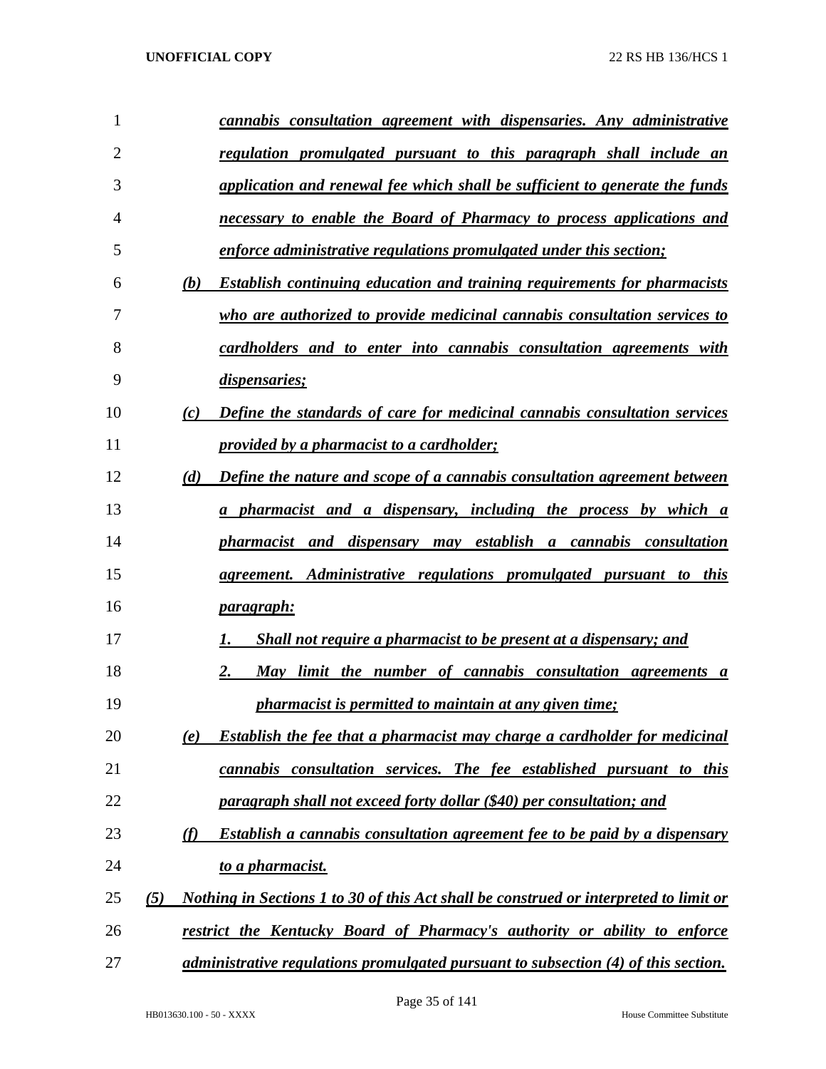*cannabis consultation agreement with dispensaries. Any administrative regulation promulgated pursuant to this paragraph shall include an application and renewal fee which shall be sufficient to generate the funds necessary to enable the Board of Pharmacy to process applications and enforce administrative regulations promulgated under this section;*

*(b) Establish continuing education and training requirements for pharmacists who are authorized to provide medicinal cannabis consultation services to cardholders and to enter into cannabis consultation agreements with dispensaries;*

*(c) Define the standards of care for medicinal cannabis consultation services provided by a pharmacist to a cardholder;*

*(d) Define the nature and scope of a cannabis consultation agreement between a pharmacist and a dispensary, including the process by which a pharmacist and dispensary may establish a cannabis consultation agreement. Administrative regulations promulgated pursuant to this paragraph:*

*1. Shall not require a pharmacist to be present at a dispensary; and*

*2. May limit the number of cannabis consultation agreements a pharmacist is permitted to maintain at any given time;*

*(e) Establish the fee that a pharmacist may charge a cardholder for medicinal cannabis consultation services. The fee established pursuant to this paragraph shall not exceed forty dollar ($40) per consultation; and*

*(f) Establish a cannabis consultation agreement fee to be paid by a dispensary to a pharmacist.*

*(5) Nothing in Sections 1 to 30 of this Act shall be construed or interpreted to limit or restrict the Kentucky Board of Pharmacy's authority or ability to enforce administrative regulations promulgated pursuant to subsection (4) of this section.*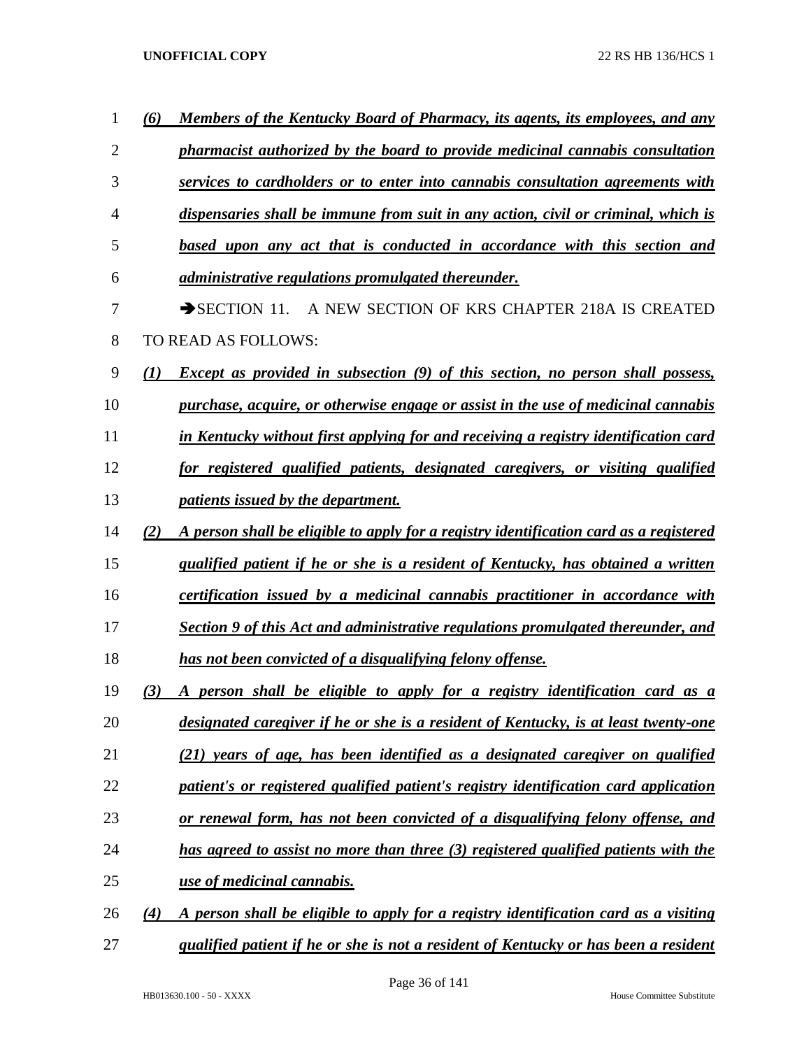*(6) Members of the Kentucky Board of Pharmacy, its agents, its employees, and any pharmacist authorized by the board to provide medicinal cannabis consultation services to cardholders or to enter into cannabis consultation agreements with dispensaries shall be immune from suit in any action, civil or criminal, which is based upon any act that is conducted in accordance with this section and administrative regulations promulgated thereunder.*

➔SECTION 11. A NEW SECTION OF KRS CHAPTER 218A IS CREATED TO READ AS FOLLOWS:

*(1) Except as provided in subsection (9) of this section, no person shall possess, purchase, acquire, or otherwise engage or assist in the use of medicinal cannabis in Kentucky without first applying for and receiving a registry identification card for registered qualified patients, designated caregivers, or visiting qualified patients issued by the department.*

*(2) A person shall be eligible to apply for a registry identification card as a registered qualified patient if he or she is a resident of Kentucky, has obtained a written certification issued by a medicinal cannabis practitioner in accordance with Section 9 of this Act and administrative regulations promulgated thereunder, and has not been convicted of a disqualifying felony offense.*

*(3) A person shall be eligible to apply for a registry identification card as a designated caregiver if he or she is a resident of Kentucky, is at least twenty-one (21) years of age, has been identified as a designated caregiver on qualified patient's or registered qualified patient's registry identification card application or renewal form, has not been convicted of a disqualifying felony offense, and has agreed to assist no more than three (3) registered qualified patients with the use of medicinal cannabis.*

*(4) A person shall be eligible to apply for a registry identification card as a visiting qualified patient if he or she is not a resident of Kentucky or has been a resident*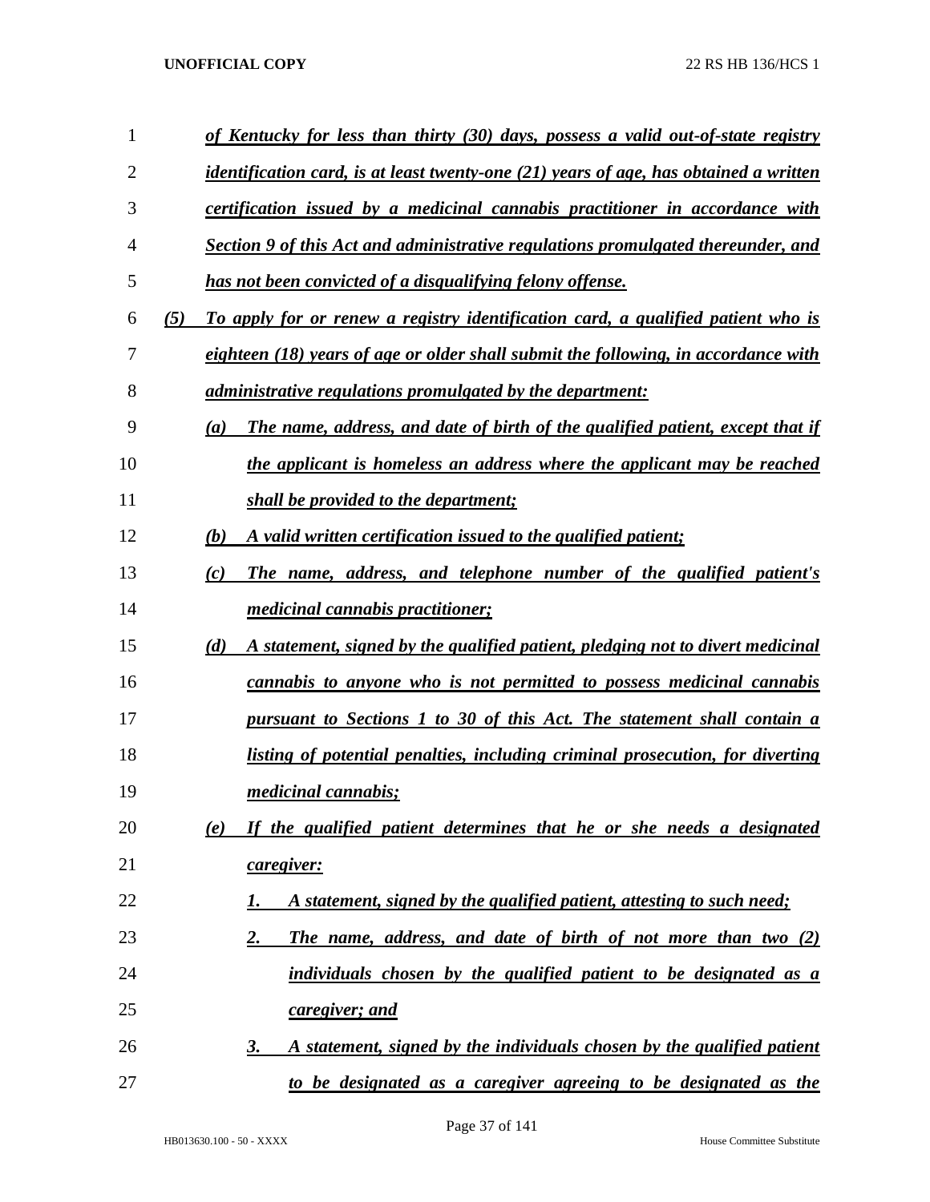*of Kentucky for less than thirty (30) days, possess a valid out-of-state registry identification card, is at least twenty-one (21) years of age, has obtained a written certification issued by a medicinal cannabis practitioner in accordance with Section 9 of this Act and administrative regulations promulgated thereunder, and has not been convicted of a disqualifying felony offense.*

*(5) To apply for or renew a registry identification card, a qualified patient who is eighteen (18) years of age or older shall submit the following, in accordance with administrative regulations promulgated by the department:*

*(a) The name, address, and date of birth of the qualified patient, except that if the applicant is homeless an address where the applicant may be reached shall be provided to the department;*

*(b) A valid written certification issued to the qualified patient;*

*(c) The name, address, and telephone number of the qualified patient's medicinal cannabis practitioner;*

*(d) A statement, signed by the qualified patient, pledging not to divert medicinal cannabis to anyone who is not permitted to possess medicinal cannabis pursuant to Sections 1 to 30 of this Act. The statement shall contain a listing of potential penalties, including criminal prosecution, for diverting medicinal cannabis;*

*(e) If the qualified patient determines that he or she needs a designated caregiver:*

*1. A statement, signed by the qualified patient, attesting to such need;*

*2. The name, address, and date of birth of not more than two (2) individuals chosen by the qualified patient to be designated as a caregiver; and*

*3. A statement, signed by the individuals chosen by the qualified patient to be designated as a caregiver agreeing to be designated as the*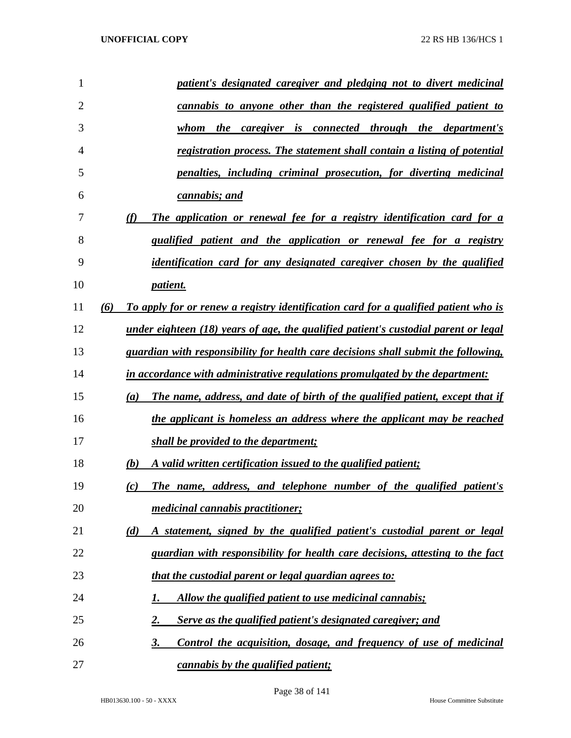*patient's designated caregiver and pledging not to divert medicinal cannabis to anyone other than the registered qualified patient to whom the caregiver is connected through the department's registration process. The statement shall contain a listing of potential penalties, including criminal prosecution, for diverting medicinal cannabis; and*

*(f) The application or renewal fee for a registry identification card for a qualified patient and the application or renewal fee for a registry identification card for any designated caregiver chosen by the qualified patient.*

*(6) To apply for or renew a registry identification card for a qualified patient who is under eighteen (18) years of age, the qualified patient's custodial parent or legal guardian with responsibility for health care decisions shall submit the following, in accordance with administrative regulations promulgated by the department:*

*(a) The name, address, and date of birth of the qualified patient, except that if the applicant is homeless an address where the applicant may be reached shall be provided to the department;*

*(b) A valid written certification issued to the qualified patient;*

*(c) The name, address, and telephone number of the qualified patient's medicinal cannabis practitioner;*

*(d) A statement, signed by the qualified patient's custodial parent or legal guardian with responsibility for health care decisions, attesting to the fact that the custodial parent or legal guardian agrees to:*

*1. Allow the qualified patient to use medicinal cannabis;*

*2. Serve as the qualified patient's designated caregiver; and*

*3. Control the acquisition, dosage, and frequency of use of medicinal cannabis by the qualified patient;*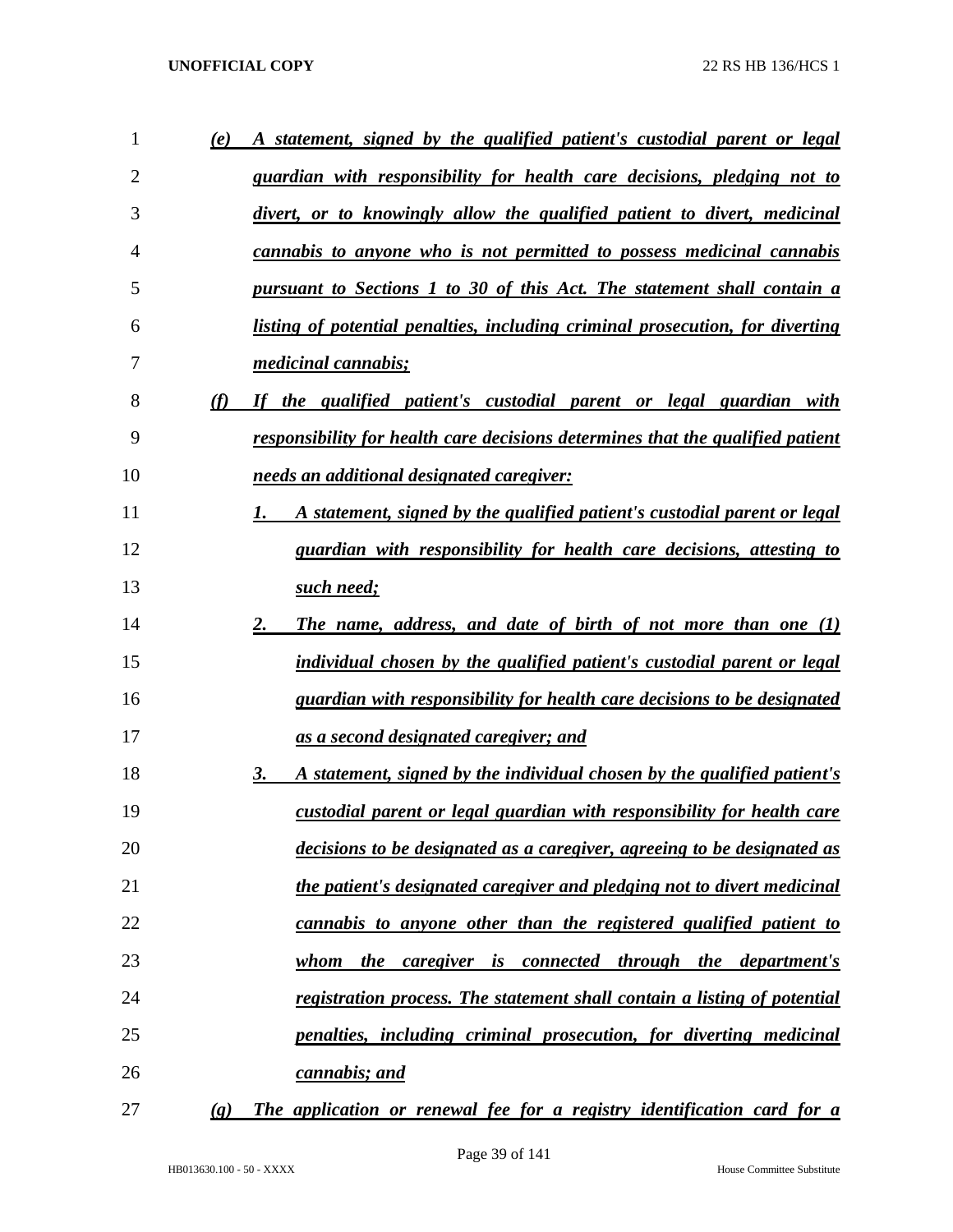*(e) A statement, signed by the qualified patient's custodial parent or legal guardian with responsibility for health care decisions, pledging not to divert, or to knowingly allow the qualified patient to divert, medicinal cannabis to anyone who is not permitted to possess medicinal cannabis pursuant to Sections 1 to 30 of this Act. The statement shall contain a listing of potential penalties, including criminal prosecution, for diverting medicinal cannabis;*

*(f) If the qualified patient's custodial parent or legal guardian with responsibility for health care decisions determines that the qualified patient needs an additional designated caregiver:*

*1. A statement, signed by the qualified patient's custodial parent or legal guardian with responsibility for health care decisions, attesting to such need;*

*2. The name, address, and date of birth of not more than one (1) individual chosen by the qualified patient's custodial parent or legal guardian with responsibility for health care decisions to be designated as a second designated caregiver; and*

*3. A statement, signed by the individual chosen by the qualified patient's custodial parent or legal guardian with responsibility for health care decisions to be designated as a caregiver, agreeing to be designated as the patient's designated caregiver and pledging not to divert medicinal cannabis to anyone other than the registered qualified patient to whom the caregiver is connected through the department's registration process. The statement shall contain a listing of potential penalties, including criminal prosecution, for diverting medicinal cannabis; and*

*(g) The application or renewal fee for a registry identification card for a*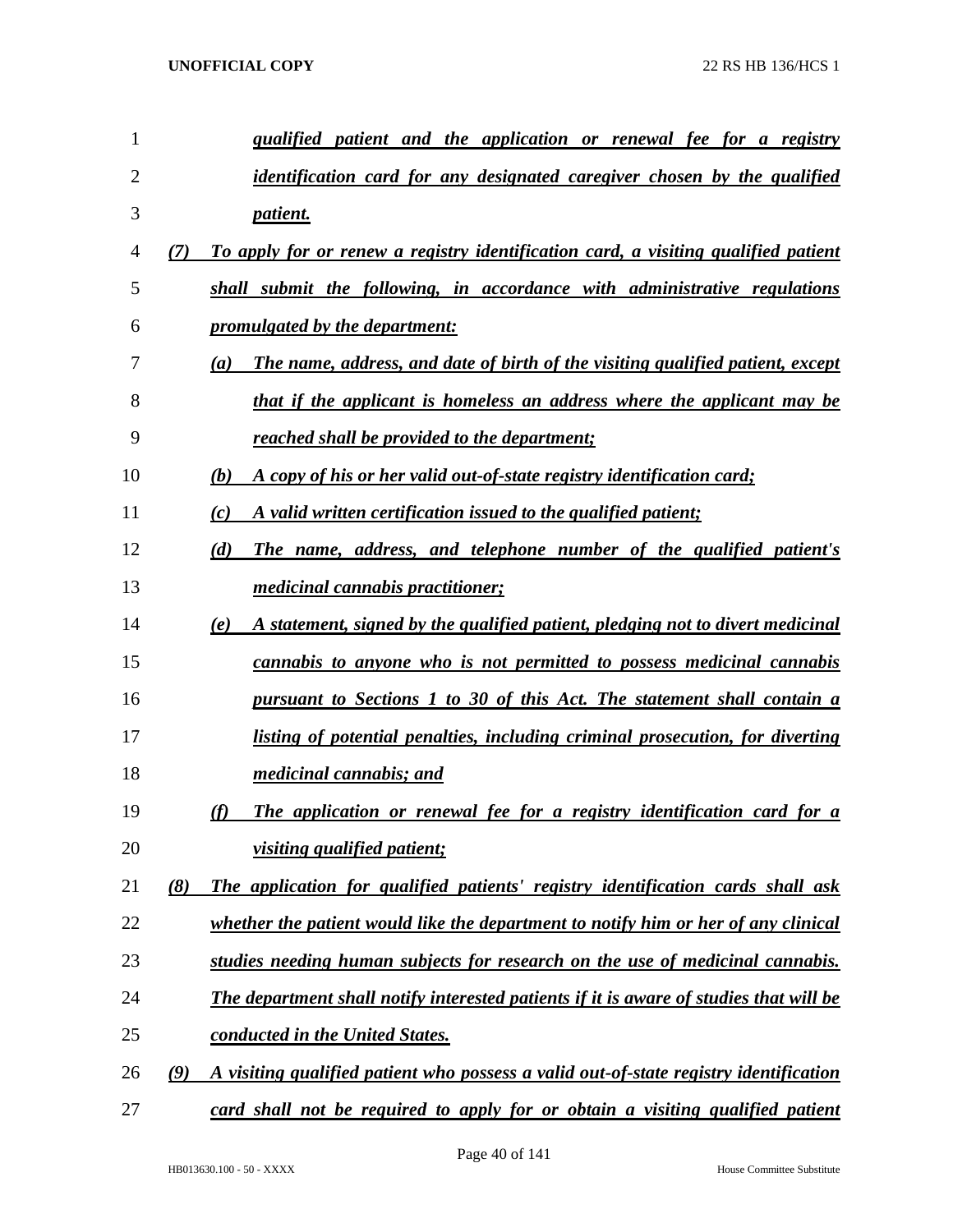*qualified patient and the application or renewal fee for a registry identification card for any designated caregiver chosen by the qualified patient.*

*(7) To apply for or renew a registry identification card, a visiting qualified patient shall submit the following, in accordance with administrative regulations promulgated by the department:*

*(a) The name, address, and date of birth of the visiting qualified patient, except that if the applicant is homeless an address where the applicant may be reached shall be provided to the department;*

*(b) A copy of his or her valid out-of-state registry identification card;*

*(c) A valid written certification issued to the qualified patient;*

*(d) The name, address, and telephone number of the qualified patient's medicinal cannabis practitioner;*

*(e) A statement, signed by the qualified patient, pledging not to divert medicinal cannabis to anyone who is not permitted to possess medicinal cannabis pursuant to Sections 1 to 30 of this Act. The statement shall contain a listing of potential penalties, including criminal prosecution, for diverting medicinal cannabis; and*

*(f) The application or renewal fee for a registry identification card for a visiting qualified patient;*

*(8) The application for qualified patients' registry identification cards shall ask whether the patient would like the department to notify him or her of any clinical studies needing human subjects for research on the use of medicinal cannabis. The department shall notify interested patients if it is aware of studies that will be conducted in the United States.*

*(9) A visiting qualified patient who possess a valid out-of-state registry identification card shall not be required to apply for or obtain a visiting qualified patient*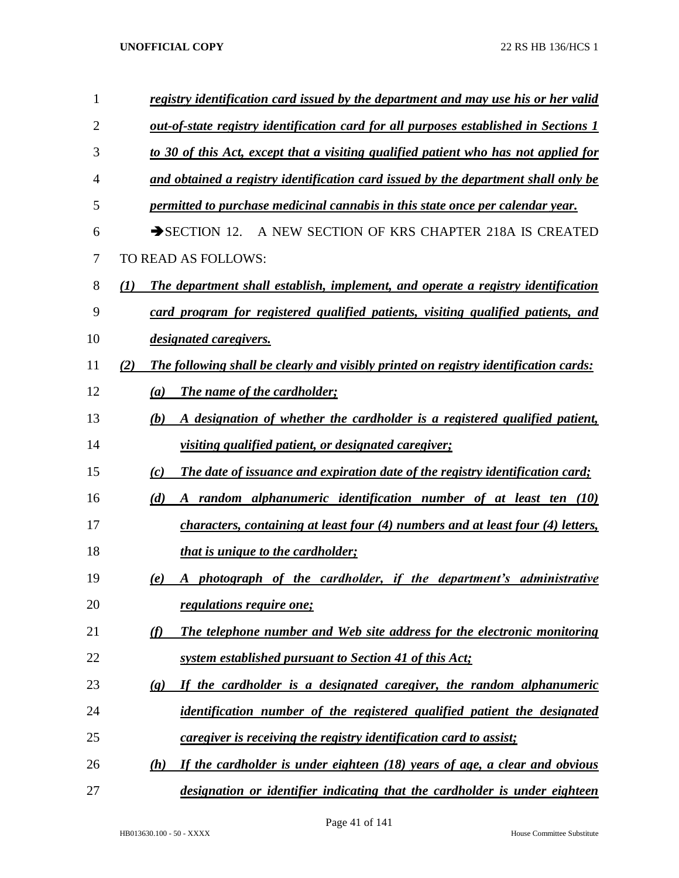*registry identification card issued by the department and may use his or her valid out-of-state registry identification card for all purposes established in Sections 1 to 30 of this Act, except that a visiting qualified patient who has not applied for and obtained a registry identification card issued by the department shall only be permitted to purchase medicinal cannabis in this state once per calendar year.*

➔SECTION 12. A NEW SECTION OF KRS CHAPTER 218A IS CREATED TO READ AS FOLLOWS:

***(1)*** *The department shall establish, implement, and operate a registry identification card program for registered qualified patients, visiting qualified patients, and designated caregivers.*

***(2)*** *The following shall be clearly and visibly printed on registry identification cards:*

***(a)*** *The name of the cardholder;*

***(b)*** *A designation of whether the cardholder is a registered qualified patient, visiting qualified patient, or designated caregiver;*

***(c)*** *The date of issuance and expiration date of the registry identification card;*

***(d)*** *A random alphanumeric identification number of at least ten (10) characters, containing at least four (4) numbers and at least four (4) letters, that is unique to the cardholder;*

***(e)*** *A photograph of the cardholder, if the department's administrative regulations require one;*

***(f)*** *The telephone number and Web site address for the electronic monitoring system established pursuant to Section 41 of this Act;*

***(g)*** *If the cardholder is a designated caregiver, the random alphanumeric identification number of the registered qualified patient the designated caregiver is receiving the registry identification card to assist;*

***(h)*** *If the cardholder is under eighteen (18) years of age, a clear and obvious designation or identifier indicating that the cardholder is under eighteen*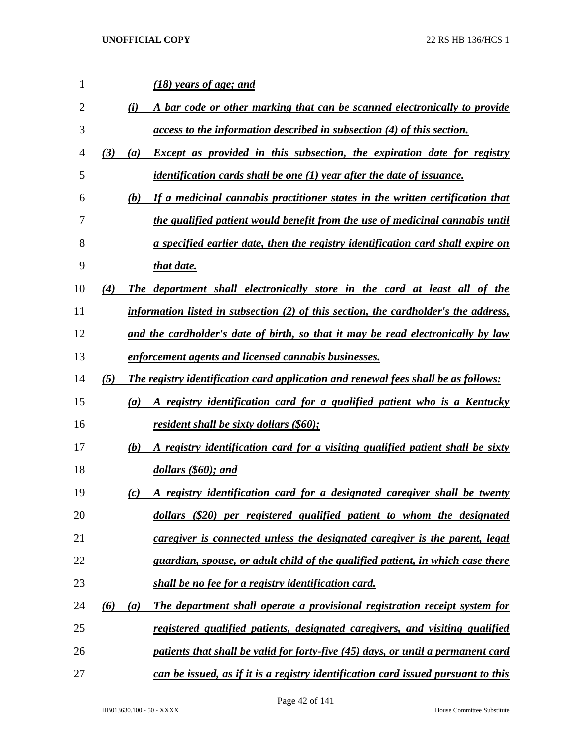*(18) years of age; and*

*(i) A bar code or other marking that can be scanned electronically to provide access to the information described in subsection (4) of this section.*

*(3) (a) Except as provided in this subsection, the expiration date for registry identification cards shall be one (1) year after the date of issuance.*

*(b) If a medicinal cannabis practitioner states in the written certification that the qualified patient would benefit from the use of medicinal cannabis until a specified earlier date, then the registry identification card shall expire on that date.*

*(4) The department shall electronically store in the card at least all of the information listed in subsection (2) of this section, the cardholder's the address, and the cardholder's date of birth, so that it may be read electronically by law enforcement agents and licensed cannabis businesses.*

*(5) The registry identification card application and renewal fees shall be as follows:*

*(a) A registry identification card for a qualified patient who is a Kentucky resident shall be sixty dollars ($60);*

*(b) A registry identification card for a visiting qualified patient shall be sixty dollars ($60); and*

*(c) A registry identification card for a designated caregiver shall be twenty dollars ($20) per registered qualified patient to whom the designated caregiver is connected unless the designated caregiver is the parent, legal guardian, spouse, or adult child of the qualified patient, in which case there shall be no fee for a registry identification card.*

*(6) (a) The department shall operate a provisional registration receipt system for registered qualified patients, designated caregivers, and visiting qualified patients that shall be valid for forty-five (45) days, or until a permanent card can be issued, as if it is a registry identification card issued pursuant to this*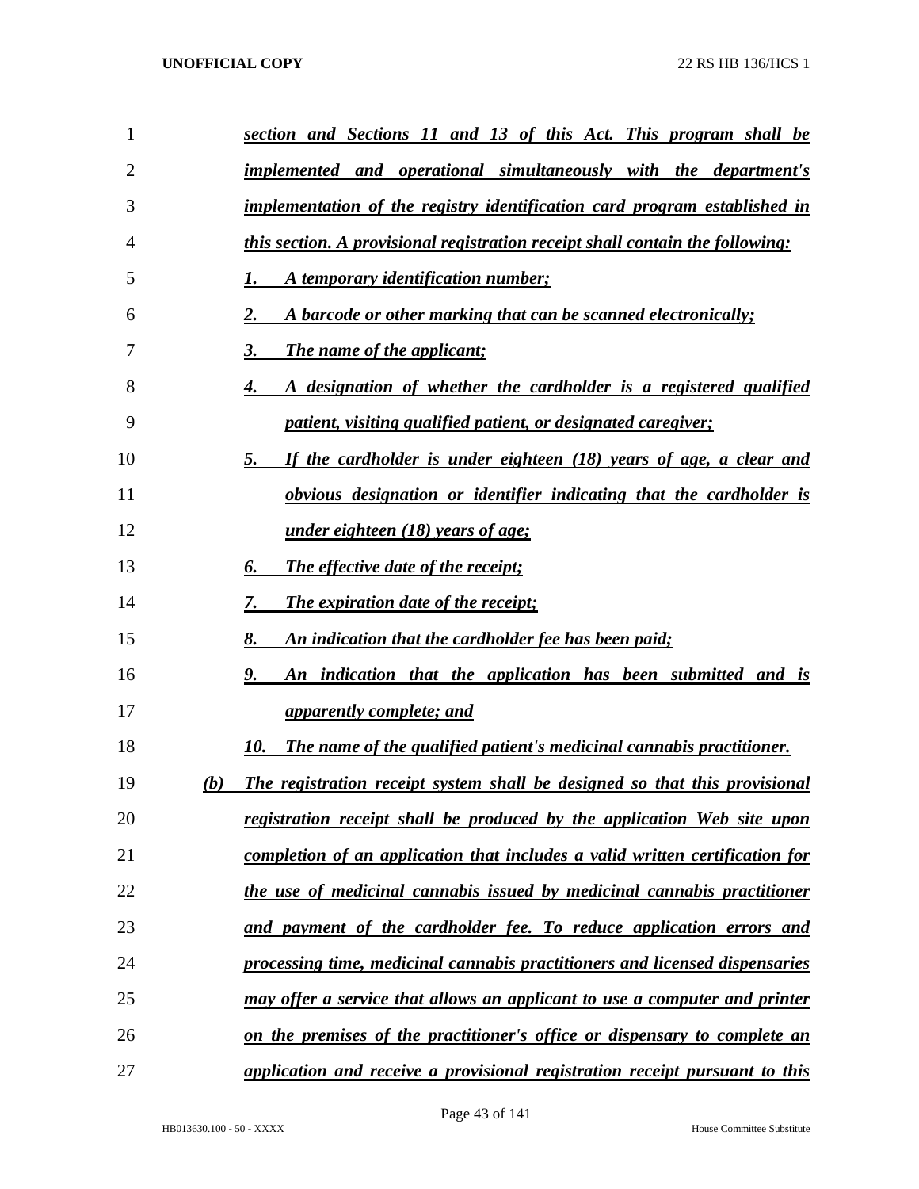*section and Sections 11 and 13 of this Act. This program shall be implemented and operational simultaneously with the department's implementation of the registry identification card program established in this section. A provisional registration receipt shall contain the following:*

1. *A temporary identification number;*
2. *A barcode or other marking that can be scanned electronically;*
3. *The name of the applicant;*
4. *A designation of whether the cardholder is a registered qualified patient, visiting qualified patient, or designated caregiver;*
5. *If the cardholder is under eighteen (18) years of age, a clear and obvious designation or identifier indicating that the cardholder is under eighteen (18) years of age;*
6. *The effective date of the receipt;*
7. *The expiration date of the receipt;*
8. *An indication that the cardholder fee has been paid;*
9. *An indication that the application has been submitted and is apparently complete; and*
10. *The name of the qualified patient's medicinal cannabis practitioner.*

*(b) The registration receipt system shall be designed so that this provisional registration receipt shall be produced by the application Web site upon completion of an application that includes a valid written certification for the use of medicinal cannabis issued by medicinal cannabis practitioner and payment of the cardholder fee. To reduce application errors and processing time, medicinal cannabis practitioners and licensed dispensaries may offer a service that allows an applicant to use a computer and printer on the premises of the practitioner's office or dispensary to complete an application and receive a provisional registration receipt pursuant to this*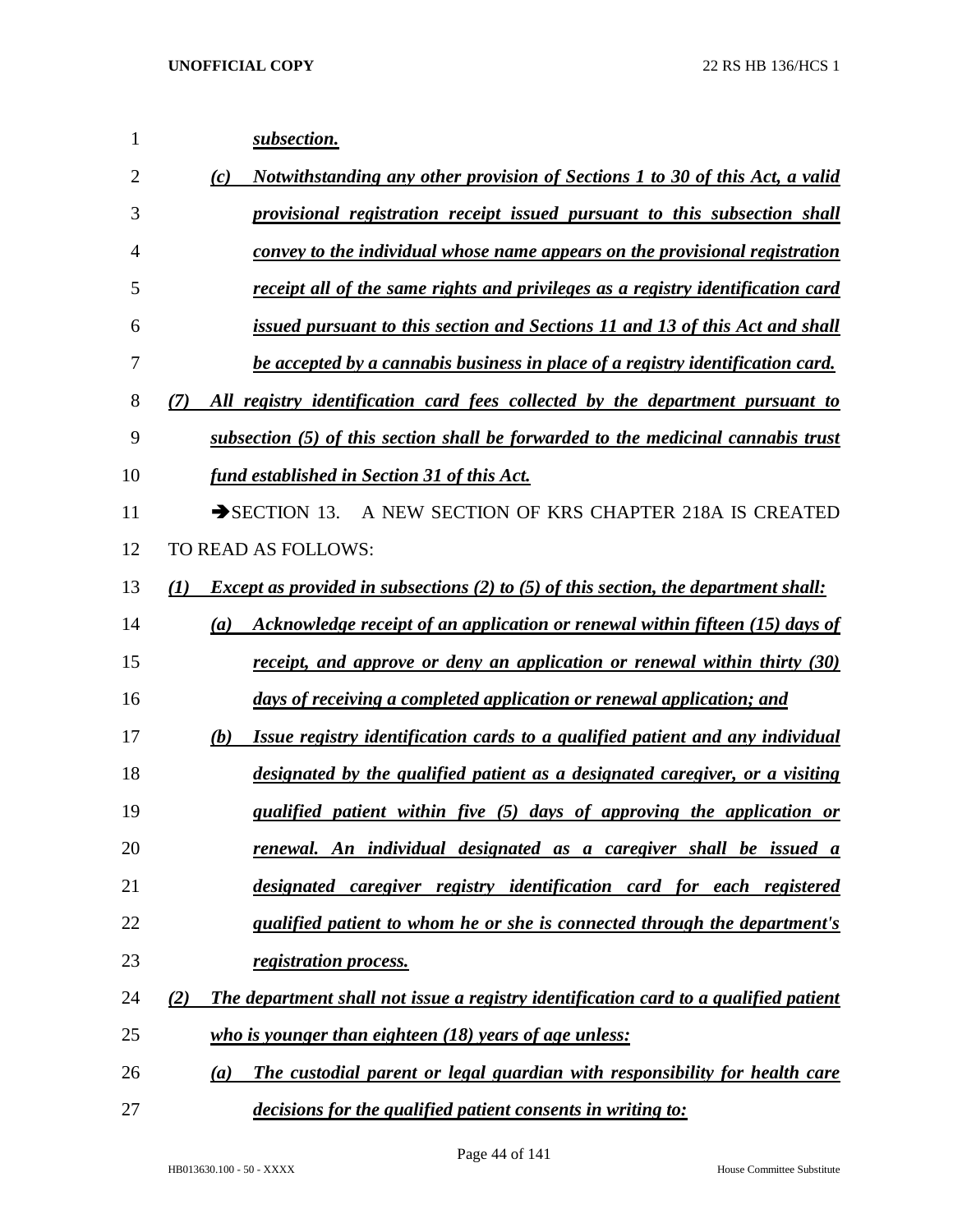***subsection.***

*(c)* ***Notwithstanding any other provision of Sections 1 to 30 of this Act, a valid provisional registration receipt issued pursuant to this subsection shall convey to the individual whose name appears on the provisional registration receipt all of the same rights and privileges as a registry identification card issued pursuant to this section and Sections 11 and 13 of this Act and shall be accepted by a cannabis business in place of a registry identification card.***

*(7)* ***All registry identification card fees collected by the department pursuant to subsection (5) of this section shall be forwarded to the medicinal cannabis trust fund established in Section 31 of this Act.***

➔SECTION 13. A NEW SECTION OF KRS CHAPTER 218A IS CREATED TO READ AS FOLLOWS:

*(1)* ***Except as provided in subsections (2) to (5) of this section, the department shall:***

*(a)* ***Acknowledge receipt of an application or renewal within fifteen (15) days of receipt, and approve or deny an application or renewal within thirty (30) days of receiving a completed application or renewal application; and***

*(b)* ***Issue registry identification cards to a qualified patient and any individual designated by the qualified patient as a designated caregiver, or a visiting qualified patient within five (5) days of approving the application or renewal. An individual designated as a caregiver shall be issued a designated caregiver registry identification card for each registered qualified patient to whom he or she is connected through the department's registration process.***

*(2)* ***The department shall not issue a registry identification card to a qualified patient who is younger than eighteen (18) years of age unless:***

*(a)* ***The custodial parent or legal guardian with responsibility for health care decisions for the qualified patient consents in writing to:***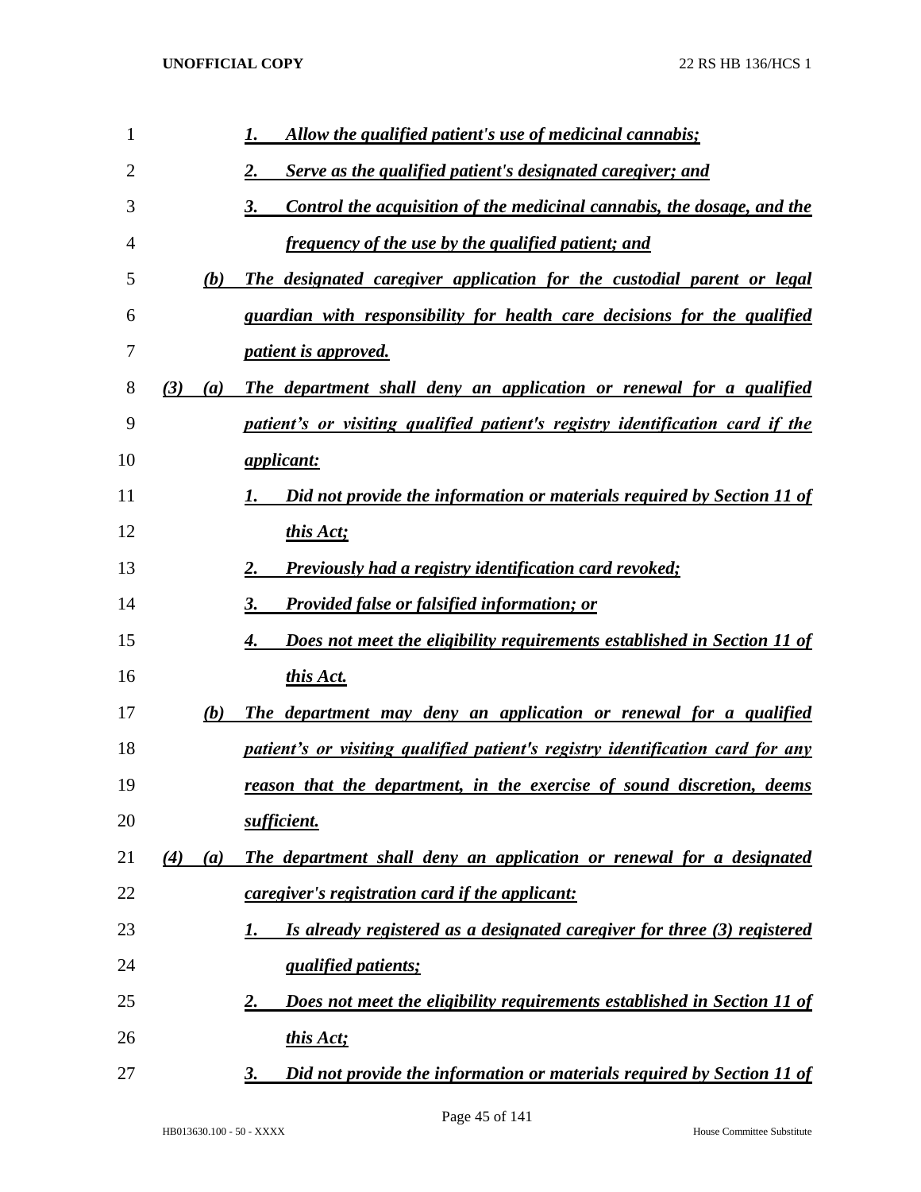1. *Allow the qualified patient's use of medicinal cannabis;*
2. *Serve as the qualified patient's designated caregiver; and*
3. *Control the acquisition of the medicinal cannabis, the dosage, and the frequency of the use by the qualified patient; and*

(b) *The designated caregiver application for the custodial parent or legal guardian with responsibility for health care decisions for the qualified patient is approved.*

(3) (a) *The department shall deny an application or renewal for a qualified patient's or visiting qualified patient's registry identification card if the applicant:*

1. *Did not provide the information or materials required by Section 11 of this Act;*
2. *Previously had a registry identification card revoked;*
3. *Provided false or falsified information; or*
4. *Does not meet the eligibility requirements established in Section 11 of this Act.*

(b) *The department may deny an application or renewal for a qualified patient's or visiting qualified patient's registry identification card for any reason that the department, in the exercise of sound discretion, deems sufficient.*

(4) (a) *The department shall deny an application or renewal for a designated caregiver's registration card if the applicant:*

1. *Is already registered as a designated caregiver for three (3) registered qualified patients;*
2. *Does not meet the eligibility requirements established in Section 11 of this Act;*
3. *Did not provide the information or materials required by Section 11 of*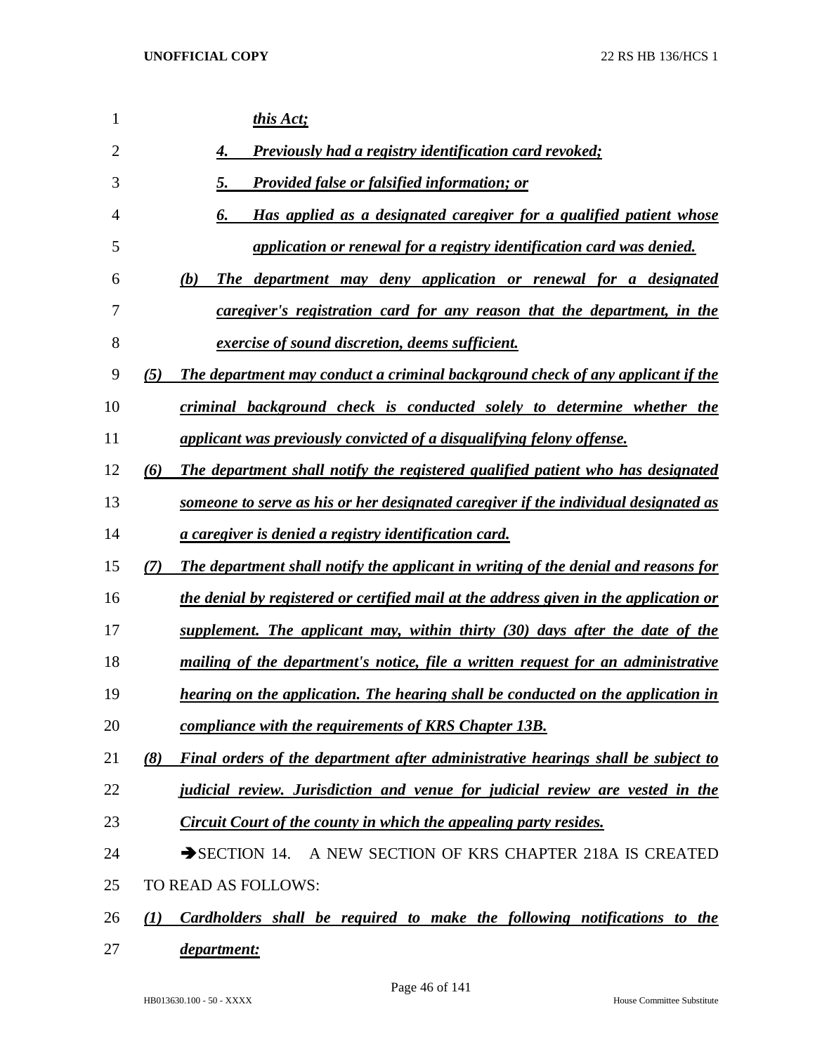*this Act;*

4. *Previously had a registry identification card revoked;*

5. *Provided false or falsified information; or*

6. *Has applied as a designated caregiver for a qualified patient whose application or renewal for a registry identification card was denied.*

*(b) The department may deny application or renewal for a designated caregiver's registration card for any reason that the department, in the exercise of sound discretion, deems sufficient.*

*(5) The department may conduct a criminal background check of any applicant if the criminal background check is conducted solely to determine whether the applicant was previously convicted of a disqualifying felony offense.*

*(6) The department shall notify the registered qualified patient who has designated someone to serve as his or her designated caregiver if the individual designated as a caregiver is denied a registry identification card.*

*(7) The department shall notify the applicant in writing of the denial and reasons for the denial by registered or certified mail at the address given in the application or supplement. The applicant may, within thirty (30) days after the date of the mailing of the department's notice, file a written request for an administrative hearing on the application. The hearing shall be conducted on the application in compliance with the requirements of KRS Chapter 13B.*

*(8) Final orders of the department after administrative hearings shall be subject to judicial review. Jurisdiction and venue for judicial review are vested in the Circuit Court of the county in which the appealing party resides.*

➔SECTION 14. A NEW SECTION OF KRS CHAPTER 218A IS CREATED TO READ AS FOLLOWS:

*(1) Cardholders shall be required to make the following notifications to the department:*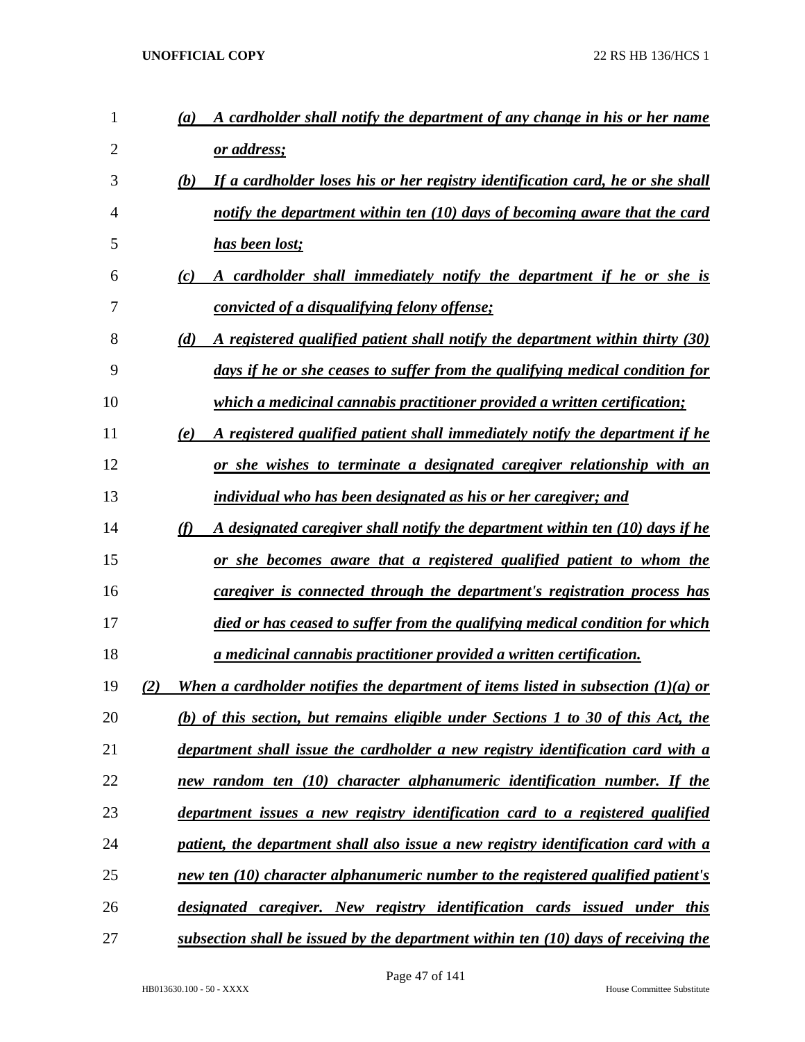(a) *A cardholder shall notify the department of any change in his or her name or address;*

(b) *If a cardholder loses his or her registry identification card, he or she shall notify the department within ten (10) days of becoming aware that the card has been lost;*

(c) *A cardholder shall immediately notify the department if he or she is convicted of a disqualifying felony offense;*

(d) *A registered qualified patient shall notify the department within thirty (30) days if he or she ceases to suffer from the qualifying medical condition for which a medicinal cannabis practitioner provided a written certification;*

(e) *A registered qualified patient shall immediately notify the department if he or she wishes to terminate a designated caregiver relationship with an individual who has been designated as his or her caregiver; and*

(f) *A designated caregiver shall notify the department within ten (10) days if he or she becomes aware that a registered qualified patient to whom the caregiver is connected through the department's registration process has died or has ceased to suffer from the qualifying medical condition for which a medicinal cannabis practitioner provided a written certification.*

(2) *When a cardholder notifies the department of items listed in subsection (1)(a) or (b) of this section, but remains eligible under Sections 1 to 30 of this Act, the department shall issue the cardholder a new registry identification card with a new random ten (10) character alphanumeric identification number. If the department issues a new registry identification card to a registered qualified patient, the department shall also issue a new registry identification card with a new ten (10) character alphanumeric number to the registered qualified patient's designated caregiver. New registry identification cards issued under this subsection shall be issued by the department within ten (10) days of receiving the*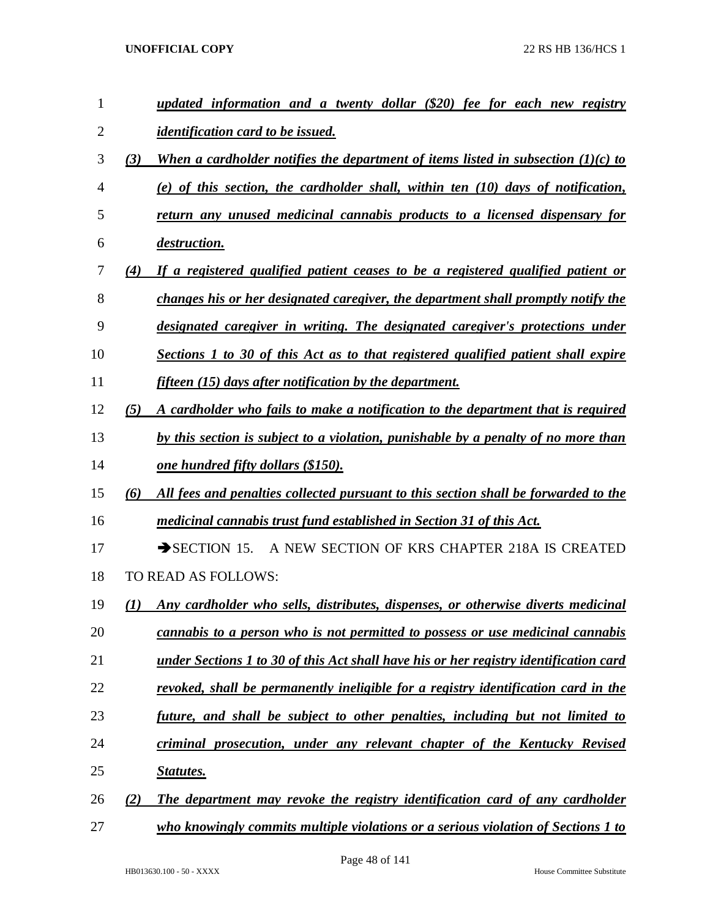*updated information and a twenty dollar ($20) fee for each new registry identification card to be issued.*

*(3) When a cardholder notifies the department of items listed in subsection (1)(c) to (e) of this section, the cardholder shall, within ten (10) days of notification, return any unused medicinal cannabis products to a licensed dispensary for destruction.*

*(4) If a registered qualified patient ceases to be a registered qualified patient or changes his or her designated caregiver, the department shall promptly notify the designated caregiver in writing. The designated caregiver's protections under Sections 1 to 30 of this Act as to that registered qualified patient shall expire fifteen (15) days after notification by the department.*

*(5) A cardholder who fails to make a notification to the department that is required by this section is subject to a violation, punishable by a penalty of no more than one hundred fifty dollars ($150).*

*(6) All fees and penalties collected pursuant to this section shall be forwarded to the medicinal cannabis trust fund established in Section 31 of this Act.*

➔SECTION 15. A NEW SECTION OF KRS CHAPTER 218A IS CREATED TO READ AS FOLLOWS:

*(1) Any cardholder who sells, distributes, dispenses, or otherwise diverts medicinal cannabis to a person who is not permitted to possess or use medicinal cannabis under Sections 1 to 30 of this Act shall have his or her registry identification card revoked, shall be permanently ineligible for a registry identification card in the future, and shall be subject to other penalties, including but not limited to criminal prosecution, under any relevant chapter of the Kentucky Revised Statutes.*

*(2) The department may revoke the registry identification card of any cardholder who knowingly commits multiple violations or a serious violation of Sections 1 to*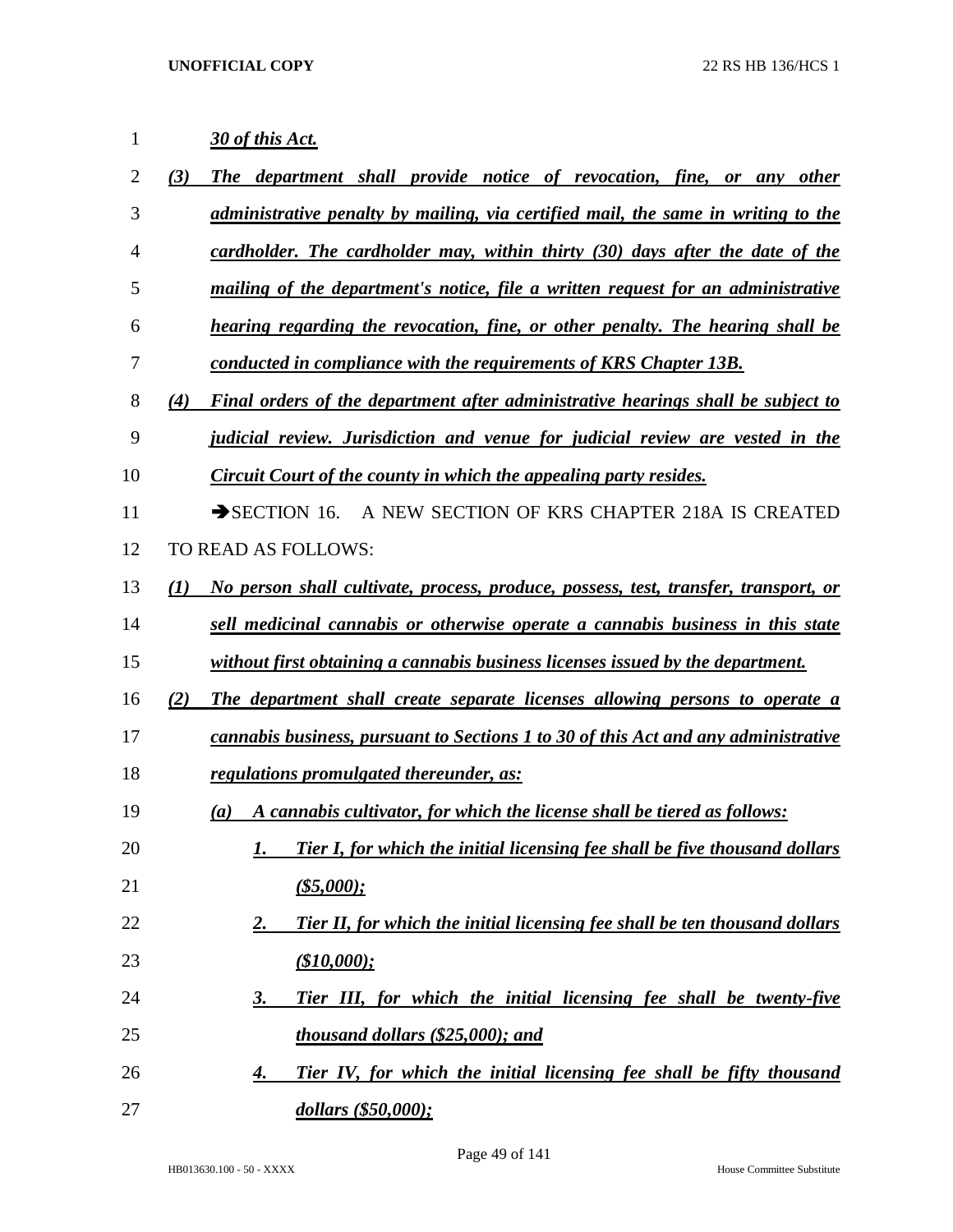*30 of this Act.*

*(3) The department shall provide notice of revocation, fine, or any other administrative penalty by mailing, via certified mail, the same in writing to the cardholder. The cardholder may, within thirty (30) days after the date of the mailing of the department's notice, file a written request for an administrative hearing regarding the revocation, fine, or other penalty. The hearing shall be conducted in compliance with the requirements of KRS Chapter 13B.*

*(4) Final orders of the department after administrative hearings shall be subject to judicial review. Jurisdiction and venue for judicial review are vested in the Circuit Court of the county in which the appealing party resides.*

➔SECTION 16. A NEW SECTION OF KRS CHAPTER 218A IS CREATED TO READ AS FOLLOWS:

*(1) No person shall cultivate, process, produce, possess, test, transfer, transport, or sell medicinal cannabis or otherwise operate a cannabis business in this state without first obtaining a cannabis business licenses issued by the department.*

*(2) The department shall create separate licenses allowing persons to operate a cannabis business, pursuant to Sections 1 to 30 of this Act and any administrative regulations promulgated thereunder, as:*

*(a) A cannabis cultivator, for which the license shall be tiered as follows:*

*1. Tier I, for which the initial licensing fee shall be five thousand dollars ($5,000);*

*2. Tier II, for which the initial licensing fee shall be ten thousand dollars ($10,000);*

*3. Tier III, for which the initial licensing fee shall be twenty-five thousand dollars ($25,000); and*

*4. Tier IV, for which the initial licensing fee shall be fifty thousand dollars ($50,000);*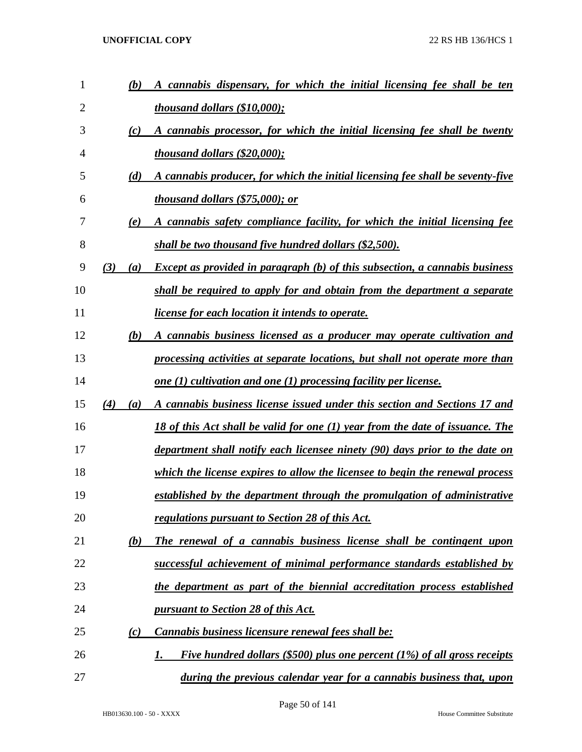(b) ***A cannabis dispensary, for which the initial licensing fee shall be ten thousand dollars ($10,000);***

(c) ***A cannabis processor, for which the initial licensing fee shall be twenty thousand dollars ($20,000);***

(d) ***A cannabis producer, for which the initial licensing fee shall be seventy-five thousand dollars ($75,000); or***

(e) ***A cannabis safety compliance facility, for which the initial licensing fee shall be two thousand five hundred dollars ($2,500).***

(3) (a) ***Except as provided in paragraph (b) of this subsection, a cannabis business shall be required to apply for and obtain from the department a separate license for each location it intends to operate.***

(b) ***A cannabis business licensed as a producer may operate cultivation and processing activities at separate locations, but shall not operate more than one (1) cultivation and one (1) processing facility per license.***

(4) (a) ***A cannabis business license issued under this section and Sections 17 and 18 of this Act shall be valid for one (1) year from the date of issuance. The department shall notify each licensee ninety (90) days prior to the date on which the license expires to allow the licensee to begin the renewal process established by the department through the promulgation of administrative regulations pursuant to Section 28 of this Act.***

(b) ***The renewal of a cannabis business license shall be contingent upon successful achievement of minimal performance standards established by the department as part of the biennial accreditation process established pursuant to Section 28 of this Act.***

(c) ***Cannabis business licensure renewal fees shall be:***

1. ***Five hundred dollars ($500) plus one percent (1%) of all gross receipts during the previous calendar year for a cannabis business that, upon***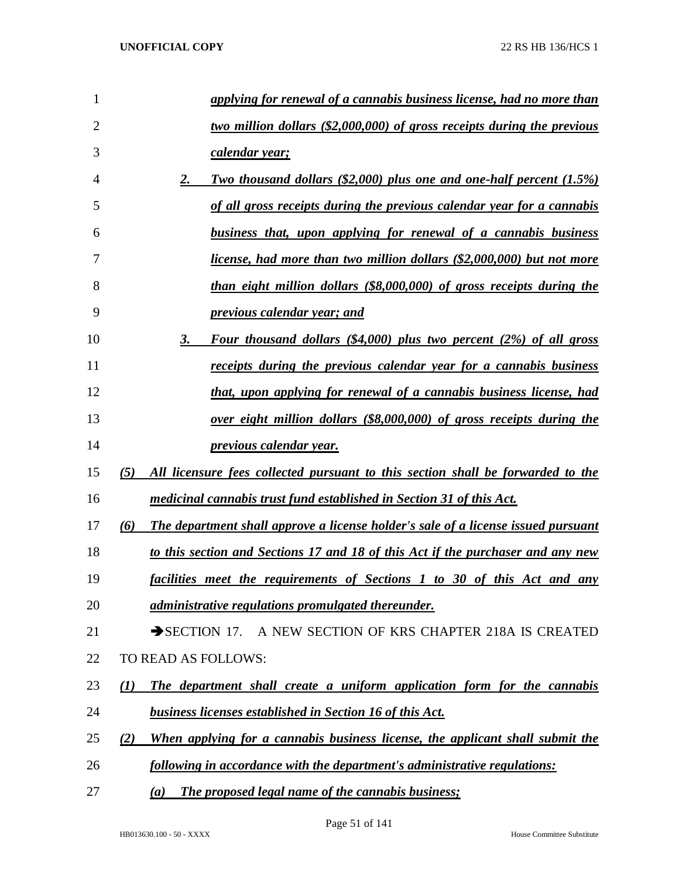*applying for renewal of a cannabis business license, had no more than two million dollars ($2,000,000) of gross receipts during the previous calendar year;*

2. *Two thousand dollars ($2,000) plus one and one-half percent (1.5%) of all gross receipts during the previous calendar year for a cannabis business that, upon applying for renewal of a cannabis business license, had more than two million dollars ($2,000,000) but not more than eight million dollars ($8,000,000) of gross receipts during the previous calendar year; and*

3. *Four thousand dollars ($4,000) plus two percent (2%) of all gross receipts during the previous calendar year for a cannabis business that, upon applying for renewal of a cannabis business license, had over eight million dollars ($8,000,000) of gross receipts during the previous calendar year.*

*(5) All licensure fees collected pursuant to this section shall be forwarded to the medicinal cannabis trust fund established in Section 31 of this Act.*

*(6) The department shall approve a license holder's sale of a license issued pursuant to this section and Sections 17 and 18 of this Act if the purchaser and any new facilities meet the requirements of Sections 1 to 30 of this Act and any administrative regulations promulgated thereunder.*

➔SECTION 17. A NEW SECTION OF KRS CHAPTER 218A IS CREATED TO READ AS FOLLOWS:

*(1) The department shall create a uniform application form for the cannabis business licenses established in Section 16 of this Act.*

*(2) When applying for a cannabis business license, the applicant shall submit the following in accordance with the department's administrative regulations:*

*(a) The proposed legal name of the cannabis business;*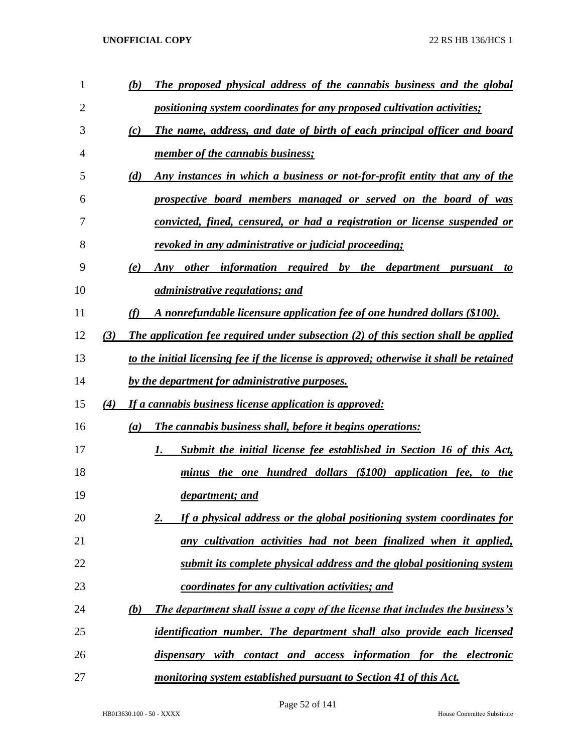*(b) The proposed physical address of the cannabis business and the global positioning system coordinates for any proposed cultivation activities;*

*(c) The name, address, and date of birth of each principal officer and board member of the cannabis business;*

*(d) Any instances in which a business or not-for-profit entity that any of the prospective board members managed or served on the board of was convicted, fined, censured, or had a registration or license suspended or revoked in any administrative or judicial proceeding;*

*(e) Any other information required by the department pursuant to administrative regulations; and*

*(f) A nonrefundable licensure application fee of one hundred dollars ($100).*

*(3) The application fee required under subsection (2) of this section shall be applied to the initial licensing fee if the license is approved; otherwise it shall be retained by the department for administrative purposes.*

*(4) If a cannabis business license application is approved:*

*(a) The cannabis business shall, before it begins operations:*

*1. Submit the initial license fee established in Section 16 of this Act, minus the one hundred dollars ($100) application fee, to the department; and*

*2. If a physical address or the global positioning system coordinates for any cultivation activities had not been finalized when it applied, submit its complete physical address and the global positioning system coordinates for any cultivation activities; and*

*(b) The department shall issue a copy of the license that includes the business's identification number. The department shall also provide each licensed dispensary with contact and access information for the electronic monitoring system established pursuant to Section 41 of this Act.*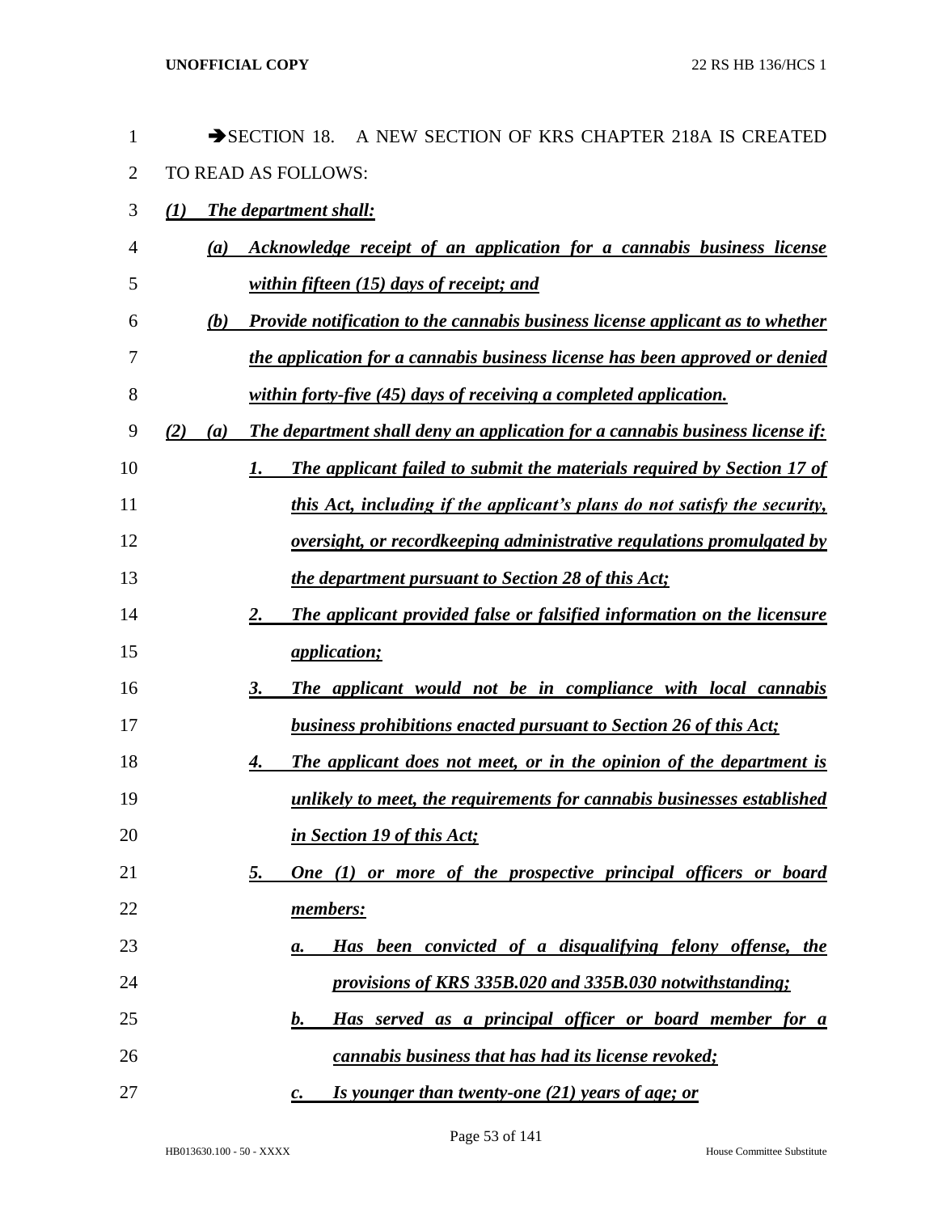➔SECTION 18. A NEW SECTION OF KRS CHAPTER 218A IS CREATED TO READ AS FOLLOWS:

***(1) The department shall:***

***(a) Acknowledge receipt of an application for a cannabis business license within fifteen (15) days of receipt; and***

***(b) Provide notification to the cannabis business license applicant as to whether the application for a cannabis business license has been approved or denied within forty-five (45) days of receiving a completed application.***

***(2) (a) The department shall deny an application for a cannabis business license if:***

***1. The applicant failed to submit the materials required by Section 17 of this Act, including if the applicant's plans do not satisfy the security, oversight, or recordkeeping administrative regulations promulgated by the department pursuant to Section 28 of this Act;***

***2. The applicant provided false or falsified information on the licensure application;***

***3. The applicant would not be in compliance with local cannabis business prohibitions enacted pursuant to Section 26 of this Act;***

***4. The applicant does not meet, or in the opinion of the department is unlikely to meet, the requirements for cannabis businesses established in Section 19 of this Act;***

***5. One (1) or more of the prospective principal officers or board members:***

***a. Has been convicted of a disqualifying felony offense, the provisions of KRS 335B.020 and 335B.030 notwithstanding;***

***b. Has served as a principal officer or board member for a cannabis business that has had its license revoked;***

***c. Is younger than twenty-one (21) years of age; or***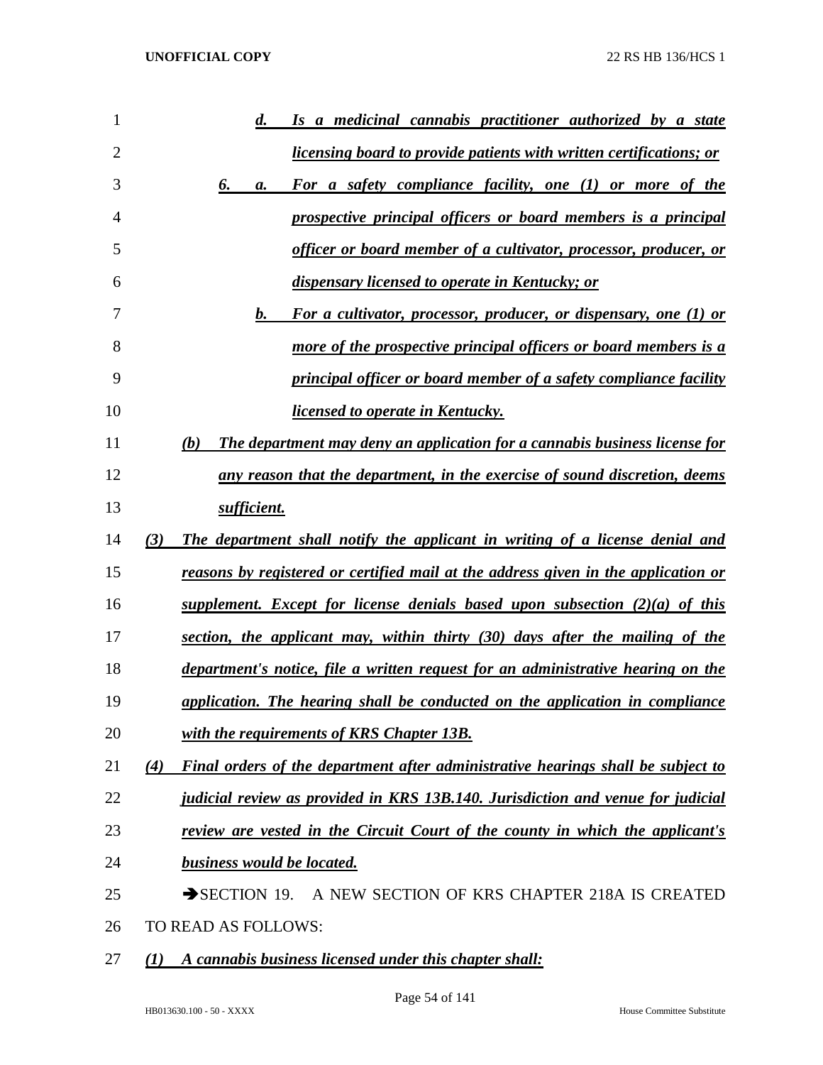d. *Is a medicinal cannabis practitioner authorized by a state licensing board to provide patients with written certifications; or*

6. a. *For a safety compliance facility, one (1) or more of the prospective principal officers or board members is a principal officer or board member of a cultivator, processor, producer, or dispensary licensed to operate in Kentucky; or*

b. *For a cultivator, processor, producer, or dispensary, one (1) or more of the prospective principal officers or board members is a principal officer or board member of a safety compliance facility licensed to operate in Kentucky.*

*(b) The department may deny an application for a cannabis business license for any reason that the department, in the exercise of sound discretion, deems sufficient.*

*(3) The department shall notify the applicant in writing of a license denial and reasons by registered or certified mail at the address given in the application or supplement. Except for license denials based upon subsection (2)(a) of this section, the applicant may, within thirty (30) days after the mailing of the department's notice, file a written request for an administrative hearing on the application. The hearing shall be conducted on the application in compliance with the requirements of KRS Chapter 13B.*

*(4) Final orders of the department after administrative hearings shall be subject to judicial review as provided in KRS 13B.140. Jurisdiction and venue for judicial review are vested in the Circuit Court of the county in which the applicant's business would be located.*

➔SECTION 19. A NEW SECTION OF KRS CHAPTER 218A IS CREATED TO READ AS FOLLOWS:

*(1) A cannabis business licensed under this chapter shall:*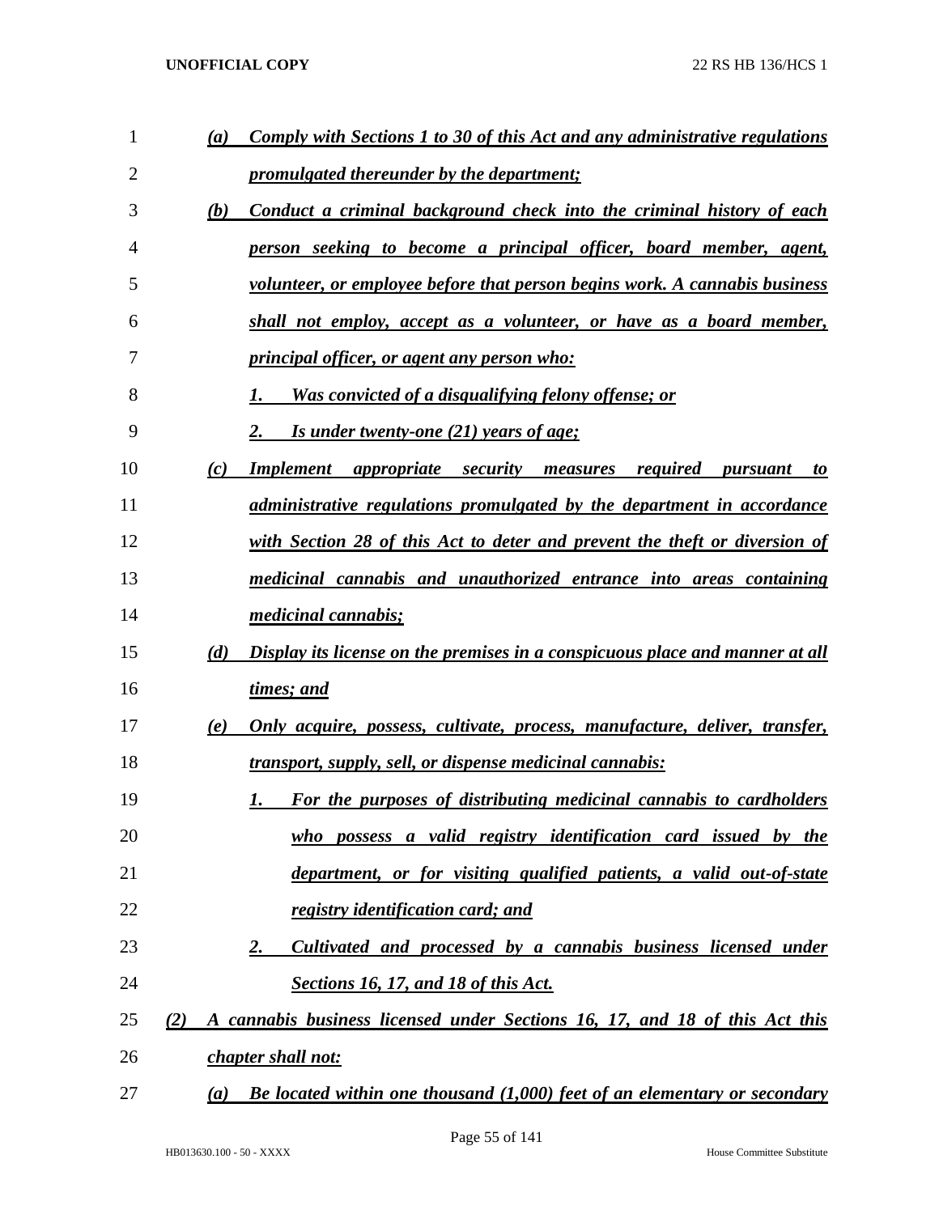(a) Comply with Sections 1 to 30 of this Act and any administrative regulations promulgated thereunder by the department;

(b) Conduct a criminal background check into the criminal history of each person seeking to become a principal officer, board member, agent, volunteer, or employee before that person begins work. A cannabis business shall not employ, accept as a volunteer, or have as a board member, principal officer, or agent any person who:

1. Was convicted of a disqualifying felony offense; or

2. Is under twenty-one (21) years of age;

(c) Implement appropriate security measures required pursuant to administrative regulations promulgated by the department in accordance with Section 28 of this Act to deter and prevent the theft or diversion of medicinal cannabis and unauthorized entrance into areas containing medicinal cannabis;

(d) Display its license on the premises in a conspicuous place and manner at all times; and

(e) Only acquire, possess, cultivate, process, manufacture, deliver, transfer, transport, supply, sell, or dispense medicinal cannabis:

1. For the purposes of distributing medicinal cannabis to cardholders who possess a valid registry identification card issued by the department, or for visiting qualified patients, a valid out-of-state registry identification card; and

2. Cultivated and processed by a cannabis business licensed under Sections 16, 17, and 18 of this Act.

(2) A cannabis business licensed under Sections 16, 17, and 18 of this Act this chapter shall not:

(a) Be located within one thousand (1,000) feet of an elementary or secondary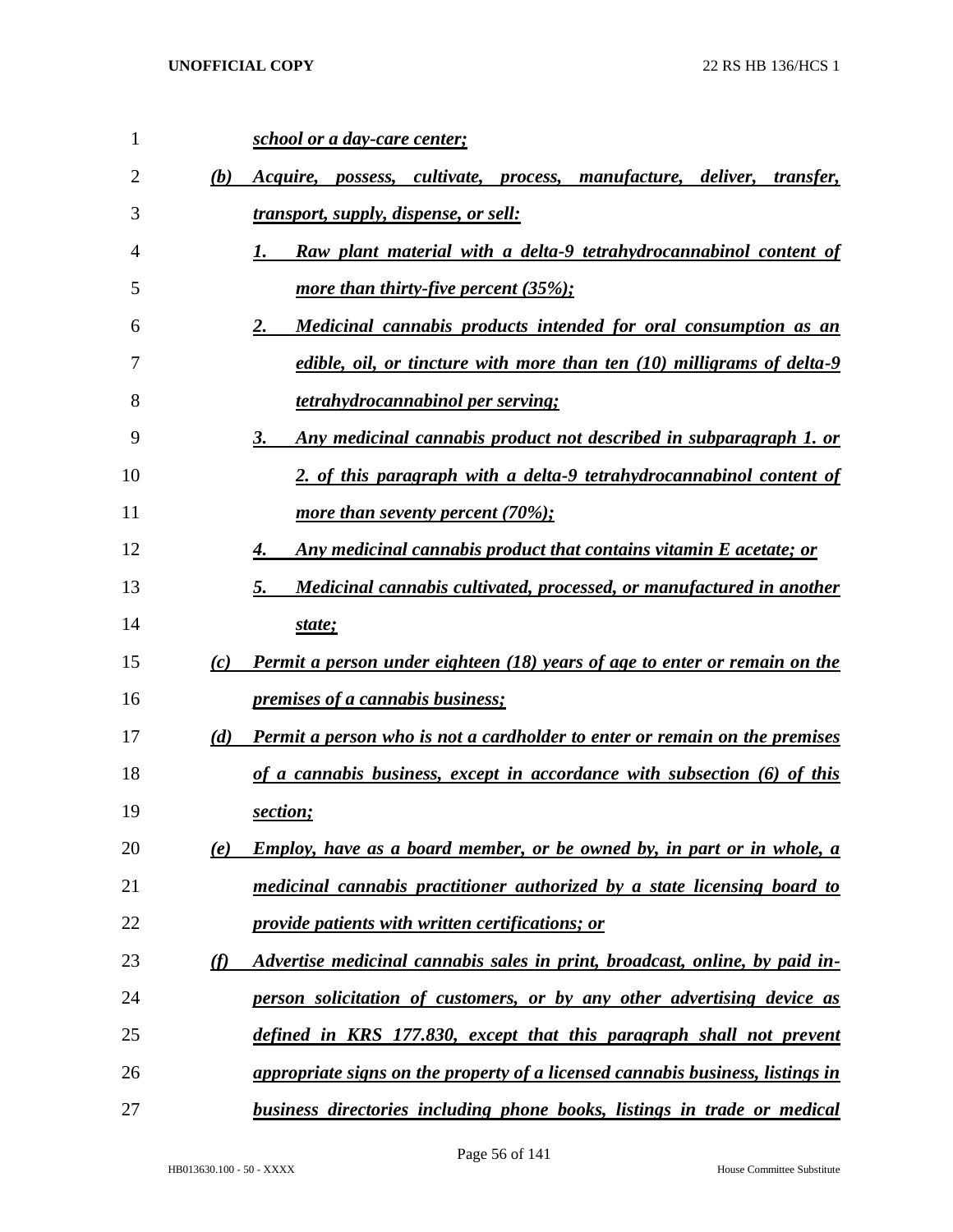*school or a day-care center;*

*(b) Acquire, possess, cultivate, process, manufacture, deliver, transfer, transport, supply, dispense, or sell:*

*1. Raw plant material with a delta-9 tetrahydrocannabinol content of more than thirty-five percent (35%);*

*2. Medicinal cannabis products intended for oral consumption as an edible, oil, or tincture with more than ten (10) milligrams of delta-9 tetrahydrocannabinol per serving;*

*3. Any medicinal cannabis product not described in subparagraph 1. or 2. of this paragraph with a delta-9 tetrahydrocannabinol content of more than seventy percent (70%);*

*4. Any medicinal cannabis product that contains vitamin E acetate; or*

*5. Medicinal cannabis cultivated, processed, or manufactured in another state;*

*(c) Permit a person under eighteen (18) years of age to enter or remain on the premises of a cannabis business;*

*(d) Permit a person who is not a cardholder to enter or remain on the premises of a cannabis business, except in accordance with subsection (6) of this section;*

*(e) Employ, have as a board member, or be owned by, in part or in whole, a medicinal cannabis practitioner authorized by a state licensing board to provide patients with written certifications; or*

*(f) Advertise medicinal cannabis sales in print, broadcast, online, by paid in-person solicitation of customers, or by any other advertising device as defined in KRS 177.830, except that this paragraph shall not prevent appropriate signs on the property of a licensed cannabis business, listings in business directories including phone books, listings in trade or medical*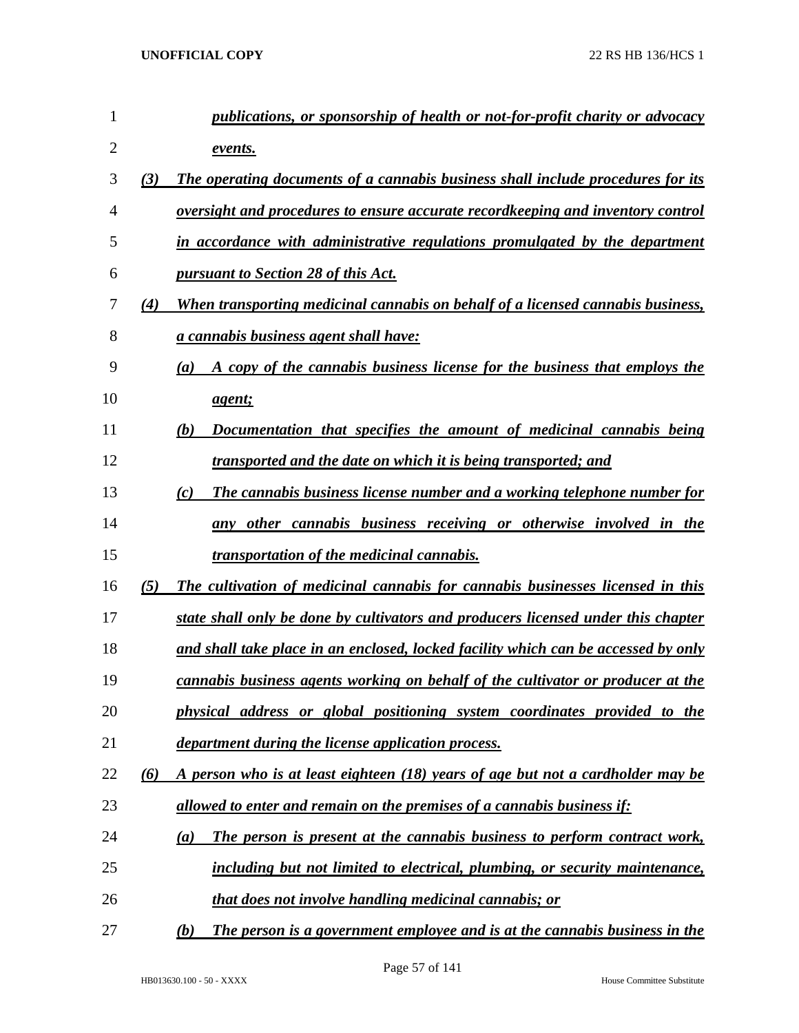*publications, or sponsorship of health or not-for-profit charity or advocacy events.*

*(3) The operating documents of a cannabis business shall include procedures for its oversight and procedures to ensure accurate recordkeeping and inventory control in accordance with administrative regulations promulgated by the department pursuant to Section 28 of this Act.*

*(4) When transporting medicinal cannabis on behalf of a licensed cannabis business, a cannabis business agent shall have:*

*(a) A copy of the cannabis business license for the business that employs the agent;*

*(b) Documentation that specifies the amount of medicinal cannabis being transported and the date on which it is being transported; and*

*(c) The cannabis business license number and a working telephone number for any other cannabis business receiving or otherwise involved in the transportation of the medicinal cannabis.*

*(5) The cultivation of medicinal cannabis for cannabis businesses licensed in this state shall only be done by cultivators and producers licensed under this chapter and shall take place in an enclosed, locked facility which can be accessed by only cannabis business agents working on behalf of the cultivator or producer at the physical address or global positioning system coordinates provided to the department during the license application process.*

*(6) A person who is at least eighteen (18) years of age but not a cardholder may be allowed to enter and remain on the premises of a cannabis business if:*

*(a) The person is present at the cannabis business to perform contract work, including but not limited to electrical, plumbing, or security maintenance, that does not involve handling medicinal cannabis; or*

*(b) The person is a government employee and is at the cannabis business in the*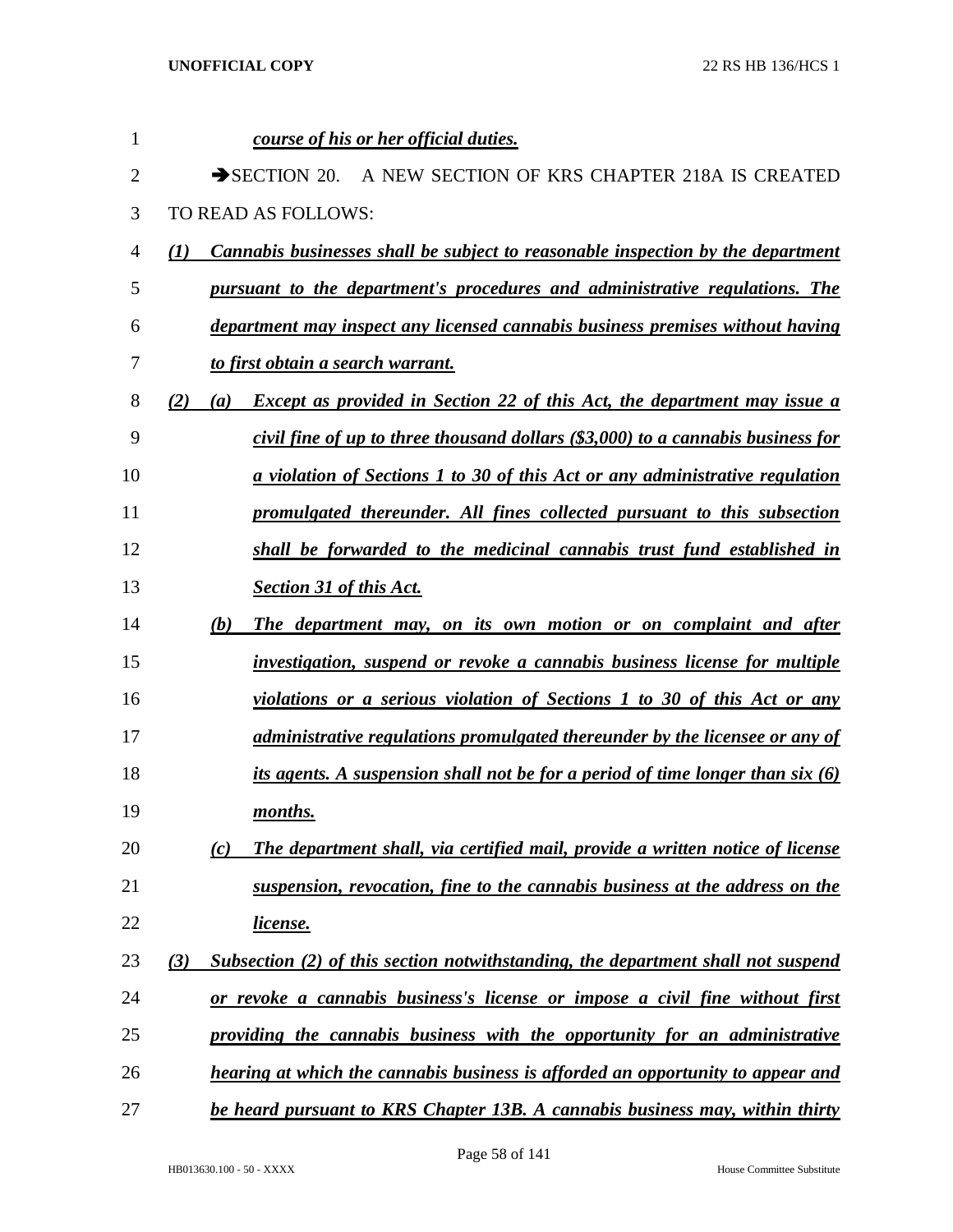*course of his or her official duties.*

➔SECTION 20. A NEW SECTION OF KRS CHAPTER 218A IS CREATED TO READ AS FOLLOWS:

*(1) Cannabis businesses shall be subject to reasonable inspection by the department pursuant to the department's procedures and administrative regulations. The department may inspect any licensed cannabis business premises without having to first obtain a search warrant.*

*(2) (a) Except as provided in Section 22 of this Act, the department may issue a civil fine of up to three thousand dollars ($3,000) to a cannabis business for a violation of Sections 1 to 30 of this Act or any administrative regulation promulgated thereunder. All fines collected pursuant to this subsection shall be forwarded to the medicinal cannabis trust fund established in Section 31 of this Act.*

*(b) The department may, on its own motion or on complaint and after investigation, suspend or revoke a cannabis business license for multiple violations or a serious violation of Sections 1 to 30 of this Act or any administrative regulations promulgated thereunder by the licensee or any of its agents. A suspension shall not be for a period of time longer than six (6) months.*

*(c) The department shall, via certified mail, provide a written notice of license suspension, revocation, fine to the cannabis business at the address on the license.*

*(3) Subsection (2) of this section notwithstanding, the department shall not suspend or revoke a cannabis business's license or impose a civil fine without first providing the cannabis business with the opportunity for an administrative hearing at which the cannabis business is afforded an opportunity to appear and be heard pursuant to KRS Chapter 13B. A cannabis business may, within thirty*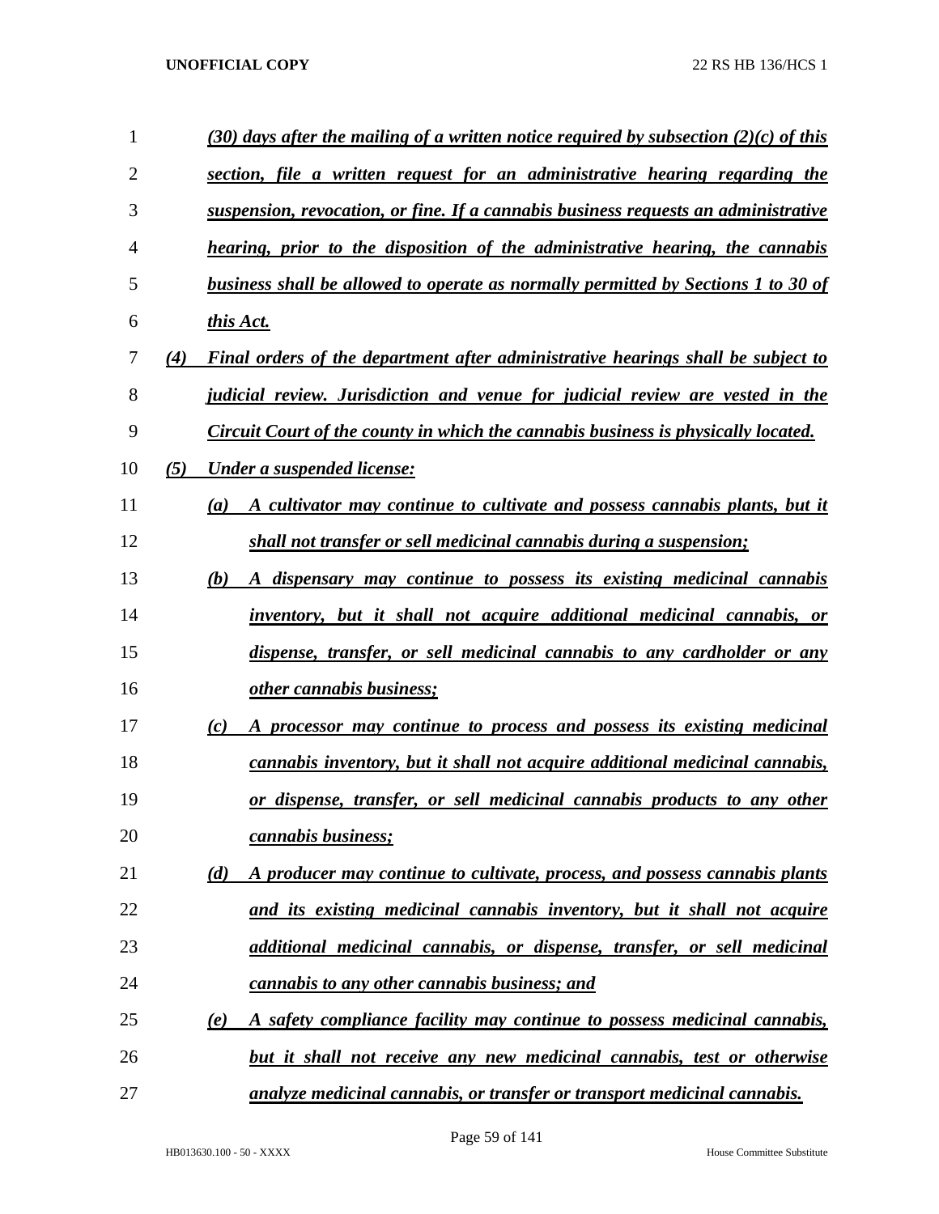(30) days after the mailing of a written notice required by subsection (2)(c) of this section, file a written request for an administrative hearing regarding the suspension, revocation, or fine. If a cannabis business requests an administrative hearing, prior to the disposition of the administrative hearing, the cannabis business shall be allowed to operate as normally permitted by Sections 1 to 30 of this Act.

(4) Final orders of the department after administrative hearings shall be subject to judicial review. Jurisdiction and venue for judicial review are vested in the Circuit Court of the county in which the cannabis business is physically located.

(5) Under a suspended license:

(a) A cultivator may continue to cultivate and possess cannabis plants, but it shall not transfer or sell medicinal cannabis during a suspension;

(b) A dispensary may continue to possess its existing medicinal cannabis inventory, but it shall not acquire additional medicinal cannabis, or dispense, transfer, or sell medicinal cannabis to any cardholder or any other cannabis business;

(c) A processor may continue to process and possess its existing medicinal cannabis inventory, but it shall not acquire additional medicinal cannabis, or dispense, transfer, or sell medicinal cannabis products to any other cannabis business;

(d) A producer may continue to cultivate, process, and possess cannabis plants and its existing medicinal cannabis inventory, but it shall not acquire additional medicinal cannabis, or dispense, transfer, or sell medicinal cannabis to any other cannabis business; and

(e) A safety compliance facility may continue to possess medicinal cannabis, but it shall not receive any new medicinal cannabis, test or otherwise analyze medicinal cannabis, or transfer or transport medicinal cannabis.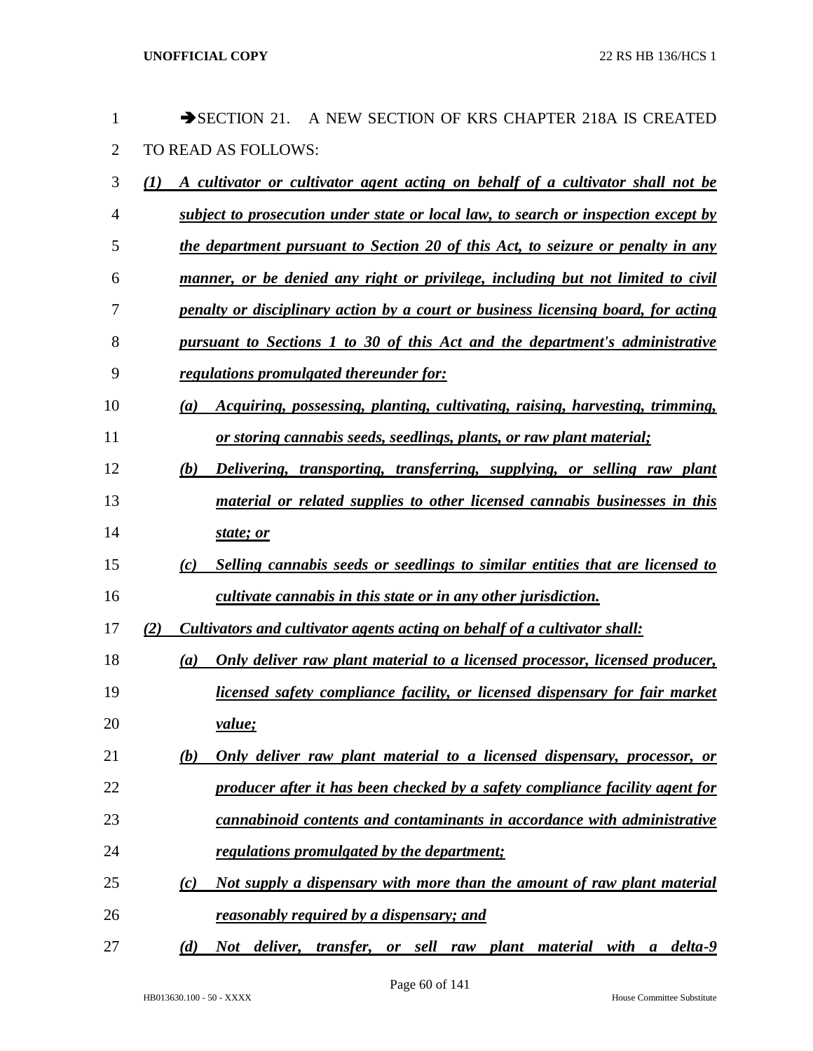➔SECTION 21. A NEW SECTION OF KRS CHAPTER 218A IS CREATED TO READ AS FOLLOWS:

***(1) A cultivator or cultivator agent acting on behalf of a cultivator shall not be subject to prosecution under state or local law, to search or inspection except by the department pursuant to Section 20 of this Act, to seizure or penalty in any manner, or be denied any right or privilege, including but not limited to civil penalty or disciplinary action by a court or business licensing board, for acting pursuant to Sections 1 to 30 of this Act and the department's administrative regulations promulgated thereunder for:***

***(a) Acquiring, possessing, planting, cultivating, raising, harvesting, trimming, or storing cannabis seeds, seedlings, plants, or raw plant material;***

***(b) Delivering, transporting, transferring, supplying, or selling raw plant material or related supplies to other licensed cannabis businesses in this state; or***

***(c) Selling cannabis seeds or seedlings to similar entities that are licensed to cultivate cannabis in this state or in any other jurisdiction.***

***(2) Cultivators and cultivator agents acting on behalf of a cultivator shall:***

***(a) Only deliver raw plant material to a licensed processor, licensed producer, licensed safety compliance facility, or licensed dispensary for fair market value;***

***(b) Only deliver raw plant material to a licensed dispensary, processor, or producer after it has been checked by a safety compliance facility agent for cannabinoid contents and contaminants in accordance with administrative regulations promulgated by the department;***

***(c) Not supply a dispensary with more than the amount of raw plant material reasonably required by a dispensary; and***

***(d) Not deliver, transfer, or sell raw plant material with a delta-9***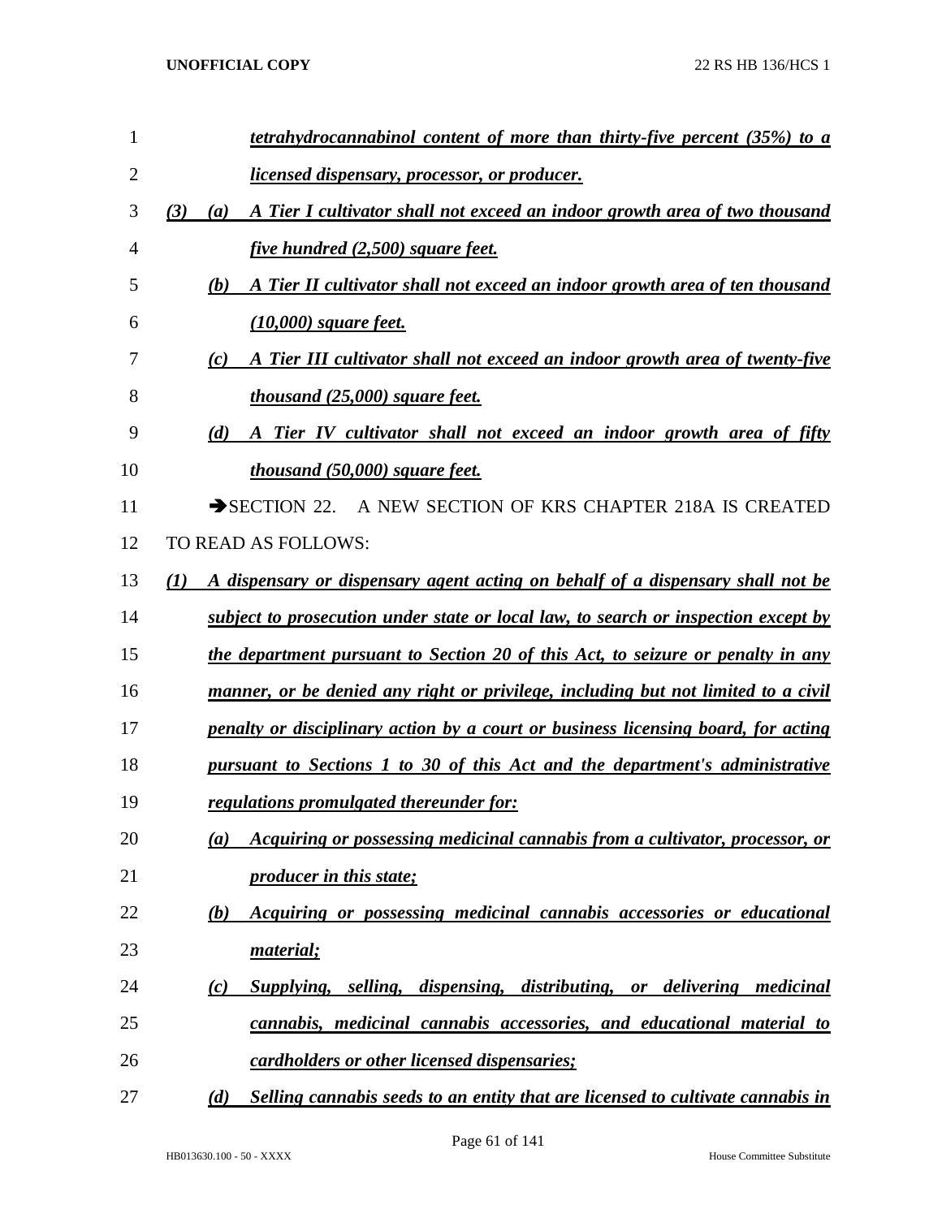*tetrahydrocannabinol content of more than thirty-five percent (35%) to a licensed dispensary, processor, or producer.*

*(3) (a) A Tier I cultivator shall not exceed an indoor growth area of two thousand five hundred (2,500) square feet.*

*(b) A Tier II cultivator shall not exceed an indoor growth area of ten thousand (10,000) square feet.*

*(c) A Tier III cultivator shall not exceed an indoor growth area of twenty-five thousand (25,000) square feet.*

*(d) A Tier IV cultivator shall not exceed an indoor growth area of fifty thousand (50,000) square feet.*

→SECTION 22. A NEW SECTION OF KRS CHAPTER 218A IS CREATED TO READ AS FOLLOWS:

*(1) A dispensary or dispensary agent acting on behalf of a dispensary shall not be subject to prosecution under state or local law, to search or inspection except by the department pursuant to Section 20 of this Act, to seizure or penalty in any manner, or be denied any right or privilege, including but not limited to a civil penalty or disciplinary action by a court or business licensing board, for acting pursuant to Sections 1 to 30 of this Act and the department's administrative regulations promulgated thereunder for:*

*(a) Acquiring or possessing medicinal cannabis from a cultivator, processor, or producer in this state;*

*(b) Acquiring or possessing medicinal cannabis accessories or educational material;*

*(c) Supplying, selling, dispensing, distributing, or delivering medicinal cannabis, medicinal cannabis accessories, and educational material to cardholders or other licensed dispensaries;*

*(d) Selling cannabis seeds to an entity that are licensed to cultivate cannabis in*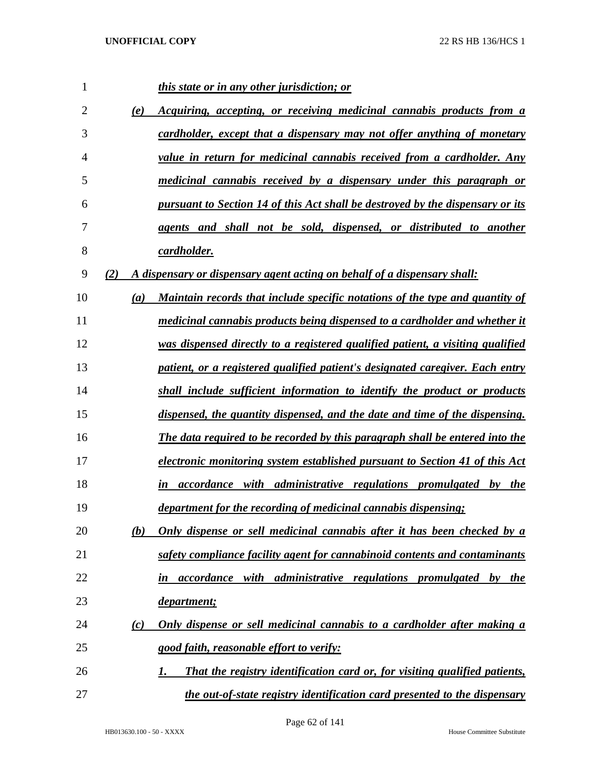*this state or in any other jurisdiction; or*

*(e) Acquiring, accepting, or receiving medicinal cannabis products from a cardholder, except that a dispensary may not offer anything of monetary value in return for medicinal cannabis received from a cardholder. Any medicinal cannabis received by a dispensary under this paragraph or pursuant to Section 14 of this Act shall be destroyed by the dispensary or its agents and shall not be sold, dispensed, or distributed to another cardholder.*

*(2) A dispensary or dispensary agent acting on behalf of a dispensary shall:*

*(a) Maintain records that include specific notations of the type and quantity of medicinal cannabis products being dispensed to a cardholder and whether it was dispensed directly to a registered qualified patient, a visiting qualified patient, or a registered qualified patient's designated caregiver. Each entry shall include sufficient information to identify the product or products dispensed, the quantity dispensed, and the date and time of the dispensing. The data required to be recorded by this paragraph shall be entered into the electronic monitoring system established pursuant to Section 41 of this Act in accordance with administrative regulations promulgated by the department for the recording of medicinal cannabis dispensing;*

*(b) Only dispense or sell medicinal cannabis after it has been checked by a safety compliance facility agent for cannabinoid contents and contaminants in accordance with administrative regulations promulgated by the department;*

*(c) Only dispense or sell medicinal cannabis to a cardholder after making a good faith, reasonable effort to verify:*

*1. That the registry identification card or, for visiting qualified patients, the out-of-state registry identification card presented to the dispensary*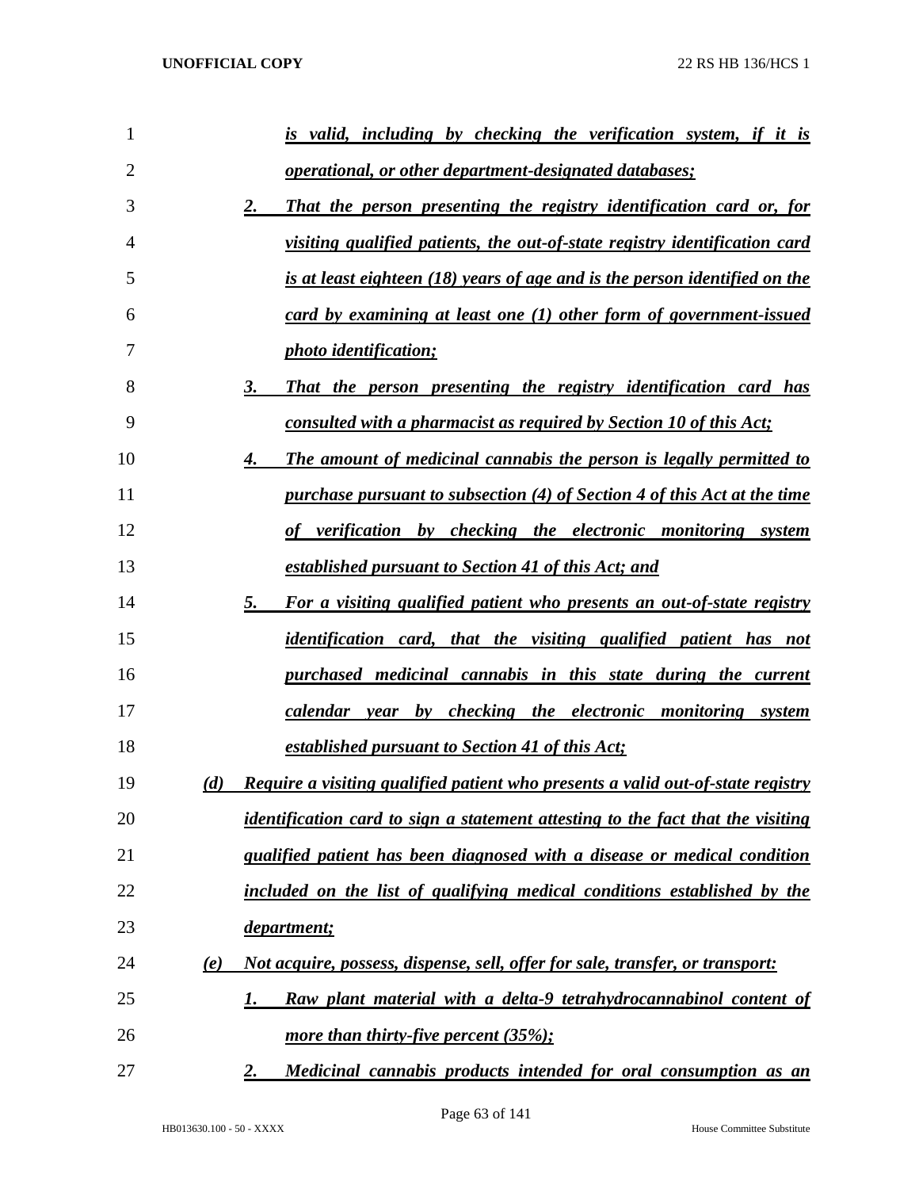*is valid, including by checking the verification system, if it is operational, or other department-designated databases;*

2. *That the person presenting the registry identification card or, for visiting qualified patients, the out-of-state registry identification card is at least eighteen (18) years of age and is the person identified on the card by examining at least one (1) other form of government-issued photo identification;*

3. *That the person presenting the registry identification card has consulted with a pharmacist as required by Section 10 of this Act;*

4. *The amount of medicinal cannabis the person is legally permitted to purchase pursuant to subsection (4) of Section 4 of this Act at the time of verification by checking the electronic monitoring system established pursuant to Section 41 of this Act; and*

5. *For a visiting qualified patient who presents an out-of-state registry identification card, that the visiting qualified patient has not purchased medicinal cannabis in this state during the current calendar year by checking the electronic monitoring system established pursuant to Section 41 of this Act;*

(d) *Require a visiting qualified patient who presents a valid out-of-state registry identification card to sign a statement attesting to the fact that the visiting qualified patient has been diagnosed with a disease or medical condition included on the list of qualifying medical conditions established by the department;*

(e) *Not acquire, possess, dispense, sell, offer for sale, transfer, or transport:*

1. *Raw plant material with a delta-9 tetrahydrocannabinol content of more than thirty-five percent (35%);*

2. *Medicinal cannabis products intended for oral consumption as an*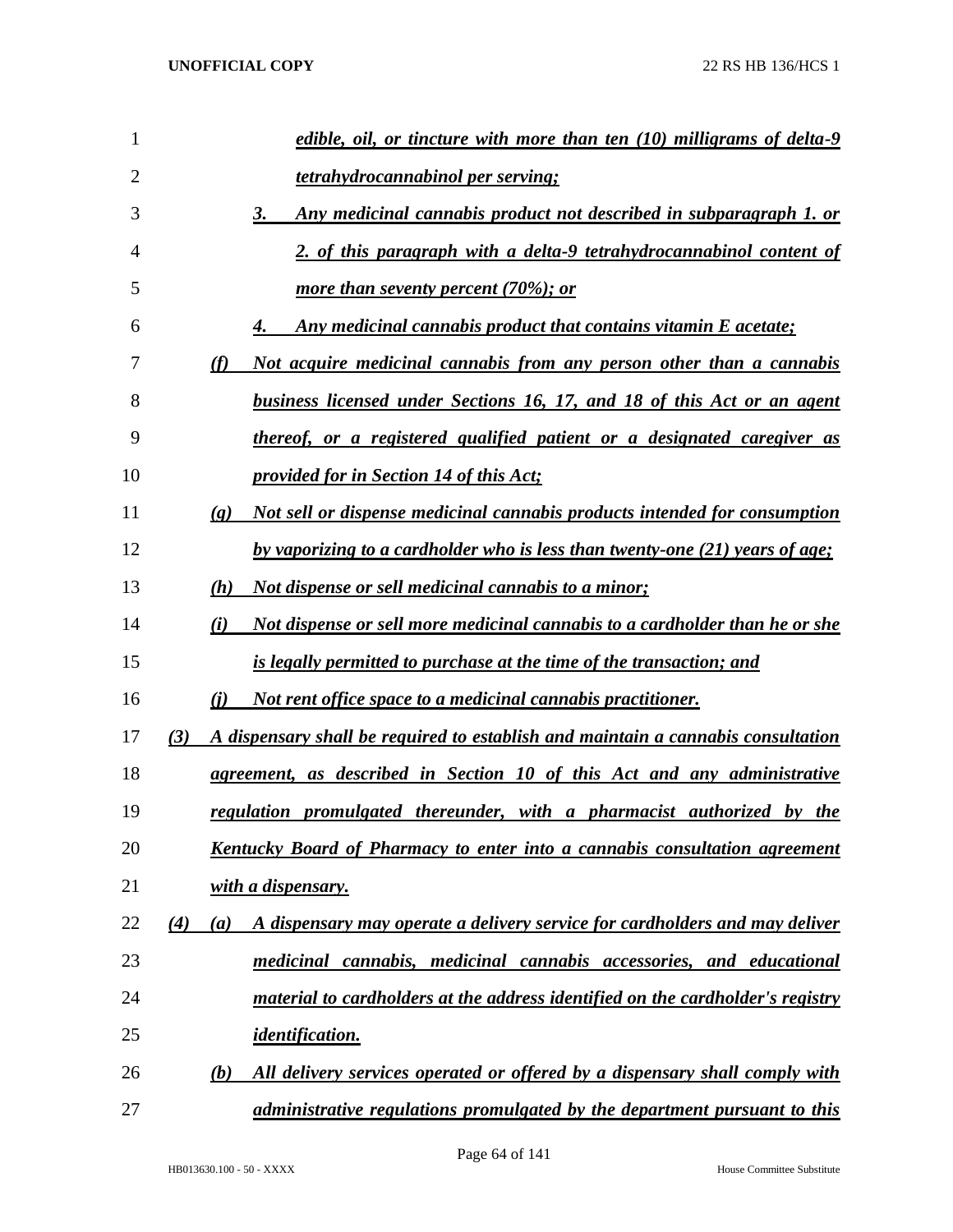*edible, oil, or tincture with more than ten (10) milligrams of delta-9 tetrahydrocannabinol per serving;*

*3. Any medicinal cannabis product not described in subparagraph 1. or 2. of this paragraph with a delta-9 tetrahydrocannabinol content of more than seventy percent (70%); or*

*4. Any medicinal cannabis product that contains vitamin E acetate;*

*(f) Not acquire medicinal cannabis from any person other than a cannabis business licensed under Sections 16, 17, and 18 of this Act or an agent thereof, or a registered qualified patient or a designated caregiver as provided for in Section 14 of this Act;*

*(g) Not sell or dispense medicinal cannabis products intended for consumption by vaporizing to a cardholder who is less than twenty-one (21) years of age;*

*(h) Not dispense or sell medicinal cannabis to a minor;*

*(i) Not dispense or sell more medicinal cannabis to a cardholder than he or she is legally permitted to purchase at the time of the transaction; and*

*(j) Not rent office space to a medicinal cannabis practitioner.*

*(3) A dispensary shall be required to establish and maintain a cannabis consultation agreement, as described in Section 10 of this Act and any administrative regulation promulgated thereunder, with a pharmacist authorized by the Kentucky Board of Pharmacy to enter into a cannabis consultation agreement with a dispensary.*

*(4) (a) A dispensary may operate a delivery service for cardholders and may deliver medicinal cannabis, medicinal cannabis accessories, and educational material to cardholders at the address identified on the cardholder's registry identification.*

*(b) All delivery services operated or offered by a dispensary shall comply with administrative regulations promulgated by the department pursuant to this*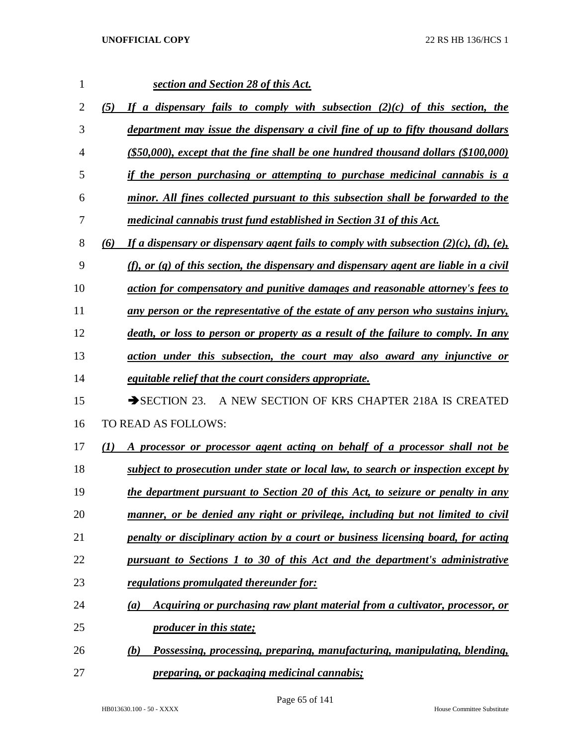***section and Section 28 of this Act.***

***(5) If a dispensary fails to comply with subsection (2)(c) of this section, the department may issue the dispensary a civil fine of up to fifty thousand dollars ($50,000), except that the fine shall be one hundred thousand dollars ($100,000) if the person purchasing or attempting to purchase medicinal cannabis is a minor. All fines collected pursuant to this subsection shall be forwarded to the medicinal cannabis trust fund established in Section 31 of this Act.***

***(6) If a dispensary or dispensary agent fails to comply with subsection (2)(c), (d), (e), (f), or (g) of this section, the dispensary and dispensary agent are liable in a civil action for compensatory and punitive damages and reasonable attorney's fees to any person or the representative of the estate of any person who sustains injury, death, or loss to person or property as a result of the failure to comply. In any action under this subsection, the court may also award any injunctive or equitable relief that the court considers appropriate.***

➔SECTION 23. A NEW SECTION OF KRS CHAPTER 218A IS CREATED TO READ AS FOLLOWS:

***(1) A processor or processor agent acting on behalf of a processor shall not be subject to prosecution under state or local law, to search or inspection except by the department pursuant to Section 20 of this Act, to seizure or penalty in any manner, or be denied any right or privilege, including but not limited to civil penalty or disciplinary action by a court or business licensing board, for acting pursuant to Sections 1 to 30 of this Act and the department's administrative regulations promulgated thereunder for:***

***(a) Acquiring or purchasing raw plant material from a cultivator, processor, or producer in this state;***

***(b) Possessing, processing, preparing, manufacturing, manipulating, blending, preparing, or packaging medicinal cannabis;***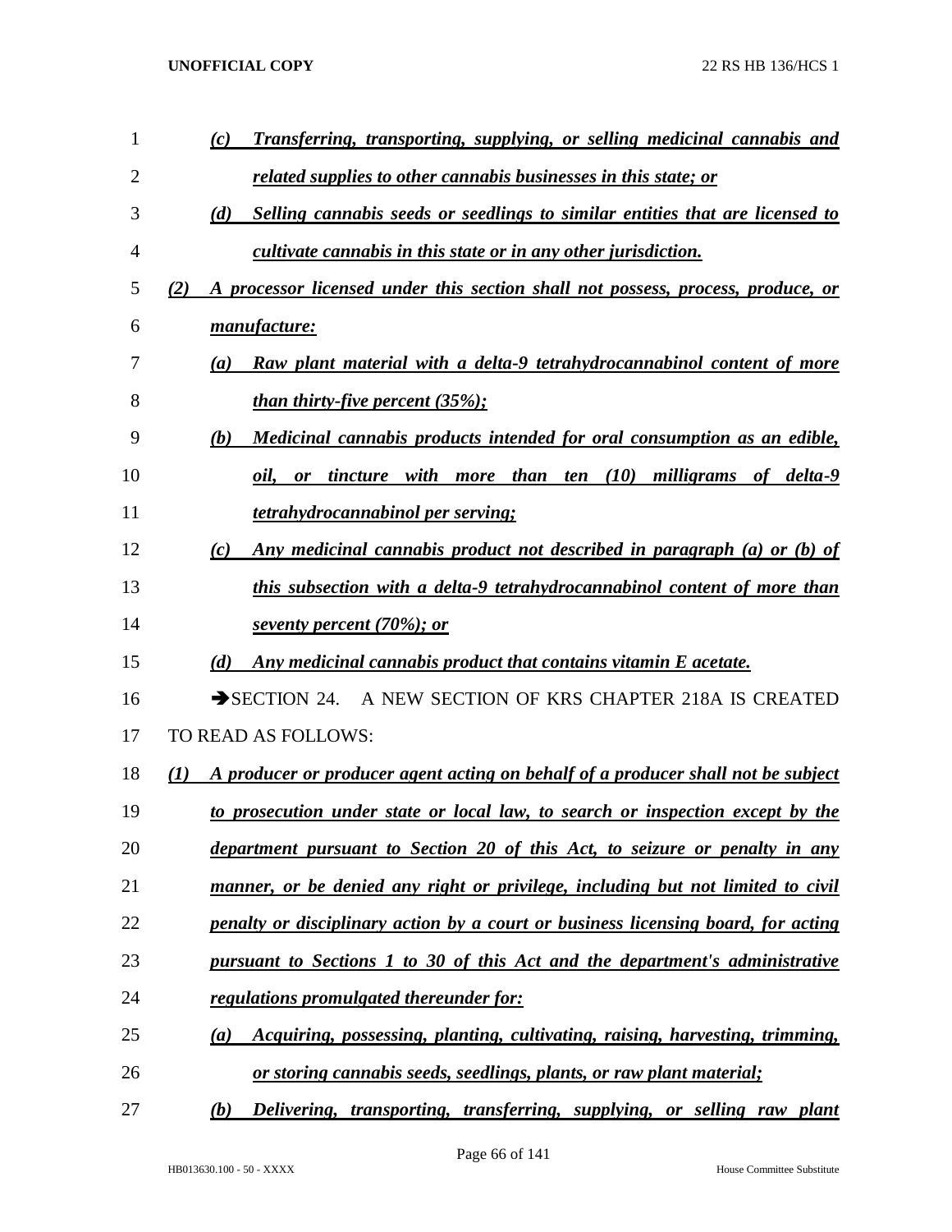*(c) Transferring, transporting, supplying, or selling medicinal cannabis and related supplies to other cannabis businesses in this state; or*

*(d) Selling cannabis seeds or seedlings to similar entities that are licensed to cultivate cannabis in this state or in any other jurisdiction.*

*(2) A processor licensed under this section shall not possess, process, produce, or manufacture:*

*(a) Raw plant material with a delta-9 tetrahydrocannabinol content of more than thirty-five percent (35%);*

*(b) Medicinal cannabis products intended for oral consumption as an edible, oil, or tincture with more than ten (10) milligrams of delta-9 tetrahydrocannabinol per serving;*

*(c) Any medicinal cannabis product not described in paragraph (a) or (b) of this subsection with a delta-9 tetrahydrocannabinol content of more than seventy percent (70%); or*

*(d) Any medicinal cannabis product that contains vitamin E acetate.*

➔SECTION 24. A NEW SECTION OF KRS CHAPTER 218A IS CREATED TO READ AS FOLLOWS:

*(1) A producer or producer agent acting on behalf of a producer shall not be subject to prosecution under state or local law, to search or inspection except by the department pursuant to Section 20 of this Act, to seizure or penalty in any manner, or be denied any right or privilege, including but not limited to civil penalty or disciplinary action by a court or business licensing board, for acting pursuant to Sections 1 to 30 of this Act and the department's administrative regulations promulgated thereunder for:*

*(a) Acquiring, possessing, planting, cultivating, raising, harvesting, trimming, or storing cannabis seeds, seedlings, plants, or raw plant material;*

*(b) Delivering, transporting, transferring, supplying, or selling raw plant*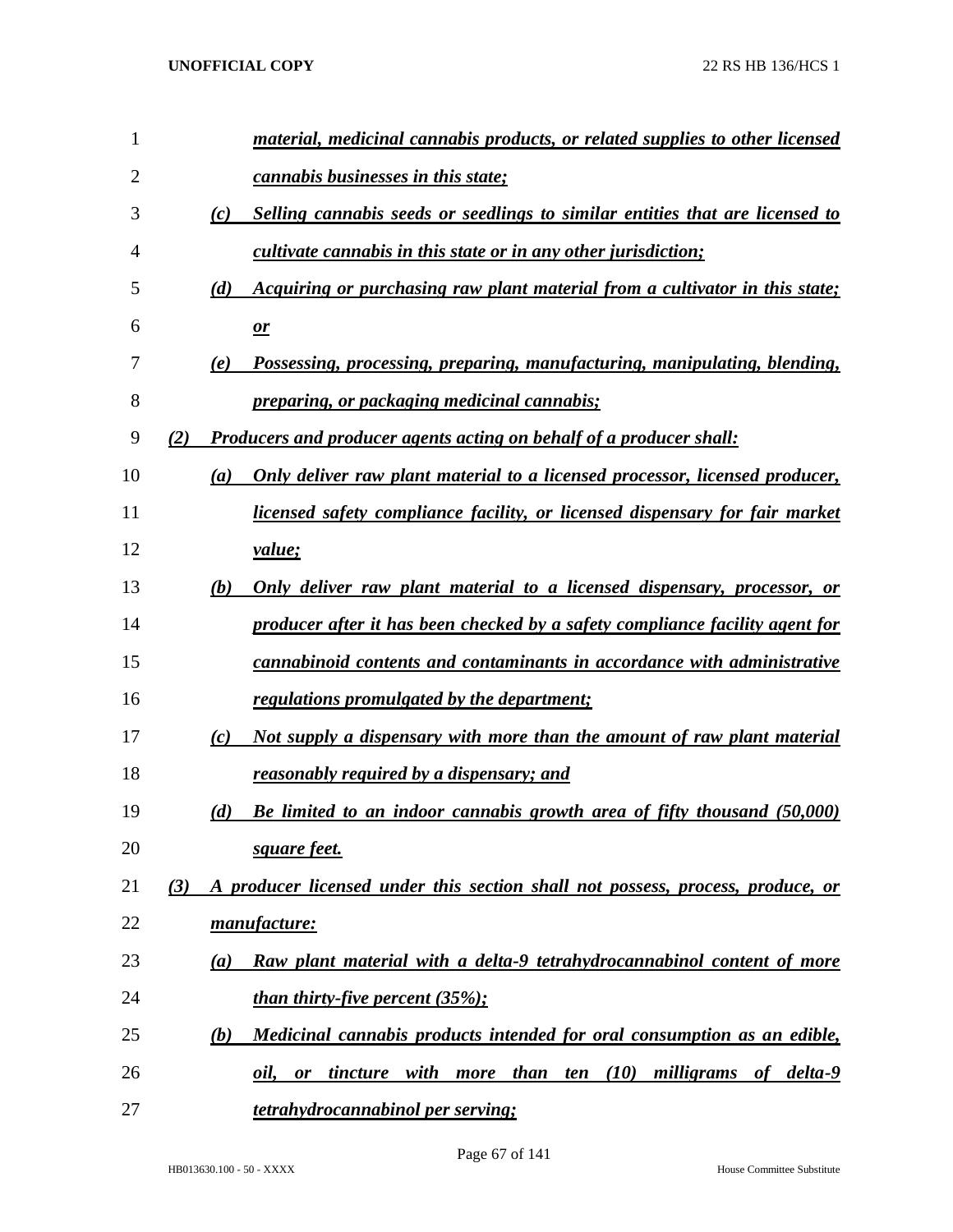***material, medicinal cannabis products, or related supplies to other licensed cannabis businesses in this state;***

***(c) Selling cannabis seeds or seedlings to similar entities that are licensed to cultivate cannabis in this state or in any other jurisdiction;***

***(d) Acquiring or purchasing raw plant material from a cultivator in this state; or***

***(e) Possessing, processing, preparing, manufacturing, manipulating, blending, preparing, or packaging medicinal cannabis;***

***(2) Producers and producer agents acting on behalf of a producer shall:***

***(a) Only deliver raw plant material to a licensed processor, licensed producer, licensed safety compliance facility, or licensed dispensary for fair market value;***

***(b) Only deliver raw plant material to a licensed dispensary, processor, or producer after it has been checked by a safety compliance facility agent for cannabinoid contents and contaminants in accordance with administrative regulations promulgated by the department;***

***(c) Not supply a dispensary with more than the amount of raw plant material reasonably required by a dispensary; and***

***(d) Be limited to an indoor cannabis growth area of fifty thousand (50,000) square feet.***

***(3) A producer licensed under this section shall not possess, process, produce, or manufacture:***

***(a) Raw plant material with a delta-9 tetrahydrocannabinol content of more than thirty-five percent (35%);***

***(b) Medicinal cannabis products intended for oral consumption as an edible, oil, or tincture with more than ten (10) milligrams of delta-9 tetrahydrocannabinol per serving;***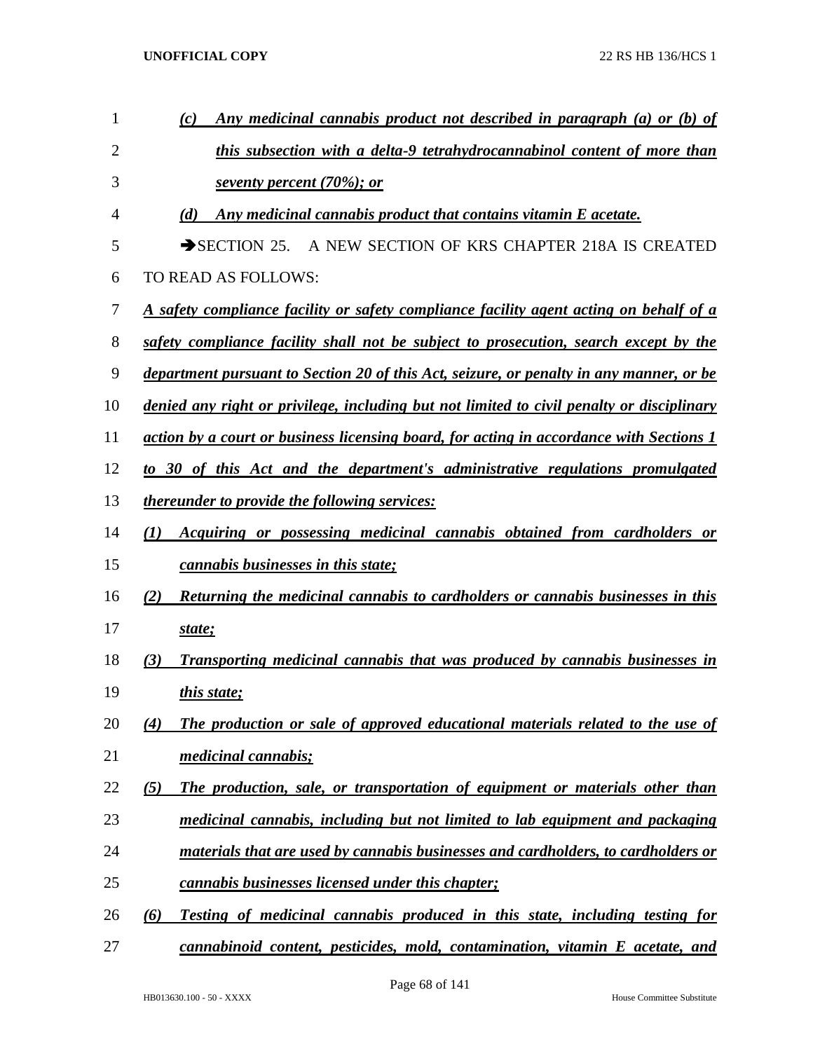*(c) Any medicinal cannabis product not described in paragraph (a) or (b) of this subsection with a delta-9 tetrahydrocannabinol content of more than seventy percent (70%); or*

*(d) Any medicinal cannabis product that contains vitamin E acetate.*

➔SECTION 25. A NEW SECTION OF KRS CHAPTER 218A IS CREATED TO READ AS FOLLOWS:

*A safety compliance facility or safety compliance facility agent acting on behalf of a safety compliance facility shall not be subject to prosecution, search except by the department pursuant to Section 20 of this Act, seizure, or penalty in any manner, or be denied any right or privilege, including but not limited to civil penalty or disciplinary action by a court or business licensing board, for acting in accordance with Sections 1 to 30 of this Act and the department's administrative regulations promulgated thereunder to provide the following services:*

*(1) Acquiring or possessing medicinal cannabis obtained from cardholders or cannabis businesses in this state;*

*(2) Returning the medicinal cannabis to cardholders or cannabis businesses in this state;*

*(3) Transporting medicinal cannabis that was produced by cannabis businesses in this state;*

*(4) The production or sale of approved educational materials related to the use of medicinal cannabis;*

*(5) The production, sale, or transportation of equipment or materials other than medicinal cannabis, including but not limited to lab equipment and packaging materials that are used by cannabis businesses and cardholders, to cardholders or cannabis businesses licensed under this chapter;*

*(6) Testing of medicinal cannabis produced in this state, including testing for cannabinoid content, pesticides, mold, contamination, vitamin E acetate, and*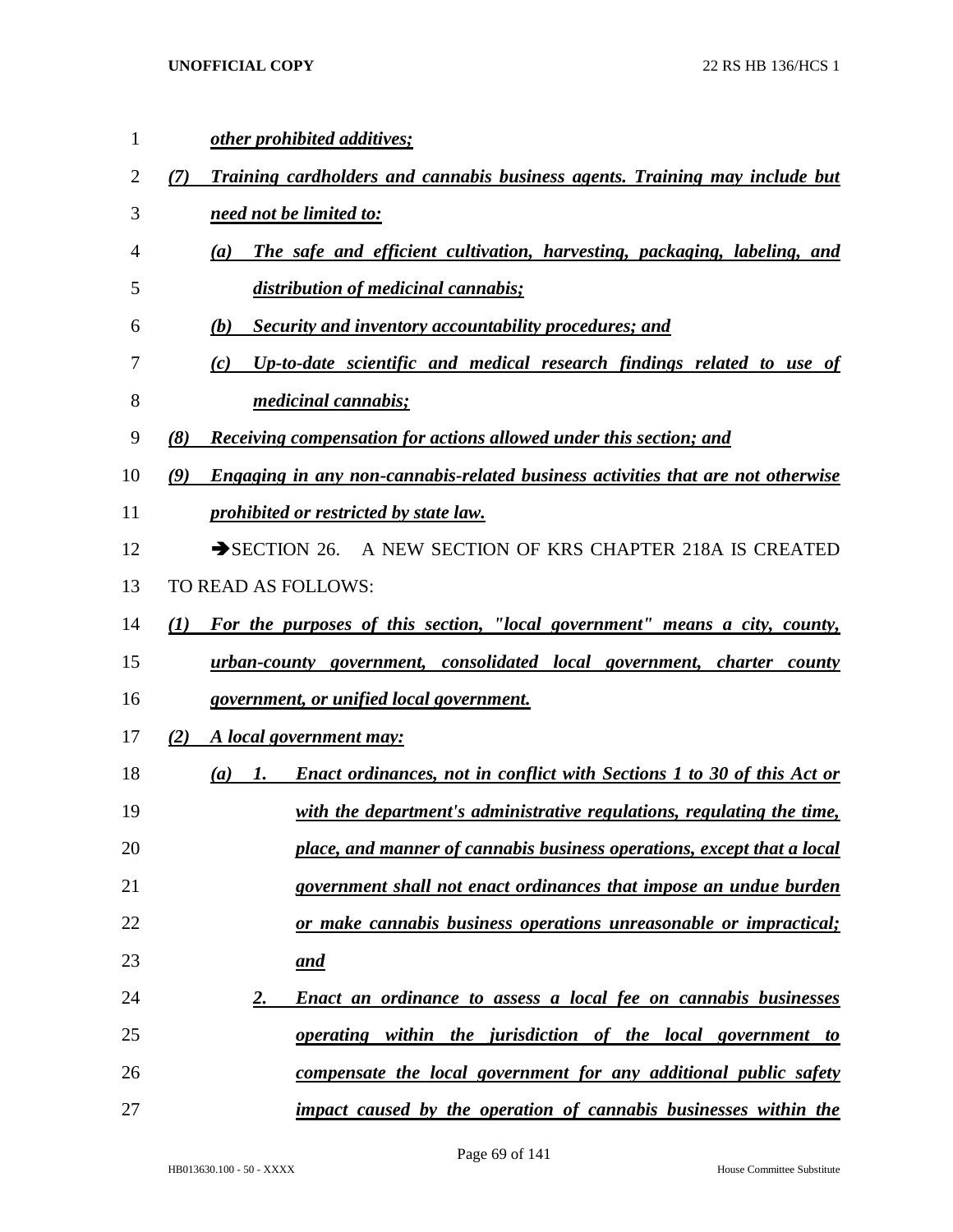***other prohibited additives;***

***(7) Training cardholders and cannabis business agents. Training may include but need not be limited to:***

***(a) The safe and efficient cultivation, harvesting, packaging, labeling, and distribution of medicinal cannabis;***

***(b) Security and inventory accountability procedures; and***

***(c) Up-to-date scientific and medical research findings related to use of medicinal cannabis;***

***(8) Receiving compensation for actions allowed under this section; and***

***(9) Engaging in any non-cannabis-related business activities that are not otherwise prohibited or restricted by state law.***

➔SECTION 26. A NEW SECTION OF KRS CHAPTER 218A IS CREATED TO READ AS FOLLOWS:

***(1) For the purposes of this section, "local government" means a city, county, urban-county government, consolidated local government, charter county government, or unified local government.***

***(2) A local government may:***

***(a) 1. Enact ordinances, not in conflict with Sections 1 to 30 of this Act or with the department's administrative regulations, regulating the time, place, and manner of cannabis business operations, except that a local government shall not enact ordinances that impose an undue burden or make cannabis business operations unreasonable or impractical; and***

***2. Enact an ordinance to assess a local fee on cannabis businesses operating within the jurisdiction of the local government to compensate the local government for any additional public safety impact caused by the operation of cannabis businesses within the***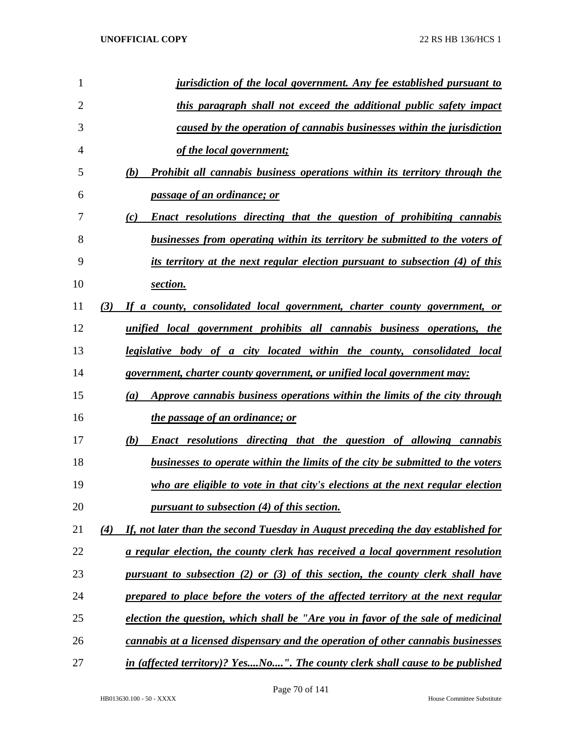***jurisdiction of the local government. Any fee established pursuant to this paragraph shall not exceed the additional public safety impact caused by the operation of cannabis businesses within the jurisdiction of the local government;***

***(b) Prohibit all cannabis business operations within its territory through the passage of an ordinance; or***

***(c) Enact resolutions directing that the question of prohibiting cannabis businesses from operating within its territory be submitted to the voters of its territory at the next regular election pursuant to subsection (4) of this section.***

***(3) If a county, consolidated local government, charter county government, or unified local government prohibits all cannabis business operations, the legislative body of a city located within the county, consolidated local government, charter county government, or unified local government may:***

***(a) Approve cannabis business operations within the limits of the city through the passage of an ordinance; or***

***(b) Enact resolutions directing that the question of allowing cannabis businesses to operate within the limits of the city be submitted to the voters who are eligible to vote in that city's elections at the next regular election pursuant to subsection (4) of this section.***

***(4) If, not later than the second Tuesday in August preceding the day established for a regular election, the county clerk has received a local government resolution pursuant to subsection (2) or (3) of this section, the county clerk shall have prepared to place before the voters of the affected territory at the next regular election the question, which shall be "Are you in favor of the sale of medicinal cannabis at a licensed dispensary and the operation of other cannabis businesses in (affected territory)? Yes....No....". The county clerk shall cause to be published***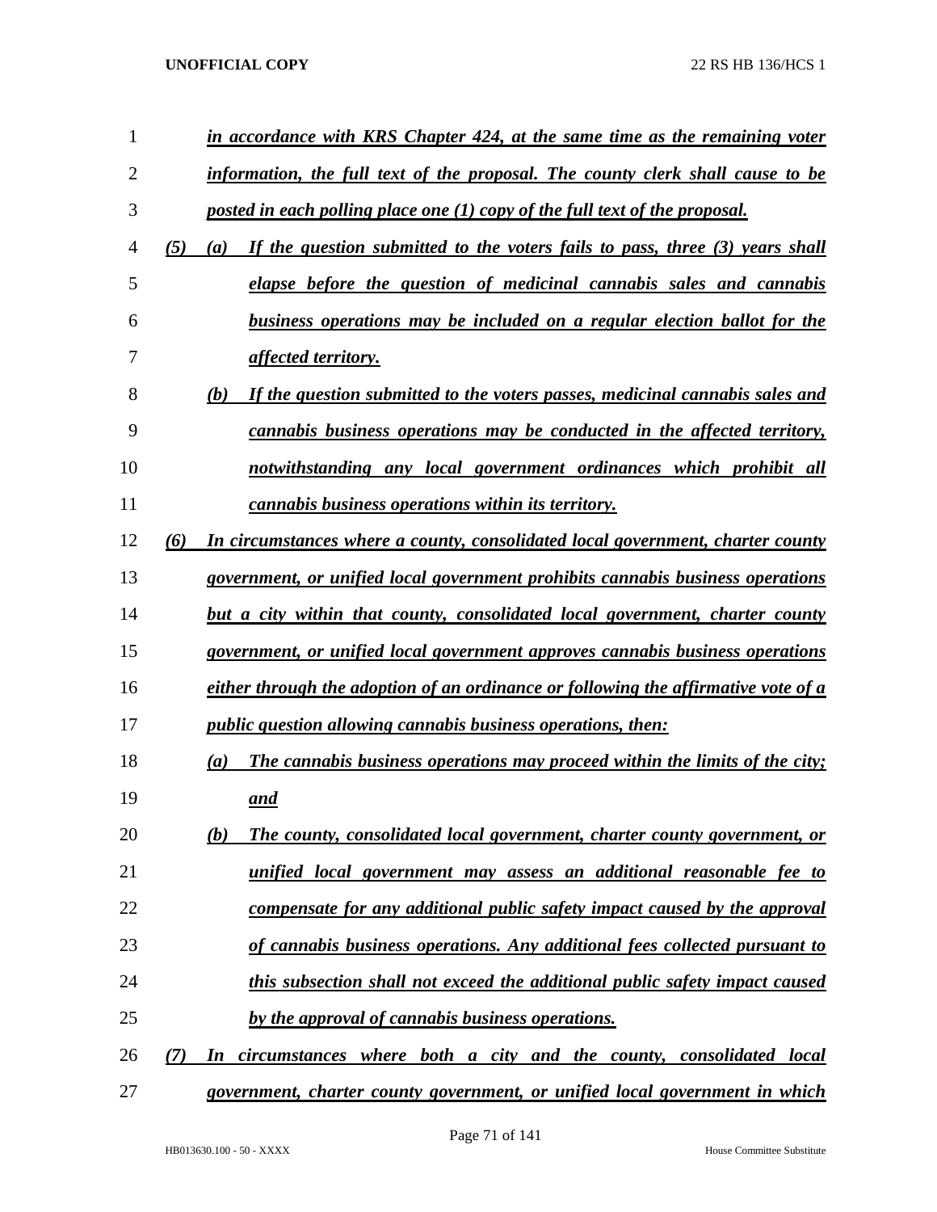*in accordance with KRS Chapter 424, at the same time as the remaining voter information, the full text of the proposal. The county clerk shall cause to be posted in each polling place one (1) copy of the full text of the proposal.*

*(5) (a) If the question submitted to the voters fails to pass, three (3) years shall elapse before the question of medicinal cannabis sales and cannabis business operations may be included on a regular election ballot for the affected territory.*

*(b) If the question submitted to the voters passes, medicinal cannabis sales and cannabis business operations may be conducted in the affected territory, notwithstanding any local government ordinances which prohibit all cannabis business operations within its territory.*

*(6) In circumstances where a county, consolidated local government, charter county government, or unified local government prohibits cannabis business operations but a city within that county, consolidated local government, charter county government, or unified local government approves cannabis business operations either through the adoption of an ordinance or following the affirmative vote of a public question allowing cannabis business operations, then:*

*(a) The cannabis business operations may proceed within the limits of the city; and*

*(b) The county, consolidated local government, charter county government, or unified local government may assess an additional reasonable fee to compensate for any additional public safety impact caused by the approval of cannabis business operations. Any additional fees collected pursuant to this subsection shall not exceed the additional public safety impact caused by the approval of cannabis business operations.*

*(7) In circumstances where both a city and the county, consolidated local government, charter county government, or unified local government in which*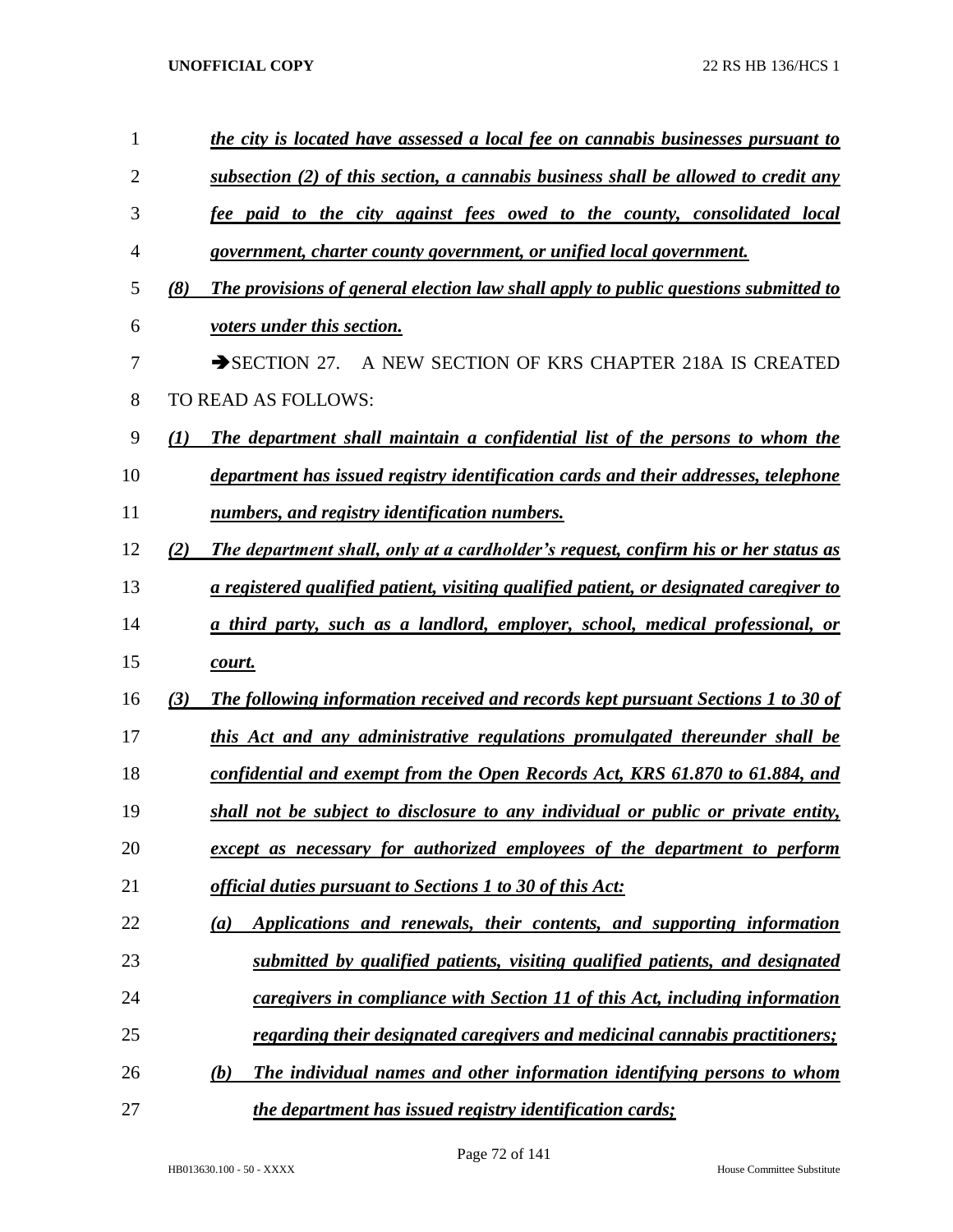*the city is located have assessed a local fee on cannabis businesses pursuant to subsection (2) of this section, a cannabis business shall be allowed to credit any fee paid to the city against fees owed to the county, consolidated local government, charter county government, or unified local government.*

*(8) The provisions of general election law shall apply to public questions submitted to voters under this section.*

➔SECTION 27. A NEW SECTION OF KRS CHAPTER 218A IS CREATED TO READ AS FOLLOWS:

*(1) The department shall maintain a confidential list of the persons to whom the department has issued registry identification cards and their addresses, telephone numbers, and registry identification numbers.*

*(2) The department shall, only at a cardholder's request, confirm his or her status as a registered qualified patient, visiting qualified patient, or designated caregiver to a third party, such as a landlord, employer, school, medical professional, or court.*

*(3) The following information received and records kept pursuant Sections 1 to 30 of this Act and any administrative regulations promulgated thereunder shall be confidential and exempt from the Open Records Act, KRS 61.870 to 61.884, and shall not be subject to disclosure to any individual or public or private entity, except as necessary for authorized employees of the department to perform official duties pursuant to Sections 1 to 30 of this Act:*

*(a) Applications and renewals, their contents, and supporting information submitted by qualified patients, visiting qualified patients, and designated caregivers in compliance with Section 11 of this Act, including information regarding their designated caregivers and medicinal cannabis practitioners;*

*(b) The individual names and other information identifying persons to whom the department has issued registry identification cards;*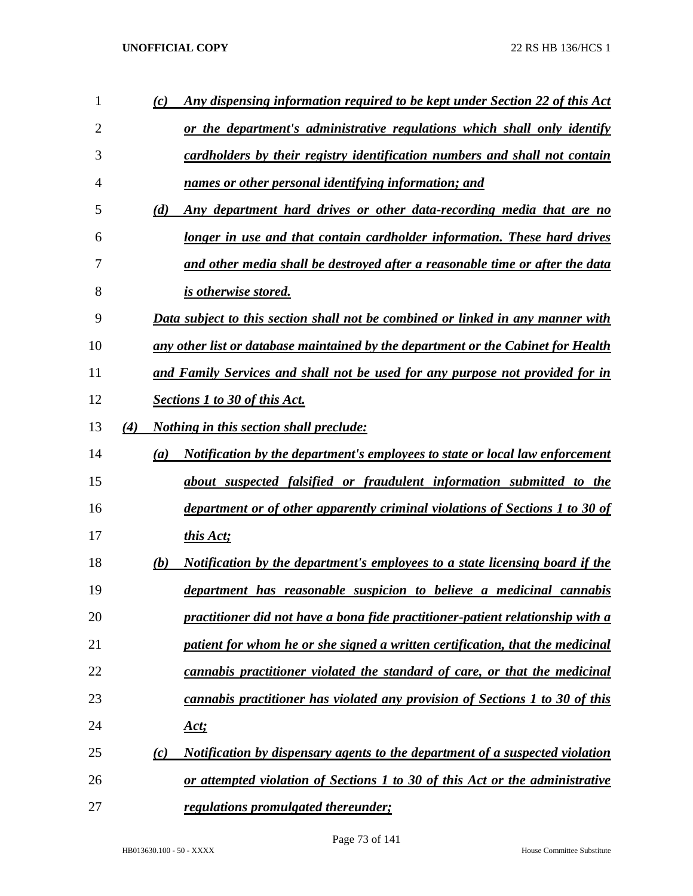(c) Any dispensing information required to be kept under Section 22 of this Act or the department's administrative regulations which shall only identify cardholders by their registry identification numbers and shall not contain names or other personal identifying information; and

(d) Any department hard drives or other data-recording media that are no longer in use and that contain cardholder information. These hard drives and other media shall be destroyed after a reasonable time or after the data is otherwise stored.

Data subject to this section shall not be combined or linked in any manner with any other list or database maintained by the department or the Cabinet for Health and Family Services and shall not be used for any purpose not provided for in Sections 1 to 30 of this Act.

(4) Nothing in this section shall preclude:

(a) Notification by the department's employees to state or local law enforcement about suspected falsified or fraudulent information submitted to the department or of other apparently criminal violations of Sections 1 to 30 of this Act;

(b) Notification by the department's employees to a state licensing board if the department has reasonable suspicion to believe a medicinal cannabis practitioner did not have a bona fide practitioner-patient relationship with a patient for whom he or she signed a written certification, that the medicinal cannabis practitioner violated the standard of care, or that the medicinal cannabis practitioner has violated any provision of Sections 1 to 30 of this Act;

(c) Notification by dispensary agents to the department of a suspected violation or attempted violation of Sections 1 to 30 of this Act or the administrative regulations promulgated thereunder;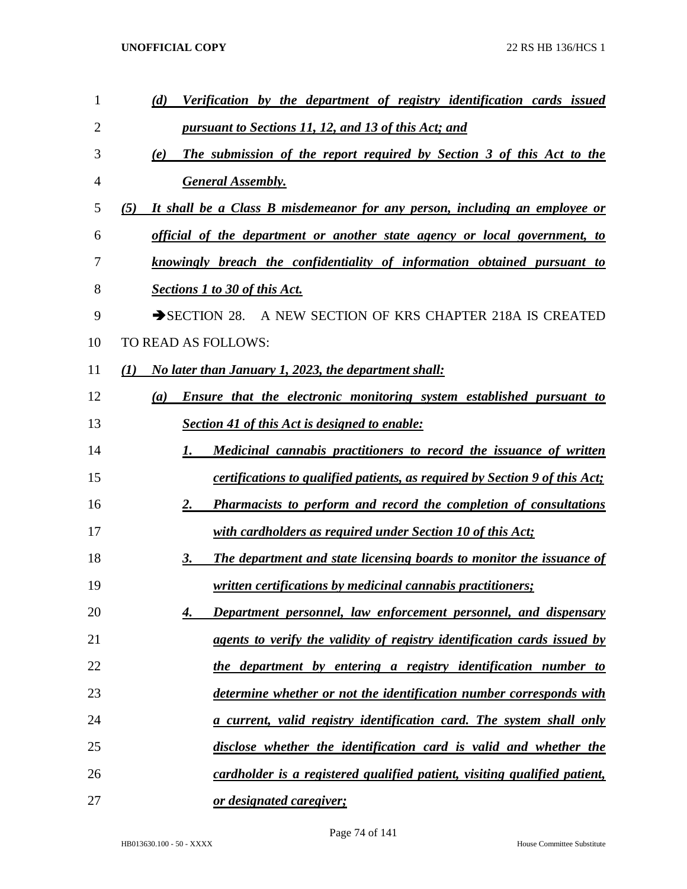*(d) Verification by the department of registry identification cards issued pursuant to Sections 11, 12, and 13 of this Act; and*

*(e) The submission of the report required by Section 3 of this Act to the General Assembly.*

*(5) It shall be a Class B misdemeanor for any person, including an employee or official of the department or another state agency or local government, to knowingly breach the confidentiality of information obtained pursuant to Sections 1 to 30 of this Act.*

➔SECTION 28. A NEW SECTION OF KRS CHAPTER 218A IS CREATED TO READ AS FOLLOWS:

*(1) No later than January 1, 2023, the department shall:*

*(a) Ensure that the electronic monitoring system established pursuant to Section 41 of this Act is designed to enable:*

*1. Medicinal cannabis practitioners to record the issuance of written certifications to qualified patients, as required by Section 9 of this Act;*

*2. Pharmacists to perform and record the completion of consultations with cardholders as required under Section 10 of this Act;*

*3. The department and state licensing boards to monitor the issuance of written certifications by medicinal cannabis practitioners;*

*4. Department personnel, law enforcement personnel, and dispensary agents to verify the validity of registry identification cards issued by the department by entering a registry identification number to determine whether or not the identification number corresponds with a current, valid registry identification card. The system shall only disclose whether the identification card is valid and whether the cardholder is a registered qualified patient, visiting qualified patient, or designated caregiver;*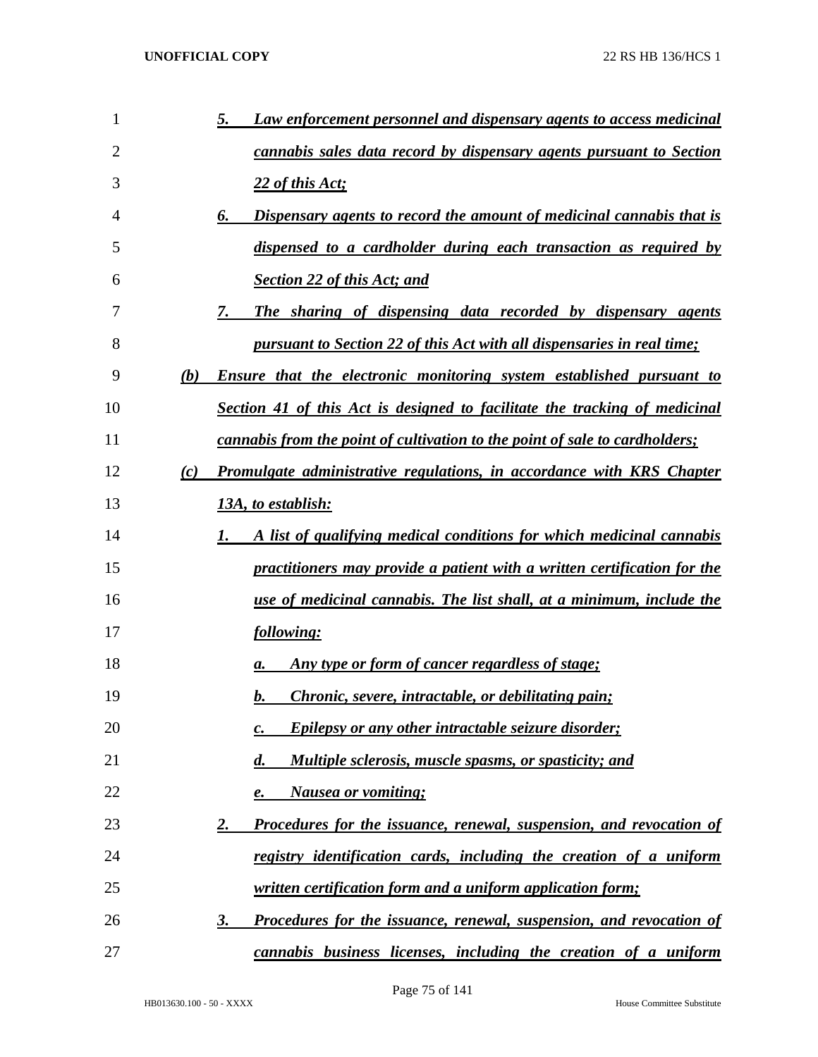5. *Law enforcement personnel and dispensary agents to access medicinal cannabis sales data record by dispensary agents pursuant to Section 22 of this Act;*

6. *Dispensary agents to record the amount of medicinal cannabis that is dispensed to a cardholder during each transaction as required by Section 22 of this Act; and*

7. *The sharing of dispensing data recorded by dispensary agents pursuant to Section 22 of this Act with all dispensaries in real time;*

(b) *Ensure that the electronic monitoring system established pursuant to Section 41 of this Act is designed to facilitate the tracking of medicinal cannabis from the point of cultivation to the point of sale to cardholders;*

(c) *Promulgate administrative regulations, in accordance with KRS Chapter 13A, to establish:*

1. *A list of qualifying medical conditions for which medicinal cannabis practitioners may provide a patient with a written certification for the use of medicinal cannabis. The list shall, at a minimum, include the following:*

   a. *Any type or form of cancer regardless of stage;*

   b. *Chronic, severe, intractable, or debilitating pain;*

   c. *Epilepsy or any other intractable seizure disorder;*

   d. *Multiple sclerosis, muscle spasms, or spasticity; and*

   e. *Nausea or vomiting;*

2. *Procedures for the issuance, renewal, suspension, and revocation of registry identification cards, including the creation of a uniform written certification form and a uniform application form;*

3. *Procedures for the issuance, renewal, suspension, and revocation of cannabis business licenses, including the creation of a uniform*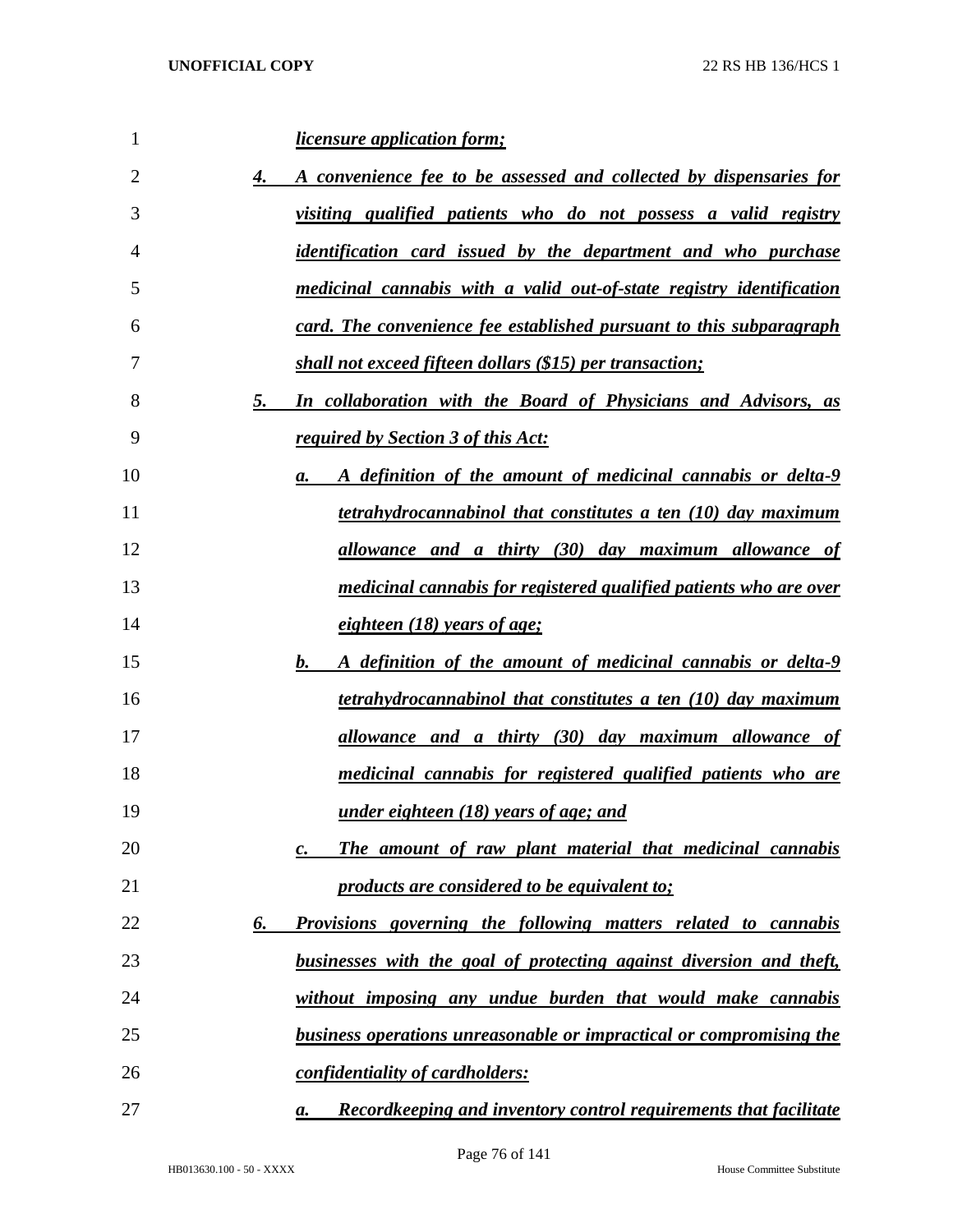*licensure application form;*

4. *A convenience fee to be assessed and collected by dispensaries for visiting qualified patients who do not possess a valid registry identification card issued by the department and who purchase medicinal cannabis with a valid out-of-state registry identification card. The convenience fee established pursuant to this subparagraph shall not exceed fifteen dollars ($15) per transaction;*

5. *In collaboration with the Board of Physicians and Advisors, as required by Section 3 of this Act:*

   a. *A definition of the amount of medicinal cannabis or delta-9 tetrahydrocannabinol that constitutes a ten (10) day maximum allowance and a thirty (30) day maximum allowance of medicinal cannabis for registered qualified patients who are over eighteen (18) years of age;*

   b. *A definition of the amount of medicinal cannabis or delta-9 tetrahydrocannabinol that constitutes a ten (10) day maximum allowance and a thirty (30) day maximum allowance of medicinal cannabis for registered qualified patients who are under eighteen (18) years of age; and*

   c. *The amount of raw plant material that medicinal cannabis products are considered to be equivalent to;*

6. *Provisions governing the following matters related to cannabis businesses with the goal of protecting against diversion and theft, without imposing any undue burden that would make cannabis business operations unreasonable or impractical or compromising the confidentiality of cardholders:*

   a. *Recordkeeping and inventory control requirements that facilitate*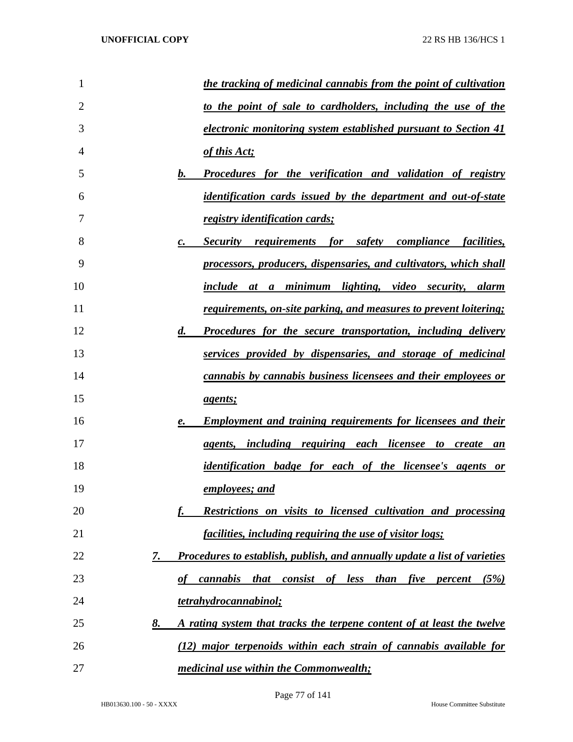*the tracking of medicinal cannabis from the point of cultivation to the point of sale to cardholders, including the use of the electronic monitoring system established pursuant to Section 41 of this Act;*

*b. Procedures for the verification and validation of registry identification cards issued by the department and out-of-state registry identification cards;*

*c. Security requirements for safety compliance facilities, processors, producers, dispensaries, and cultivators, which shall include at a minimum lighting, video security, alarm requirements, on-site parking, and measures to prevent loitering;*

*d. Procedures for the secure transportation, including delivery services provided by dispensaries, and storage of medicinal cannabis by cannabis business licensees and their employees or agents;*

*e. Employment and training requirements for licensees and their agents, including requiring each licensee to create an identification badge for each of the licensee's agents or employees; and*

*f. Restrictions on visits to licensed cultivation and processing facilities, including requiring the use of visitor logs;*

*7. Procedures to establish, publish, and annually update a list of varieties of cannabis that consist of less than five percent (5%) tetrahydrocannabinol;*

*8. A rating system that tracks the terpene content of at least the twelve (12) major terpenoids within each strain of cannabis available for medicinal use within the Commonwealth;*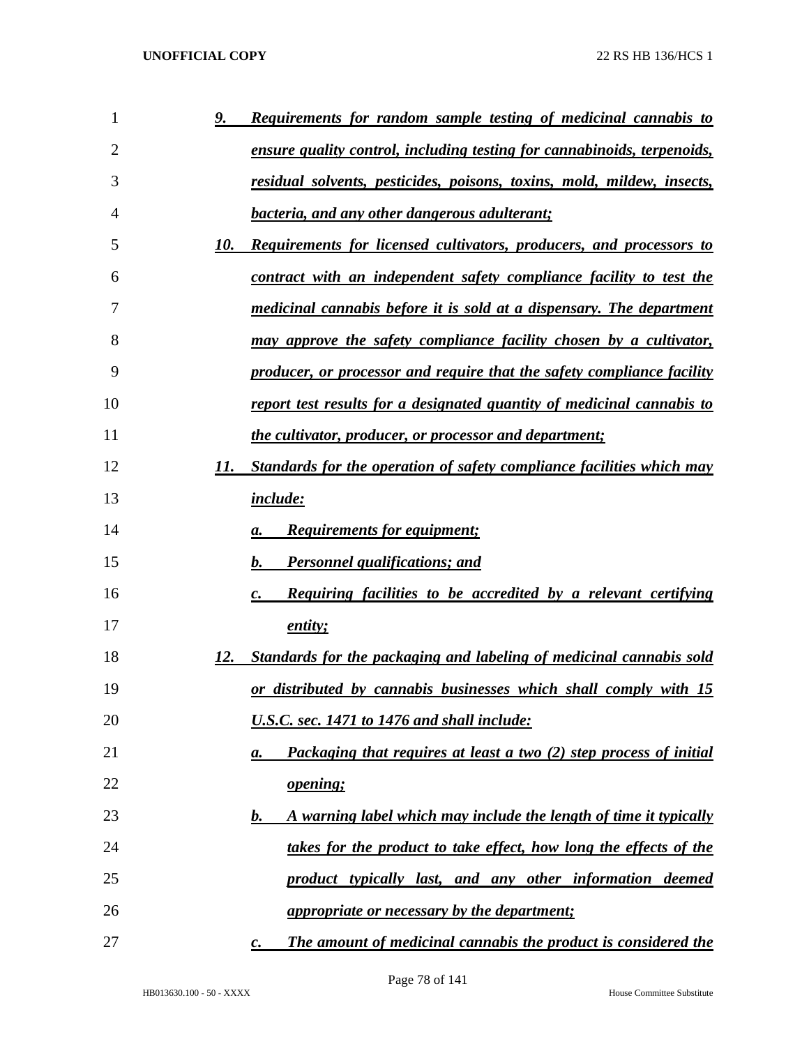9. *Requirements for random sample testing of medicinal cannabis to ensure quality control, including testing for cannabinoids, terpenoids, residual solvents, pesticides, poisons, toxins, mold, mildew, insects, bacteria, and any other dangerous adulterant;*

10. *Requirements for licensed cultivators, producers, and processors to contract with an independent safety compliance facility to test the medicinal cannabis before it is sold at a dispensary. The department may approve the safety compliance facility chosen by a cultivator, producer, or processor and require that the safety compliance facility report test results for a designated quantity of medicinal cannabis to the cultivator, producer, or processor and department;*

11. *Standards for the operation of safety compliance facilities which may include:*

    a. *Requirements for equipment;*

    b. *Personnel qualifications; and*

    c. *Requiring facilities to be accredited by a relevant certifying entity;*

12. *Standards for the packaging and labeling of medicinal cannabis sold or distributed by cannabis businesses which shall comply with 15 U.S.C. sec. 1471 to 1476 and shall include:*

    a. *Packaging that requires at least a two (2) step process of initial opening;*

    b. *A warning label which may include the length of time it typically takes for the product to take effect, how long the effects of the product typically last, and any other information deemed appropriate or necessary by the department;*

    c. *The amount of medicinal cannabis the product is considered the*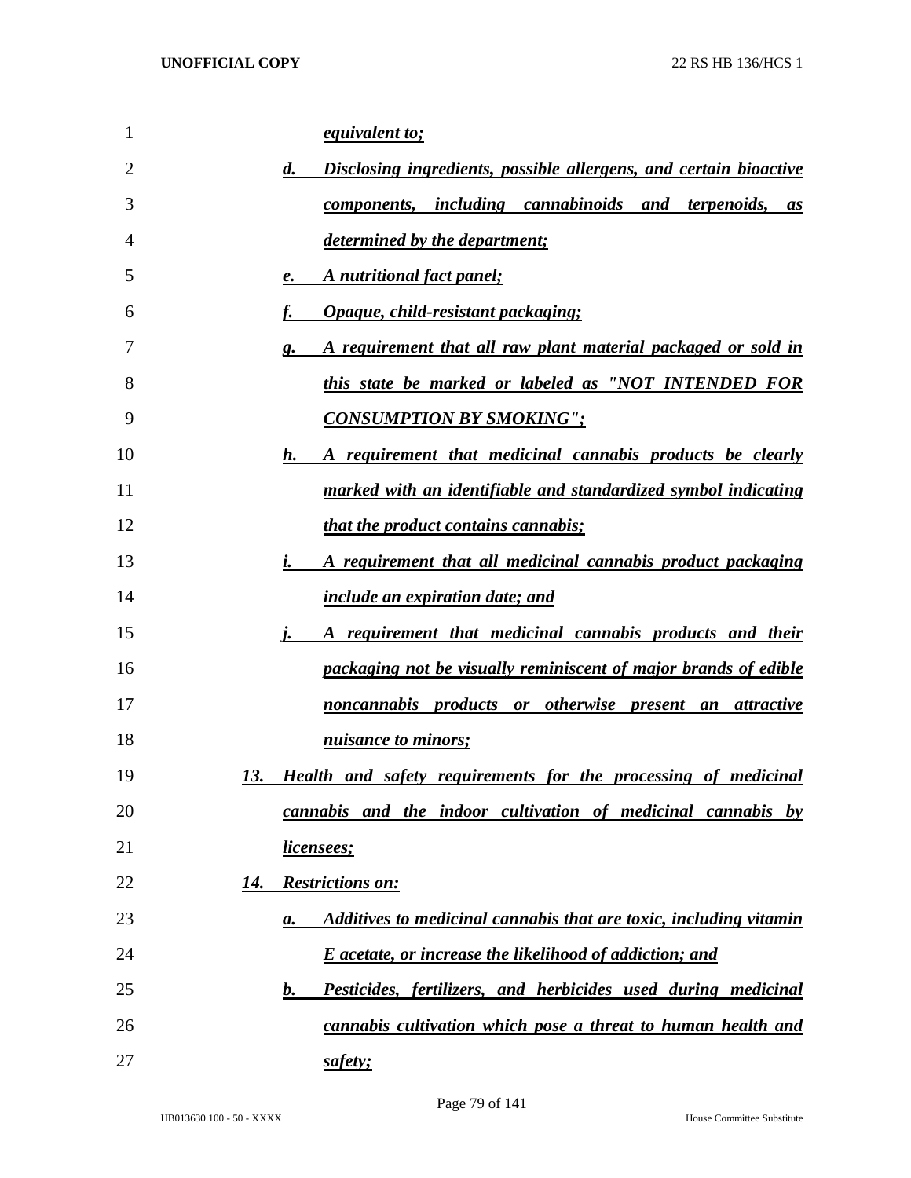*equivalent to;*

*d. Disclosing ingredients, possible allergens, and certain bioactive components, including cannabinoids and terpenoids, as determined by the department;*

*e. A nutritional fact panel;*

*f. Opaque, child-resistant packaging;*

*g. A requirement that all raw plant material packaged or sold in this state be marked or labeled as "NOT INTENDED FOR CONSUMPTION BY SMOKING";*

*h. A requirement that medicinal cannabis products be clearly marked with an identifiable and standardized symbol indicating that the product contains cannabis;*

*i. A requirement that all medicinal cannabis product packaging include an expiration date; and*

*j. A requirement that medicinal cannabis products and their packaging not be visually reminiscent of major brands of edible noncannabis products or otherwise present an attractive nuisance to minors;*

*13. Health and safety requirements for the processing of medicinal cannabis and the indoor cultivation of medicinal cannabis by licensees;*

*14. Restrictions on:*

*a. Additives to medicinal cannabis that are toxic, including vitamin E acetate, or increase the likelihood of addiction; and*

*b. Pesticides, fertilizers, and herbicides used during medicinal cannabis cultivation which pose a threat to human health and safety;*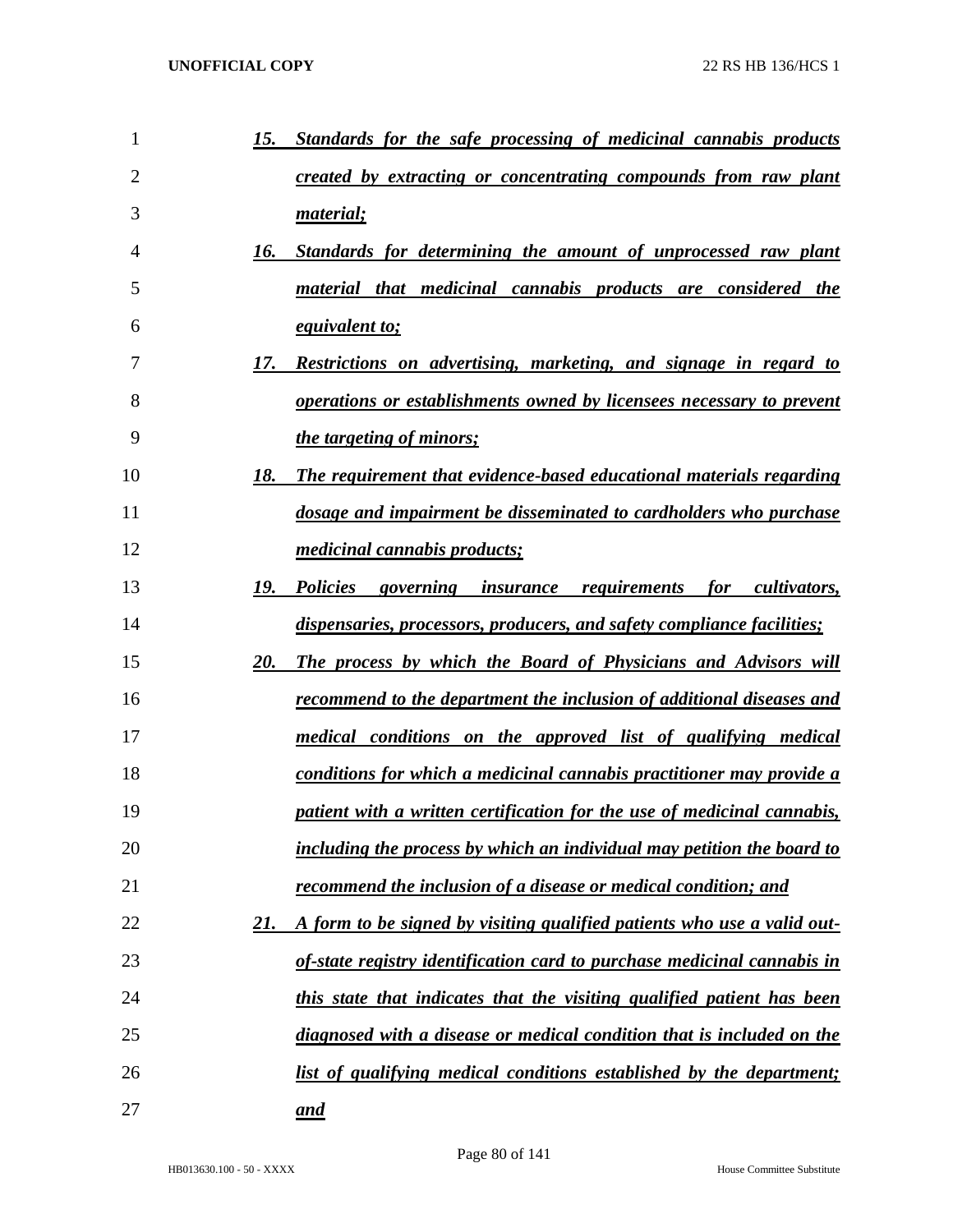15. ***Standards for the safe processing of medicinal cannabis products created by extracting or concentrating compounds from raw plant material;***

16. ***Standards for determining the amount of unprocessed raw plant material that medicinal cannabis products are considered the equivalent to;***

17. ***Restrictions on advertising, marketing, and signage in regard to operations or establishments owned by licensees necessary to prevent the targeting of minors;***

18. ***The requirement that evidence-based educational materials regarding dosage and impairment be disseminated to cardholders who purchase medicinal cannabis products;***

19. ***Policies governing insurance requirements for cultivators, dispensaries, processors, producers, and safety compliance facilities;***

20. ***The process by which the Board of Physicians and Advisors will recommend to the department the inclusion of additional diseases and medical conditions on the approved list of qualifying medical conditions for which a medicinal cannabis practitioner may provide a patient with a written certification for the use of medicinal cannabis, including the process by which an individual may petition the board to recommend the inclusion of a disease or medical condition; and***

21. ***A form to be signed by visiting qualified patients who use a valid out-of-state registry identification card to purchase medicinal cannabis in this state that indicates that the visiting qualified patient has been diagnosed with a disease or medical condition that is included on the list of qualifying medical conditions established by the department; and***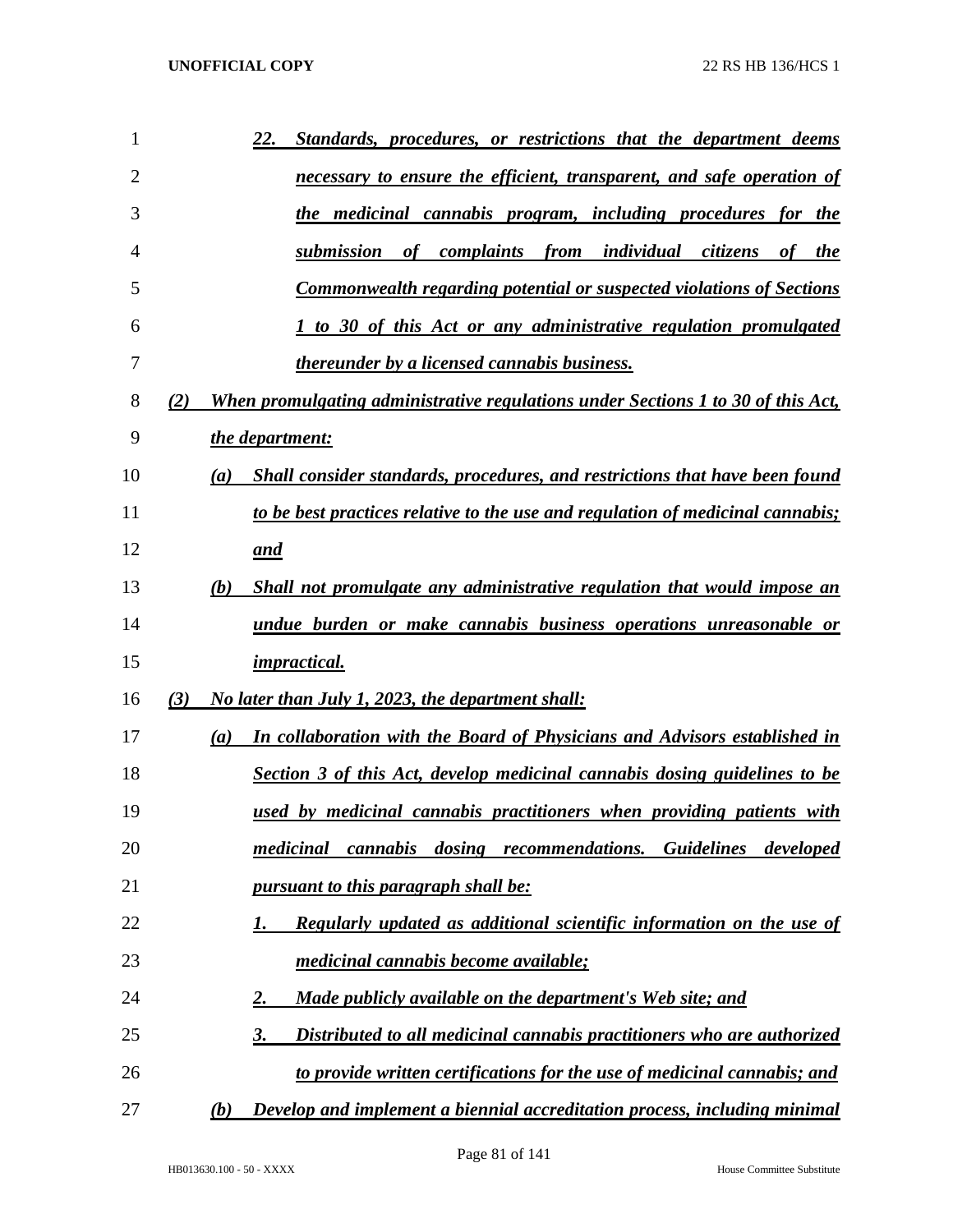22. *Standards, procedures, or restrictions that the department deems necessary to ensure the efficient, transparent, and safe operation of the medicinal cannabis program, including procedures for the submission of complaints from individual citizens of the Commonwealth regarding potential or suspected violations of Sections 1 to 30 of this Act or any administrative regulation promulgated thereunder by a licensed cannabis business.*

*(2) When promulgating administrative regulations under Sections 1 to 30 of this Act, the department:*

*(a) Shall consider standards, procedures, and restrictions that have been found to be best practices relative to the use and regulation of medicinal cannabis; and*

*(b) Shall not promulgate any administrative regulation that would impose an undue burden or make cannabis business operations unreasonable or impractical.*

*(3) No later than July 1, 2023, the department shall:*

*(a) In collaboration with the Board of Physicians and Advisors established in Section 3 of this Act, develop medicinal cannabis dosing guidelines to be used by medicinal cannabis practitioners when providing patients with medicinal cannabis dosing recommendations. Guidelines developed pursuant to this paragraph shall be:*

*1. Regularly updated as additional scientific information on the use of medicinal cannabis become available;*

*2. Made publicly available on the department's Web site; and*

*3. Distributed to all medicinal cannabis practitioners who are authorized to provide written certifications for the use of medicinal cannabis; and*

*(b) Develop and implement a biennial accreditation process, including minimal*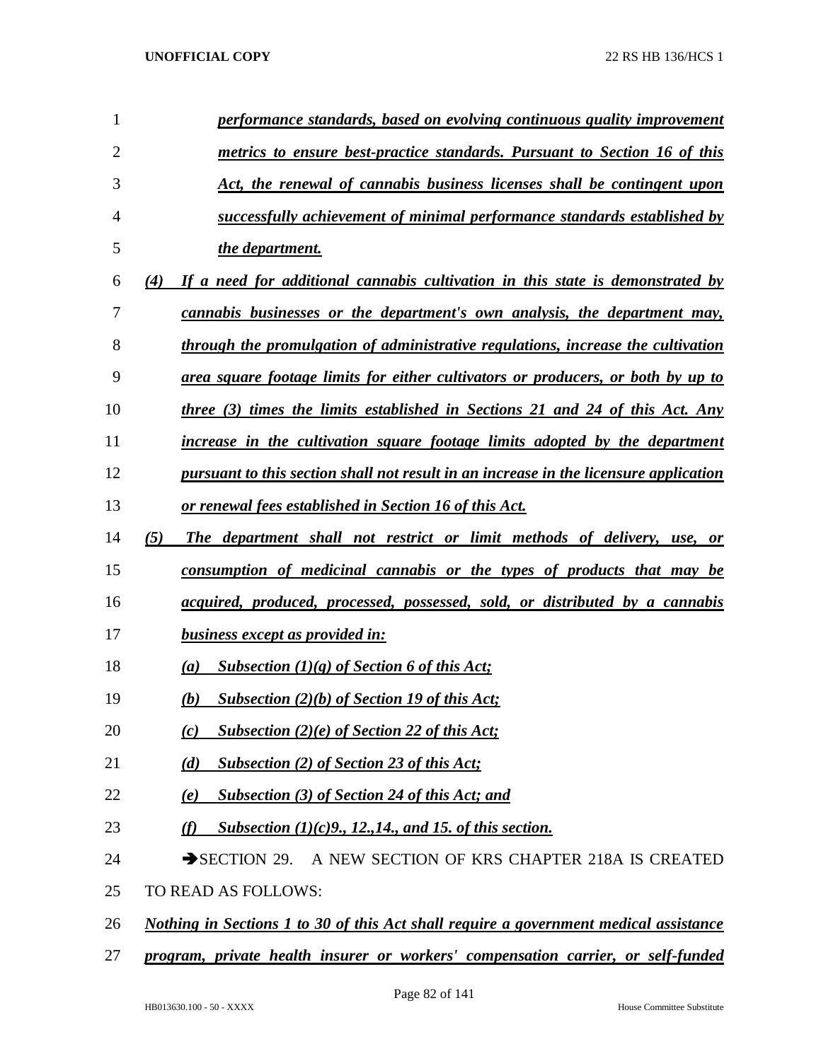*performance standards, based on evolving continuous quality improvement metrics to ensure best-practice standards. Pursuant to Section 16 of this Act, the renewal of cannabis business licenses shall be contingent upon successfully achievement of minimal performance standards established by the department.*

*(4) If a need for additional cannabis cultivation in this state is demonstrated by cannabis businesses or the department's own analysis, the department may, through the promulgation of administrative regulations, increase the cultivation area square footage limits for either cultivators or producers, or both by up to three (3) times the limits established in Sections 21 and 24 of this Act. Any increase in the cultivation square footage limits adopted by the department pursuant to this section shall not result in an increase in the licensure application or renewal fees established in Section 16 of this Act.*

*(5) The department shall not restrict or limit methods of delivery, use, or consumption of medicinal cannabis or the types of products that may be acquired, produced, processed, possessed, sold, or distributed by a cannabis business except as provided in:*

*(a) Subsection (1)(g) of Section 6 of this Act;*

*(b) Subsection (2)(b) of Section 19 of this Act;*

*(c) Subsection (2)(e) of Section 22 of this Act;*

*(d) Subsection (2) of Section 23 of this Act;*

*(e) Subsection (3) of Section 24 of this Act; and*

*(f) Subsection (1)(c)9., 12.,14., and 15. of this section.*

➔SECTION 29. A NEW SECTION OF KRS CHAPTER 218A IS CREATED TO READ AS FOLLOWS:

*Nothing in Sections 1 to 30 of this Act shall require a government medical assistance program, private health insurer or workers' compensation carrier, or self-funded*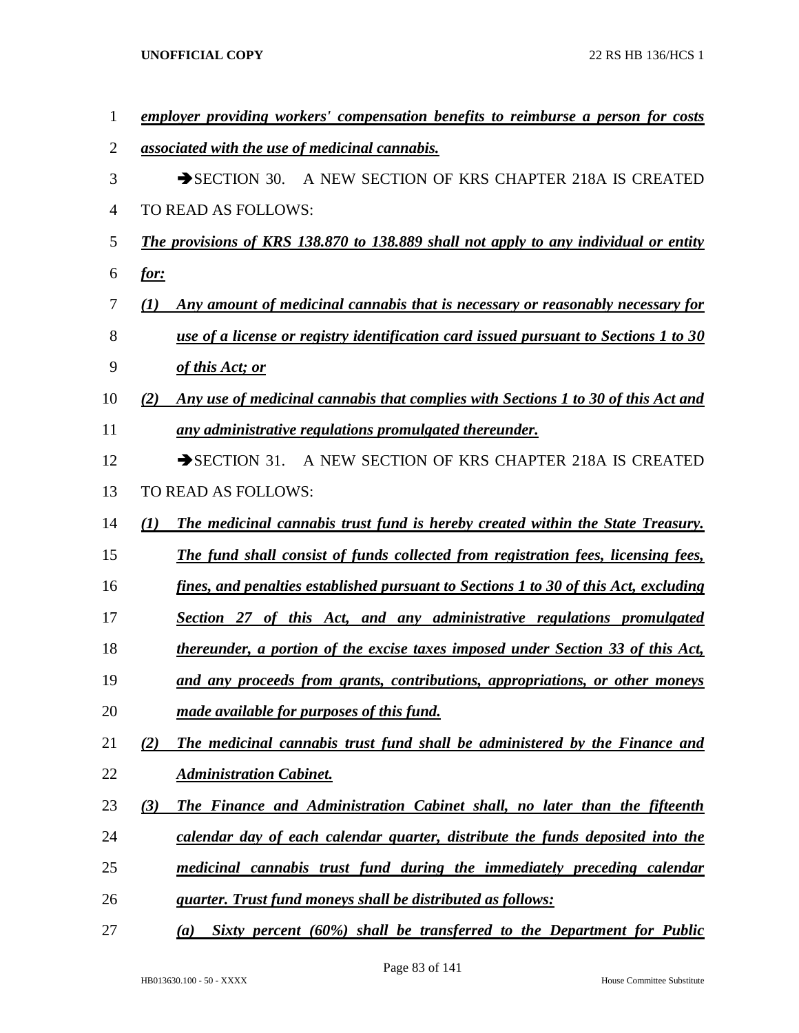***employer providing workers' compensation benefits to reimburse a person for costs associated with the use of medicinal cannabis.***

➔SECTION 30. A NEW SECTION OF KRS CHAPTER 218A IS CREATED TO READ AS FOLLOWS:

***The provisions of KRS 138.870 to 138.889 shall not apply to any individual or entity for:***

***(1) Any amount of medicinal cannabis that is necessary or reasonably necessary for use of a license or registry identification card issued pursuant to Sections 1 to 30 of this Act; or***

***(2) Any use of medicinal cannabis that complies with Sections 1 to 30 of this Act and any administrative regulations promulgated thereunder.***

➔SECTION 31. A NEW SECTION OF KRS CHAPTER 218A IS CREATED TO READ AS FOLLOWS:

***(1) The medicinal cannabis trust fund is hereby created within the State Treasury. The fund shall consist of funds collected from registration fees, licensing fees, fines, and penalties established pursuant to Sections 1 to 30 of this Act, excluding Section 27 of this Act, and any administrative regulations promulgated thereunder, a portion of the excise taxes imposed under Section 33 of this Act, and any proceeds from grants, contributions, appropriations, or other moneys made available for purposes of this fund.***

***(2) The medicinal cannabis trust fund shall be administered by the Finance and Administration Cabinet.***

***(3) The Finance and Administration Cabinet shall, no later than the fifteenth calendar day of each calendar quarter, distribute the funds deposited into the medicinal cannabis trust fund during the immediately preceding calendar quarter. Trust fund moneys shall be distributed as follows:***

***(a) Sixty percent (60%) shall be transferred to the Department for Public***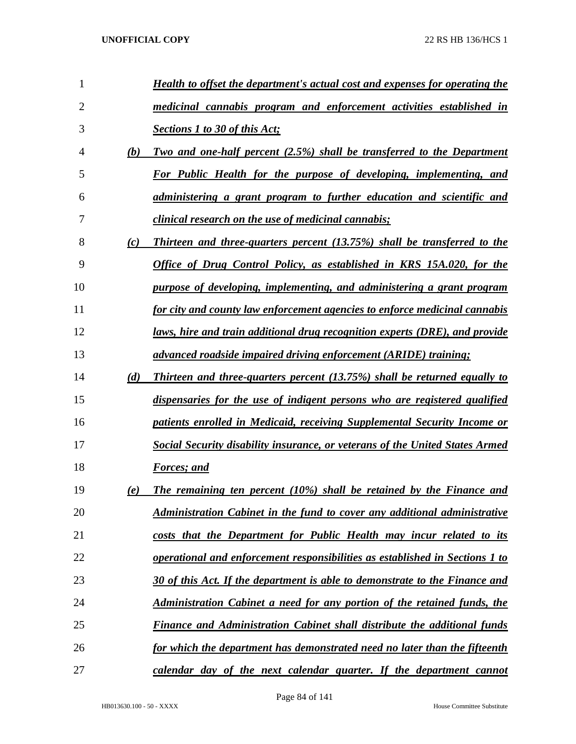***Health to offset the department's actual cost and expenses for operating the medicinal cannabis program and enforcement activities established in Sections 1 to 30 of this Act;***

***(b) Two and one-half percent (2.5%) shall be transferred to the Department For Public Health for the purpose of developing, implementing, and administering a grant program to further education and scientific and clinical research on the use of medicinal cannabis;***

***(c) Thirteen and three-quarters percent (13.75%) shall be transferred to the Office of Drug Control Policy, as established in KRS 15A.020, for the purpose of developing, implementing, and administering a grant program for city and county law enforcement agencies to enforce medicinal cannabis laws, hire and train additional drug recognition experts (DRE), and provide advanced roadside impaired driving enforcement (ARIDE) training;***

***(d) Thirteen and three-quarters percent (13.75%) shall be returned equally to dispensaries for the use of indigent persons who are registered qualified patients enrolled in Medicaid, receiving Supplemental Security Income or Social Security disability insurance, or veterans of the United States Armed Forces; and***

***(e) The remaining ten percent (10%) shall be retained by the Finance and Administration Cabinet in the fund to cover any additional administrative costs that the Department for Public Health may incur related to its operational and enforcement responsibilities as established in Sections 1 to 30 of this Act. If the department is able to demonstrate to the Finance and Administration Cabinet a need for any portion of the retained funds, the Finance and Administration Cabinet shall distribute the additional funds for which the department has demonstrated need no later than the fifteenth calendar day of the next calendar quarter. If the department cannot***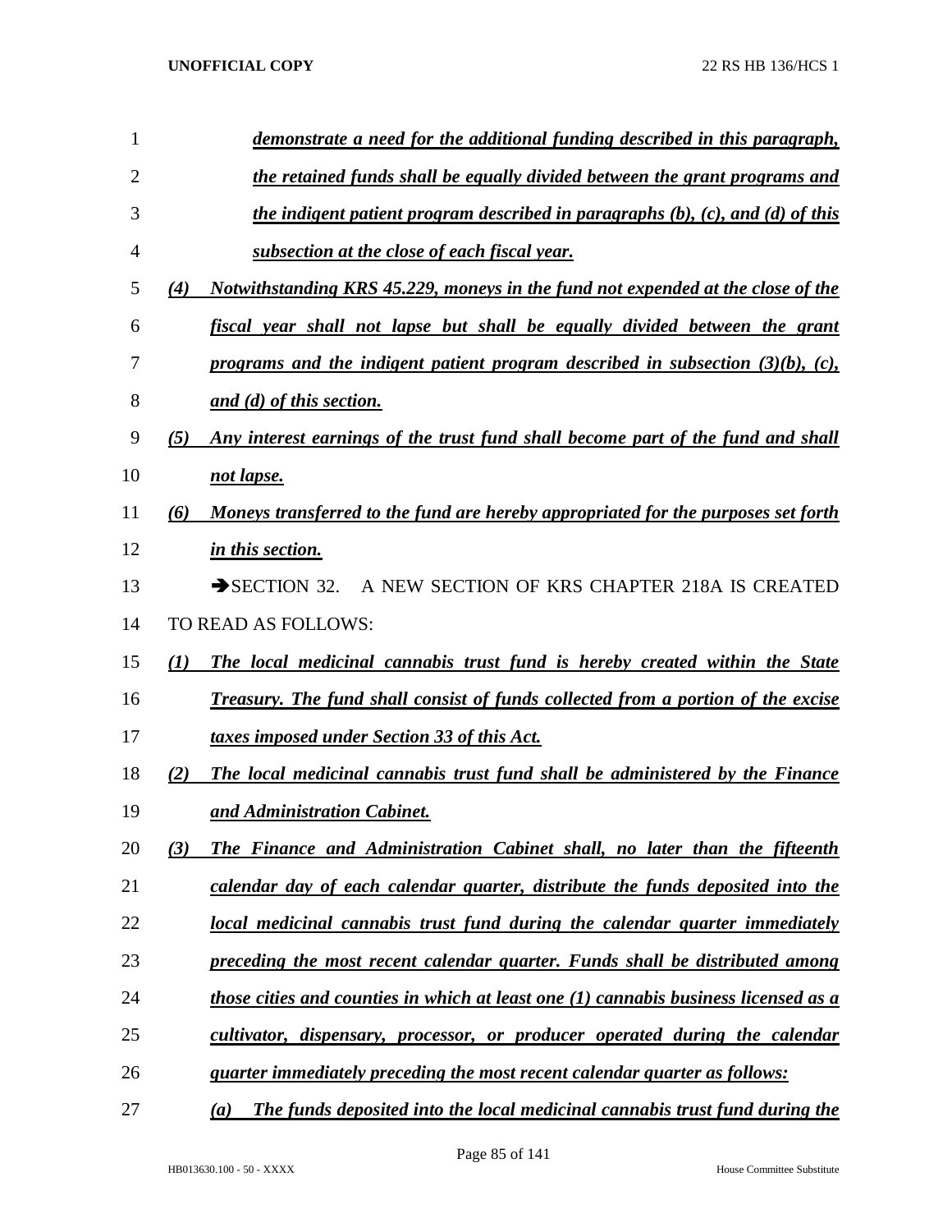*demonstrate a need for the additional funding described in this paragraph, the retained funds shall be equally divided between the grant programs and the indigent patient program described in paragraphs (b), (c), and (d) of this subsection at the close of each fiscal year.*

*(4) Notwithstanding KRS 45.229, moneys in the fund not expended at the close of the fiscal year shall not lapse but shall be equally divided between the grant programs and the indigent patient program described in subsection (3)(b), (c), and (d) of this section.*

*(5) Any interest earnings of the trust fund shall become part of the fund and shall not lapse.*

*(6) Moneys transferred to the fund are hereby appropriated for the purposes set forth in this section.*

➔SECTION 32. A NEW SECTION OF KRS CHAPTER 218A IS CREATED TO READ AS FOLLOWS:

*(1) The local medicinal cannabis trust fund is hereby created within the State Treasury. The fund shall consist of funds collected from a portion of the excise taxes imposed under Section 33 of this Act.*

*(2) The local medicinal cannabis trust fund shall be administered by the Finance and Administration Cabinet.*

*(3) The Finance and Administration Cabinet shall, no later than the fifteenth calendar day of each calendar quarter, distribute the funds deposited into the local medicinal cannabis trust fund during the calendar quarter immediately preceding the most recent calendar quarter. Funds shall be distributed among those cities and counties in which at least one (1) cannabis business licensed as a cultivator, dispensary, processor, or producer operated during the calendar quarter immediately preceding the most recent calendar quarter as follows:*

*(a) The funds deposited into the local medicinal cannabis trust fund during the*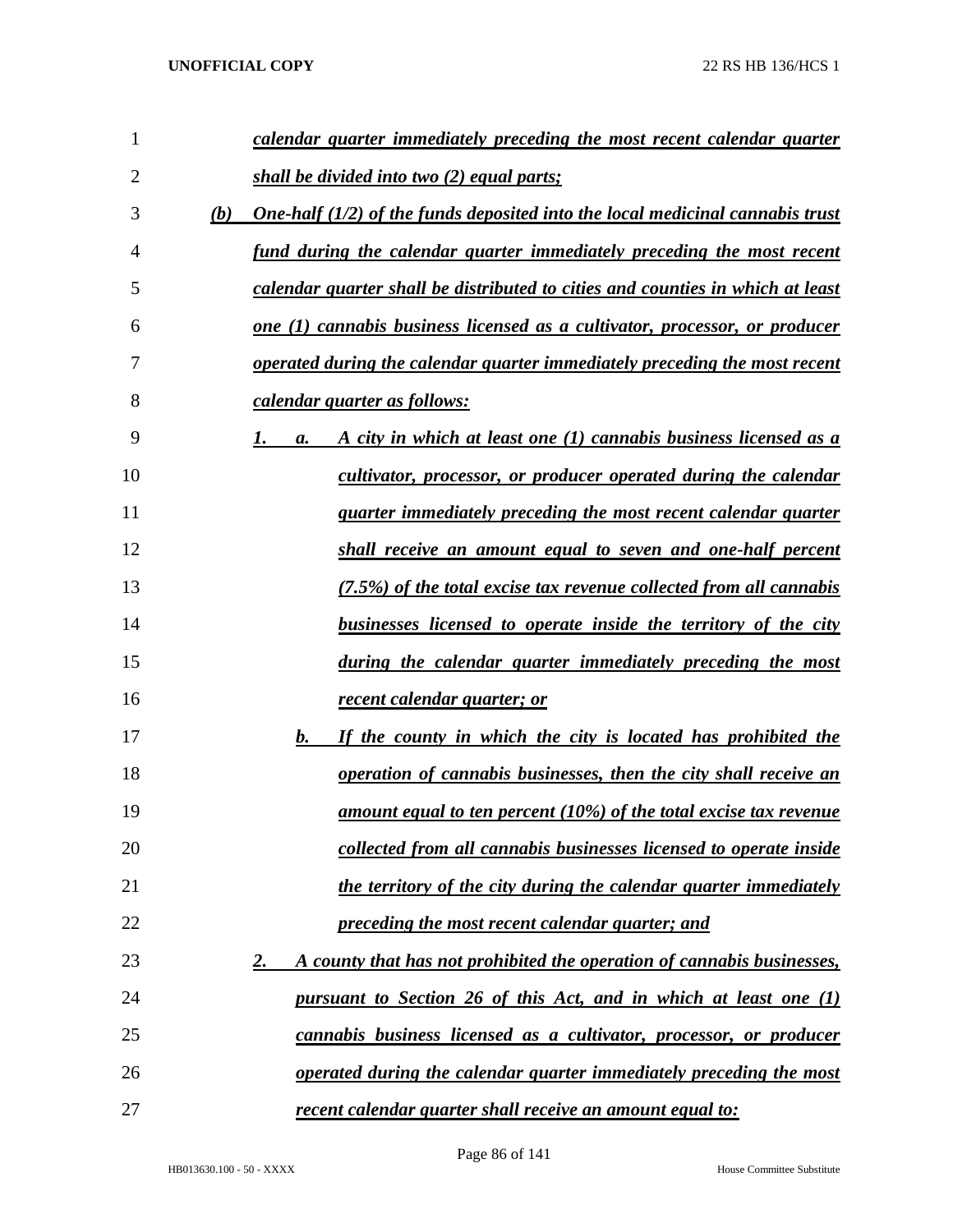*calendar quarter immediately preceding the most recent calendar quarter shall be divided into two (2) equal parts;*

*(b) One-half (1/2) of the funds deposited into the local medicinal cannabis trust fund during the calendar quarter immediately preceding the most recent calendar quarter shall be distributed to cities and counties in which at least one (1) cannabis business licensed as a cultivator, processor, or producer operated during the calendar quarter immediately preceding the most recent calendar quarter as follows:*

*1. a. A city in which at least one (1) cannabis business licensed as a cultivator, processor, or producer operated during the calendar quarter immediately preceding the most recent calendar quarter shall receive an amount equal to seven and one-half percent (7.5%) of the total excise tax revenue collected from all cannabis businesses licensed to operate inside the territory of the city during the calendar quarter immediately preceding the most recent calendar quarter; or*

*b. If the county in which the city is located has prohibited the operation of cannabis businesses, then the city shall receive an amount equal to ten percent (10%) of the total excise tax revenue collected from all cannabis businesses licensed to operate inside the territory of the city during the calendar quarter immediately preceding the most recent calendar quarter; and*

*2. A county that has not prohibited the operation of cannabis businesses, pursuant to Section 26 of this Act, and in which at least one (1) cannabis business licensed as a cultivator, processor, or producer operated during the calendar quarter immediately preceding the most recent calendar quarter shall receive an amount equal to:*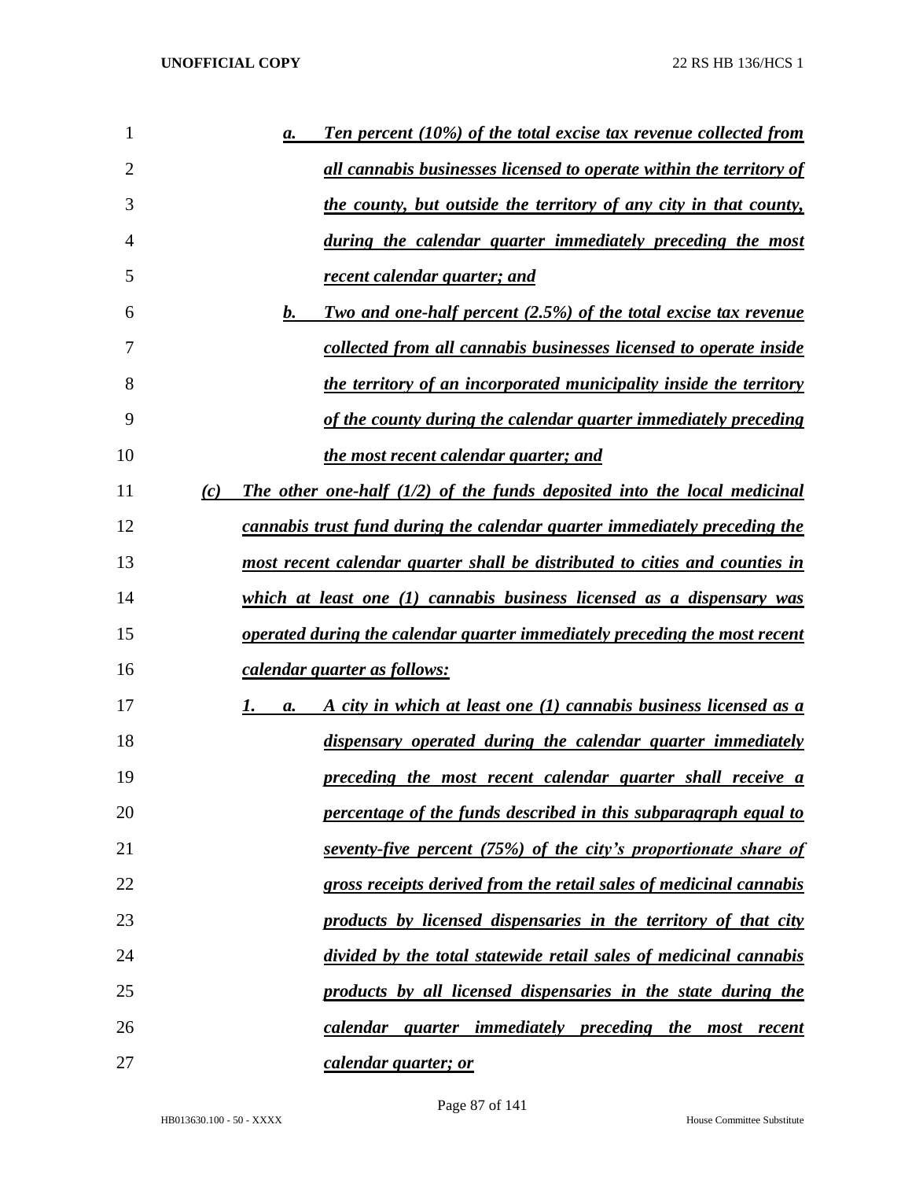a. *Ten percent (10%) of the total excise tax revenue collected from all cannabis businesses licensed to operate within the territory of the county, but outside the territory of any city in that county, during the calendar quarter immediately preceding the most recent calendar quarter; and*

b. *Two and one-half percent (2.5%) of the total excise tax revenue collected from all cannabis businesses licensed to operate inside the territory of an incorporated municipality inside the territory of the county during the calendar quarter immediately preceding the most recent calendar quarter; and*

(c) *The other one-half (1/2) of the funds deposited into the local medicinal cannabis trust fund during the calendar quarter immediately preceding the most recent calendar quarter shall be distributed to cities and counties in which at least one (1) cannabis business licensed as a dispensary was operated during the calendar quarter immediately preceding the most recent calendar quarter as follows:*

1. a. *A city in which at least one (1) cannabis business licensed as a dispensary operated during the calendar quarter immediately preceding the most recent calendar quarter shall receive a percentage of the funds described in this subparagraph equal to seventy-five percent (75%) of the city's proportionate share of gross receipts derived from the retail sales of medicinal cannabis products by licensed dispensaries in the territory of that city divided by the total statewide retail sales of medicinal cannabis products by all licensed dispensaries in the state during the calendar quarter immediately preceding the most recent calendar quarter; or*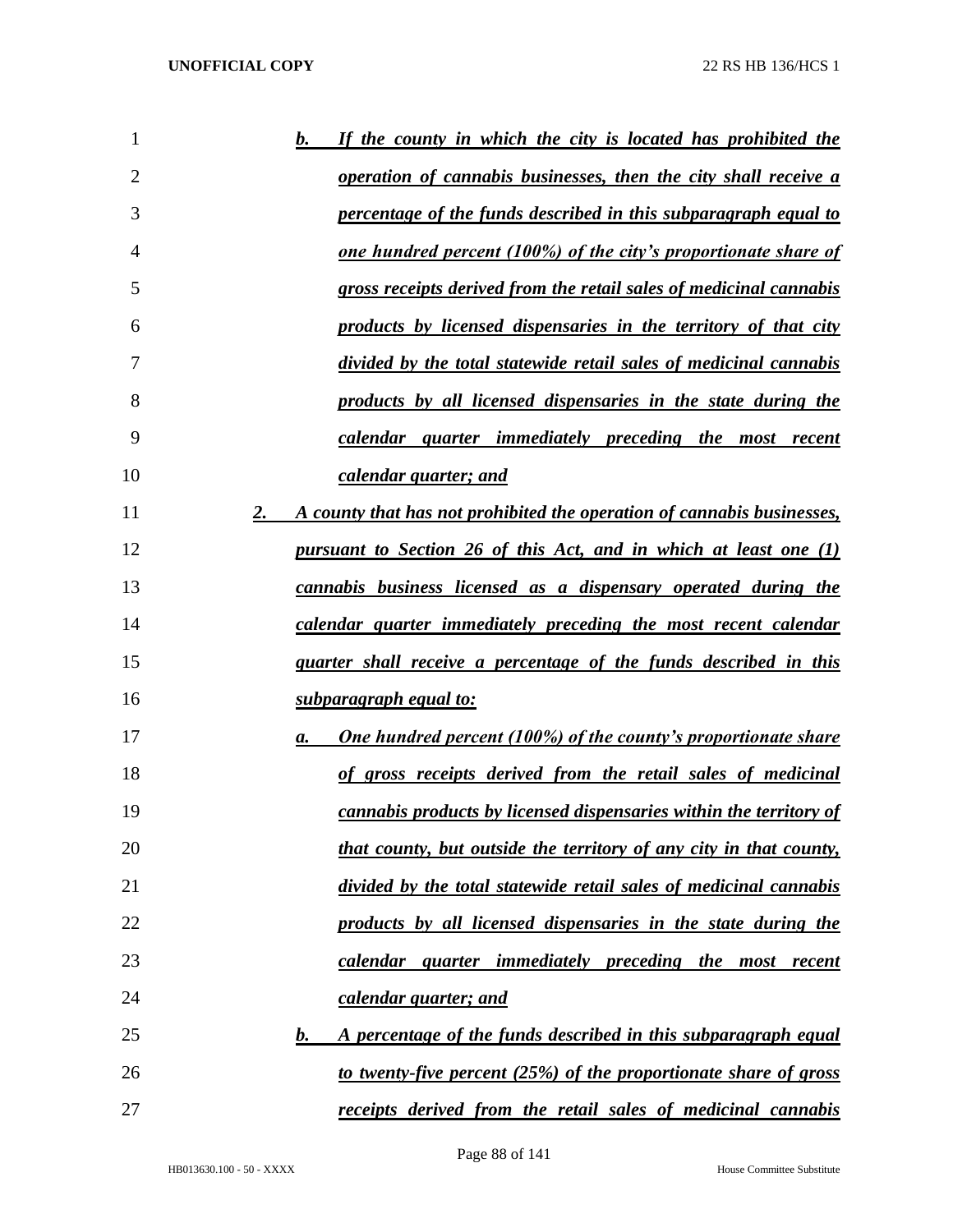*b. If the county in which the city is located has prohibited the operation of cannabis businesses, then the city shall receive a percentage of the funds described in this subparagraph equal to one hundred percent (100%) of the city's proportionate share of gross receipts derived from the retail sales of medicinal cannabis products by licensed dispensaries in the territory of that city divided by the total statewide retail sales of medicinal cannabis products by all licensed dispensaries in the state during the calendar quarter immediately preceding the most recent calendar quarter; and*

*2. A county that has not prohibited the operation of cannabis businesses, pursuant to Section 26 of this Act, and in which at least one (1) cannabis business licensed as a dispensary operated during the calendar quarter immediately preceding the most recent calendar quarter shall receive a percentage of the funds described in this subparagraph equal to:*

*a. One hundred percent (100%) of the county's proportionate share of gross receipts derived from the retail sales of medicinal cannabis products by licensed dispensaries within the territory of that county, but outside the territory of any city in that county, divided by the total statewide retail sales of medicinal cannabis products by all licensed dispensaries in the state during the calendar quarter immediately preceding the most recent calendar quarter; and*

*b. A percentage of the funds described in this subparagraph equal to twenty-five percent (25%) of the proportionate share of gross receipts derived from the retail sales of medicinal cannabis*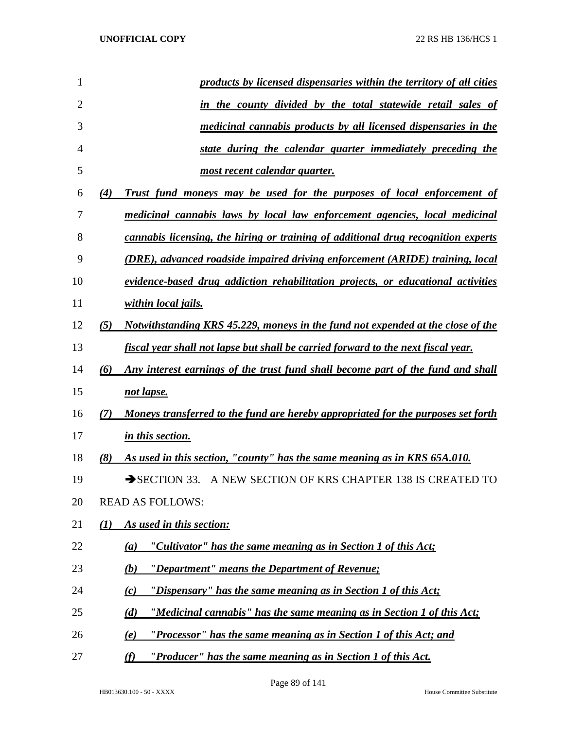*products by licensed dispensaries within the territory of all cities in the county divided by the total statewide retail sales of medicinal cannabis products by all licensed dispensaries in the state during the calendar quarter immediately preceding the most recent calendar quarter.*

*(4) Trust fund moneys may be used for the purposes of local enforcement of medicinal cannabis laws by local law enforcement agencies, local medicinal cannabis licensing, the hiring or training of additional drug recognition experts (DRE), advanced roadside impaired driving enforcement (ARIDE) training, local evidence-based drug addiction rehabilitation projects, or educational activities within local jails.*

*(5) Notwithstanding KRS 45.229, moneys in the fund not expended at the close of the fiscal year shall not lapse but shall be carried forward to the next fiscal year.*

*(6) Any interest earnings of the trust fund shall become part of the fund and shall not lapse.*

*(7) Moneys transferred to the fund are hereby appropriated for the purposes set forth in this section.*

*(8) As used in this section, "county" has the same meaning as in KRS 65A.010.*

➔SECTION 33. A NEW SECTION OF KRS CHAPTER 138 IS CREATED TO READ AS FOLLOWS:

*(1) As used in this section:*

*(a) "Cultivator" has the same meaning as in Section 1 of this Act;*

*(b) "Department" means the Department of Revenue;*

*(c) "Dispensary" has the same meaning as in Section 1 of this Act;*

*(d) "Medicinal cannabis" has the same meaning as in Section 1 of this Act;*

*(e) "Processor" has the same meaning as in Section 1 of this Act; and*

*(f) "Producer" has the same meaning as in Section 1 of this Act.*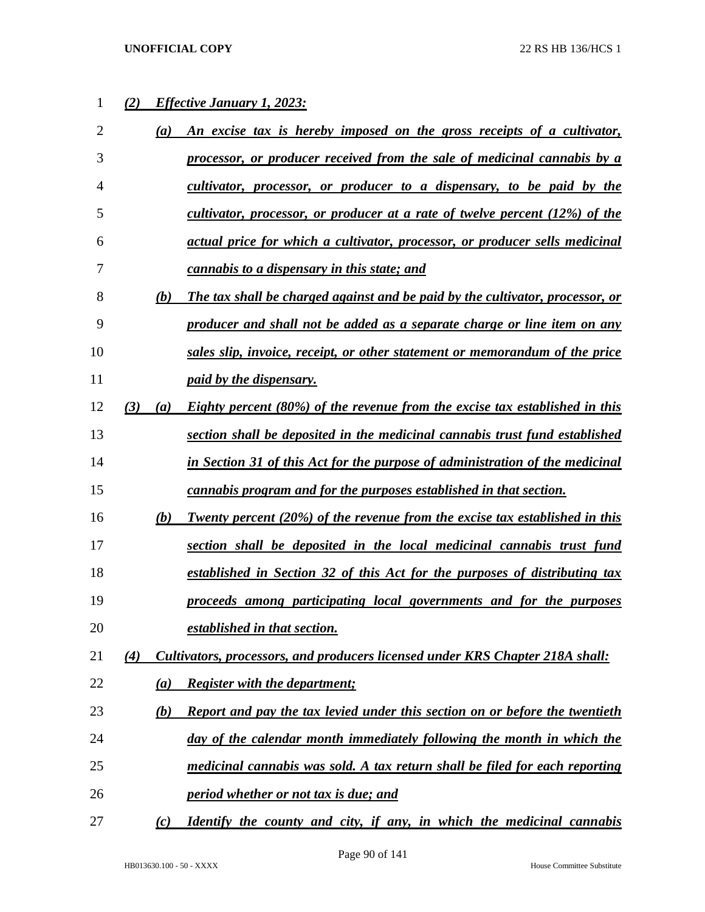*(2) Effective January 1, 2023:*

*(a) An excise tax is hereby imposed on the gross receipts of a cultivator, processor, or producer received from the sale of medicinal cannabis by a cultivator, processor, or producer to a dispensary, to be paid by the cultivator, processor, or producer at a rate of twelve percent (12%) of the actual price for which a cultivator, processor, or producer sells medicinal cannabis to a dispensary in this state; and*

*(b) The tax shall be charged against and be paid by the cultivator, processor, or producer and shall not be added as a separate charge or line item on any sales slip, invoice, receipt, or other statement or memorandum of the price paid by the dispensary.*

*(3) (a) Eighty percent (80%) of the revenue from the excise tax established in this section shall be deposited in the medicinal cannabis trust fund established in Section 31 of this Act for the purpose of administration of the medicinal cannabis program and for the purposes established in that section.*

*(b) Twenty percent (20%) of the revenue from the excise tax established in this section shall be deposited in the local medicinal cannabis trust fund established in Section 32 of this Act for the purposes of distributing tax proceeds among participating local governments and for the purposes established in that section.*

*(4) Cultivators, processors, and producers licensed under KRS Chapter 218A shall:*

*(a) Register with the department;*

*(b) Report and pay the tax levied under this section on or before the twentieth day of the calendar month immediately following the month in which the medicinal cannabis was sold. A tax return shall be filed for each reporting period whether or not tax is due; and*

*(c) Identify the county and city, if any, in which the medicinal cannabis*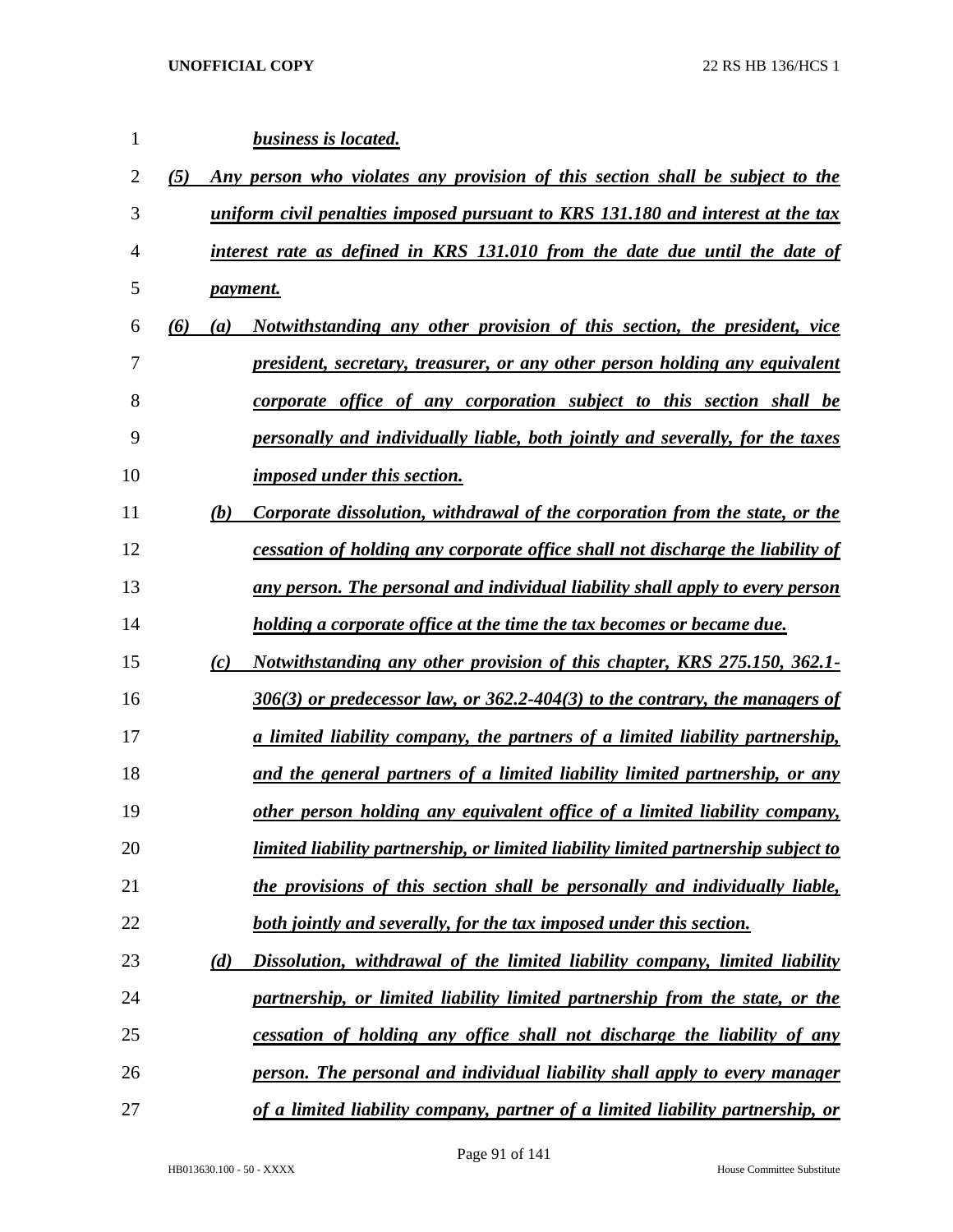***business is located.***

***(5) Any person who violates any provision of this section shall be subject to the uniform civil penalties imposed pursuant to KRS 131.180 and interest at the tax interest rate as defined in KRS 131.010 from the date due until the date of payment.***

***(6) (a) Notwithstanding any other provision of this section, the president, vice president, secretary, treasurer, or any other person holding any equivalent corporate office of any corporation subject to this section shall be personally and individually liable, both jointly and severally, for the taxes imposed under this section.***

***(b) Corporate dissolution, withdrawal of the corporation from the state, or the cessation of holding any corporate office shall not discharge the liability of any person. The personal and individual liability shall apply to every person holding a corporate office at the time the tax becomes or became due.***

***(c) Notwithstanding any other provision of this chapter, KRS 275.150, 362.1-306(3) or predecessor law, or 362.2-404(3) to the contrary, the managers of a limited liability company, the partners of a limited liability partnership, and the general partners of a limited liability limited partnership, or any other person holding any equivalent office of a limited liability company, limited liability partnership, or limited liability limited partnership subject to the provisions of this section shall be personally and individually liable, both jointly and severally, for the tax imposed under this section.***

***(d) Dissolution, withdrawal of the limited liability company, limited liability partnership, or limited liability limited partnership from the state, or the cessation of holding any office shall not discharge the liability of any person. The personal and individual liability shall apply to every manager of a limited liability company, partner of a limited liability partnership, or***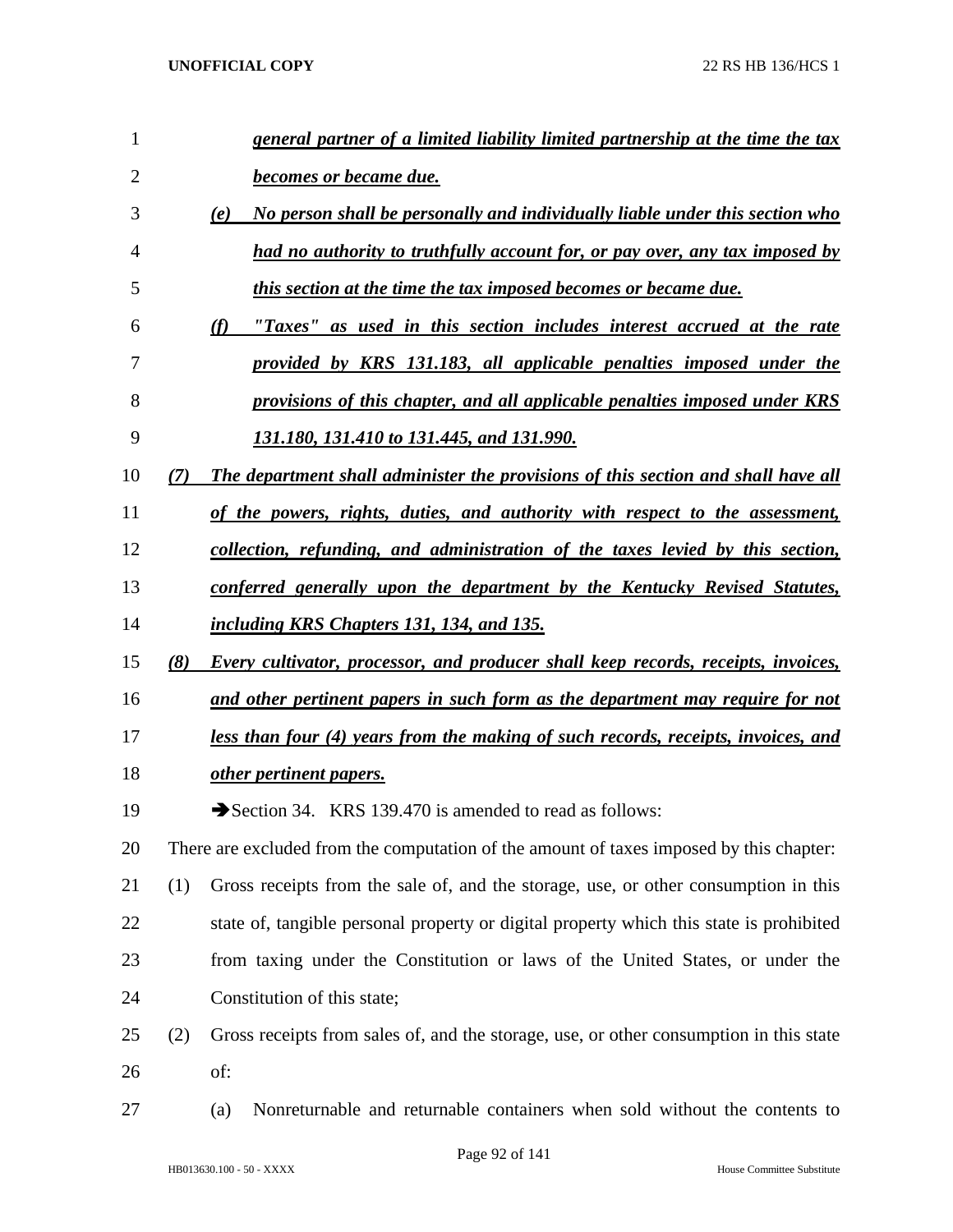*general partner of a limited liability limited partnership at the time the tax becomes or became due.*

*(e) No person shall be personally and individually liable under this section who had no authority to truthfully account for, or pay over, any tax imposed by this section at the time the tax imposed becomes or became due.*

*(f) "Taxes" as used in this section includes interest accrued at the rate provided by KRS 131.183, all applicable penalties imposed under the provisions of this chapter, and all applicable penalties imposed under KRS 131.180, 131.410 to 131.445, and 131.990.*

*(7) The department shall administer the provisions of this section and shall have all of the powers, rights, duties, and authority with respect to the assessment, collection, refunding, and administration of the taxes levied by this section, conferred generally upon the department by the Kentucky Revised Statutes, including KRS Chapters 131, 134, and 135.*

*(8) Every cultivator, processor, and producer shall keep records, receipts, invoices, and other pertinent papers in such form as the department may require for not less than four (4) years from the making of such records, receipts, invoices, and other pertinent papers.*

➔Section 34. KRS 139.470 is amended to read as follows:

There are excluded from the computation of the amount of taxes imposed by this chapter:

(1) Gross receipts from the sale of, and the storage, use, or other consumption in this state of, tangible personal property or digital property which this state is prohibited from taxing under the Constitution or laws of the United States, or under the Constitution of this state;

(2) Gross receipts from sales of, and the storage, use, or other consumption in this state of:

(a) Nonreturnable and returnable containers when sold without the contents to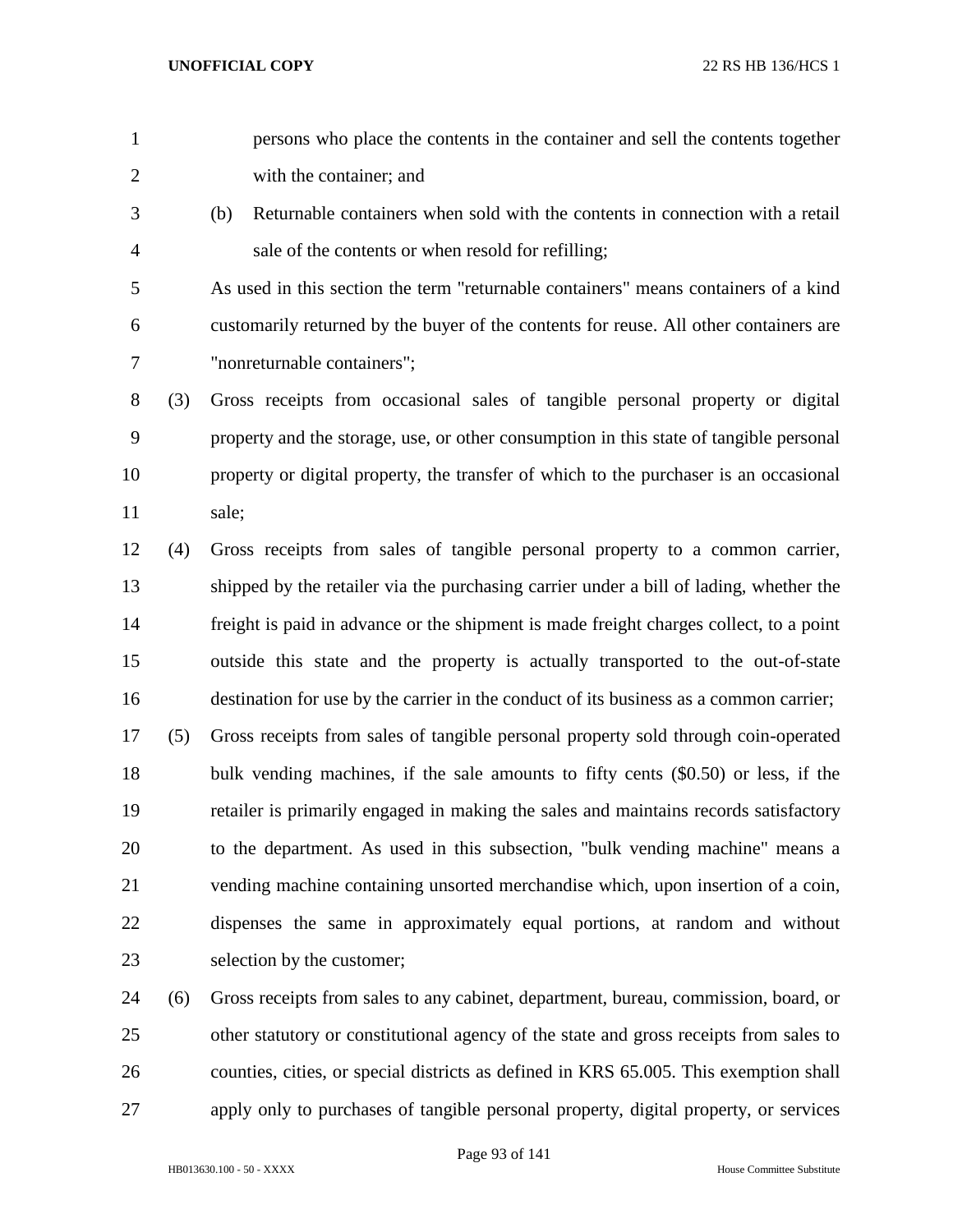persons who place the contents in the container and sell the contents together with the container; and

(b) Returnable containers when sold with the contents in connection with a retail sale of the contents or when resold for refilling;

As used in this section the term "returnable containers" means containers of a kind customarily returned by the buyer of the contents for reuse. All other containers are "nonreturnable containers";

(3) Gross receipts from occasional sales of tangible personal property or digital property and the storage, use, or other consumption in this state of tangible personal property or digital property, the transfer of which to the purchaser is an occasional sale;

(4) Gross receipts from sales of tangible personal property to a common carrier, shipped by the retailer via the purchasing carrier under a bill of lading, whether the freight is paid in advance or the shipment is made freight charges collect, to a point outside this state and the property is actually transported to the out-of-state destination for use by the carrier in the conduct of its business as a common carrier;

(5) Gross receipts from sales of tangible personal property sold through coin-operated bulk vending machines, if the sale amounts to fifty cents ($0.50) or less, if the retailer is primarily engaged in making the sales and maintains records satisfactory to the department. As used in this subsection, "bulk vending machine" means a vending machine containing unsorted merchandise which, upon insertion of a coin, dispenses the same in approximately equal portions, at random and without selection by the customer;

(6) Gross receipts from sales to any cabinet, department, bureau, commission, board, or other statutory or constitutional agency of the state and gross receipts from sales to counties, cities, or special districts as defined in KRS 65.005. This exemption shall apply only to purchases of tangible personal property, digital property, or services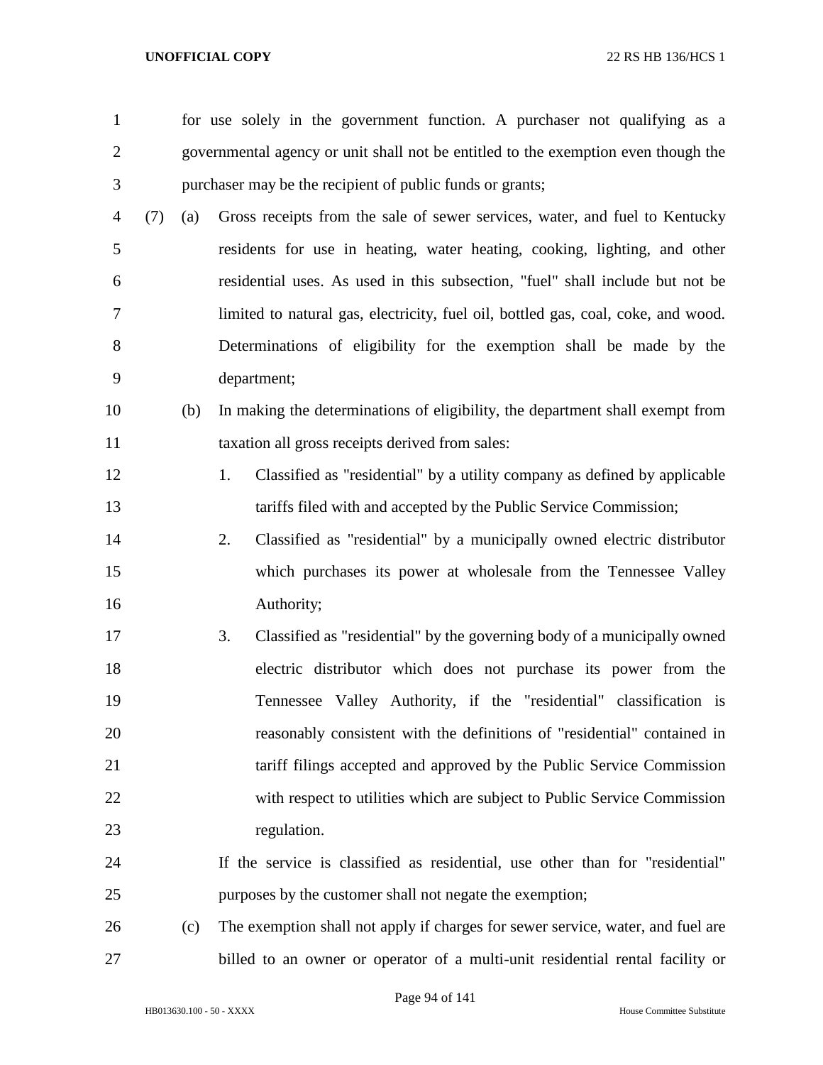for use solely in the government function. A purchaser not qualifying as a governmental agency or unit shall not be entitled to the exemption even though the purchaser may be the recipient of public funds or grants;

(7) (a) Gross receipts from the sale of sewer services, water, and fuel to Kentucky residents for use in heating, water heating, cooking, lighting, and other residential uses. As used in this subsection, "fuel" shall include but not be limited to natural gas, electricity, fuel oil, bottled gas, coal, coke, and wood. Determinations of eligibility for the exemption shall be made by the department;

(b) In making the determinations of eligibility, the department shall exempt from taxation all gross receipts derived from sales:

1. Classified as "residential" by a utility company as defined by applicable tariffs filed with and accepted by the Public Service Commission;

2. Classified as "residential" by a municipally owned electric distributor which purchases its power at wholesale from the Tennessee Valley Authority;

3. Classified as "residential" by the governing body of a municipally owned electric distributor which does not purchase its power from the Tennessee Valley Authority, if the "residential" classification is reasonably consistent with the definitions of "residential" contained in tariff filings accepted and approved by the Public Service Commission with respect to utilities which are subject to Public Service Commission regulation.

If the service is classified as residential, use other than for "residential" purposes by the customer shall not negate the exemption;

(c) The exemption shall not apply if charges for sewer service, water, and fuel are billed to an owner or operator of a multi-unit residential rental facility or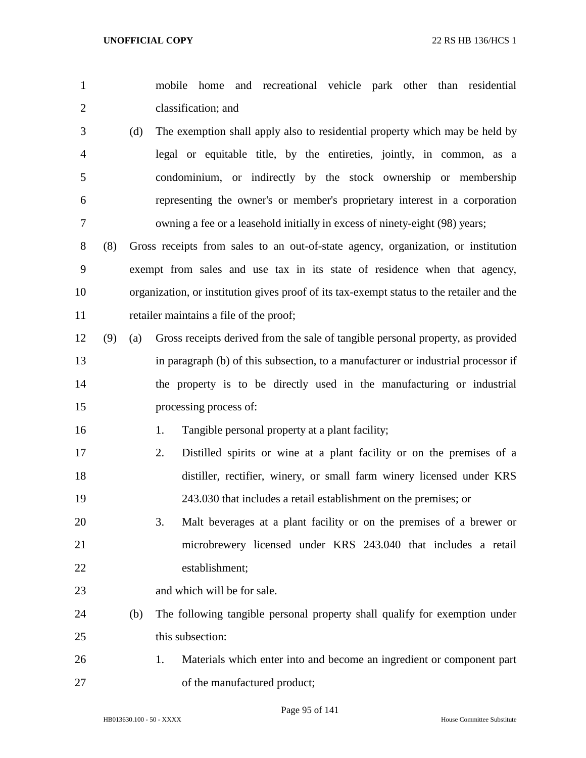mobile home and recreational vehicle park other than residential classification; and

(d) The exemption shall apply also to residential property which may be held by legal or equitable title, by the entireties, jointly, in common, as a condominium, or indirectly by the stock ownership or membership representing the owner's or member's proprietary interest in a corporation owning a fee or a leasehold initially in excess of ninety-eight (98) years;

(8) Gross receipts from sales to an out-of-state agency, organization, or institution exempt from sales and use tax in its state of residence when that agency, organization, or institution gives proof of its tax-exempt status to the retailer and the retailer maintains a file of the proof;

(9) (a) Gross receipts derived from the sale of tangible personal property, as provided in paragraph (b) of this subsection, to a manufacturer or industrial processor if the property is to be directly used in the manufacturing or industrial processing process of:

1. Tangible personal property at a plant facility;
2. Distilled spirits or wine at a plant facility or on the premises of a distiller, rectifier, winery, or small farm winery licensed under KRS 243.030 that includes a retail establishment on the premises; or
3. Malt beverages at a plant facility or on the premises of a brewer or microbrewery licensed under KRS 243.040 that includes a retail establishment;

and which will be for sale.

(b) The following tangible personal property shall qualify for exemption under this subsection:

1. Materials which enter into and become an ingredient or component part of the manufactured product;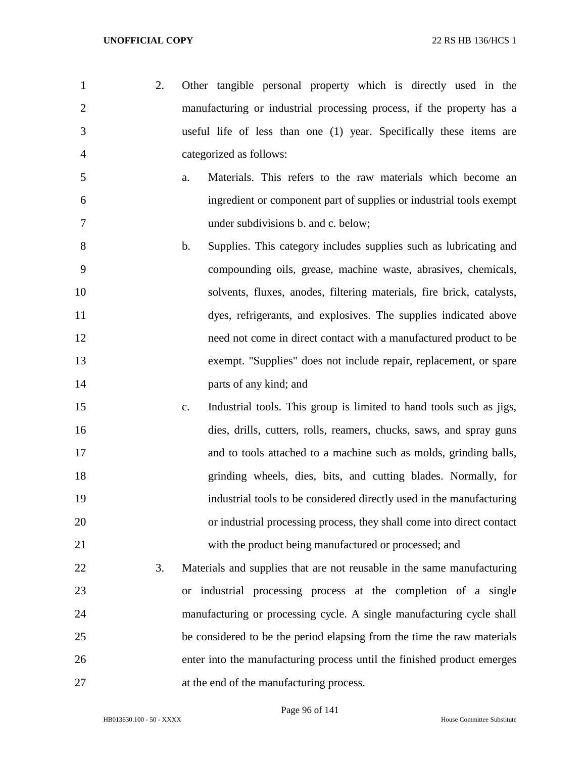2. Other tangible personal property which is directly used in the manufacturing or industrial processing process, if the property has a useful life of less than one (1) year. Specifically these items are categorized as follows:

   a. Materials. This refers to the raw materials which become an ingredient or component part of supplies or industrial tools exempt under subdivisions b. and c. below;

   b. Supplies. This category includes supplies such as lubricating and compounding oils, grease, machine waste, abrasives, chemicals, solvents, fluxes, anodes, filtering materials, fire brick, catalysts, dyes, refrigerants, and explosives. The supplies indicated above need not come in direct contact with a manufactured product to be exempt. "Supplies" does not include repair, replacement, or spare parts of any kind; and

   c. Industrial tools. This group is limited to hand tools such as jigs, dies, drills, cutters, rolls, reamers, chucks, saws, and spray guns and to tools attached to a machine such as molds, grinding balls, grinding wheels, dies, bits, and cutting blades. Normally, for industrial tools to be considered directly used in the manufacturing or industrial processing process, they shall come into direct contact with the product being manufactured or processed; and

3. Materials and supplies that are not reusable in the same manufacturing or industrial processing process at the completion of a single manufacturing or processing cycle. A single manufacturing cycle shall be considered to be the period elapsing from the time the raw materials enter into the manufacturing process until the finished product emerges at the end of the manufacturing process.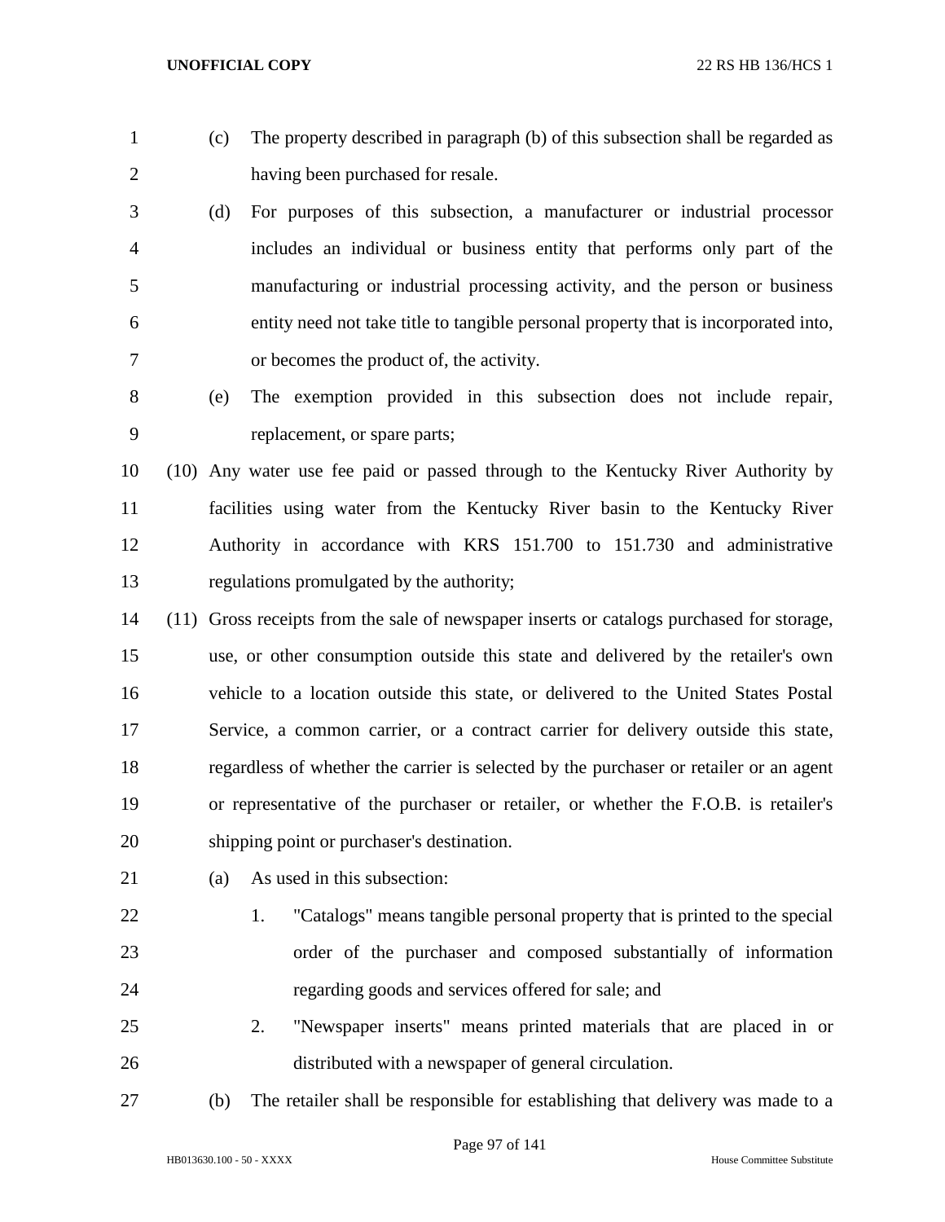(c) The property described in paragraph (b) of this subsection shall be regarded as having been purchased for resale.

(d) For purposes of this subsection, a manufacturer or industrial processor includes an individual or business entity that performs only part of the manufacturing or industrial processing activity, and the person or business entity need not take title to tangible personal property that is incorporated into, or becomes the product of, the activity.

(e) The exemption provided in this subsection does not include repair, replacement, or spare parts;

(10) Any water use fee paid or passed through to the Kentucky River Authority by facilities using water from the Kentucky River basin to the Kentucky River Authority in accordance with KRS 151.700 to 151.730 and administrative regulations promulgated by the authority;

(11) Gross receipts from the sale of newspaper inserts or catalogs purchased for storage, use, or other consumption outside this state and delivered by the retailer's own vehicle to a location outside this state, or delivered to the United States Postal Service, a common carrier, or a contract carrier for delivery outside this state, regardless of whether the carrier is selected by the purchaser or retailer or an agent or representative of the purchaser or retailer, or whether the F.O.B. is retailer's shipping point or purchaser's destination.

(a) As used in this subsection:

1. "Catalogs" means tangible personal property that is printed to the special order of the purchaser and composed substantially of information regarding goods and services offered for sale; and

2. "Newspaper inserts" means printed materials that are placed in or distributed with a newspaper of general circulation.

(b) The retailer shall be responsible for establishing that delivery was made to a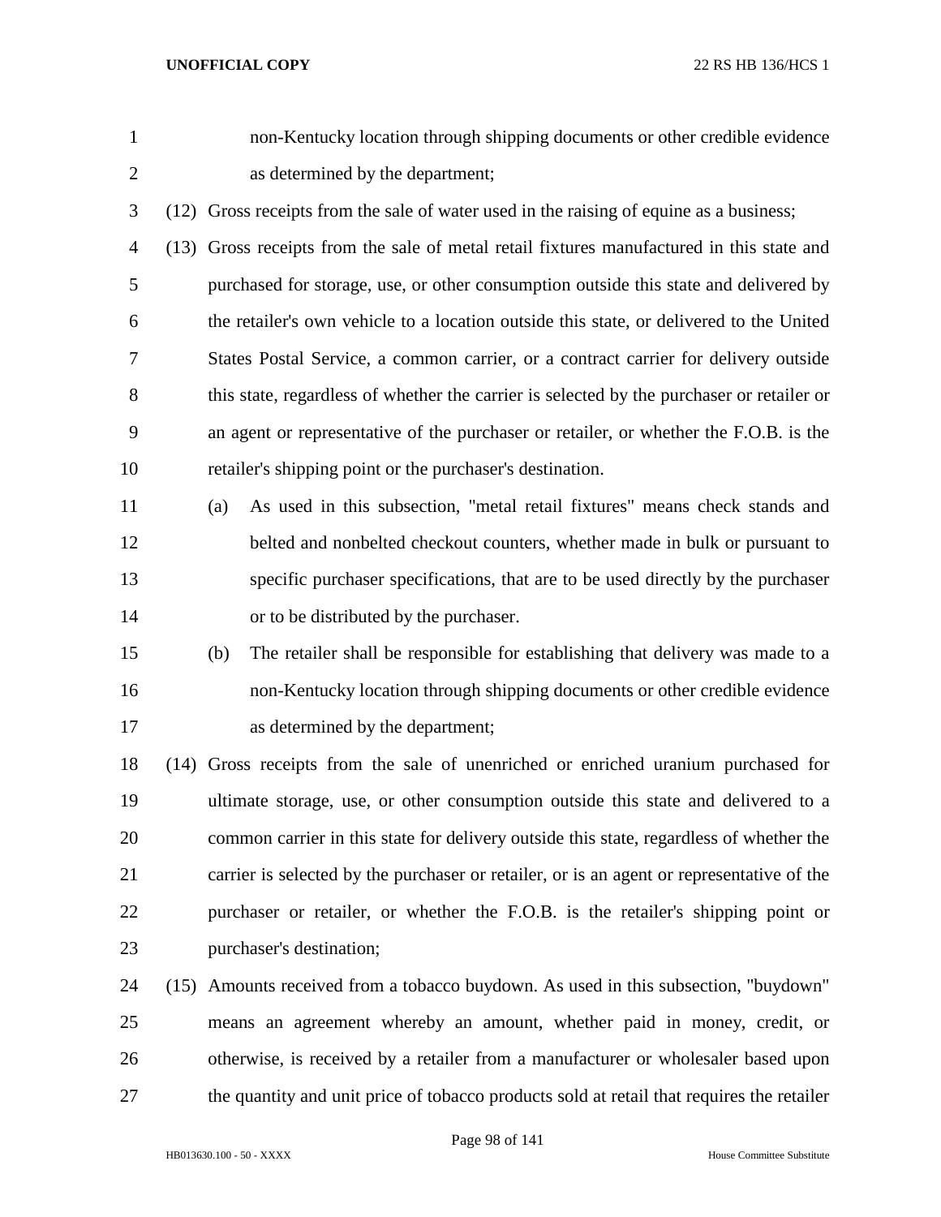non-Kentucky location through shipping documents or other credible evidence as determined by the department;

(12) Gross receipts from the sale of water used in the raising of equine as a business;

(13) Gross receipts from the sale of metal retail fixtures manufactured in this state and purchased for storage, use, or other consumption outside this state and delivered by the retailer's own vehicle to a location outside this state, or delivered to the United States Postal Service, a common carrier, or a contract carrier for delivery outside this state, regardless of whether the carrier is selected by the purchaser or retailer or an agent or representative of the purchaser or retailer, or whether the F.O.B. is the retailer's shipping point or the purchaser's destination.

(a) As used in this subsection, "metal retail fixtures" means check stands and belted and nonbelted checkout counters, whether made in bulk or pursuant to specific purchaser specifications, that are to be used directly by the purchaser or to be distributed by the purchaser.

(b) The retailer shall be responsible for establishing that delivery was made to a non-Kentucky location through shipping documents or other credible evidence as determined by the department;

(14) Gross receipts from the sale of unenriched or enriched uranium purchased for ultimate storage, use, or other consumption outside this state and delivered to a common carrier in this state for delivery outside this state, regardless of whether the carrier is selected by the purchaser or retailer, or is an agent or representative of the purchaser or retailer, or whether the F.O.B. is the retailer's shipping point or purchaser's destination;

(15) Amounts received from a tobacco buydown. As used in this subsection, "buydown" means an agreement whereby an amount, whether paid in money, credit, or otherwise, is received by a retailer from a manufacturer or wholesaler based upon the quantity and unit price of tobacco products sold at retail that requires the retailer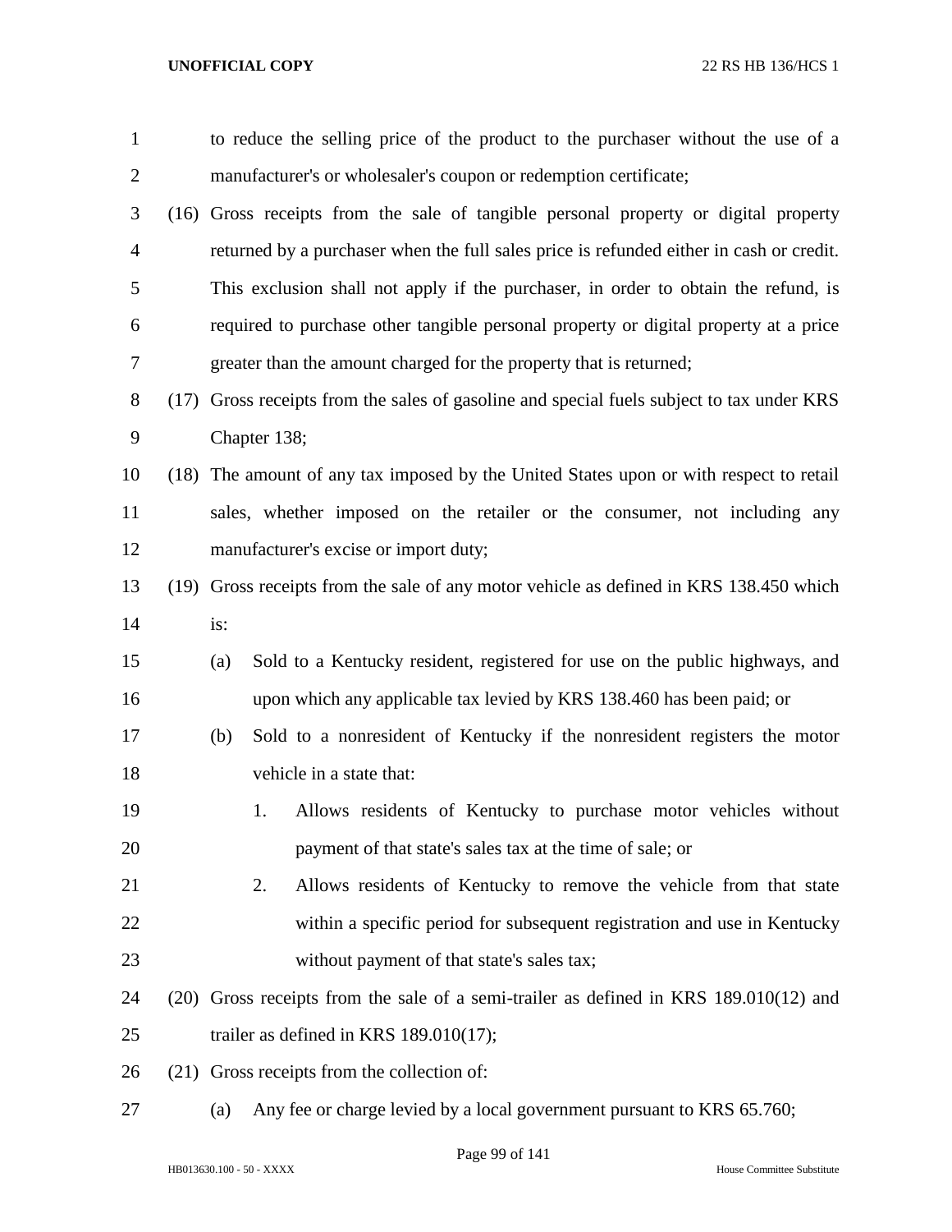to reduce the selling price of the product to the purchaser without the use of a manufacturer's or wholesaler's coupon or redemption certificate;

(16) Gross receipts from the sale of tangible personal property or digital property returned by a purchaser when the full sales price is refunded either in cash or credit. This exclusion shall not apply if the purchaser, in order to obtain the refund, is required to purchase other tangible personal property or digital property at a price greater than the amount charged for the property that is returned;

(17) Gross receipts from the sales of gasoline and special fuels subject to tax under KRS Chapter 138;

(18) The amount of any tax imposed by the United States upon or with respect to retail sales, whether imposed on the retailer or the consumer, not including any manufacturer's excise or import duty;

(19) Gross receipts from the sale of any motor vehicle as defined in KRS 138.450 which is:

(a) Sold to a Kentucky resident, registered for use on the public highways, and upon which any applicable tax levied by KRS 138.460 has been paid; or

(b) Sold to a nonresident of Kentucky if the nonresident registers the motor vehicle in a state that:

1. Allows residents of Kentucky to purchase motor vehicles without payment of that state's sales tax at the time of sale; or

2. Allows residents of Kentucky to remove the vehicle from that state within a specific period for subsequent registration and use in Kentucky without payment of that state's sales tax;

(20) Gross receipts from the sale of a semi-trailer as defined in KRS 189.010(12) and trailer as defined in KRS 189.010(17);

(21) Gross receipts from the collection of:

(a) Any fee or charge levied by a local government pursuant to KRS 65.760;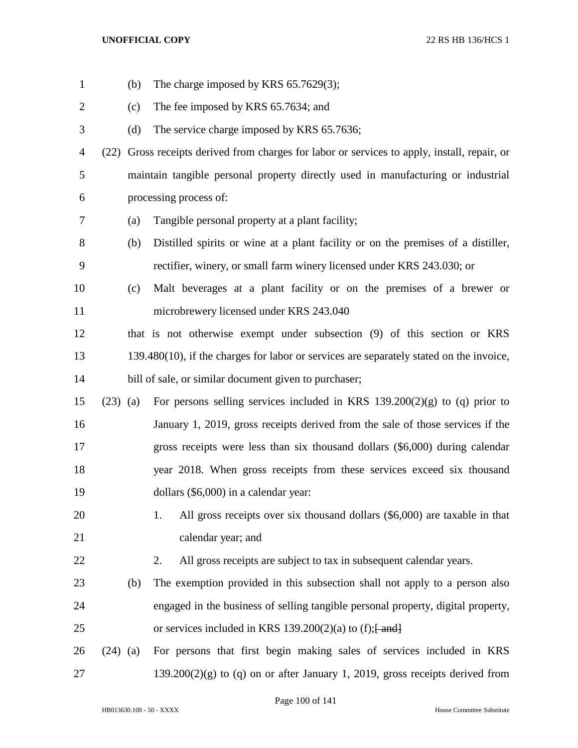(b) The charge imposed by KRS 65.7629(3);

(c) The fee imposed by KRS 65.7634; and

(d) The service charge imposed by KRS 65.7636;

(22) Gross receipts derived from charges for labor or services to apply, install, repair, or maintain tangible personal property directly used in manufacturing or industrial processing process of:

(a) Tangible personal property at a plant facility;

(b) Distilled spirits or wine at a plant facility or on the premises of a distiller, rectifier, winery, or small farm winery licensed under KRS 243.030; or

(c) Malt beverages at a plant facility or on the premises of a brewer or microbrewery licensed under KRS 243.040

that is not otherwise exempt under subsection (9) of this section or KRS 139.480(10), if the charges for labor or services are separately stated on the invoice, bill of sale, or similar document given to purchaser;

(23) (a) For persons selling services included in KRS 139.200(2)(g) to (q) prior to January 1, 2019, gross receipts derived from the sale of those services if the gross receipts were less than six thousand dollars ($6,000) during calendar year 2018. When gross receipts from these services exceed six thousand dollars ($6,000) in a calendar year:

1. All gross receipts over six thousand dollars ($6,000) are taxable in that calendar year; and

2. All gross receipts are subject to tax in subsequent calendar years.

(b) The exemption provided in this subsection shall not apply to a person also engaged in the business of selling tangible personal property, digital property, or services included in KRS 139.200(2)(a) to (f);~~[ and]~~

(24) (a) For persons that first begin making sales of services included in KRS 139.200(2)(g) to (q) on or after January 1, 2019, gross receipts derived from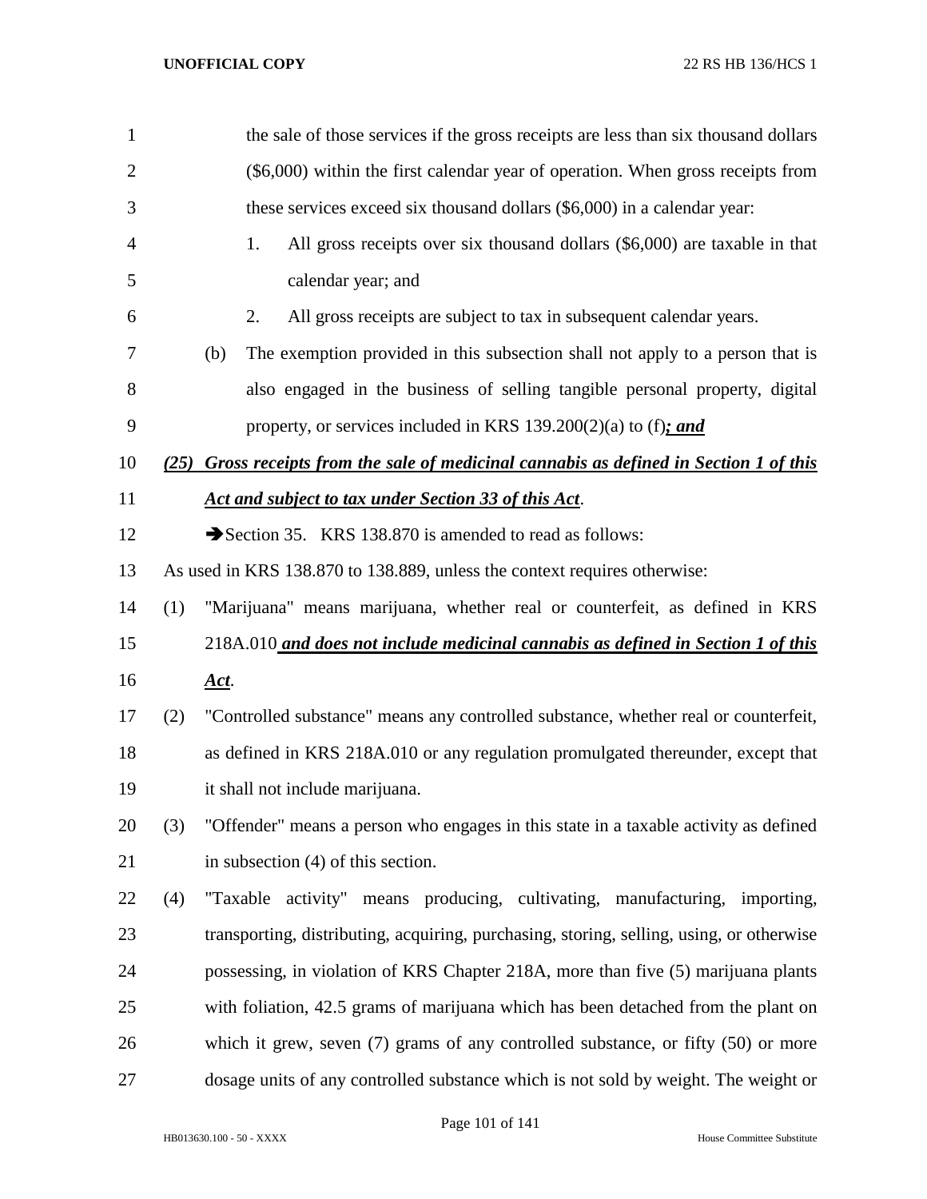the sale of those services if the gross receipts are less than six thousand dollars ($6,000) within the first calendar year of operation. When gross receipts from these services exceed six thousand dollars ($6,000) in a calendar year:

1. All gross receipts over six thousand dollars ($6,000) are taxable in that calendar year; and
2. All gross receipts are subject to tax in subsequent calendar years.

(b) The exemption provided in this subsection shall not apply to a person that is also engaged in the business of selling tangible personal property, digital property, or services included in KRS 139.200(2)(a) to (f)***; and***

***(25) Gross receipts from the sale of medicinal cannabis as defined in Section 1 of this Act and subject to tax under Section 33 of this Act***.

➔Section 35. KRS 138.870 is amended to read as follows:

As used in KRS 138.870 to 138.889, unless the context requires otherwise:

(1) "Marijuana" means marijuana, whether real or counterfeit, as defined in KRS 218A.010 ***and does not include medicinal cannabis as defined in Section 1 of this Act***.

(2) "Controlled substance" means any controlled substance, whether real or counterfeit, as defined in KRS 218A.010 or any regulation promulgated thereunder, except that it shall not include marijuana.

(3) "Offender" means a person who engages in this state in a taxable activity as defined in subsection (4) of this section.

(4) "Taxable activity" means producing, cultivating, manufacturing, importing, transporting, distributing, acquiring, purchasing, storing, selling, using, or otherwise possessing, in violation of KRS Chapter 218A, more than five (5) marijuana plants with foliation, 42.5 grams of marijuana which has been detached from the plant on which it grew, seven (7) grams of any controlled substance, or fifty (50) or more dosage units of any controlled substance which is not sold by weight. The weight or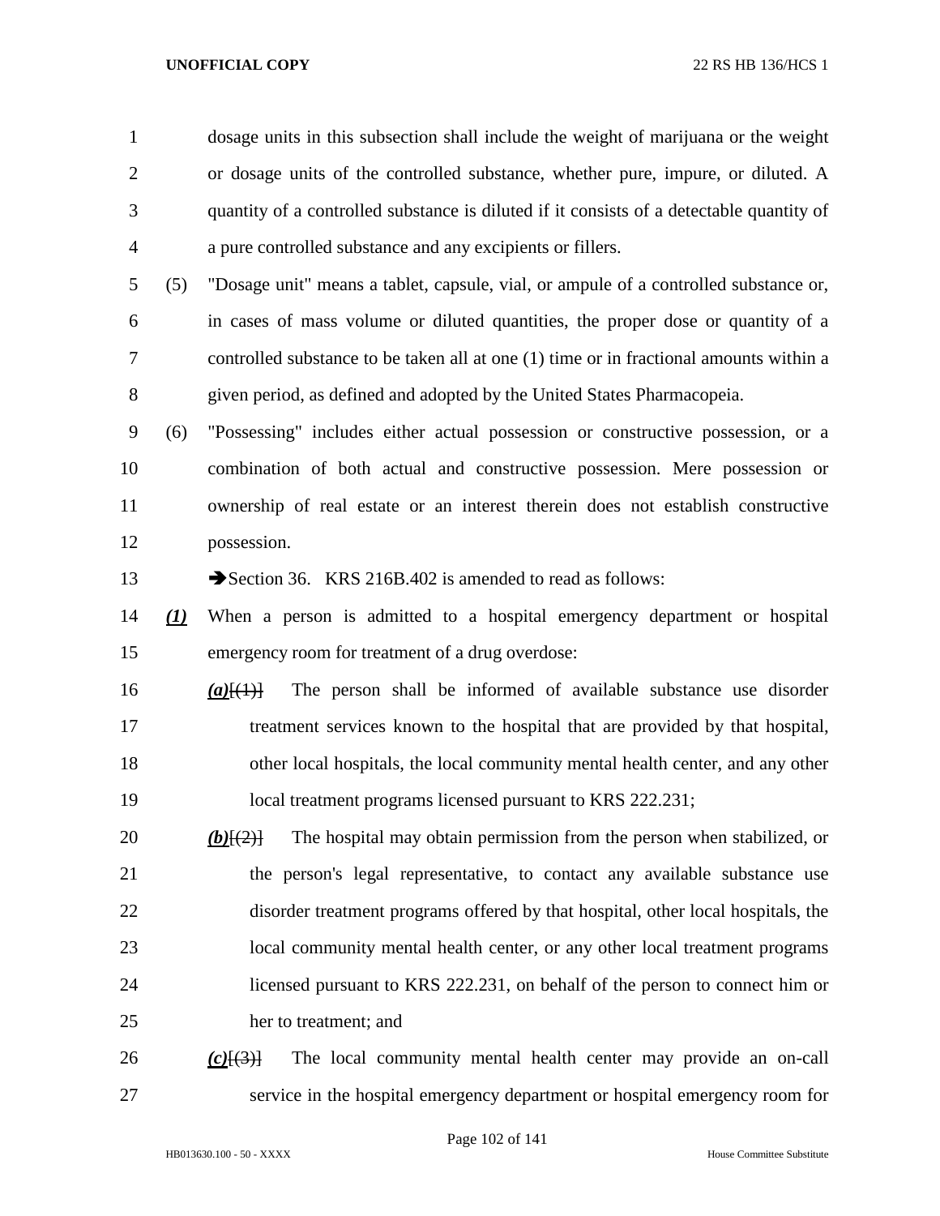dosage units in this subsection shall include the weight of marijuana or the weight or dosage units of the controlled substance, whether pure, impure, or diluted. A quantity of a controlled substance is diluted if it consists of a detectable quantity of a pure controlled substance and any excipients or fillers.

(5) "Dosage unit" means a tablet, capsule, vial, or ampule of a controlled substance or, in cases of mass volume or diluted quantities, the proper dose or quantity of a controlled substance to be taken all at one (1) time or in fractional amounts within a given period, as defined and adopted by the United States Pharmacopeia.

(6) "Possessing" includes either actual possession or constructive possession, or a combination of both actual and constructive possession. Mere possession or ownership of real estate or an interest therein does not establish constructive possession.

➔Section 36. KRS 216B.402 is amended to read as follows:

***(1)*** When a person is admitted to a hospital emergency department or hospital emergency room for treatment of a drug overdose:

***(a)***[(1)] The person shall be informed of available substance use disorder treatment services known to the hospital that are provided by that hospital, other local hospitals, the local community mental health center, and any other local treatment programs licensed pursuant to KRS 222.231;

***(b)***[(2)] The hospital may obtain permission from the person when stabilized, or the person's legal representative, to contact any available substance use disorder treatment programs offered by that hospital, other local hospitals, the local community mental health center, or any other local treatment programs licensed pursuant to KRS 222.231, on behalf of the person to connect him or her to treatment; and

***(c)***[(3)] The local community mental health center may provide an on-call service in the hospital emergency department or hospital emergency room for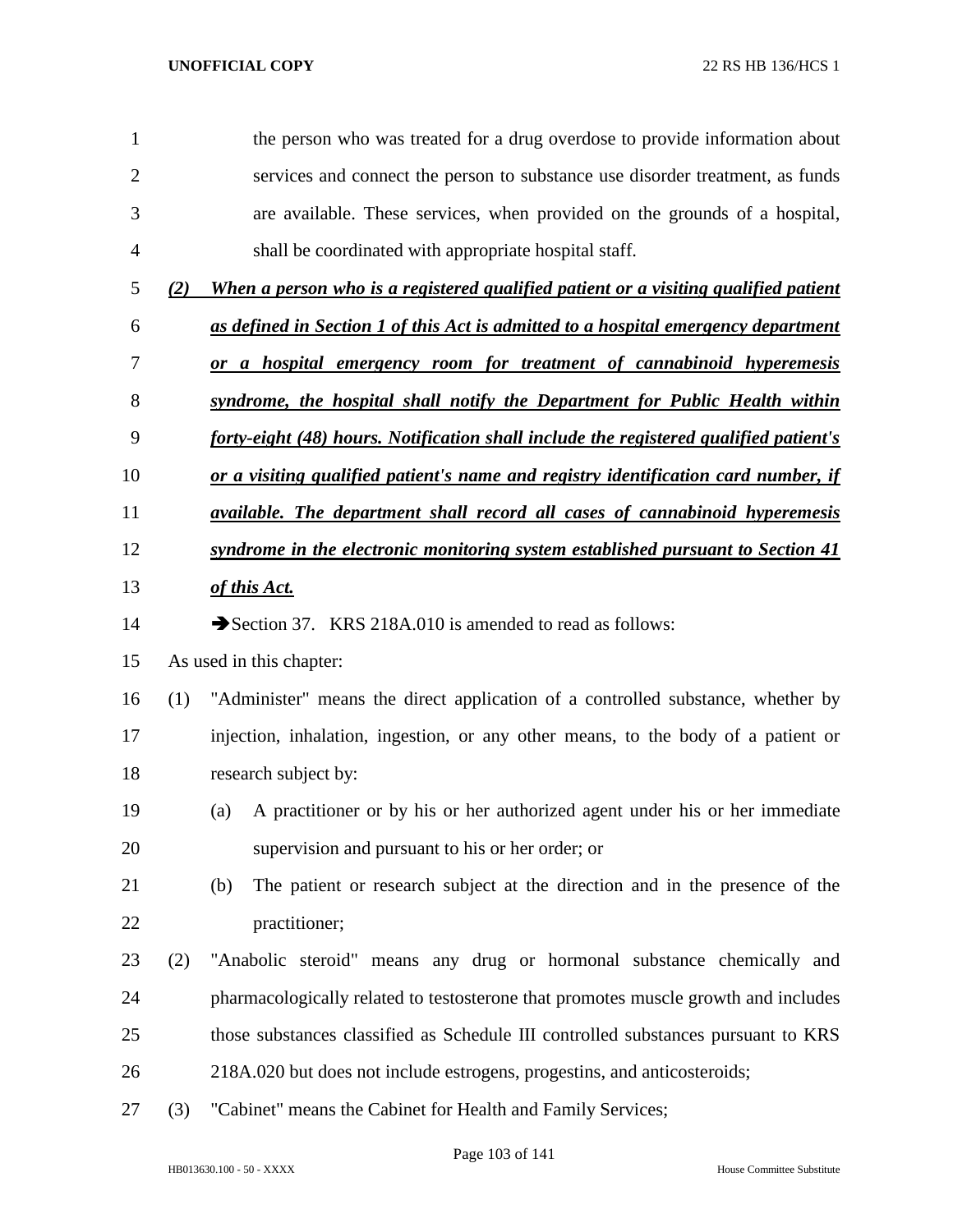the person who was treated for a drug overdose to provide information about services and connect the person to substance use disorder treatment, as funds are available. These services, when provided on the grounds of a hospital, shall be coordinated with appropriate hospital staff.

***(2) When a person who is a registered qualified patient or a visiting qualified patient as defined in Section 1 of this Act is admitted to a hospital emergency department or a hospital emergency room for treatment of cannabinoid hyperemesis syndrome, the hospital shall notify the Department for Public Health within forty-eight (48) hours. Notification shall include the registered qualified patient's or a visiting qualified patient's name and registry identification card number, if available. The department shall record all cases of cannabinoid hyperemesis syndrome in the electronic monitoring system established pursuant to Section 41 of this Act.***

➔Section 37. KRS 218A.010 is amended to read as follows:

As used in this chapter:

(1) "Administer" means the direct application of a controlled substance, whether by injection, inhalation, ingestion, or any other means, to the body of a patient or research subject by:

(a) A practitioner or by his or her authorized agent under his or her immediate supervision and pursuant to his or her order; or

(b) The patient or research subject at the direction and in the presence of the practitioner;

(2) "Anabolic steroid" means any drug or hormonal substance chemically and pharmacologically related to testosterone that promotes muscle growth and includes those substances classified as Schedule III controlled substances pursuant to KRS 218A.020 but does not include estrogens, progestins, and anticosteroids;

(3) "Cabinet" means the Cabinet for Health and Family Services;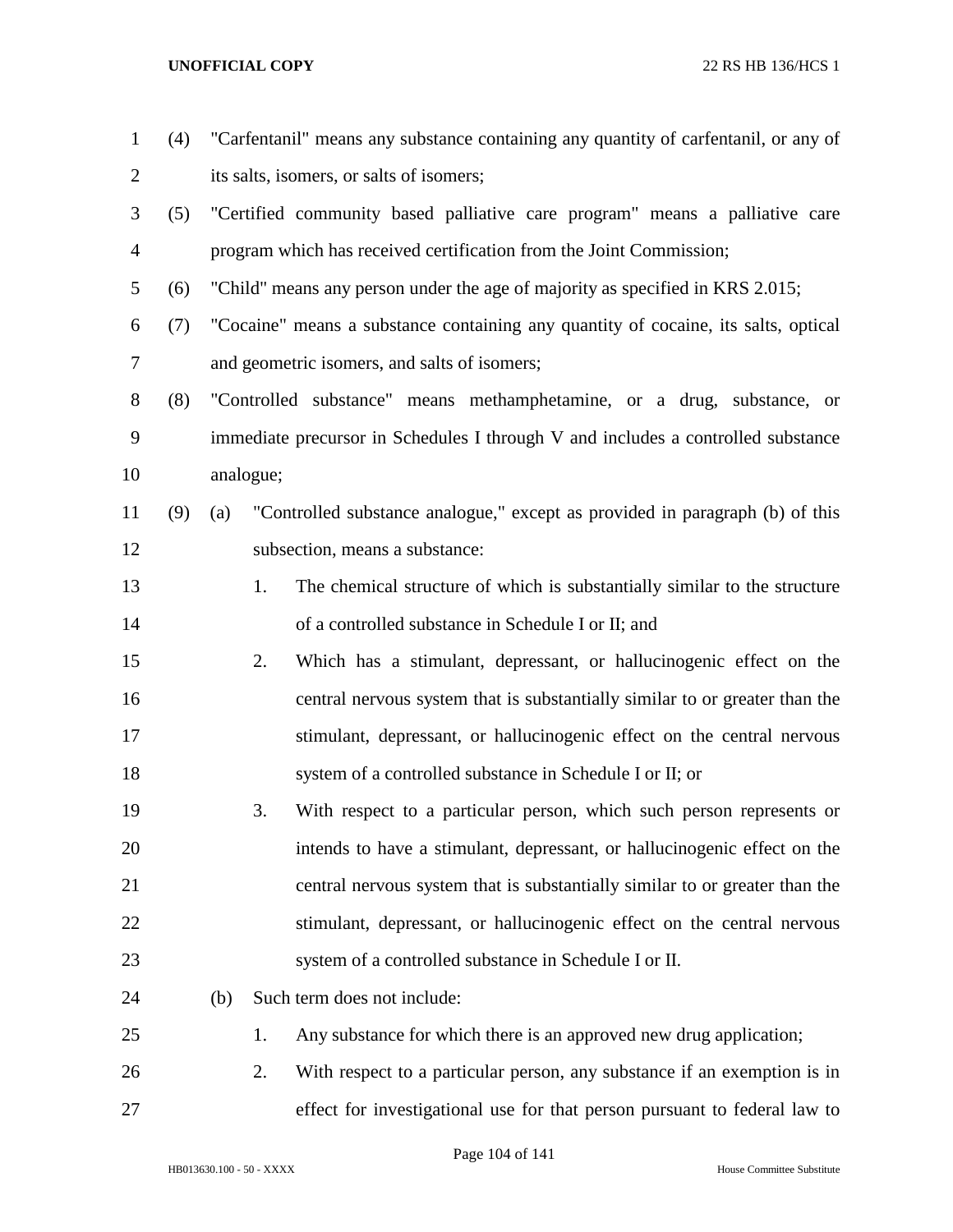(4) "Carfentanil" means any substance containing any quantity of carfentanil, or any of its salts, isomers, or salts of isomers;

(5) "Certified community based palliative care program" means a palliative care program which has received certification from the Joint Commission;

(6) "Child" means any person under the age of majority as specified in KRS 2.015;

(7) "Cocaine" means a substance containing any quantity of cocaine, its salts, optical and geometric isomers, and salts of isomers;

(8) "Controlled substance" means methamphetamine, or a drug, substance, or immediate precursor in Schedules I through V and includes a controlled substance analogue;

(9) (a) "Controlled substance analogue," except as provided in paragraph (b) of this subsection, means a substance:

1. The chemical structure of which is substantially similar to the structure of a controlled substance in Schedule I or II; and

2. Which has a stimulant, depressant, or hallucinogenic effect on the central nervous system that is substantially similar to or greater than the stimulant, depressant, or hallucinogenic effect on the central nervous system of a controlled substance in Schedule I or II; or

3. With respect to a particular person, which such person represents or intends to have a stimulant, depressant, or hallucinogenic effect on the central nervous system that is substantially similar to or greater than the stimulant, depressant, or hallucinogenic effect on the central nervous system of a controlled substance in Schedule I or II.

(b) Such term does not include:

1. Any substance for which there is an approved new drug application;

2. With respect to a particular person, any substance if an exemption is in effect for investigational use for that person pursuant to federal law to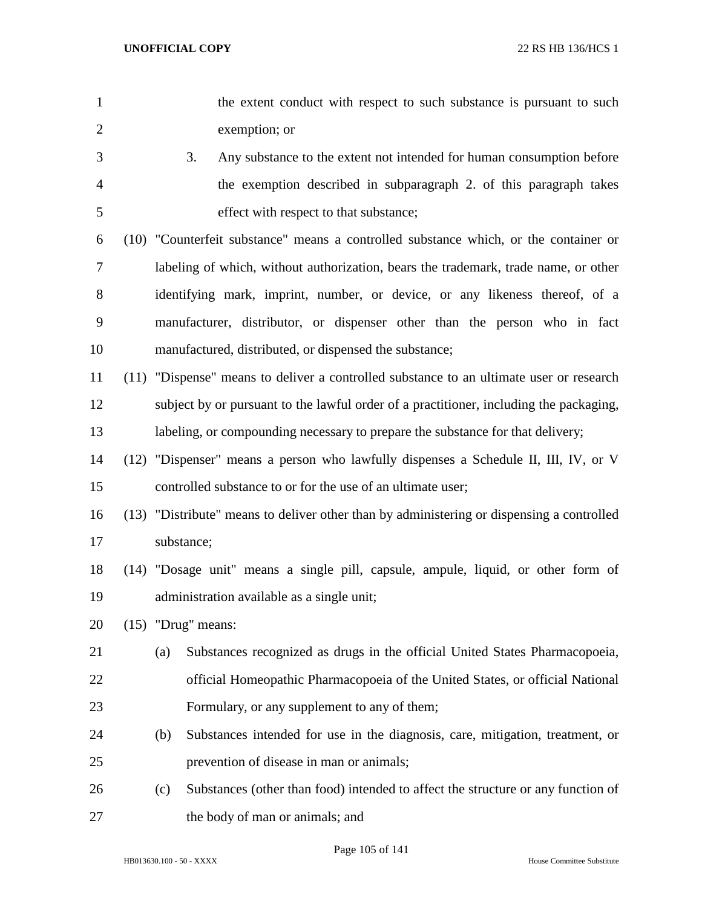the extent conduct with respect to such substance is pursuant to such exemption; or

3. Any substance to the extent not intended for human consumption before the exemption described in subparagraph 2. of this paragraph takes effect with respect to that substance;

(10) "Counterfeit substance" means a controlled substance which, or the container or labeling of which, without authorization, bears the trademark, trade name, or other identifying mark, imprint, number, or device, or any likeness thereof, of a manufacturer, distributor, or dispenser other than the person who in fact manufactured, distributed, or dispensed the substance;

(11) "Dispense" means to deliver a controlled substance to an ultimate user or research subject by or pursuant to the lawful order of a practitioner, including the packaging, labeling, or compounding necessary to prepare the substance for that delivery;

(12) "Dispenser" means a person who lawfully dispenses a Schedule II, III, IV, or V controlled substance to or for the use of an ultimate user;

(13) "Distribute" means to deliver other than by administering or dispensing a controlled substance;

(14) "Dosage unit" means a single pill, capsule, ampule, liquid, or other form of administration available as a single unit;

(15) "Drug" means:

(a) Substances recognized as drugs in the official United States Pharmacopoeia, official Homeopathic Pharmacopoeia of the United States, or official National Formulary, or any supplement to any of them;

(b) Substances intended for use in the diagnosis, care, mitigation, treatment, or prevention of disease in man or animals;

(c) Substances (other than food) intended to affect the structure or any function of the body of man or animals; and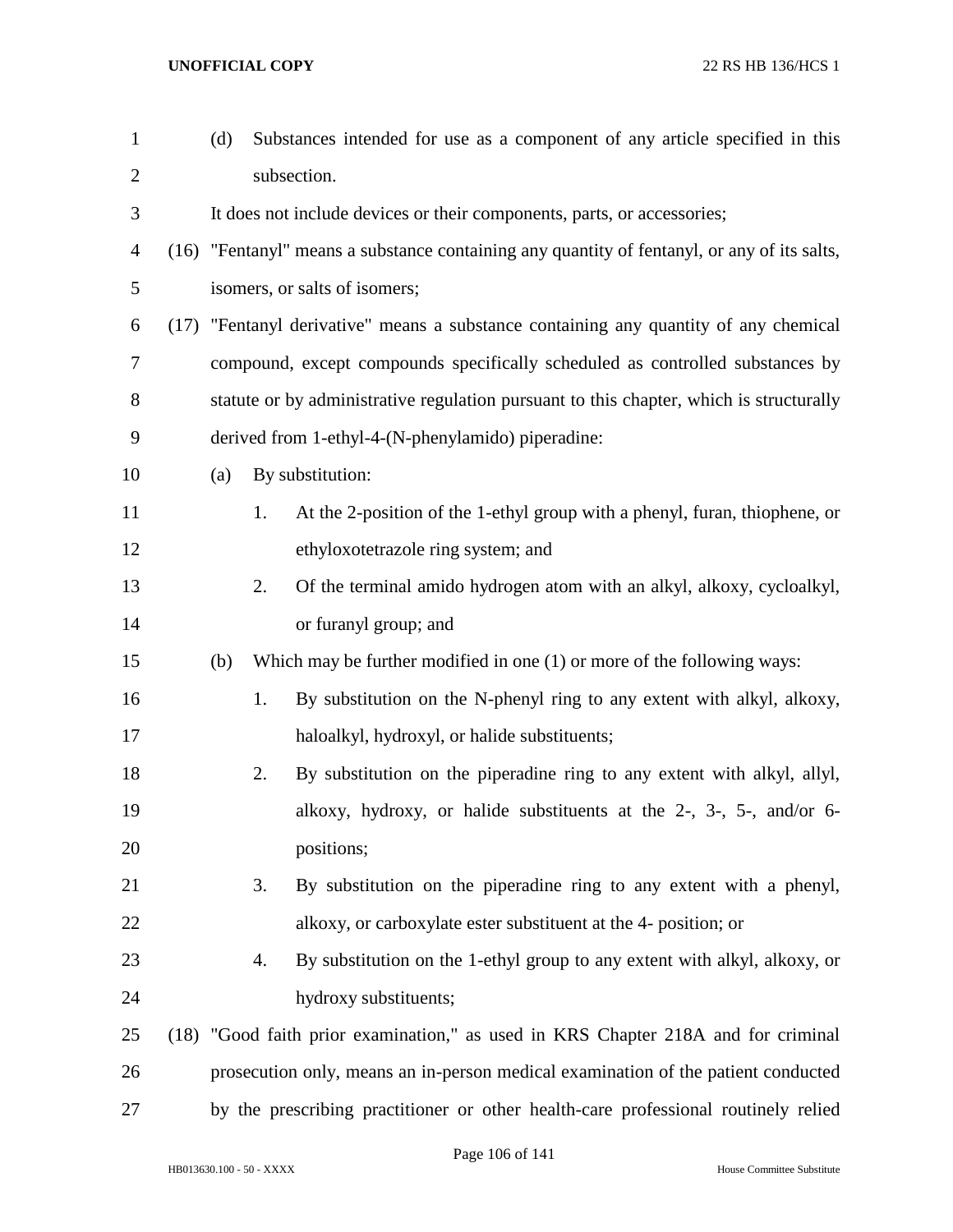(d) Substances intended for use as a component of any article specified in this subsection.

It does not include devices or their components, parts, or accessories;

(16) "Fentanyl" means a substance containing any quantity of fentanyl, or any of its salts, isomers, or salts of isomers;

(17) "Fentanyl derivative" means a substance containing any quantity of any chemical compound, except compounds specifically scheduled as controlled substances by statute or by administrative regulation pursuant to this chapter, which is structurally derived from 1-ethyl-4-(N-phenylamido) piperadine:

(a) By substitution:

1. At the 2-position of the 1-ethyl group with a phenyl, furan, thiophene, or ethyloxotetrazole ring system; and

2. Of the terminal amido hydrogen atom with an alkyl, alkoxy, cycloalkyl, or furanyl group; and

(b) Which may be further modified in one (1) or more of the following ways:

1. By substitution on the N-phenyl ring to any extent with alkyl, alkoxy, haloalkyl, hydroxyl, or halide substituents;

2. By substitution on the piperadine ring to any extent with alkyl, allyl, alkoxy, hydroxy, or halide substituents at the 2-, 3-, 5-, and/or 6- positions;

3. By substitution on the piperadine ring to any extent with a phenyl, alkoxy, or carboxylate ester substituent at the 4- position; or

4. By substitution on the 1-ethyl group to any extent with alkyl, alkoxy, or hydroxy substituents;

(18) "Good faith prior examination," as used in KRS Chapter 218A and for criminal prosecution only, means an in-person medical examination of the patient conducted by the prescribing practitioner or other health-care professional routinely relied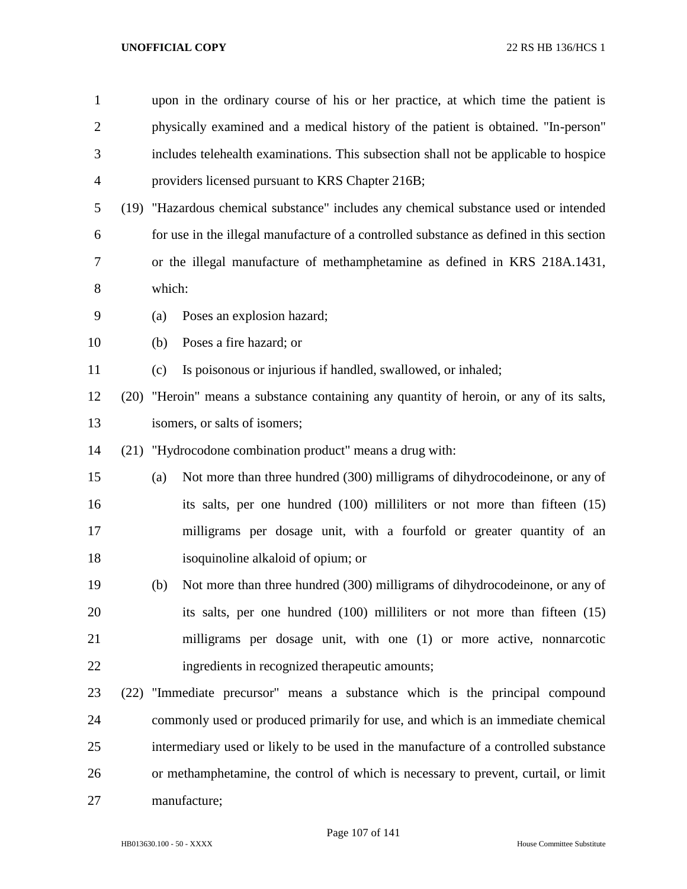upon in the ordinary course of his or her practice, at which time the patient is physically examined and a medical history of the patient is obtained. "In-person" includes telehealth examinations. This subsection shall not be applicable to hospice providers licensed pursuant to KRS Chapter 216B;

(19) "Hazardous chemical substance" includes any chemical substance used or intended for use in the illegal manufacture of a controlled substance as defined in this section or the illegal manufacture of methamphetamine as defined in KRS 218A.1431, which:

(a) Poses an explosion hazard;

(b) Poses a fire hazard; or

(c) Is poisonous or injurious if handled, swallowed, or inhaled;

(20) "Heroin" means a substance containing any quantity of heroin, or any of its salts, isomers, or salts of isomers;

(21) "Hydrocodone combination product" means a drug with:

(a) Not more than three hundred (300) milligrams of dihydrocodeinone, or any of its salts, per one hundred (100) milliliters or not more than fifteen (15) milligrams per dosage unit, with a fourfold or greater quantity of an isoquinoline alkaloid of opium; or

(b) Not more than three hundred (300) milligrams of dihydrocodeinone, or any of its salts, per one hundred (100) milliliters or not more than fifteen (15) milligrams per dosage unit, with one (1) or more active, nonnarcotic ingredients in recognized therapeutic amounts;

(22) "Immediate precursor" means a substance which is the principal compound commonly used or produced primarily for use, and which is an immediate chemical intermediary used or likely to be used in the manufacture of a controlled substance or methamphetamine, the control of which is necessary to prevent, curtail, or limit manufacture;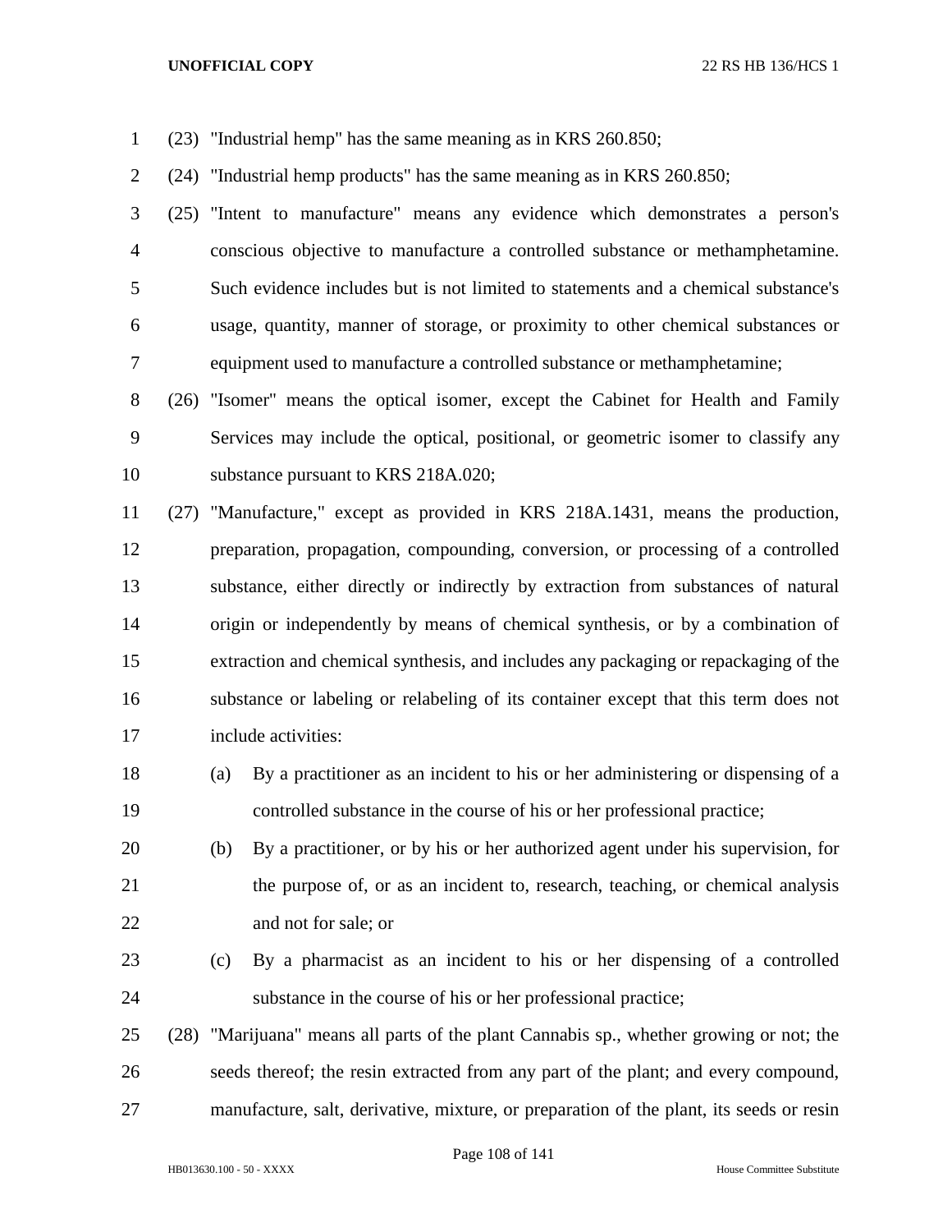(23) "Industrial hemp" has the same meaning as in KRS 260.850;

(24) "Industrial hemp products" has the same meaning as in KRS 260.850;

(25) "Intent to manufacture" means any evidence which demonstrates a person's conscious objective to manufacture a controlled substance or methamphetamine. Such evidence includes but is not limited to statements and a chemical substance's usage, quantity, manner of storage, or proximity to other chemical substances or equipment used to manufacture a controlled substance or methamphetamine;

(26) "Isomer" means the optical isomer, except the Cabinet for Health and Family Services may include the optical, positional, or geometric isomer to classify any substance pursuant to KRS 218A.020;

(27) "Manufacture," except as provided in KRS 218A.1431, means the production, preparation, propagation, compounding, conversion, or processing of a controlled substance, either directly or indirectly by extraction from substances of natural origin or independently by means of chemical synthesis, or by a combination of extraction and chemical synthesis, and includes any packaging or repackaging of the substance or labeling or relabeling of its container except that this term does not include activities:

(a) By a practitioner as an incident to his or her administering or dispensing of a controlled substance in the course of his or her professional practice;

(b) By a practitioner, or by his or her authorized agent under his supervision, for the purpose of, or as an incident to, research, teaching, or chemical analysis and not for sale; or

(c) By a pharmacist as an incident to his or her dispensing of a controlled substance in the course of his or her professional practice;

(28) "Marijuana" means all parts of the plant Cannabis sp., whether growing or not; the seeds thereof; the resin extracted from any part of the plant; and every compound, manufacture, salt, derivative, mixture, or preparation of the plant, its seeds or resin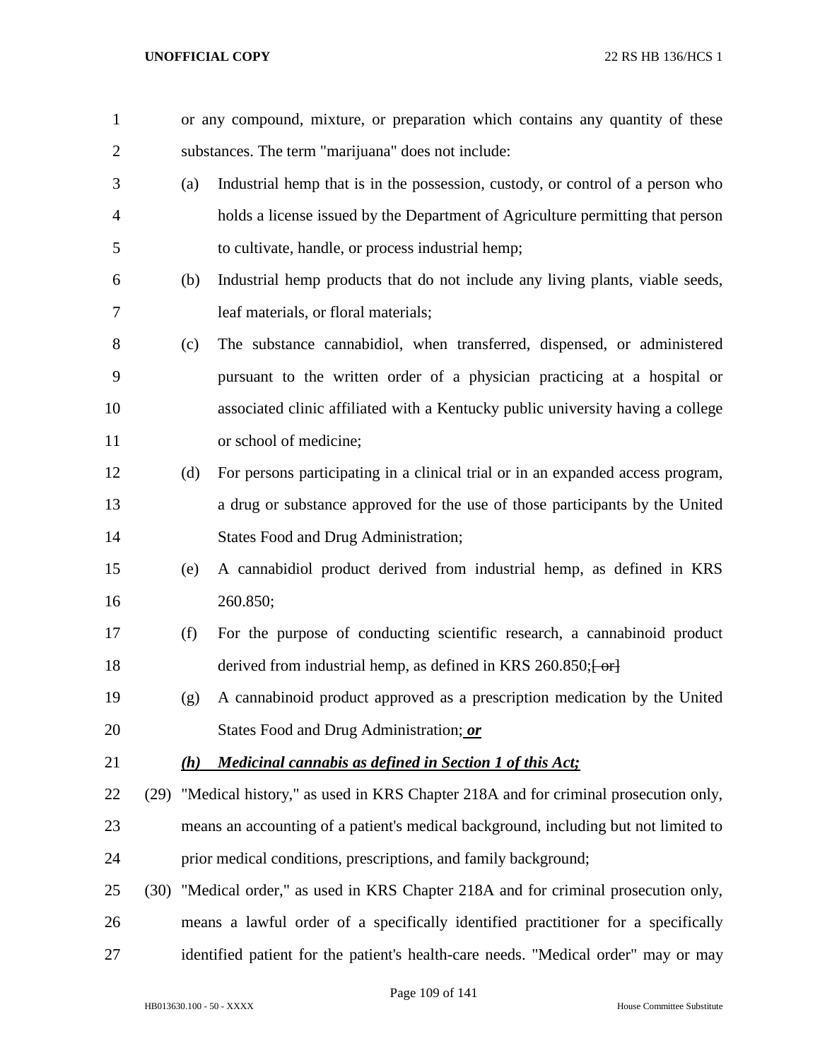or any compound, mixture, or preparation which contains any quantity of these substances. The term "marijuana" does not include:

(a) Industrial hemp that is in the possession, custody, or control of a person who holds a license issued by the Department of Agriculture permitting that person to cultivate, handle, or process industrial hemp;

(b) Industrial hemp products that do not include any living plants, viable seeds, leaf materials, or floral materials;

(c) The substance cannabidiol, when transferred, dispensed, or administered pursuant to the written order of a physician practicing at a hospital or associated clinic affiliated with a Kentucky public university having a college or school of medicine;

(d) For persons participating in a clinical trial or in an expanded access program, a drug or substance approved for the use of those participants by the United States Food and Drug Administration;

(e) A cannabidiol product derived from industrial hemp, as defined in KRS 260.850;

(f) For the purpose of conducting scientific research, a cannabinoid product derived from industrial hemp, as defined in KRS 260.850;~~[ or]~~

(g) A cannabinoid product approved as a prescription medication by the United States Food and Drug Administration; ***or***

***(h) Medicinal cannabis as defined in Section 1 of this Act;***

(29) "Medical history," as used in KRS Chapter 218A and for criminal prosecution only, means an accounting of a patient's medical background, including but not limited to prior medical conditions, prescriptions, and family background;

(30) "Medical order," as used in KRS Chapter 218A and for criminal prosecution only, means a lawful order of a specifically identified practitioner for a specifically identified patient for the patient's health-care needs. "Medical order" may or may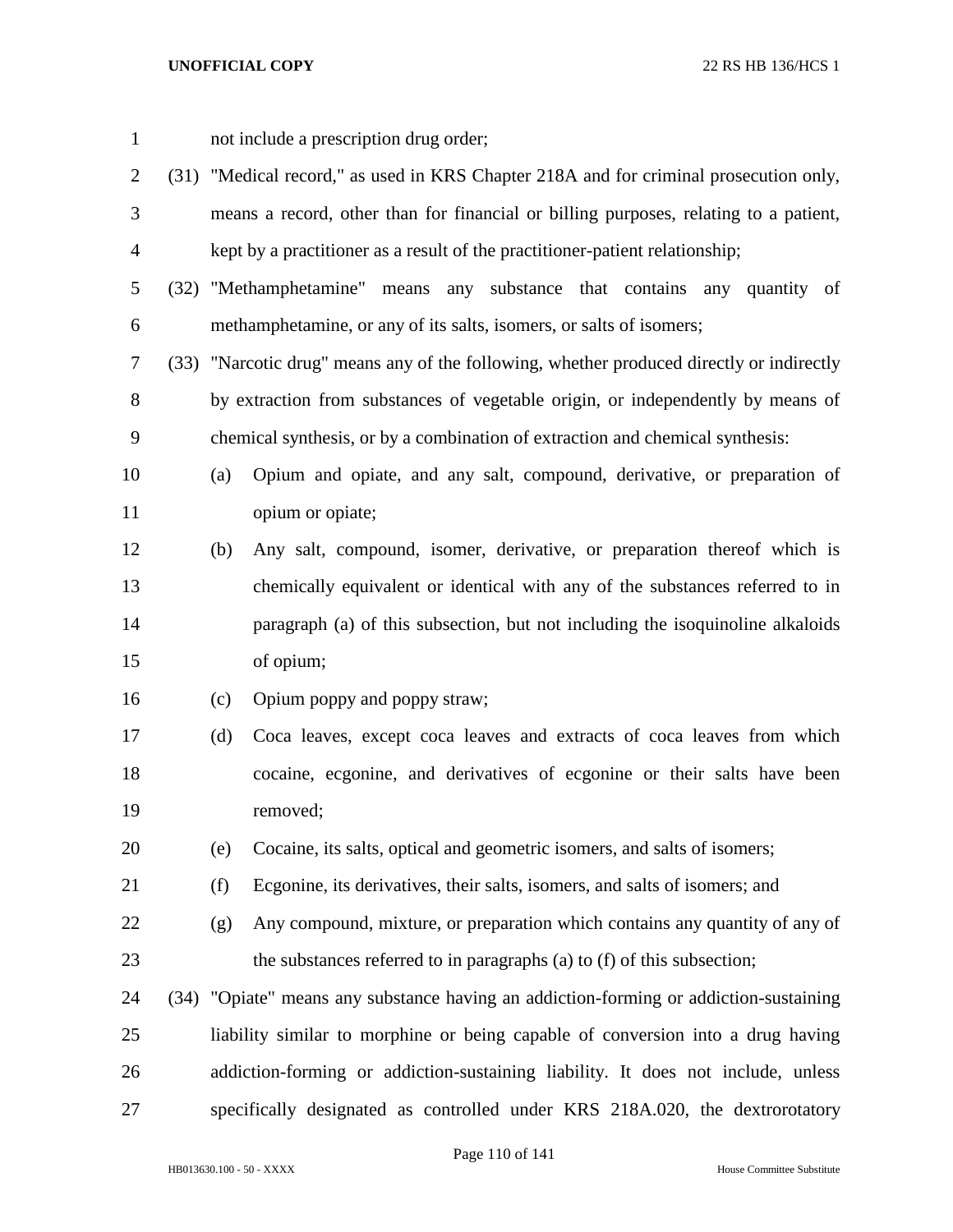not include a prescription drug order;

(31) "Medical record," as used in KRS Chapter 218A and for criminal prosecution only, means a record, other than for financial or billing purposes, relating to a patient, kept by a practitioner as a result of the practitioner-patient relationship;

(32) "Methamphetamine" means any substance that contains any quantity of methamphetamine, or any of its salts, isomers, or salts of isomers;

(33) "Narcotic drug" means any of the following, whether produced directly or indirectly by extraction from substances of vegetable origin, or independently by means of chemical synthesis, or by a combination of extraction and chemical synthesis:

(a) Opium and opiate, and any salt, compound, derivative, or preparation of opium or opiate;

(b) Any salt, compound, isomer, derivative, or preparation thereof which is chemically equivalent or identical with any of the substances referred to in paragraph (a) of this subsection, but not including the isoquinoline alkaloids of opium;

(c) Opium poppy and poppy straw;

(d) Coca leaves, except coca leaves and extracts of coca leaves from which cocaine, ecgonine, and derivatives of ecgonine or their salts have been removed;

(e) Cocaine, its salts, optical and geometric isomers, and salts of isomers;

(f) Ecgonine, its derivatives, their salts, isomers, and salts of isomers; and

(g) Any compound, mixture, or preparation which contains any quantity of any of the substances referred to in paragraphs (a) to (f) of this subsection;

(34) "Opiate" means any substance having an addiction-forming or addiction-sustaining liability similar to morphine or being capable of conversion into a drug having addiction-forming or addiction-sustaining liability. It does not include, unless specifically designated as controlled under KRS 218A.020, the dextrorotatory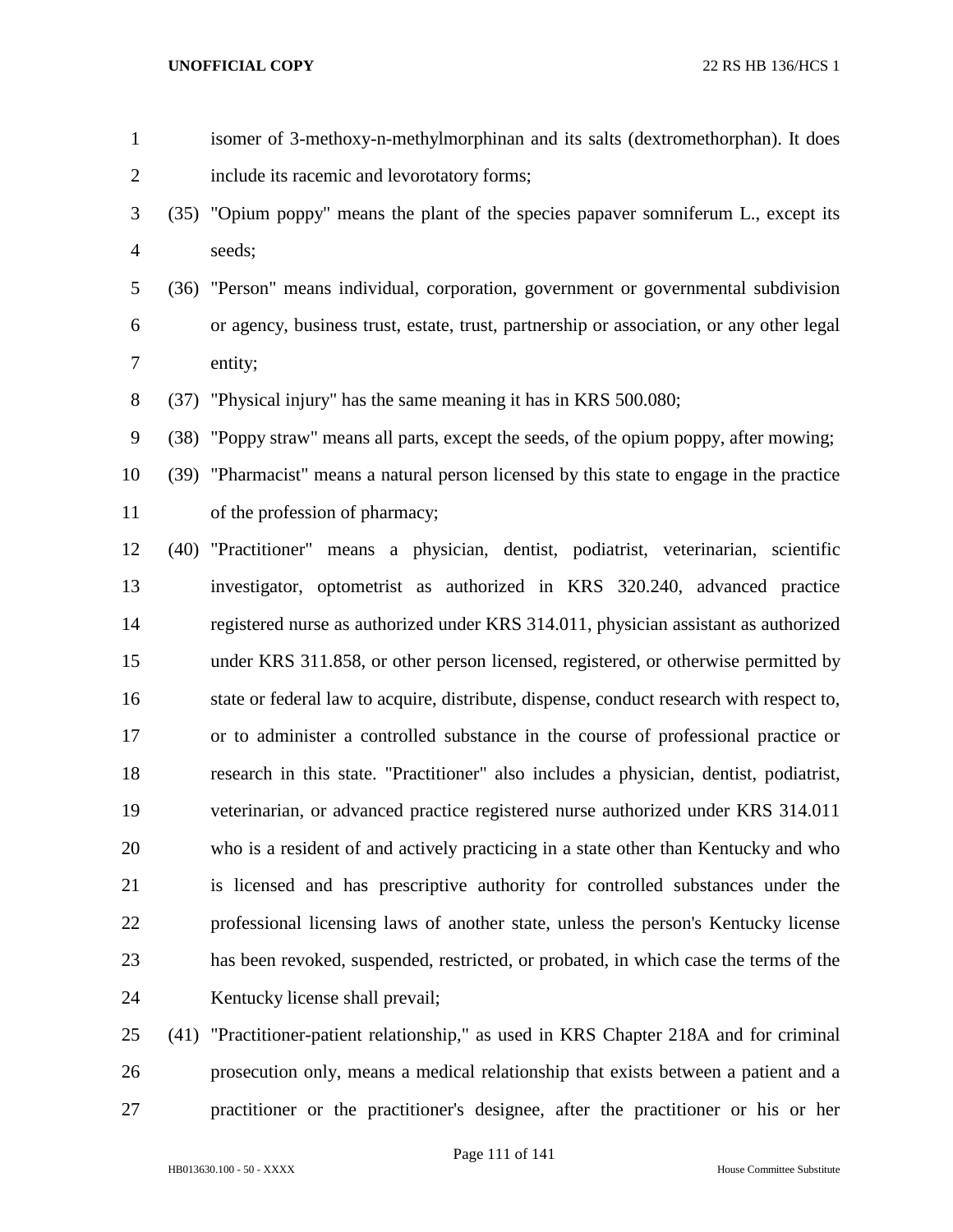isomer of 3-methoxy-n-methylmorphinan and its salts (dextromethorphan). It does include its racemic and levorotatory forms;

(35) "Opium poppy" means the plant of the species papaver somniferum L., except its seeds;

(36) "Person" means individual, corporation, government or governmental subdivision or agency, business trust, estate, trust, partnership or association, or any other legal entity;

(37) "Physical injury" has the same meaning it has in KRS 500.080;

(38) "Poppy straw" means all parts, except the seeds, of the opium poppy, after mowing;

(39) "Pharmacist" means a natural person licensed by this state to engage in the practice of the profession of pharmacy;

(40) "Practitioner" means a physician, dentist, podiatrist, veterinarian, scientific investigator, optometrist as authorized in KRS 320.240, advanced practice registered nurse as authorized under KRS 314.011, physician assistant as authorized under KRS 311.858, or other person licensed, registered, or otherwise permitted by state or federal law to acquire, distribute, dispense, conduct research with respect to, or to administer a controlled substance in the course of professional practice or research in this state. "Practitioner" also includes a physician, dentist, podiatrist, veterinarian, or advanced practice registered nurse authorized under KRS 314.011 who is a resident of and actively practicing in a state other than Kentucky and who is licensed and has prescriptive authority for controlled substances under the professional licensing laws of another state, unless the person's Kentucky license has been revoked, suspended, restricted, or probated, in which case the terms of the Kentucky license shall prevail;

(41) "Practitioner-patient relationship," as used in KRS Chapter 218A and for criminal prosecution only, means a medical relationship that exists between a patient and a practitioner or the practitioner's designee, after the practitioner or his or her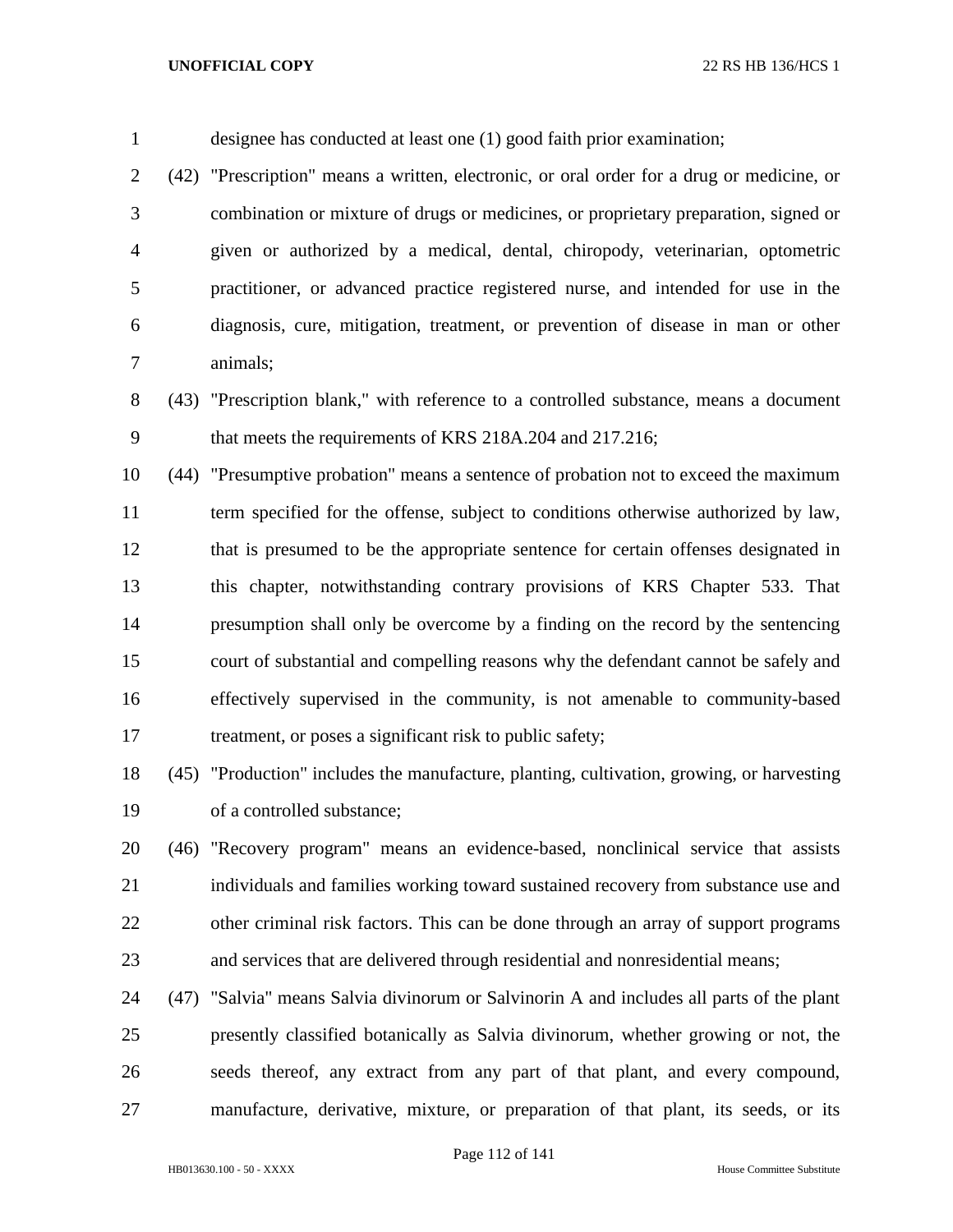designee has conducted at least one (1) good faith prior examination;

(42) "Prescription" means a written, electronic, or oral order for a drug or medicine, or combination or mixture of drugs or medicines, or proprietary preparation, signed or given or authorized by a medical, dental, chiropody, veterinarian, optometric practitioner, or advanced practice registered nurse, and intended for use in the diagnosis, cure, mitigation, treatment, or prevention of disease in man or other animals;

(43) "Prescription blank," with reference to a controlled substance, means a document that meets the requirements of KRS 218A.204 and 217.216;

(44) "Presumptive probation" means a sentence of probation not to exceed the maximum term specified for the offense, subject to conditions otherwise authorized by law, that is presumed to be the appropriate sentence for certain offenses designated in this chapter, notwithstanding contrary provisions of KRS Chapter 533. That presumption shall only be overcome by a finding on the record by the sentencing court of substantial and compelling reasons why the defendant cannot be safely and effectively supervised in the community, is not amenable to community-based treatment, or poses a significant risk to public safety;

(45) "Production" includes the manufacture, planting, cultivation, growing, or harvesting of a controlled substance;

(46) "Recovery program" means an evidence-based, nonclinical service that assists individuals and families working toward sustained recovery from substance use and other criminal risk factors. This can be done through an array of support programs and services that are delivered through residential and nonresidential means;

(47) "Salvia" means Salvia divinorum or Salvinorin A and includes all parts of the plant presently classified botanically as Salvia divinorum, whether growing or not, the seeds thereof, any extract from any part of that plant, and every compound, manufacture, derivative, mixture, or preparation of that plant, its seeds, or its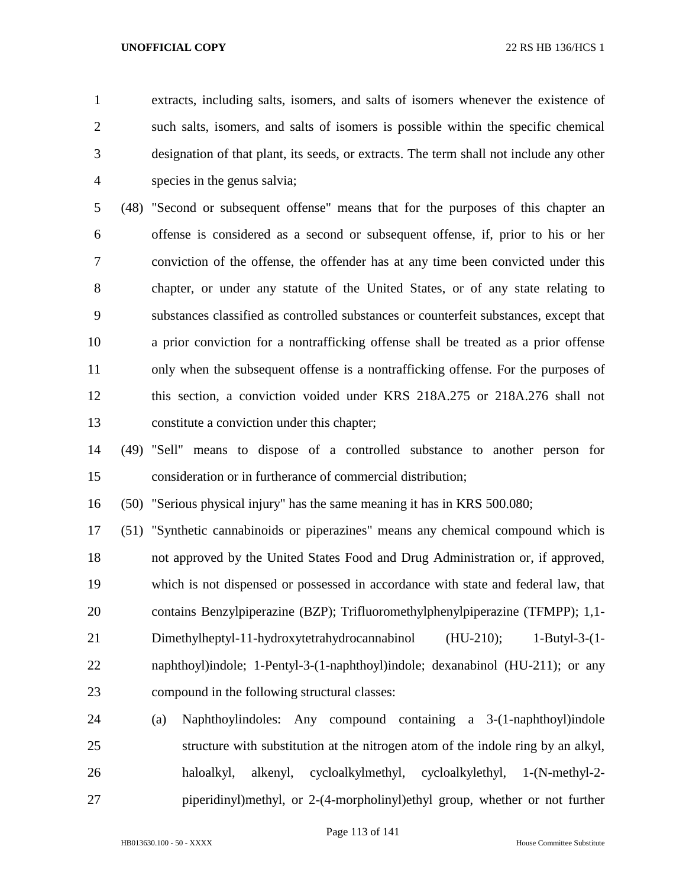extracts, including salts, isomers, and salts of isomers whenever the existence of such salts, isomers, and salts of isomers is possible within the specific chemical designation of that plant, its seeds, or extracts. The term shall not include any other species in the genus salvia;

(48) "Second or subsequent offense" means that for the purposes of this chapter an offense is considered as a second or subsequent offense, if, prior to his or her conviction of the offense, the offender has at any time been convicted under this chapter, or under any statute of the United States, or of any state relating to substances classified as controlled substances or counterfeit substances, except that a prior conviction for a nontrafficking offense shall be treated as a prior offense only when the subsequent offense is a nontrafficking offense. For the purposes of this section, a conviction voided under KRS 218A.275 or 218A.276 shall not constitute a conviction under this chapter;

(49) "Sell" means to dispose of a controlled substance to another person for consideration or in furtherance of commercial distribution;

(50) "Serious physical injury" has the same meaning it has in KRS 500.080;

(51) "Synthetic cannabinoids or piperazines" means any chemical compound which is not approved by the United States Food and Drug Administration or, if approved, which is not dispensed or possessed in accordance with state and federal law, that contains Benzylpiperazine (BZP); Trifluoromethylphenylpiperazine (TFMPP); 1,1-Dimethylheptyl-11-hydroxytetrahydrocannabinol (HU-210); 1-Butyl-3-(1-naphthoyl)indole; 1-Pentyl-3-(1-naphthoyl)indole; dexanabinol (HU-211); or any compound in the following structural classes:

(a) Naphthoylindoles: Any compound containing a 3-(1-naphthoyl)indole structure with substitution at the nitrogen atom of the indole ring by an alkyl, haloalkyl, alkenyl, cycloalkylmethyl, cycloalkylethyl, 1-(N-methyl-2-piperidinyl)methyl, or 2-(4-morpholinyl)ethyl group, whether or not further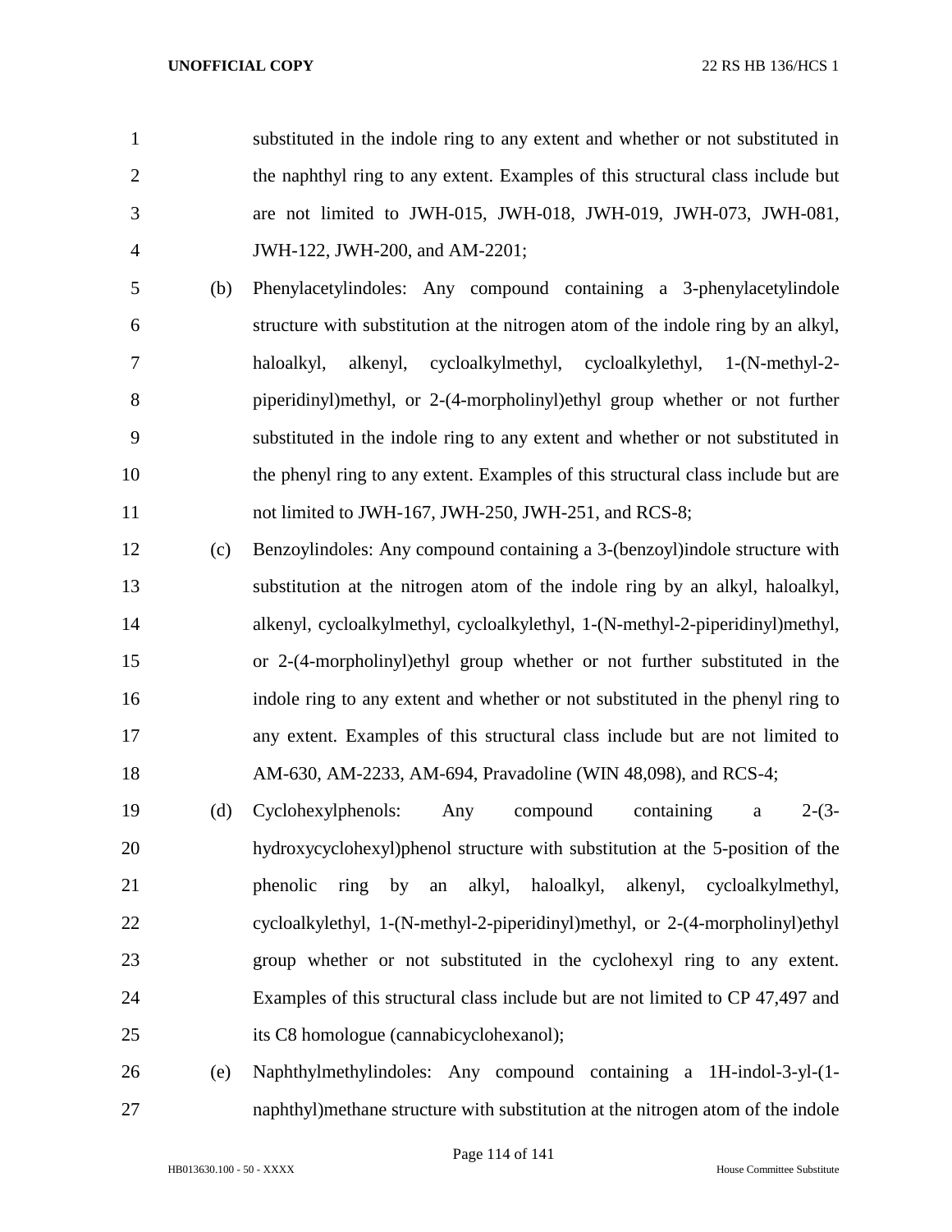substituted in the indole ring to any extent and whether or not substituted in the naphthyl ring to any extent. Examples of this structural class include but are not limited to JWH-015, JWH-018, JWH-019, JWH-073, JWH-081, JWH-122, JWH-200, and AM-2201;

(b) Phenylacetylindoles: Any compound containing a 3-phenylacetylindole structure with substitution at the nitrogen atom of the indole ring by an alkyl, haloalkyl, alkenyl, cycloalkylmethyl, cycloalkylethyl, 1-(N-methyl-2-piperidinyl)methyl, or 2-(4-morpholinyl)ethyl group whether or not further substituted in the indole ring to any extent and whether or not substituted in the phenyl ring to any extent. Examples of this structural class include but are not limited to JWH-167, JWH-250, JWH-251, and RCS-8;

(c) Benzoylindoles: Any compound containing a 3-(benzoyl)indole structure with substitution at the nitrogen atom of the indole ring by an alkyl, haloalkyl, alkenyl, cycloalkylmethyl, cycloalkylethyl, 1-(N-methyl-2-piperidinyl)methyl, or 2-(4-morpholinyl)ethyl group whether or not further substituted in the indole ring to any extent and whether or not substituted in the phenyl ring to any extent. Examples of this structural class include but are not limited to AM-630, AM-2233, AM-694, Pravadoline (WIN 48,098), and RCS-4;

(d) Cyclohexylphenols: Any compound containing a 2-(3-hydroxycyclohexyl)phenol structure with substitution at the 5-position of the phenolic ring by an alkyl, haloalkyl, alkenyl, cycloalkylmethyl, cycloalkylethyl, 1-(N-methyl-2-piperidinyl)methyl, or 2-(4-morpholinyl)ethyl group whether or not substituted in the cyclohexyl ring to any extent. Examples of this structural class include but are not limited to CP 47,497 and its C8 homologue (cannabicyclohexanol);

(e) Naphthylmethylindoles: Any compound containing a 1H-indol-3-yl-(1-naphthyl)methane structure with substitution at the nitrogen atom of the indole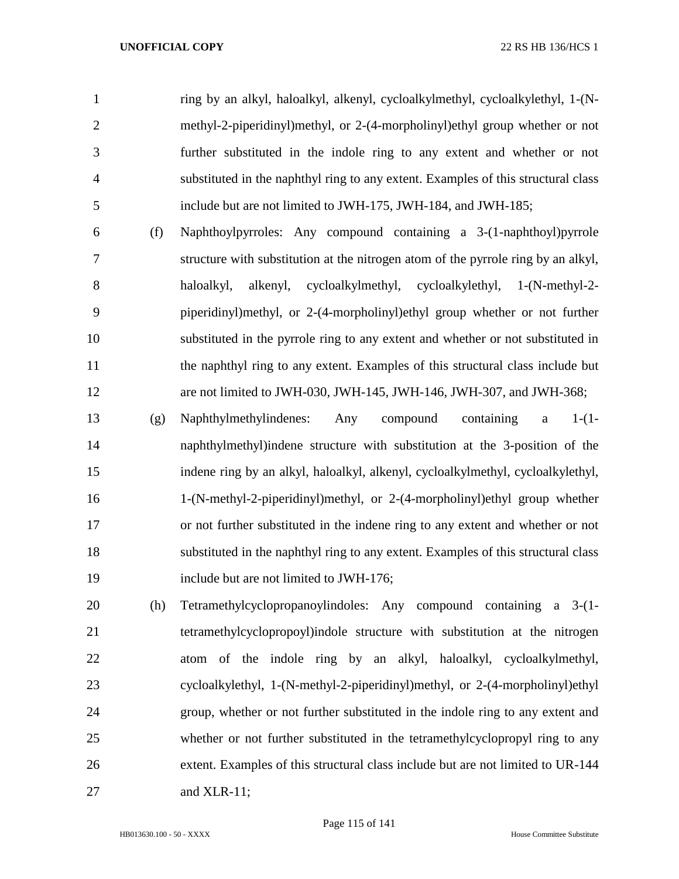ring by an alkyl, haloalkyl, alkenyl, cycloalkylmethyl, cycloalkylethyl, 1-(N-methyl-2-piperidinyl)methyl, or 2-(4-morpholinyl)ethyl group whether or not further substituted in the indole ring to any extent and whether or not substituted in the naphthyl ring to any extent. Examples of this structural class include but are not limited to JWH-175, JWH-184, and JWH-185;

(f) Naphthoylpyrroles: Any compound containing a 3-(1-naphthoyl)pyrrole structure with substitution at the nitrogen atom of the pyrrole ring by an alkyl, haloalkyl, alkenyl, cycloalkylmethyl, cycloalkylethyl, 1-(N-methyl-2-piperidinyl)methyl, or 2-(4-morpholinyl)ethyl group whether or not further substituted in the pyrrole ring to any extent and whether or not substituted in the naphthyl ring to any extent. Examples of this structural class include but are not limited to JWH-030, JWH-145, JWH-146, JWH-307, and JWH-368;

(g) Naphthylmethylindenes: Any compound containing a 1-(1-naphthylmethyl)indene structure with substitution at the 3-position of the indene ring by an alkyl, haloalkyl, alkenyl, cycloalkylmethyl, cycloalkylethyl, 1-(N-methyl-2-piperidinyl)methyl, or 2-(4-morpholinyl)ethyl group whether or not further substituted in the indene ring to any extent and whether or not substituted in the naphthyl ring to any extent. Examples of this structural class include but are not limited to JWH-176;

(h) Tetramethylcyclopropanoylindoles: Any compound containing a 3-(1-tetramethylcyclopropoyl)indole structure with substitution at the nitrogen atom of the indole ring by an alkyl, haloalkyl, cycloalkylmethyl, cycloalkylethyl, 1-(N-methyl-2-piperidinyl)methyl, or 2-(4-morpholinyl)ethyl group, whether or not further substituted in the indole ring to any extent and whether or not further substituted in the tetramethylcyclopropyl ring to any extent. Examples of this structural class include but are not limited to UR-144 and XLR-11;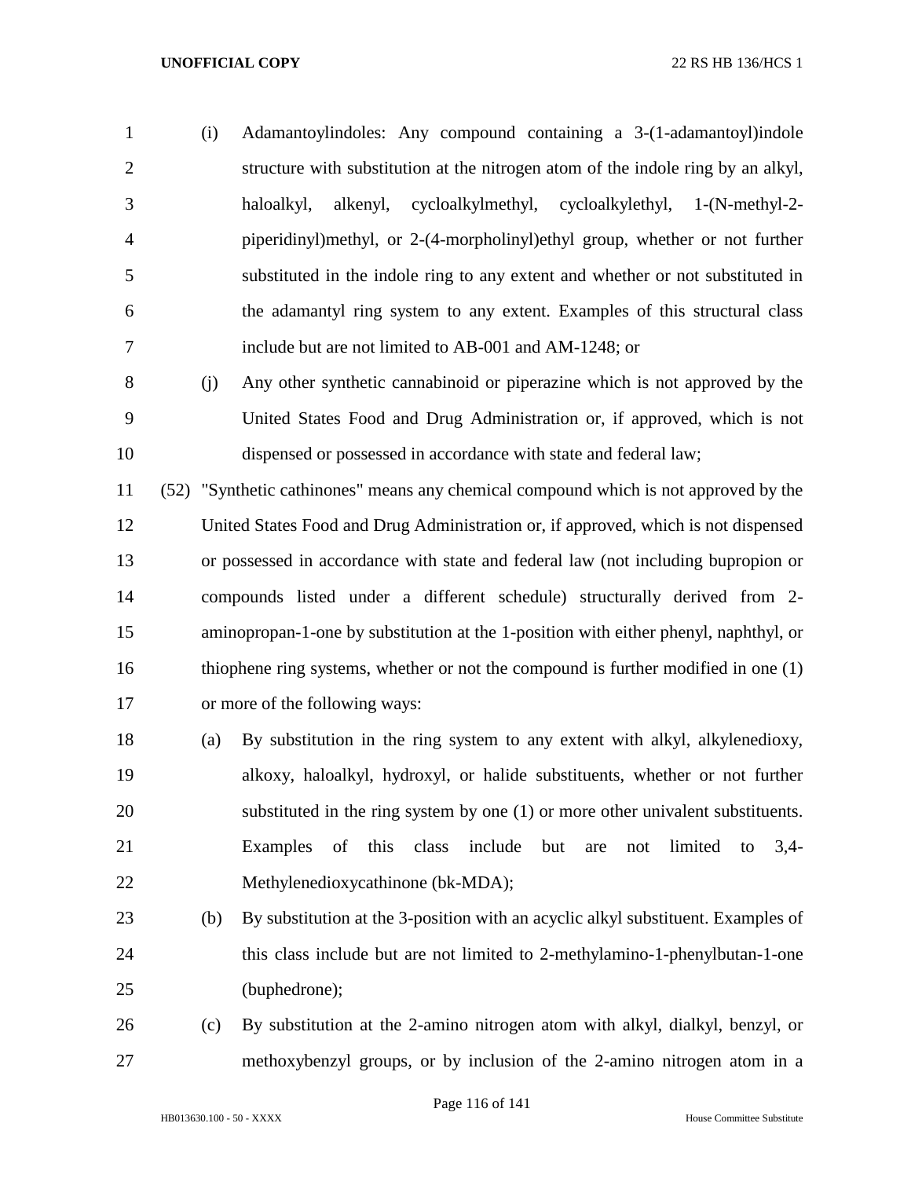(i) Adamantoylindoles: Any compound containing a 3-(1-adamantoyl)indole structure with substitution at the nitrogen atom of the indole ring by an alkyl, haloalkyl, alkenyl, cycloalkylmethyl, cycloalkylethyl, 1-(N-methyl-2-piperidinyl)methyl, or 2-(4-morpholinyl)ethyl group, whether or not further substituted in the indole ring to any extent and whether or not substituted in the adamantyl ring system to any extent. Examples of this structural class include but are not limited to AB-001 and AM-1248; or

(j) Any other synthetic cannabinoid or piperazine which is not approved by the United States Food and Drug Administration or, if approved, which is not dispensed or possessed in accordance with state and federal law;

(52) "Synthetic cathinones" means any chemical compound which is not approved by the United States Food and Drug Administration or, if approved, which is not dispensed or possessed in accordance with state and federal law (not including bupropion or compounds listed under a different schedule) structurally derived from 2-aminopropan-1-one by substitution at the 1-position with either phenyl, naphthyl, or thiophene ring systems, whether or not the compound is further modified in one (1) or more of the following ways:

(a) By substitution in the ring system to any extent with alkyl, alkylenedioxy, alkoxy, haloalkyl, hydroxyl, or halide substituents, whether or not further substituted in the ring system by one (1) or more other univalent substituents. Examples of this class include but are not limited to 3,4-Methylenedioxycathinone (bk-MDA);

(b) By substitution at the 3-position with an acyclic alkyl substituent. Examples of this class include but are not limited to 2-methylamino-1-phenylbutan-1-one (buphedrone);

(c) By substitution at the 2-amino nitrogen atom with alkyl, dialkyl, benzyl, or methoxybenzyl groups, or by inclusion of the 2-amino nitrogen atom in a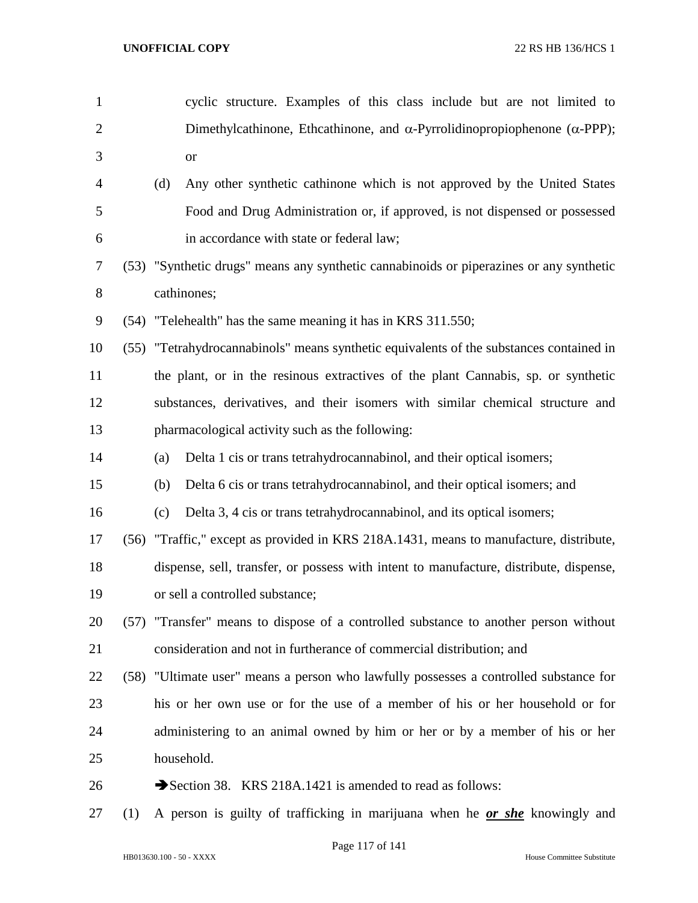cyclic structure. Examples of this class include but are not limited to Dimethylcathinone, Ethcathinone, and α-Pyrrolidinopropiophenone (α-PPP); or

(d) Any other synthetic cathinone which is not approved by the United States Food and Drug Administration or, if approved, is not dispensed or possessed in accordance with state or federal law;

(53) "Synthetic drugs" means any synthetic cannabinoids or piperazines or any synthetic cathinones;

(54) "Telehealth" has the same meaning it has in KRS 311.550;

(55) "Tetrahydrocannabinols" means synthetic equivalents of the substances contained in the plant, or in the resinous extractives of the plant Cannabis, sp. or synthetic substances, derivatives, and their isomers with similar chemical structure and pharmacological activity such as the following:

(a) Delta 1 cis or trans tetrahydrocannabinol, and their optical isomers;

(b) Delta 6 cis or trans tetrahydrocannabinol, and their optical isomers; and

(c) Delta 3, 4 cis or trans tetrahydrocannabinol, and its optical isomers;

(56) "Traffic," except as provided in KRS 218A.1431, means to manufacture, distribute, dispense, sell, transfer, or possess with intent to manufacture, distribute, dispense, or sell a controlled substance;

(57) "Transfer" means to dispose of a controlled substance to another person without consideration and not in furtherance of commercial distribution; and

(58) "Ultimate user" means a person who lawfully possesses a controlled substance for his or her own use or for the use of a member of his or her household or for administering to an animal owned by him or her or by a member of his or her household.

➔Section 38. KRS 218A.1421 is amended to read as follows:

(1) A person is guilty of trafficking in marijuana when he ***or she*** knowingly and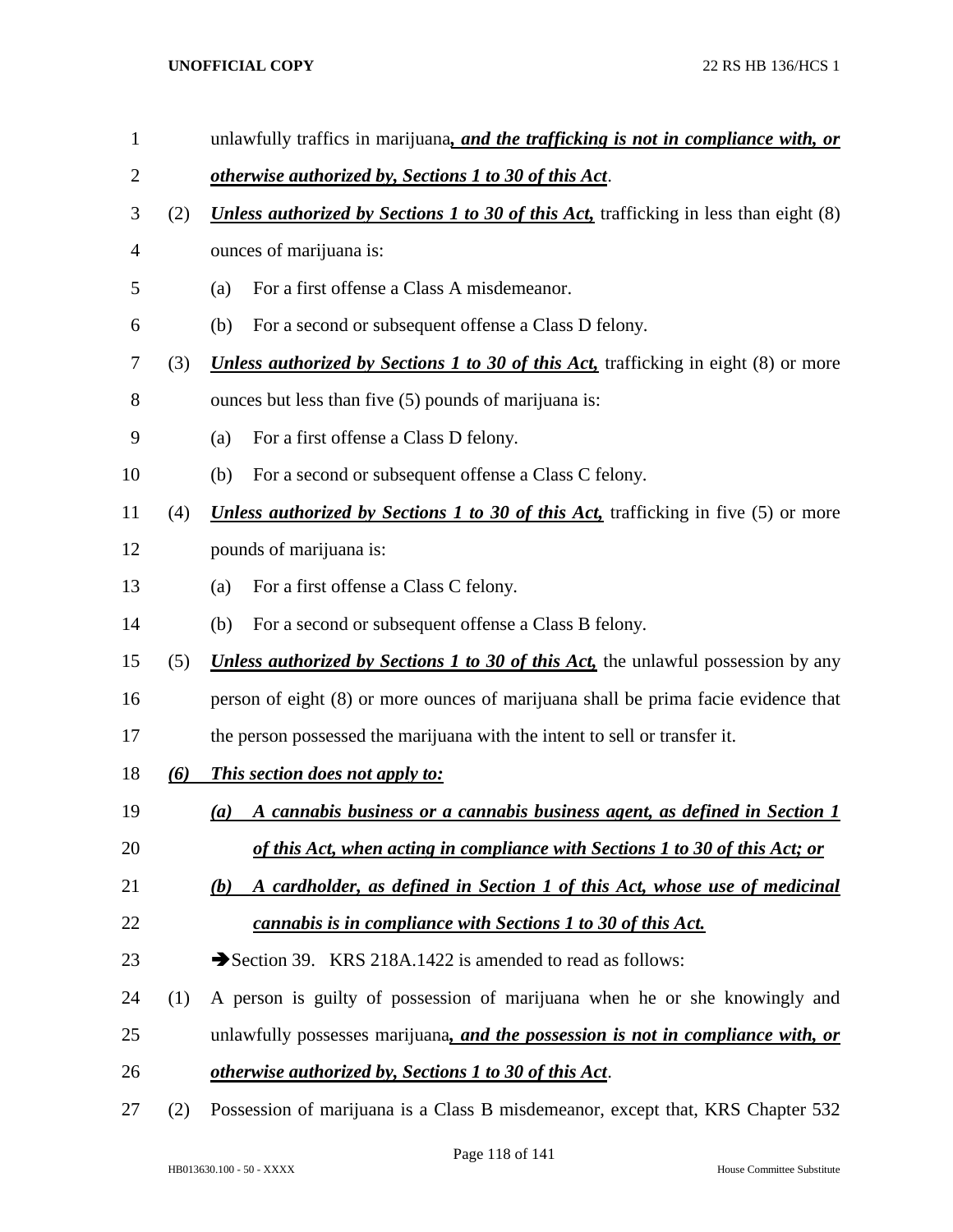unlawfully traffics in marijuana***, and the trafficking is not in compliance with, or otherwise authorized by, Sections 1 to 30 of this Act***.

(2) ***Unless authorized by Sections 1 to 30 of this Act,*** trafficking in less than eight (8) ounces of marijuana is:

(a) For a first offense a Class A misdemeanor.

(b) For a second or subsequent offense a Class D felony.

(3) ***Unless authorized by Sections 1 to 30 of this Act,*** trafficking in eight (8) or more ounces but less than five (5) pounds of marijuana is:

(a) For a first offense a Class D felony.

(b) For a second or subsequent offense a Class C felony.

(4) ***Unless authorized by Sections 1 to 30 of this Act,*** trafficking in five (5) or more pounds of marijuana is:

(a) For a first offense a Class C felony.

(b) For a second or subsequent offense a Class B felony.

(5) ***Unless authorized by Sections 1 to 30 of this Act,*** the unlawful possession by any person of eight (8) or more ounces of marijuana shall be prima facie evidence that the person possessed the marijuana with the intent to sell or transfer it.

***(6) This section does not apply to:***

***(a) A cannabis business or a cannabis business agent, as defined in Section 1 of this Act, when acting in compliance with Sections 1 to 30 of this Act; or***

***(b) A cardholder, as defined in Section 1 of this Act, whose use of medicinal cannabis is in compliance with Sections 1 to 30 of this Act.***

➔Section 39. KRS 218A.1422 is amended to read as follows:

(1) A person is guilty of possession of marijuana when he or she knowingly and unlawfully possesses marijuana***, and the possession is not in compliance with, or otherwise authorized by, Sections 1 to 30 of this Act***.

(2) Possession of marijuana is a Class B misdemeanor, except that, KRS Chapter 532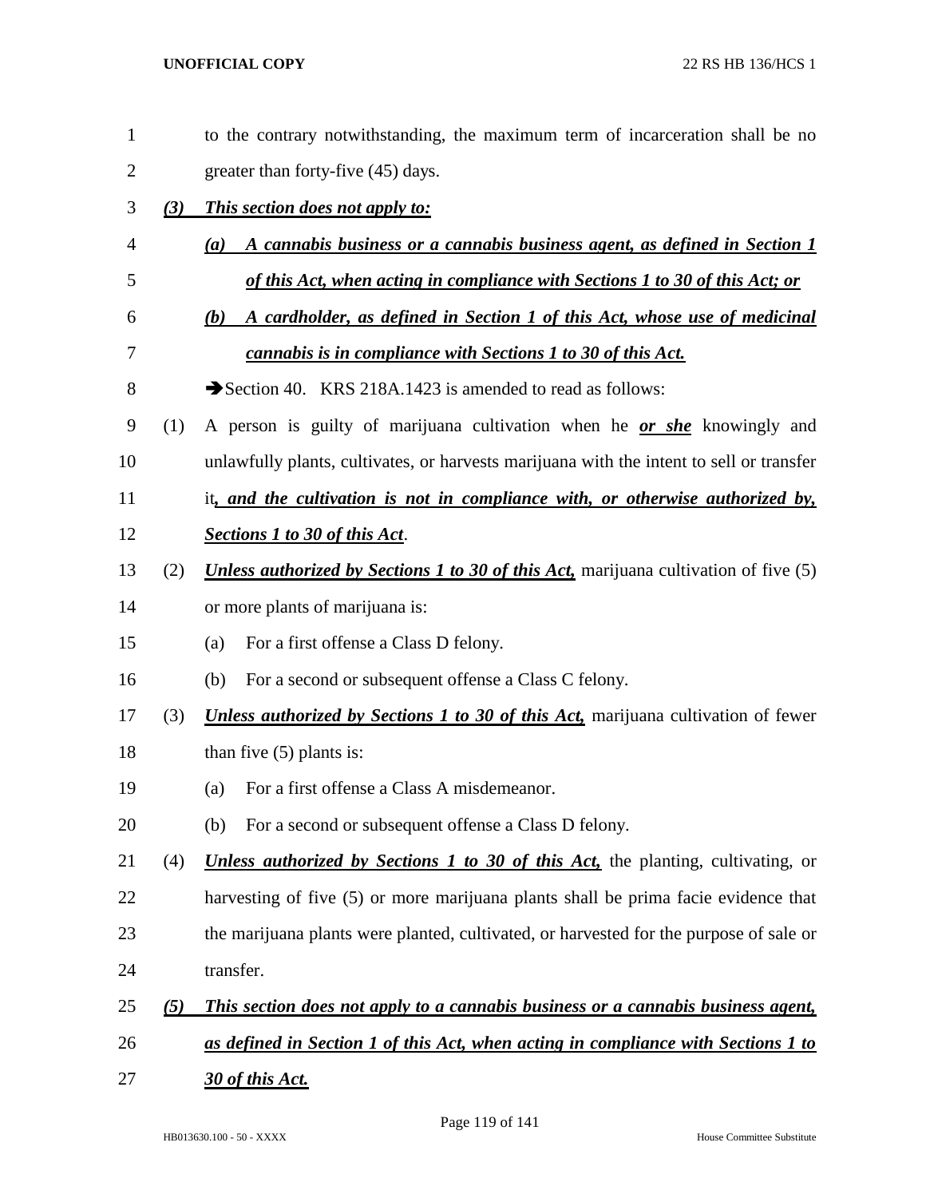to the contrary notwithstanding, the maximum term of incarceration shall be no greater than forty-five (45) days.

***(3) This section does not apply to:***

***(a) A cannabis business or a cannabis business agent, as defined in Section 1 of this Act, when acting in compliance with Sections 1 to 30 of this Act; or***

***(b) A cardholder, as defined in Section 1 of this Act, whose use of medicinal cannabis is in compliance with Sections 1 to 30 of this Act.***

➔Section 40. KRS 218A.1423 is amended to read as follows:

(1) A person is guilty of marijuana cultivation when he ***or she*** knowingly and unlawfully plants, cultivates, or harvests marijuana with the intent to sell or transfer it***, and the cultivation is not in compliance with, or otherwise authorized by, Sections 1 to 30 of this Act***.

(2) ***Unless authorized by Sections 1 to 30 of this Act,*** marijuana cultivation of five (5) or more plants of marijuana is:

(a) For a first offense a Class D felony.

(b) For a second or subsequent offense a Class C felony.

(3) ***Unless authorized by Sections 1 to 30 of this Act,*** marijuana cultivation of fewer than five (5) plants is:

(a) For a first offense a Class A misdemeanor.

(b) For a second or subsequent offense a Class D felony.

(4) ***Unless authorized by Sections 1 to 30 of this Act,*** the planting, cultivating, or harvesting of five (5) or more marijuana plants shall be prima facie evidence that the marijuana plants were planted, cultivated, or harvested for the purpose of sale or transfer.

***(5) This section does not apply to a cannabis business or a cannabis business agent, as defined in Section 1 of this Act, when acting in compliance with Sections 1 to 30 of this Act.***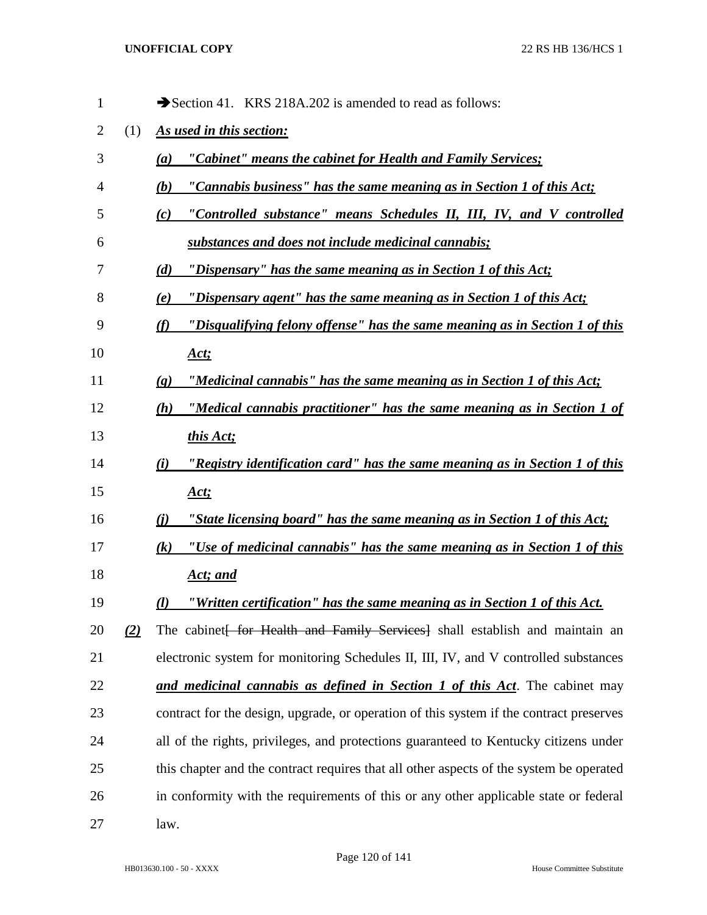➔Section 41. KRS 218A.202 is amended to read as follows:

(1) ***As used in this section:***

***(a) "Cabinet" means the cabinet for Health and Family Services;***

***(b) "Cannabis business" has the same meaning as in Section 1 of this Act;***

***(c) "Controlled substance" means Schedules II, III, IV, and V controlled substances and does not include medicinal cannabis;***

***(d) "Dispensary" has the same meaning as in Section 1 of this Act;***

***(e) "Dispensary agent" has the same meaning as in Section 1 of this Act;***

***(f) "Disqualifying felony offense" has the same meaning as in Section 1 of this Act;***

***(g) "Medicinal cannabis" has the same meaning as in Section 1 of this Act;***

***(h) "Medical cannabis practitioner" has the same meaning as in Section 1 of this Act;***

***(i) "Registry identification card" has the same meaning as in Section 1 of this Act;***

***(j) "State licensing board" has the same meaning as in Section 1 of this Act;***

***(k) "Use of medicinal cannabis" has the same meaning as in Section 1 of this Act; and***

***(l) "Written certification" has the same meaning as in Section 1 of this Act.***

***(2)*** The cabinet~~[ for Health and Family Services]~~ shall establish and maintain an electronic system for monitoring Schedules II, III, IV, and V controlled substances ***and medicinal cannabis as defined in Section 1 of this Act***. The cabinet may contract for the design, upgrade, or operation of this system if the contract preserves all of the rights, privileges, and protections guaranteed to Kentucky citizens under this chapter and the contract requires that all other aspects of the system be operated in conformity with the requirements of this or any other applicable state or federal law.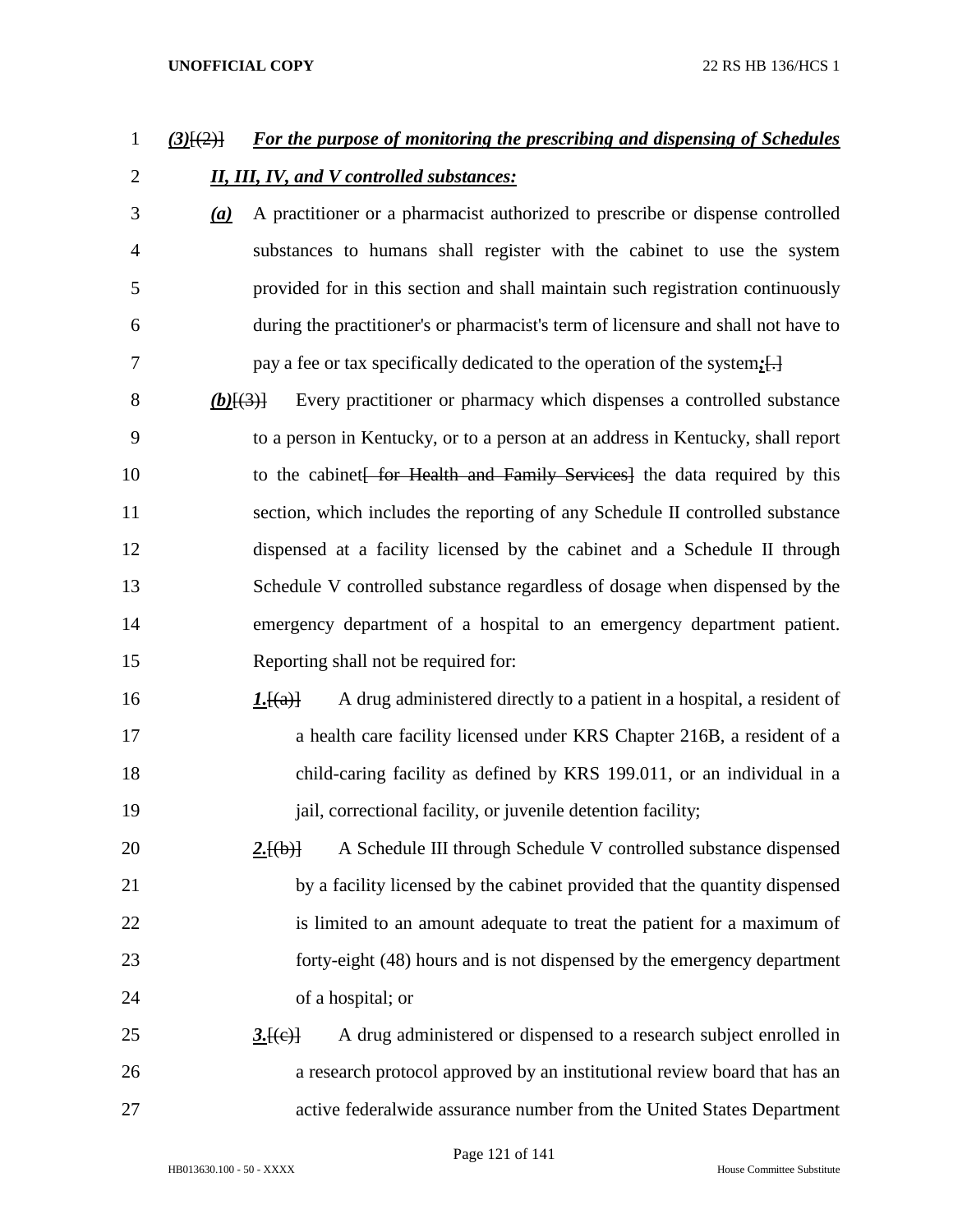*(3)*[(2)] *For the purpose of monitoring the prescribing and dispensing of Schedules II, III, IV, and V controlled substances:*

*(a)* A practitioner or a pharmacist authorized to prescribe or dispense controlled substances to humans shall register with the cabinet to use the system provided for in this section and shall maintain such registration continuously during the practitioner's or pharmacist's term of licensure and shall not have to pay a fee or tax specifically dedicated to the operation of the system*;*[.]

*(b)*[(3)] Every practitioner or pharmacy which dispenses a controlled substance to a person in Kentucky, or to a person at an address in Kentucky, shall report to the cabinet[ for Health and Family Services] the data required by this section, which includes the reporting of any Schedule II controlled substance dispensed at a facility licensed by the cabinet and a Schedule II through Schedule V controlled substance regardless of dosage when dispensed by the emergency department of a hospital to an emergency department patient. Reporting shall not be required for:

*1.*[(a)] A drug administered directly to a patient in a hospital, a resident of a health care facility licensed under KRS Chapter 216B, a resident of a child-caring facility as defined by KRS 199.011, or an individual in a jail, correctional facility, or juvenile detention facility;

*2.*[(b)] A Schedule III through Schedule V controlled substance dispensed by a facility licensed by the cabinet provided that the quantity dispensed is limited to an amount adequate to treat the patient for a maximum of forty-eight (48) hours and is not dispensed by the emergency department of a hospital; or

*3.*[(c)] A drug administered or dispensed to a research subject enrolled in a research protocol approved by an institutional review board that has an active federalwide assurance number from the United States Department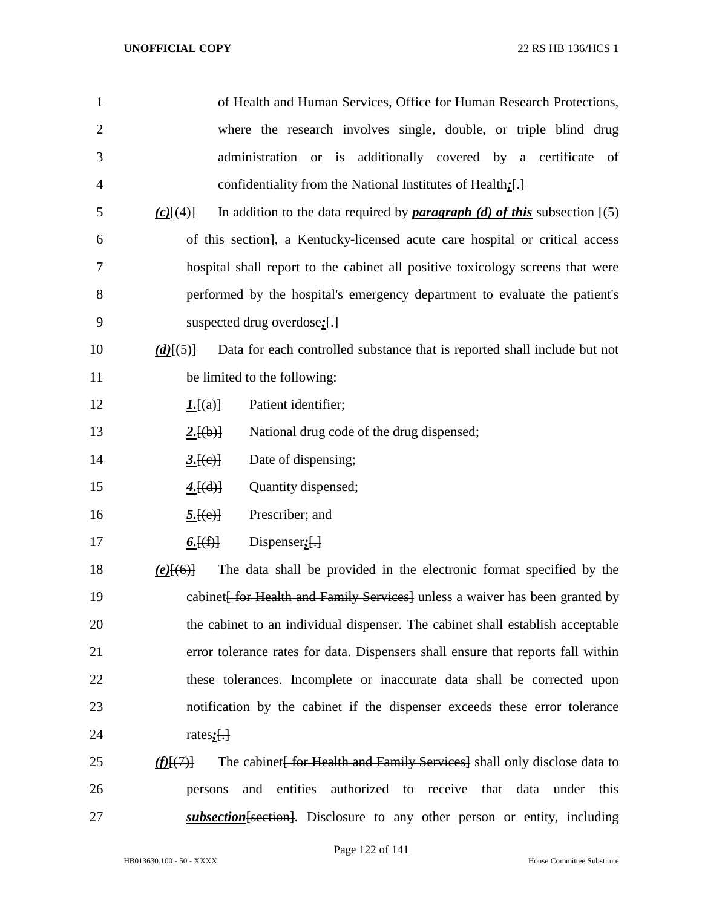of Health and Human Services, Office for Human Research Protections, where the research involves single, double, or triple blind drug administration or is additionally covered by a certificate of confidentiality from the National Institutes of Health**;**[.]

***(c)***[(4)] In addition to the data required by ***paragraph (d) of this*** subsection [(5) of this section], a Kentucky-licensed acute care hospital or critical access hospital shall report to the cabinet all positive toxicology screens that were performed by the hospital's emergency department to evaluate the patient's suspected drug overdose**;**[.]

***(d)***[(5)] Data for each controlled substance that is reported shall include but not be limited to the following:

***1.***[(a)] Patient identifier;

***2.***[(b)] National drug code of the drug dispensed;

***3.***[(c)] Date of dispensing;

***4.***[(d)] Quantity dispensed;

***5.***[(e)] Prescriber; and

***6.***[(f)] Dispenser**;**[.]

***(e)***[(6)] The data shall be provided in the electronic format specified by the cabinet[ for Health and Family Services] unless a waiver has been granted by the cabinet to an individual dispenser. The cabinet shall establish acceptable error tolerance rates for data. Dispensers shall ensure that reports fall within these tolerances. Incomplete or inaccurate data shall be corrected upon notification by the cabinet if the dispenser exceeds these error tolerance rates**;**[.]

***(f)***[(7)] The cabinet[ for Health and Family Services] shall only disclose data to persons and entities authorized to receive that data under this ***subsection***[section]. Disclosure to any other person or entity, including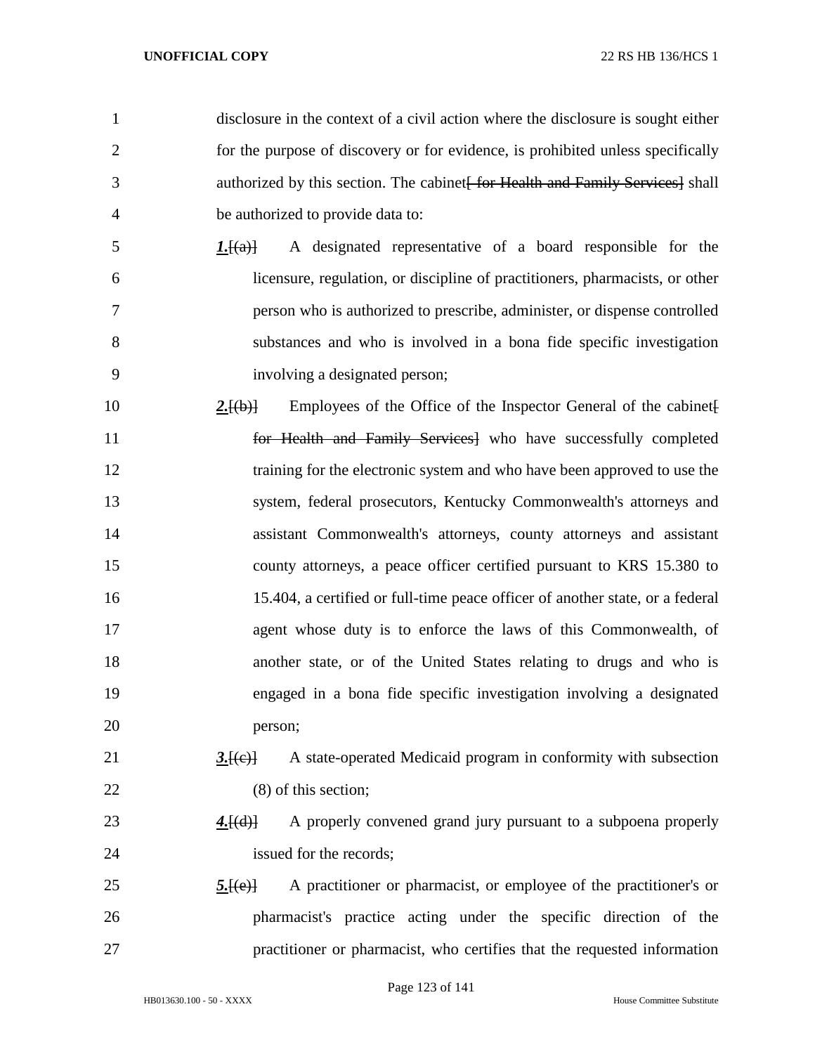disclosure in the context of a civil action where the disclosure is sought either for the purpose of discovery or for evidence, is prohibited unless specifically authorized by this section. The cabinet[ for Health and Family Services] shall be authorized to provide data to:

***1.***[(a)] A designated representative of a board responsible for the licensure, regulation, or discipline of practitioners, pharmacists, or other person who is authorized to prescribe, administer, or dispense controlled substances and who is involved in a bona fide specific investigation involving a designated person;

***2.***[(b)] Employees of the Office of the Inspector General of the cabinet[ for Health and Family Services] who have successfully completed training for the electronic system and who have been approved to use the system, federal prosecutors, Kentucky Commonwealth's attorneys and assistant Commonwealth's attorneys, county attorneys and assistant county attorneys, a peace officer certified pursuant to KRS 15.380 to 15.404, a certified or full-time peace officer of another state, or a federal agent whose duty is to enforce the laws of this Commonwealth, of another state, or of the United States relating to drugs and who is engaged in a bona fide specific investigation involving a designated person;

***3.***[(c)] A state-operated Medicaid program in conformity with subsection (8) of this section;

***4.***[(d)] A properly convened grand jury pursuant to a subpoena properly issued for the records;

***5.***[(e)] A practitioner or pharmacist, or employee of the practitioner's or pharmacist's practice acting under the specific direction of the practitioner or pharmacist, who certifies that the requested information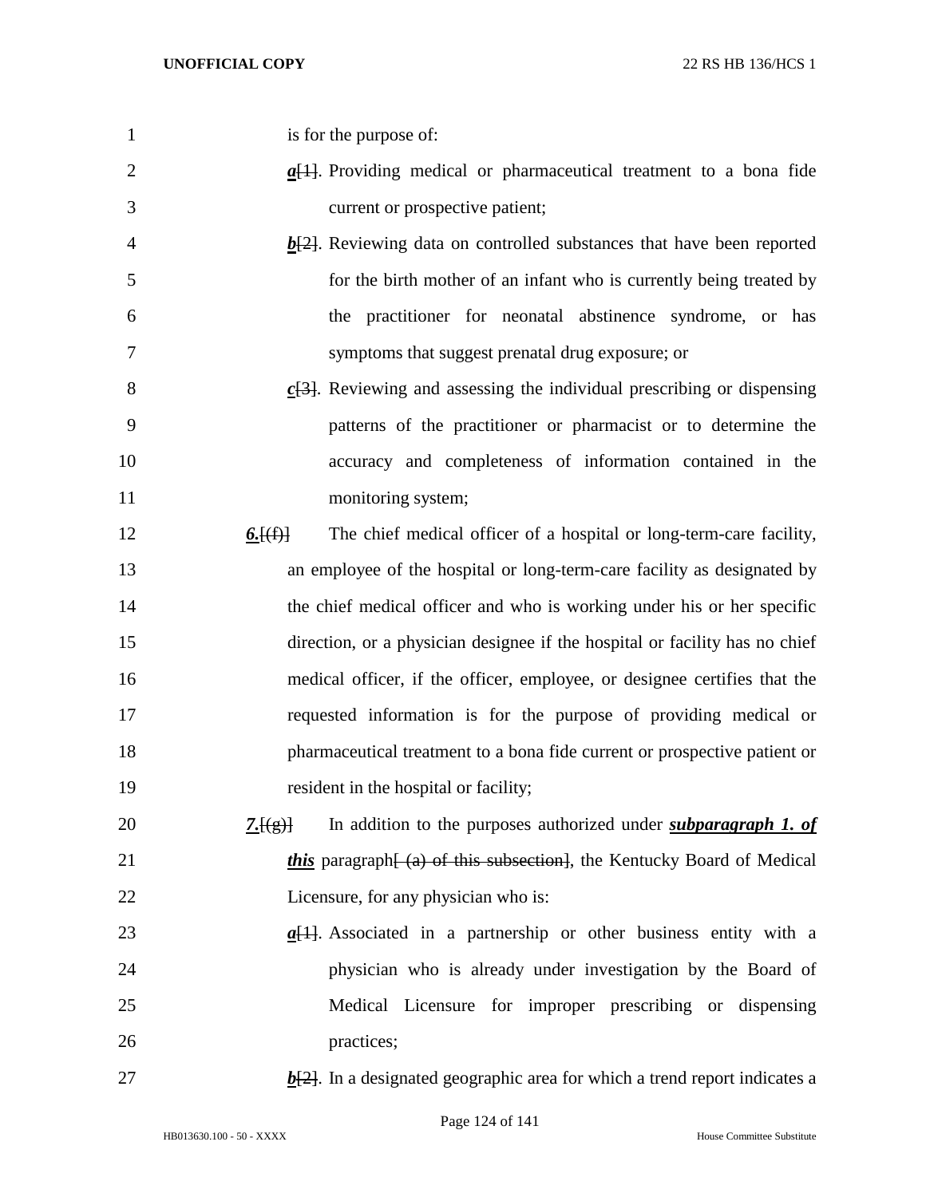is for the purpose of:

***a***~~[1]~~. Providing medical or pharmaceutical treatment to a bona fide current or prospective patient;

***b***~~[2]~~. Reviewing data on controlled substances that have been reported for the birth mother of an infant who is currently being treated by the practitioner for neonatal abstinence syndrome, or has symptoms that suggest prenatal drug exposure; or

***c***~~[3]~~. Reviewing and assessing the individual prescribing or dispensing patterns of the practitioner or pharmacist or to determine the accuracy and completeness of information contained in the monitoring system;

***6.***~~[(f)]~~ The chief medical officer of a hospital or long-term-care facility, an employee of the hospital or long-term-care facility as designated by the chief medical officer and who is working under his or her specific direction, or a physician designee if the hospital or facility has no chief medical officer, if the officer, employee, or designee certifies that the requested information is for the purpose of providing medical or pharmaceutical treatment to a bona fide current or prospective patient or resident in the hospital or facility;

***7.***~~[(g)]~~ In addition to the purposes authorized under ***subparagraph 1. of this*** paragraph~~[ (a) of this subsection]~~, the Kentucky Board of Medical Licensure, for any physician who is:

***a***~~[1]~~. Associated in a partnership or other business entity with a physician who is already under investigation by the Board of Medical Licensure for improper prescribing or dispensing practices;

***b***~~[2]~~. In a designated geographic area for which a trend report indicates a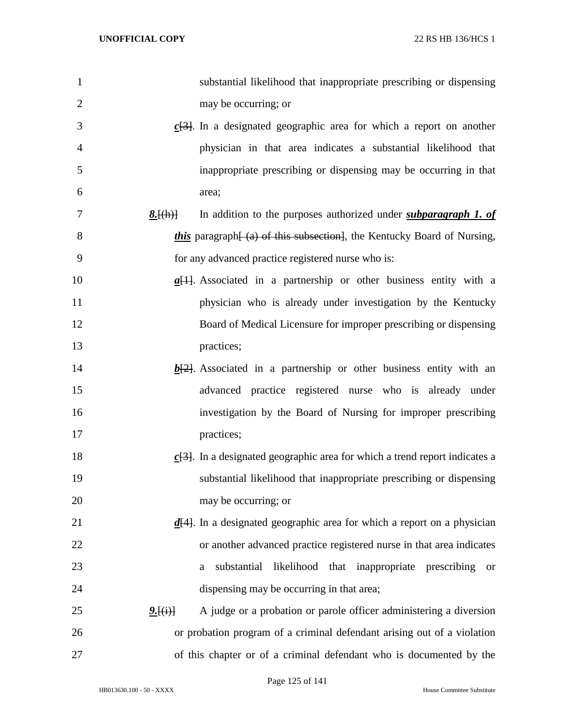substantial likelihood that inappropriate prescribing or dispensing may be occurring; or

***c***[3]. In a designated geographic area for which a report on another physician in that area indicates a substantial likelihood that inappropriate prescribing or dispensing may be occurring in that area;

***8.***[(h)] In addition to the purposes authorized under ***subparagraph 1. of this*** paragraph[ (a) of this subsection], the Kentucky Board of Nursing, for any advanced practice registered nurse who is:

***a***[1]. Associated in a partnership or other business entity with a physician who is already under investigation by the Kentucky Board of Medical Licensure for improper prescribing or dispensing practices;

***b***[2]. Associated in a partnership or other business entity with an advanced practice registered nurse who is already under investigation by the Board of Nursing for improper prescribing practices;

***c***[3]. In a designated geographic area for which a trend report indicates a substantial likelihood that inappropriate prescribing or dispensing may be occurring; or

***d***[4]. In a designated geographic area for which a report on a physician or another advanced practice registered nurse in that area indicates a substantial likelihood that inappropriate prescribing or dispensing may be occurring in that area;

***9.***[(i)] A judge or a probation or parole officer administering a diversion or probation program of a criminal defendant arising out of a violation of this chapter or of a criminal defendant who is documented by the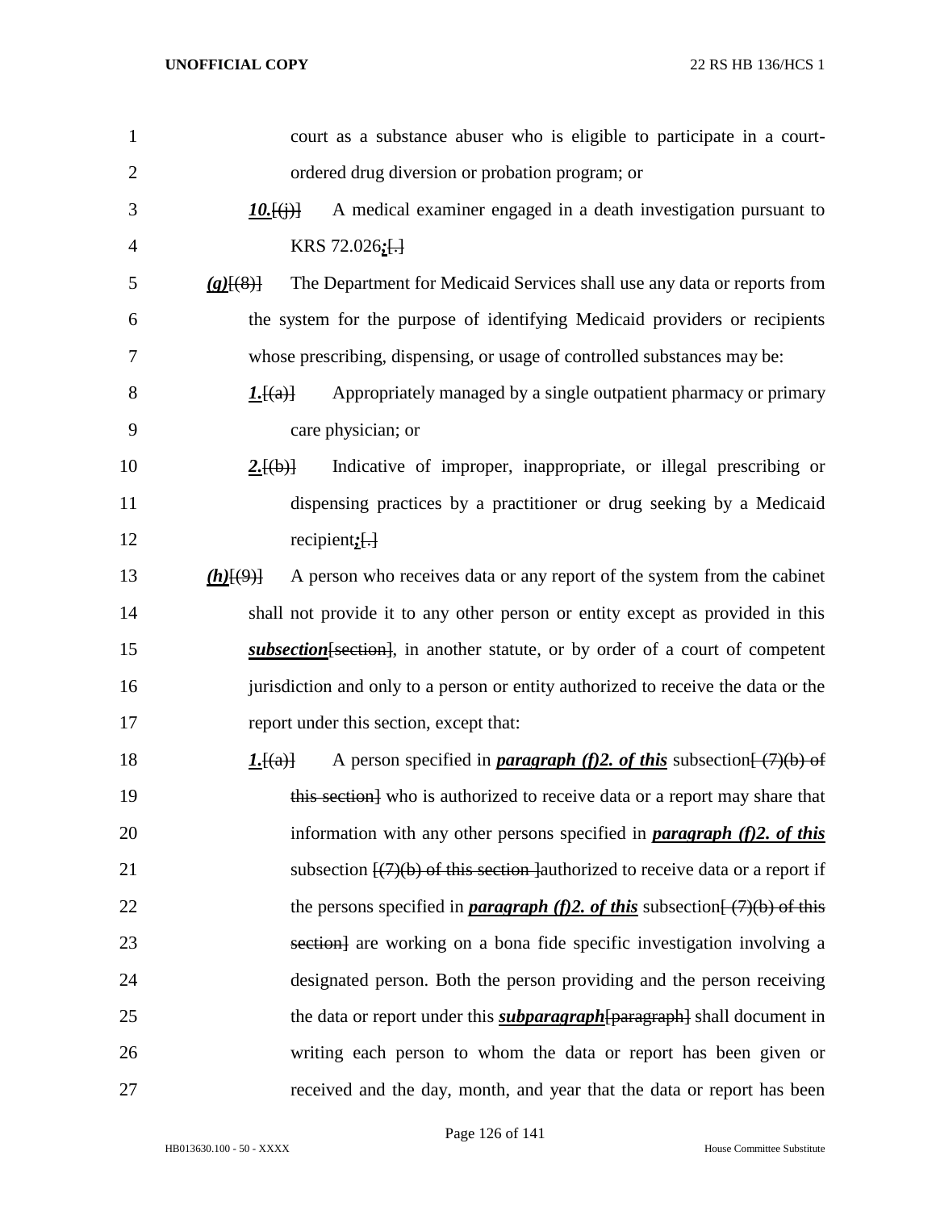court as a substance abuser who is eligible to participate in a court-ordered drug diversion or probation program; or

***10.***[(j)] A medical examiner engaged in a death investigation pursuant to KRS 72.026***;***[.]

***(g)***[(8)] The Department for Medicaid Services shall use any data or reports from the system for the purpose of identifying Medicaid providers or recipients whose prescribing, dispensing, or usage of controlled substances may be:

***1.***[(a)] Appropriately managed by a single outpatient pharmacy or primary care physician; or

***2.***[(b)] Indicative of improper, inappropriate, or illegal prescribing or dispensing practices by a practitioner or drug seeking by a Medicaid recipient***;***[.]

***(h)***[(9)] A person who receives data or any report of the system from the cabinet shall not provide it to any other person or entity except as provided in this ***subsection***[section], in another statute, or by order of a court of competent jurisdiction and only to a person or entity authorized to receive the data or the report under this section, except that:

***1.***[(a)] A person specified in ***paragraph (f)2. of this*** subsection[ (7)(b) of this section] who is authorized to receive data or a report may share that information with any other persons specified in ***paragraph (f)2. of this*** subsection [(7)(b) of this section ]authorized to receive data or a report if the persons specified in ***paragraph (f)2. of this*** subsection[ (7)(b) of this section] are working on a bona fide specific investigation involving a designated person. Both the person providing and the person receiving the data or report under this ***subparagraph***[paragraph] shall document in writing each person to whom the data or report has been given or received and the day, month, and year that the data or report has been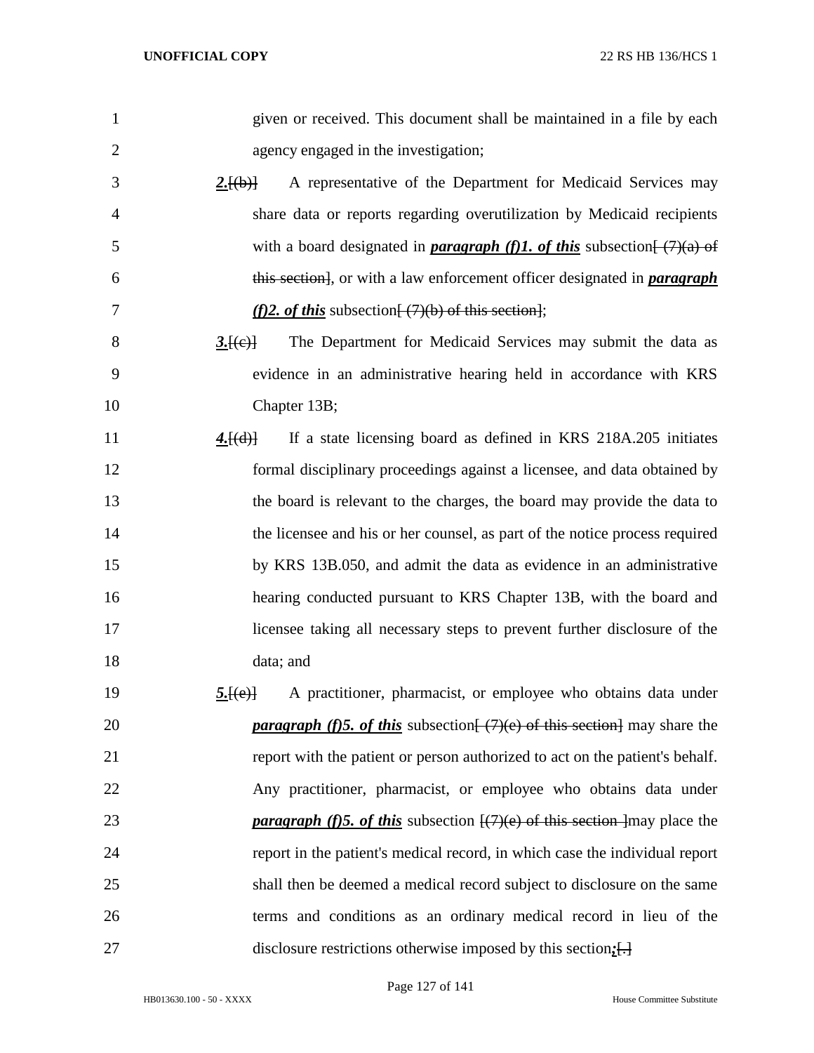given or received. This document shall be maintained in a file by each agency engaged in the investigation;

***2.***[(b)] A representative of the Department for Medicaid Services may share data or reports regarding overutilization by Medicaid recipients with a board designated in ***paragraph (f)1. of this*** subsection[ (7)(a) of this section], or with a law enforcement officer designated in ***paragraph (f)2. of this*** subsection[ (7)(b) of this section];

***3.***[(c)] The Department for Medicaid Services may submit the data as evidence in an administrative hearing held in accordance with KRS Chapter 13B;

***4.***[(d)] If a state licensing board as defined in KRS 218A.205 initiates formal disciplinary proceedings against a licensee, and data obtained by the board is relevant to the charges, the board may provide the data to the licensee and his or her counsel, as part of the notice process required by KRS 13B.050, and admit the data as evidence in an administrative hearing conducted pursuant to KRS Chapter 13B, with the board and licensee taking all necessary steps to prevent further disclosure of the data; and

***5.***[(e)] A practitioner, pharmacist, or employee who obtains data under ***paragraph (f)5. of this*** subsection[ (7)(e) of this section] may share the report with the patient or person authorized to act on the patient's behalf. Any practitioner, pharmacist, or employee who obtains data under ***paragraph (f)5. of this*** subsection [(7)(e) of this section ]may place the report in the patient's medical record, in which case the individual report shall then be deemed a medical record subject to disclosure on the same terms and conditions as an ordinary medical record in lieu of the disclosure restrictions otherwise imposed by this section***;***[.]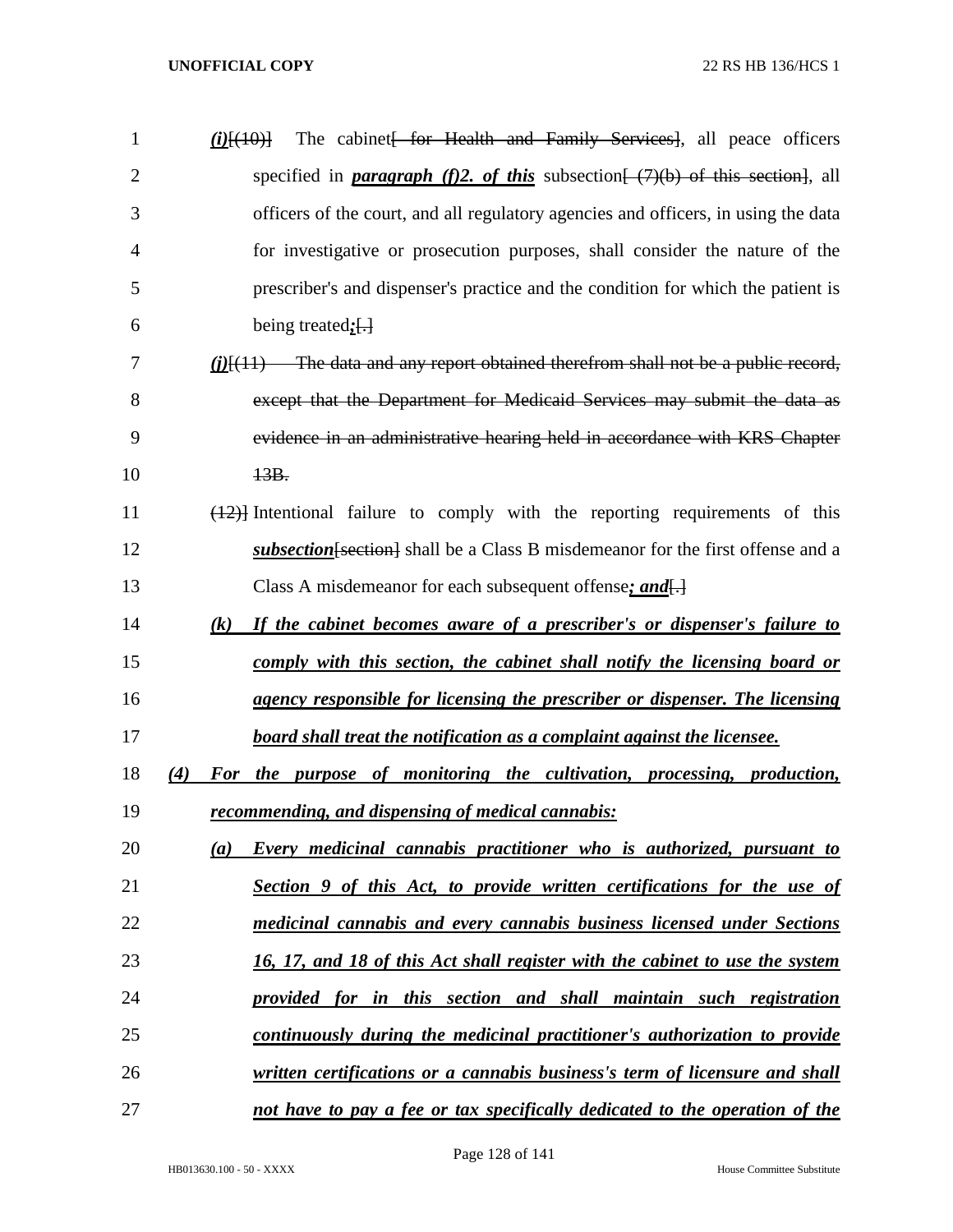*(i)*[(10)] The cabinet[ for Health and Family Services], all peace officers specified in ***paragraph (f)2. of this*** subsection[ (7)(b) of this section], all officers of the court, and all regulatory agencies and officers, in using the data for investigative or prosecution purposes, shall consider the nature of the prescriber's and dispenser's practice and the condition for which the patient is being treated***;***[.]

*(j)*[(11) The data and any report obtained therefrom shall not be a public record, except that the Department for Medicaid Services may submit the data as evidence in an administrative hearing held in accordance with KRS Chapter 13B.

(12)] Intentional failure to comply with the reporting requirements of this ***subsection***[section] shall be a Class B misdemeanor for the first offense and a Class A misdemeanor for each subsequent offense***; and***[.]

***(k) If the cabinet becomes aware of a prescriber's or dispenser's failure to comply with this section, the cabinet shall notify the licensing board or agency responsible for licensing the prescriber or dispenser. The licensing board shall treat the notification as a complaint against the licensee.***

***(4) For the purpose of monitoring the cultivation, processing, production, recommending, and dispensing of medical cannabis:***

***(a) Every medicinal cannabis practitioner who is authorized, pursuant to Section 9 of this Act, to provide written certifications for the use of medicinal cannabis and every cannabis business licensed under Sections 16, 17, and 18 of this Act shall register with the cabinet to use the system provided for in this section and shall maintain such registration continuously during the medicinal practitioner's authorization to provide written certifications or a cannabis business's term of licensure and shall not have to pay a fee or tax specifically dedicated to the operation of the***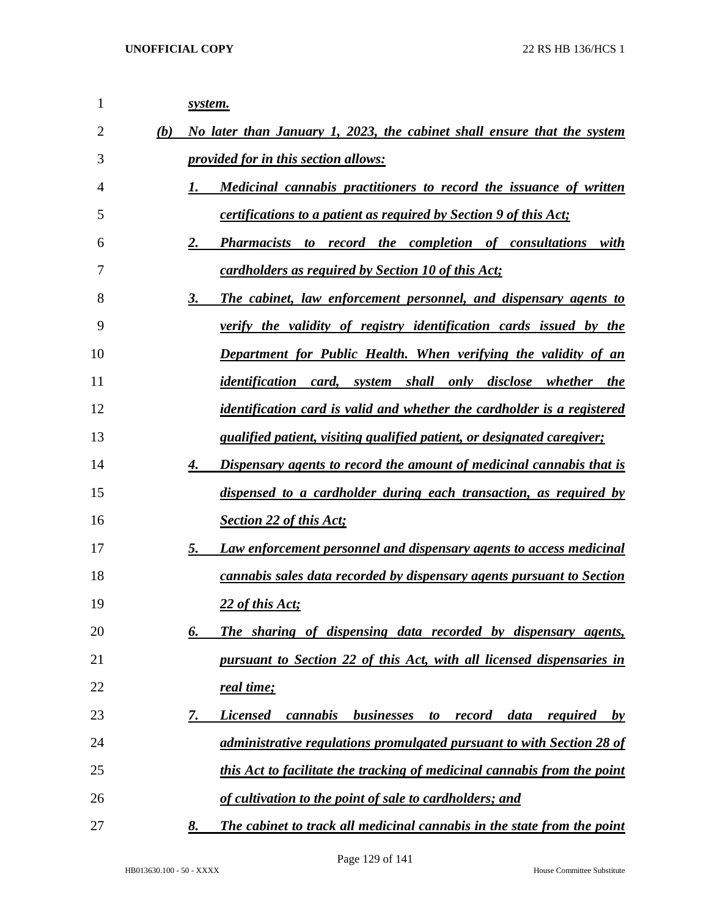*system.*

(b) *No later than January 1, 2023, the cabinet shall ensure that the system provided for in this section allows:*

1. *Medicinal cannabis practitioners to record the issuance of written certifications to a patient as required by Section 9 of this Act;*
2. *Pharmacists to record the completion of consultations with cardholders as required by Section 10 of this Act;*
3. *The cabinet, law enforcement personnel, and dispensary agents to verify the validity of registry identification cards issued by the Department for Public Health. When verifying the validity of an identification card, system shall only disclose whether the identification card is valid and whether the cardholder is a registered qualified patient, visiting qualified patient, or designated caregiver;*
4. *Dispensary agents to record the amount of medicinal cannabis that is dispensed to a cardholder during each transaction, as required by Section 22 of this Act;*
5. *Law enforcement personnel and dispensary agents to access medicinal cannabis sales data recorded by dispensary agents pursuant to Section 22 of this Act;*
6. *The sharing of dispensing data recorded by dispensary agents, pursuant to Section 22 of this Act, with all licensed dispensaries in real time;*
7. *Licensed cannabis businesses to record data required by administrative regulations promulgated pursuant to with Section 28 of this Act to facilitate the tracking of medicinal cannabis from the point of cultivation to the point of sale to cardholders; and*
8. *The cabinet to track all medicinal cannabis in the state from the point*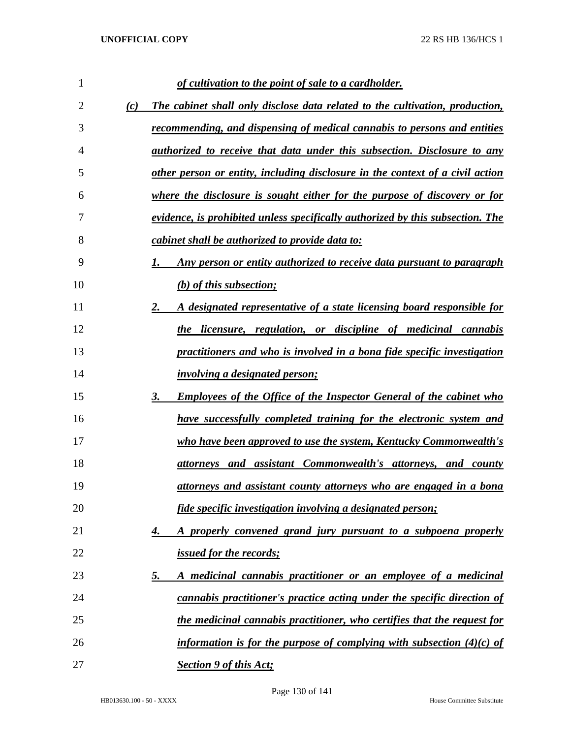*of cultivation to the point of sale to a cardholder.*

*(c) The cabinet shall only disclose data related to the cultivation, production, recommending, and dispensing of medical cannabis to persons and entities authorized to receive that data under this subsection. Disclosure to any other person or entity, including disclosure in the context of a civil action where the disclosure is sought either for the purpose of discovery or for evidence, is prohibited unless specifically authorized by this subsection. The cabinet shall be authorized to provide data to:*

*1. Any person or entity authorized to receive data pursuant to paragraph (b) of this subsection;*

*2. A designated representative of a state licensing board responsible for the licensure, regulation, or discipline of medicinal cannabis practitioners and who is involved in a bona fide specific investigation involving a designated person;*

*3. Employees of the Office of the Inspector General of the cabinet who have successfully completed training for the electronic system and who have been approved to use the system, Kentucky Commonwealth's attorneys and assistant Commonwealth's attorneys, and county attorneys and assistant county attorneys who are engaged in a bona fide specific investigation involving a designated person;*

*4. A properly convened grand jury pursuant to a subpoena properly issued for the records;*

*5. A medicinal cannabis practitioner or an employee of a medicinal cannabis practitioner's practice acting under the specific direction of the medicinal cannabis practitioner, who certifies that the request for information is for the purpose of complying with subsection (4)(c) of Section 9 of this Act;*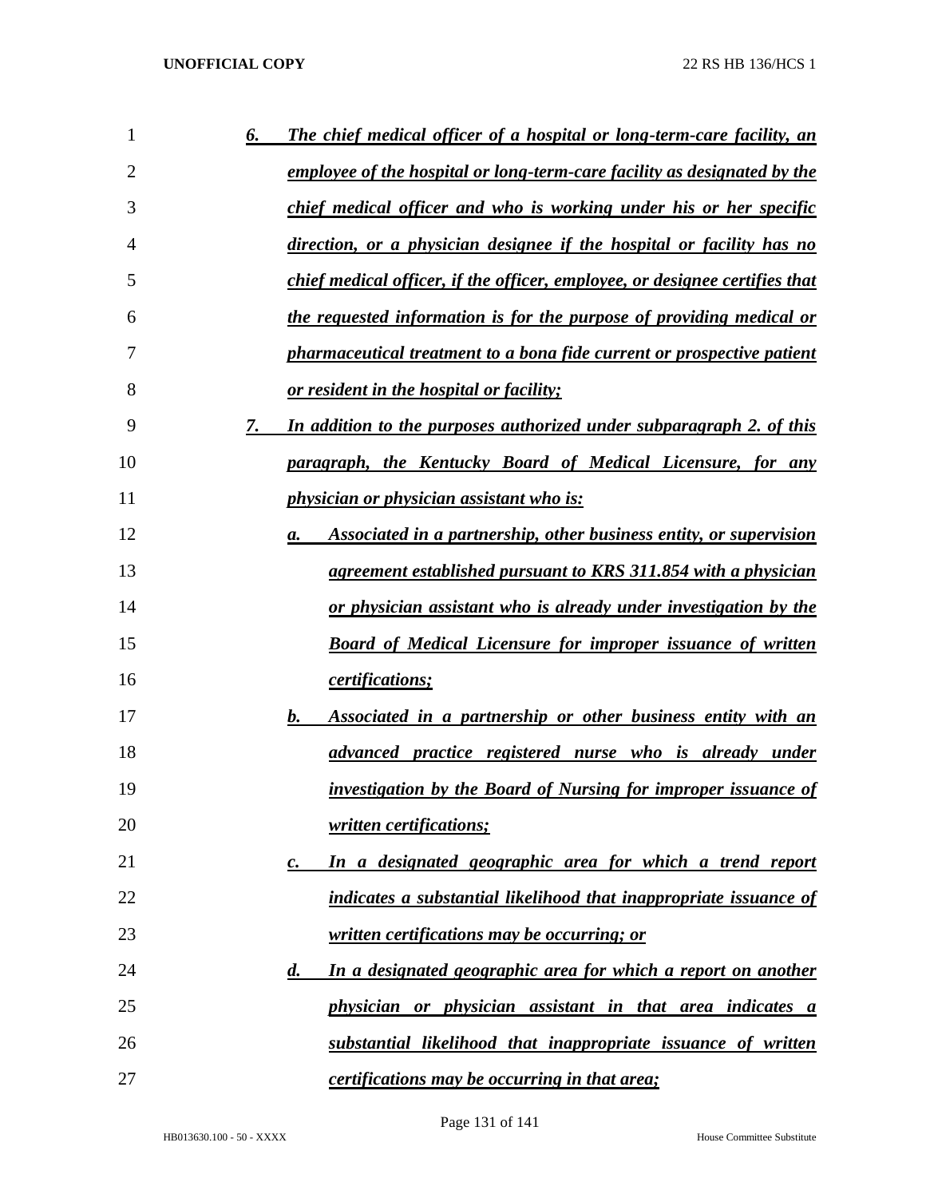6. ***The chief medical officer of a hospital or long-term-care facility, an employee of the hospital or long-term-care facility as designated by the chief medical officer and who is working under his or her specific direction, or a physician designee if the hospital or facility has no chief medical officer, if the officer, employee, or designee certifies that the requested information is for the purpose of providing medical or pharmaceutical treatment to a bona fide current or prospective patient or resident in the hospital or facility;***

7. ***In addition to the purposes authorized under subparagraph 2. of this paragraph, the Kentucky Board of Medical Licensure, for any physician or physician assistant who is:***

   a. ***Associated in a partnership, other business entity, or supervision agreement established pursuant to KRS 311.854 with a physician or physician assistant who is already under investigation by the Board of Medical Licensure for improper issuance of written certifications;***

   b. ***Associated in a partnership or other business entity with an advanced practice registered nurse who is already under investigation by the Board of Nursing for improper issuance of written certifications;***

   c. ***In a designated geographic area for which a trend report indicates a substantial likelihood that inappropriate issuance of written certifications may be occurring; or***

   d. ***In a designated geographic area for which a report on another physician or physician assistant in that area indicates a substantial likelihood that inappropriate issuance of written certifications may be occurring in that area;***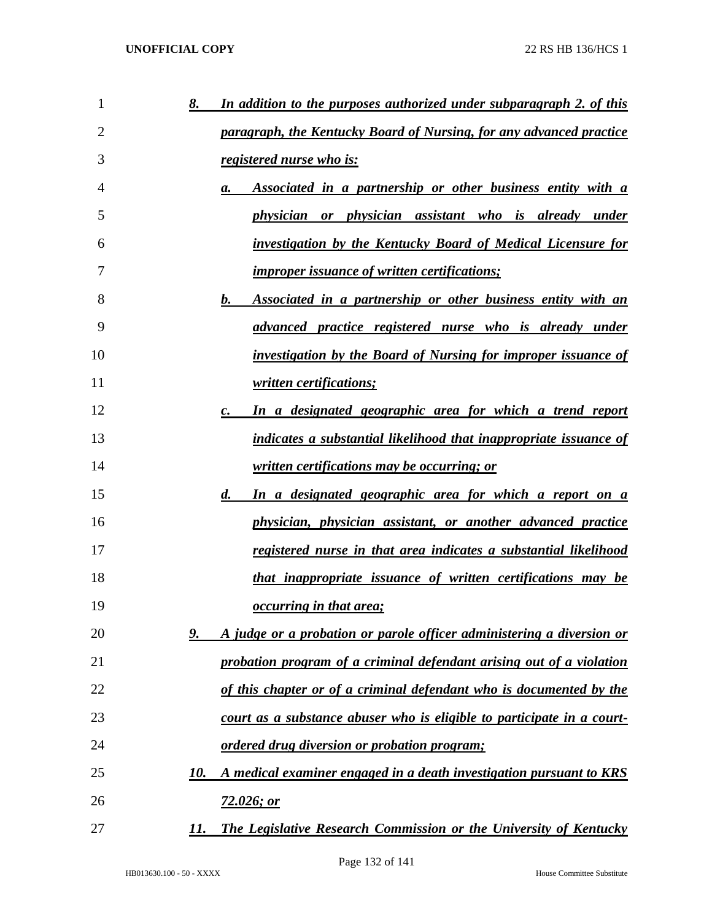*8. In addition to the purposes authorized under subparagraph 2. of this paragraph, the Kentucky Board of Nursing, for any advanced practice registered nurse who is:*

*a. Associated in a partnership or other business entity with a physician or physician assistant who is already under investigation by the Kentucky Board of Medical Licensure for improper issuance of written certifications;*

*b. Associated in a partnership or other business entity with an advanced practice registered nurse who is already under investigation by the Board of Nursing for improper issuance of written certifications;*

*c. In a designated geographic area for which a trend report indicates a substantial likelihood that inappropriate issuance of written certifications may be occurring; or*

*d. In a designated geographic area for which a report on a physician, physician assistant, or another advanced practice registered nurse in that area indicates a substantial likelihood that inappropriate issuance of written certifications may be occurring in that area;*

*9. A judge or a probation or parole officer administering a diversion or probation program of a criminal defendant arising out of a violation of this chapter or of a criminal defendant who is documented by the court as a substance abuser who is eligible to participate in a court-ordered drug diversion or probation program;*

*10. A medical examiner engaged in a death investigation pursuant to KRS 72.026; or*

*11. The Legislative Research Commission or the University of Kentucky*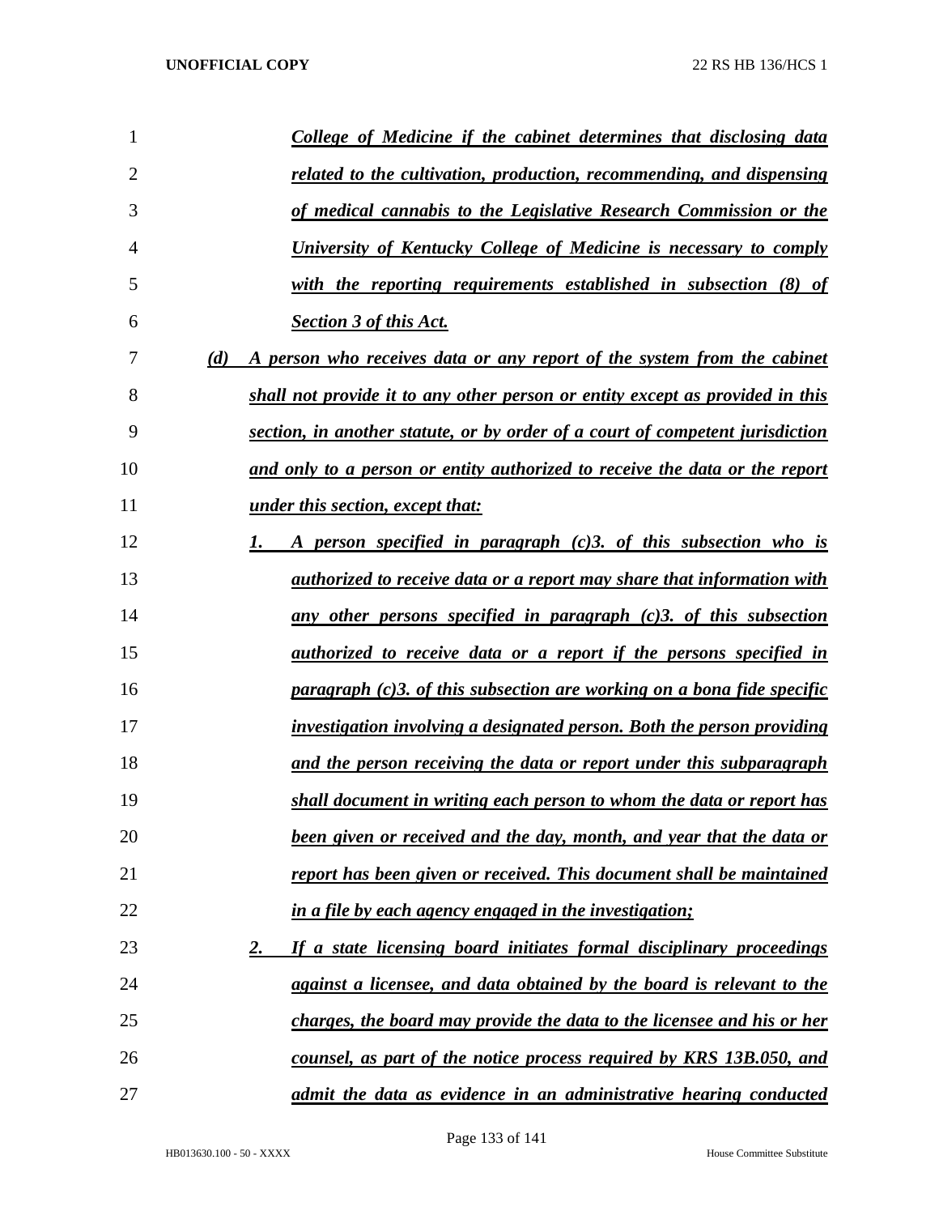*College of Medicine if the cabinet determines that disclosing data related to the cultivation, production, recommending, and dispensing of medical cannabis to the Legislative Research Commission or the University of Kentucky College of Medicine is necessary to comply with the reporting requirements established in subsection (8) of Section 3 of this Act.*

*(d) A person who receives data or any report of the system from the cabinet shall not provide it to any other person or entity except as provided in this section, in another statute, or by order of a court of competent jurisdiction and only to a person or entity authorized to receive the data or the report under this section, except that:*

*1. A person specified in paragraph (c)3. of this subsection who is authorized to receive data or a report may share that information with any other persons specified in paragraph (c)3. of this subsection authorized to receive data or a report if the persons specified in paragraph (c)3. of this subsection are working on a bona fide specific investigation involving a designated person. Both the person providing and the person receiving the data or report under this subparagraph shall document in writing each person to whom the data or report has been given or received and the day, month, and year that the data or report has been given or received. This document shall be maintained in a file by each agency engaged in the investigation;*

*2. If a state licensing board initiates formal disciplinary proceedings against a licensee, and data obtained by the board is relevant to the charges, the board may provide the data to the licensee and his or her counsel, as part of the notice process required by KRS 13B.050, and admit the data as evidence in an administrative hearing conducted*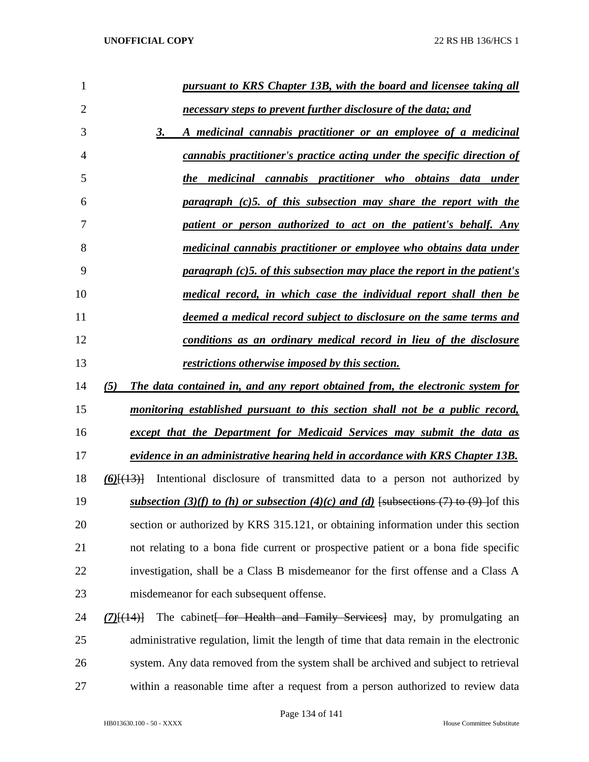*pursuant to KRS Chapter 13B, with the board and licensee taking all necessary steps to prevent further disclosure of the data; and*

*3. A medicinal cannabis practitioner or an employee of a medicinal cannabis practitioner's practice acting under the specific direction of the medicinal cannabis practitioner who obtains data under paragraph (c)5. of this subsection may share the report with the patient or person authorized to act on the patient's behalf. Any medicinal cannabis practitioner or employee who obtains data under paragraph (c)5. of this subsection may place the report in the patient's medical record, in which case the individual report shall then be deemed a medical record subject to disclosure on the same terms and conditions as an ordinary medical record in lieu of the disclosure restrictions otherwise imposed by this section.*

*(5) The data contained in, and any report obtained from, the electronic system for monitoring established pursuant to this section shall not be a public record, except that the Department for Medicaid Services may submit the data as evidence in an administrative hearing held in accordance with KRS Chapter 13B.*

*(6)*[(13)] Intentional disclosure of transmitted data to a person not authorized by *subsection (3)(f) to (h) or subsection (4)(c) and (d)* [subsections (7) to (9) ]of this section or authorized by KRS 315.121, or obtaining information under this section not relating to a bona fide current or prospective patient or a bona fide specific investigation, shall be a Class B misdemeanor for the first offense and a Class A misdemeanor for each subsequent offense.

*(7)*[(14)] The cabinet[ for Health and Family Services] may, by promulgating an administrative regulation, limit the length of time that data remain in the electronic system. Any data removed from the system shall be archived and subject to retrieval within a reasonable time after a request from a person authorized to review data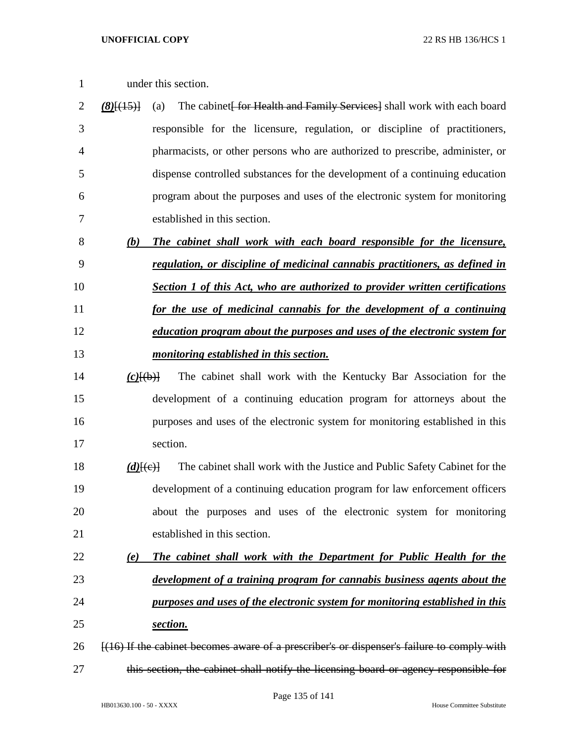under this section.

***(8)***[(15)] (a) The cabinet[ for Health and Family Services] shall work with each board responsible for the licensure, regulation, or discipline of practitioners, pharmacists, or other persons who are authorized to prescribe, administer, or dispense controlled substances for the development of a continuing education program about the purposes and uses of the electronic system for monitoring established in this section.

***(b) The cabinet shall work with each board responsible for the licensure, regulation, or discipline of medicinal cannabis practitioners, as defined in Section 1 of this Act, who are authorized to provider written certifications for the use of medicinal cannabis for the development of a continuing education program about the purposes and uses of the electronic system for monitoring established in this section.***

***(c)***[(b)] The cabinet shall work with the Kentucky Bar Association for the development of a continuing education program for attorneys about the purposes and uses of the electronic system for monitoring established in this section.

***(d)***[(c)] The cabinet shall work with the Justice and Public Safety Cabinet for the development of a continuing education program for law enforcement officers about the purposes and uses of the electronic system for monitoring established in this section.

***(e) The cabinet shall work with the Department for Public Health for the development of a training program for cannabis business agents about the purposes and uses of the electronic system for monitoring established in this section.***

[(16) If the cabinet becomes aware of a prescriber's or dispenser's failure to comply with this section, the cabinet shall notify the licensing board or agency responsible for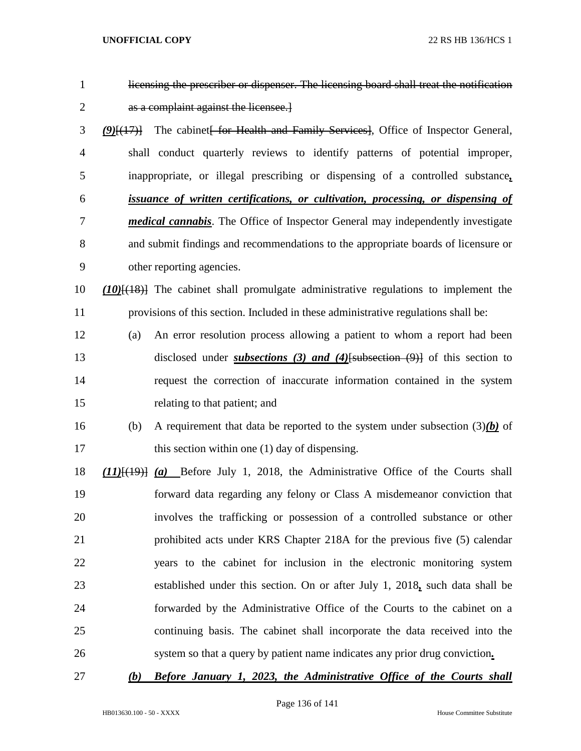licensing the prescriber or dispenser. The licensing board shall treat the notification as a complaint against the licensee.]

***(9)***[(17)] The cabinet[ for Health and Family Services], Office of Inspector General, shall conduct quarterly reviews to identify patterns of potential improper, inappropriate, or illegal prescribing or dispensing of a controlled substance***, issuance of written certifications, or cultivation, processing, or dispensing of medical cannabis***. The Office of Inspector General may independently investigate and submit findings and recommendations to the appropriate boards of licensure or other reporting agencies.

***(10)***[(18)] The cabinet shall promulgate administrative regulations to implement the provisions of this section. Included in these administrative regulations shall be:

(a) An error resolution process allowing a patient to whom a report had been disclosed under ***subsections (3) and (4)***[subsection (9)] of this section to request the correction of inaccurate information contained in the system relating to that patient; and

(b) A requirement that data be reported to the system under subsection (3)***(b)*** of this section within one (1) day of dispensing.

***(11)***[(19)] ***(a)*** Before July 1, 2018, the Administrative Office of the Courts shall forward data regarding any felony or Class A misdemeanor conviction that involves the trafficking or possession of a controlled substance or other prohibited acts under KRS Chapter 218A for the previous five (5) calendar years to the cabinet for inclusion in the electronic monitoring system established under this section. On or after July 1, 2018***,*** such data shall be forwarded by the Administrative Office of the Courts to the cabinet on a continuing basis. The cabinet shall incorporate the data received into the system so that a query by patient name indicates any prior drug conviction***.***

***(b) Before January 1, 2023, the Administrative Office of the Courts shall***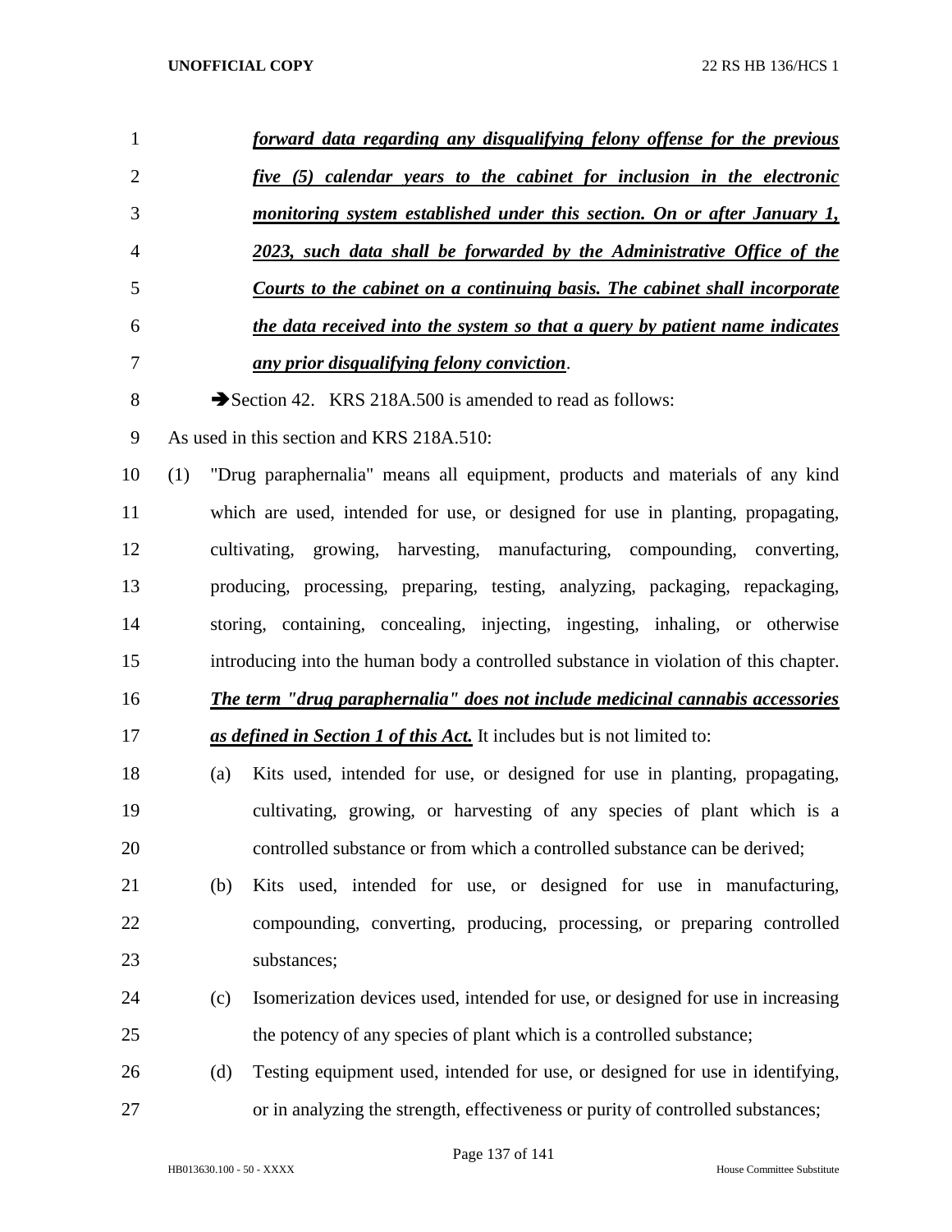***forward data regarding any disqualifying felony offense for the previous five (5) calendar years to the cabinet for inclusion in the electronic monitoring system established under this section. On or after January 1, 2023, such data shall be forwarded by the Administrative Office of the Courts to the cabinet on a continuing basis. The cabinet shall incorporate the data received into the system so that a query by patient name indicates any prior disqualifying felony conviction***.

➔Section 42. KRS 218A.500 is amended to read as follows:

As used in this section and KRS 218A.510:

(1) "Drug paraphernalia" means all equipment, products and materials of any kind which are used, intended for use, or designed for use in planting, propagating, cultivating, growing, harvesting, manufacturing, compounding, converting, producing, processing, preparing, testing, analyzing, packaging, repackaging, storing, containing, concealing, injecting, ingesting, inhaling, or otherwise introducing into the human body a controlled substance in violation of this chapter. ***The term "drug paraphernalia" does not include medicinal cannabis accessories as defined in Section 1 of this Act.*** It includes but is not limited to:

   (a) Kits used, intended for use, or designed for use in planting, propagating, cultivating, growing, or harvesting of any species of plant which is a controlled substance or from which a controlled substance can be derived;

   (b) Kits used, intended for use, or designed for use in manufacturing, compounding, converting, producing, processing, or preparing controlled substances;

   (c) Isomerization devices used, intended for use, or designed for use in increasing the potency of any species of plant which is a controlled substance;

   (d) Testing equipment used, intended for use, or designed for use in identifying, or in analyzing the strength, effectiveness or purity of controlled substances;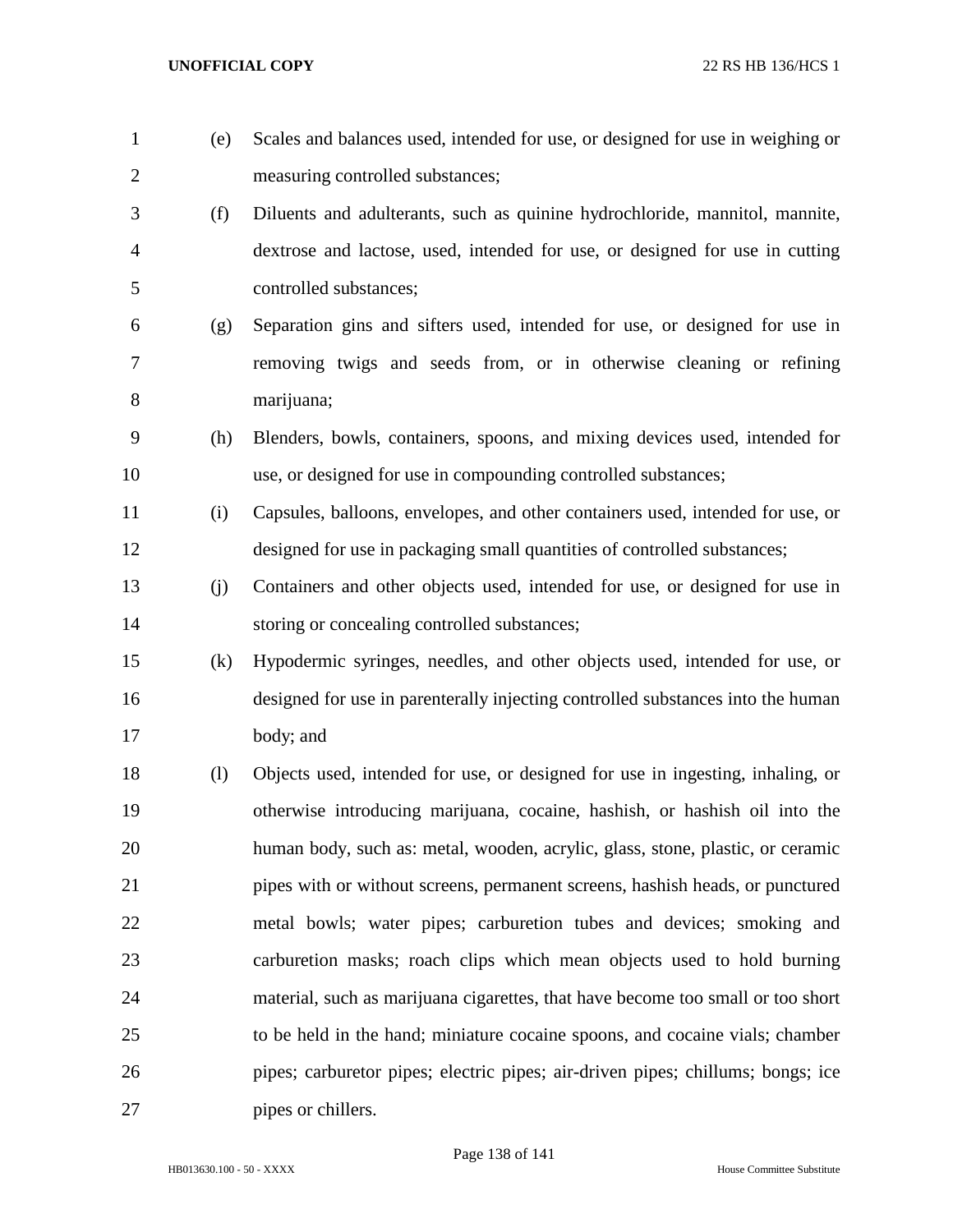(e) Scales and balances used, intended for use, or designed for use in weighing or measuring controlled substances;

(f) Diluents and adulterants, such as quinine hydrochloride, mannitol, mannite, dextrose and lactose, used, intended for use, or designed for use in cutting controlled substances;

(g) Separation gins and sifters used, intended for use, or designed for use in removing twigs and seeds from, or in otherwise cleaning or refining marijuana;

(h) Blenders, bowls, containers, spoons, and mixing devices used, intended for use, or designed for use in compounding controlled substances;

(i) Capsules, balloons, envelopes, and other containers used, intended for use, or designed for use in packaging small quantities of controlled substances;

(j) Containers and other objects used, intended for use, or designed for use in storing or concealing controlled substances;

(k) Hypodermic syringes, needles, and other objects used, intended for use, or designed for use in parenterally injecting controlled substances into the human body; and

(l) Objects used, intended for use, or designed for use in ingesting, inhaling, or otherwise introducing marijuana, cocaine, hashish, or hashish oil into the human body, such as: metal, wooden, acrylic, glass, stone, plastic, or ceramic pipes with or without screens, permanent screens, hashish heads, or punctured metal bowls; water pipes; carburetion tubes and devices; smoking and carburetion masks; roach clips which mean objects used to hold burning material, such as marijuana cigarettes, that have become too small or too short to be held in the hand; miniature cocaine spoons, and cocaine vials; chamber pipes; carburetor pipes; electric pipes; air-driven pipes; chillums; bongs; ice pipes or chillers.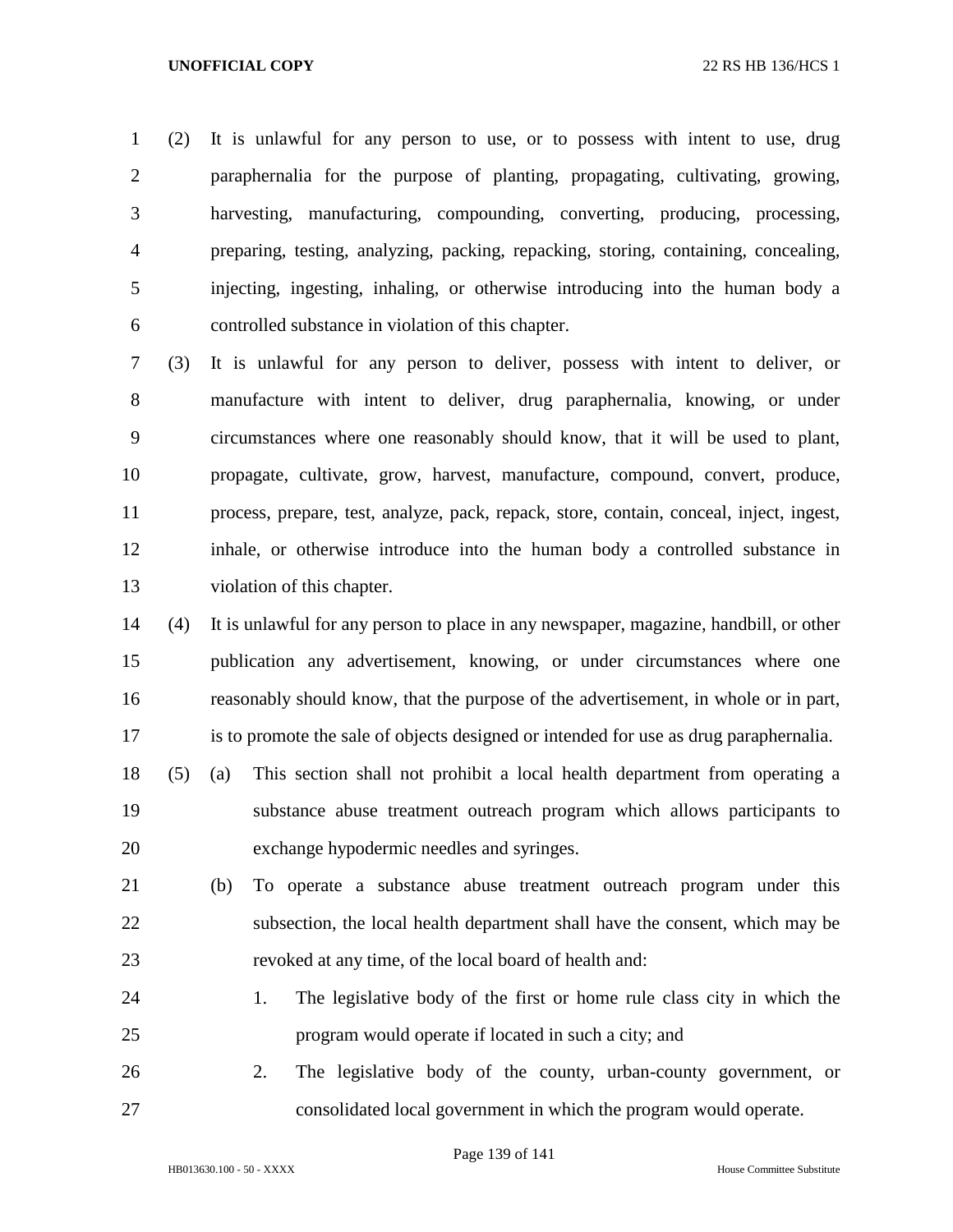(2) It is unlawful for any person to use, or to possess with intent to use, drug paraphernalia for the purpose of planting, propagating, cultivating, growing, harvesting, manufacturing, compounding, converting, producing, processing, preparing, testing, analyzing, packing, repacking, storing, containing, concealing, injecting, ingesting, inhaling, or otherwise introducing into the human body a controlled substance in violation of this chapter.

(3) It is unlawful for any person to deliver, possess with intent to deliver, or manufacture with intent to deliver, drug paraphernalia, knowing, or under circumstances where one reasonably should know, that it will be used to plant, propagate, cultivate, grow, harvest, manufacture, compound, convert, produce, process, prepare, test, analyze, pack, repack, store, contain, conceal, inject, ingest, inhale, or otherwise introduce into the human body a controlled substance in violation of this chapter.

(4) It is unlawful for any person to place in any newspaper, magazine, handbill, or other publication any advertisement, knowing, or under circumstances where one reasonably should know, that the purpose of the advertisement, in whole or in part, is to promote the sale of objects designed or intended for use as drug paraphernalia.

(5) (a) This section shall not prohibit a local health department from operating a substance abuse treatment outreach program which allows participants to exchange hypodermic needles and syringes.

(b) To operate a substance abuse treatment outreach program under this subsection, the local health department shall have the consent, which may be revoked at any time, of the local board of health and:

1. The legislative body of the first or home rule class city in which the program would operate if located in such a city; and

2. The legislative body of the county, urban-county government, or consolidated local government in which the program would operate.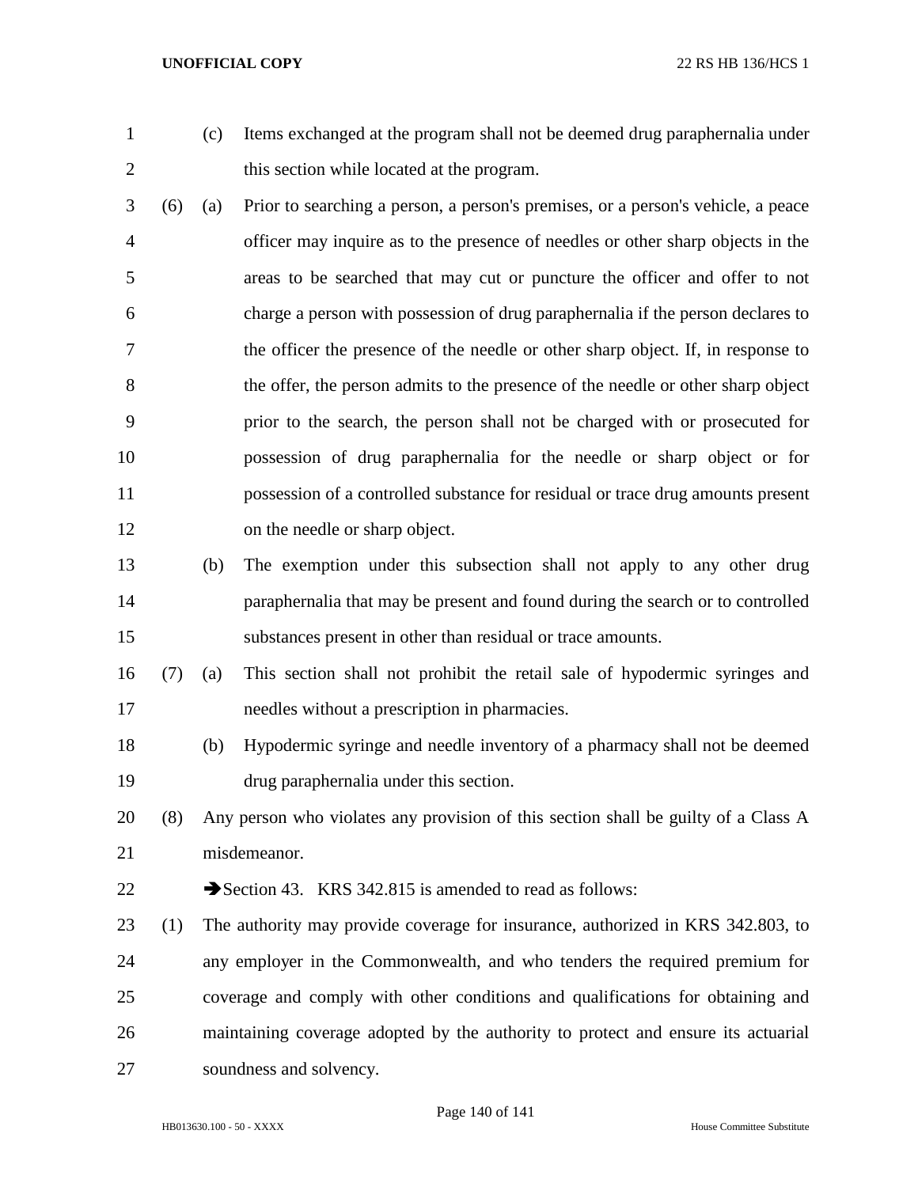(c) Items exchanged at the program shall not be deemed drug paraphernalia under this section while located at the program.

(6) (a) Prior to searching a person, a person's premises, or a person's vehicle, a peace officer may inquire as to the presence of needles or other sharp objects in the areas to be searched that may cut or puncture the officer and offer to not charge a person with possession of drug paraphernalia if the person declares to the officer the presence of the needle or other sharp object. If, in response to the offer, the person admits to the presence of the needle or other sharp object prior to the search, the person shall not be charged with or prosecuted for possession of drug paraphernalia for the needle or sharp object or for possession of a controlled substance for residual or trace drug amounts present on the needle or sharp object.

(b) The exemption under this subsection shall not apply to any other drug paraphernalia that may be present and found during the search or to controlled substances present in other than residual or trace amounts.

(7) (a) This section shall not prohibit the retail sale of hypodermic syringes and needles without a prescription in pharmacies.

(b) Hypodermic syringe and needle inventory of a pharmacy shall not be deemed drug paraphernalia under this section.

(8) Any person who violates any provision of this section shall be guilty of a Class A misdemeanor.

➔Section 43. KRS 342.815 is amended to read as follows:

(1) The authority may provide coverage for insurance, authorized in KRS 342.803, to any employer in the Commonwealth, and who tenders the required premium for coverage and comply with other conditions and qualifications for obtaining and maintaining coverage adopted by the authority to protect and ensure its actuarial soundness and solvency.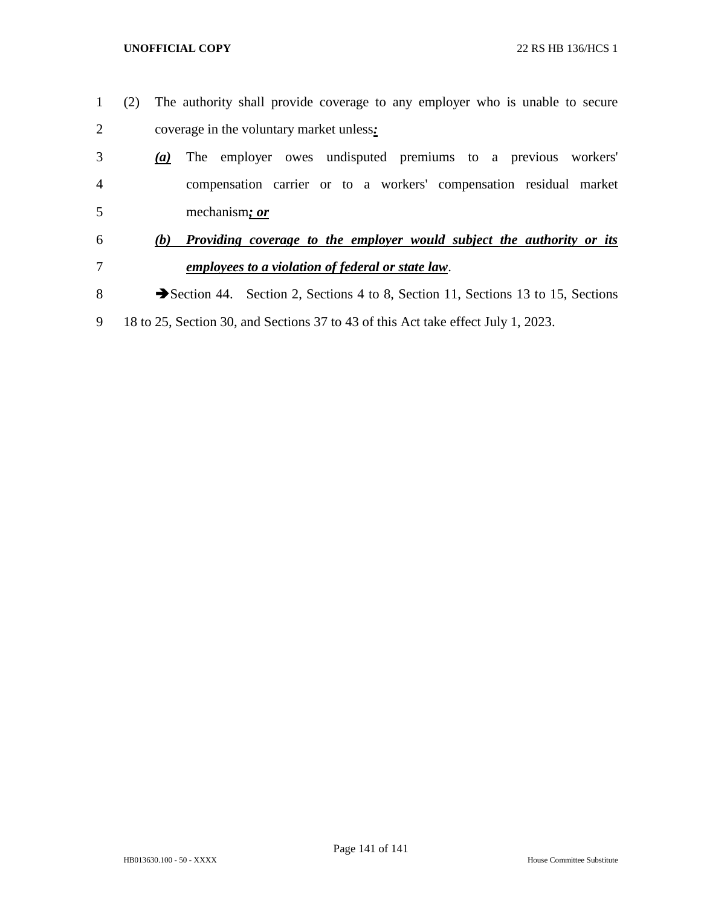(2) The authority shall provide coverage to any employer who is unable to secure coverage in the voluntary market unless***:***

***(a)*** The employer owes undisputed premiums to a previous workers' compensation carrier or to a workers' compensation residual market mechanism***; or***

***(b) Providing coverage to the employer would subject the authority or its employees to a violation of federal or state law***.

➔Section 44. Section 2, Sections 4 to 8, Section 11, Sections 13 to 15, Sections 18 to 25, Section 30, and Sections 37 to 43 of this Act take effect July 1, 2023.